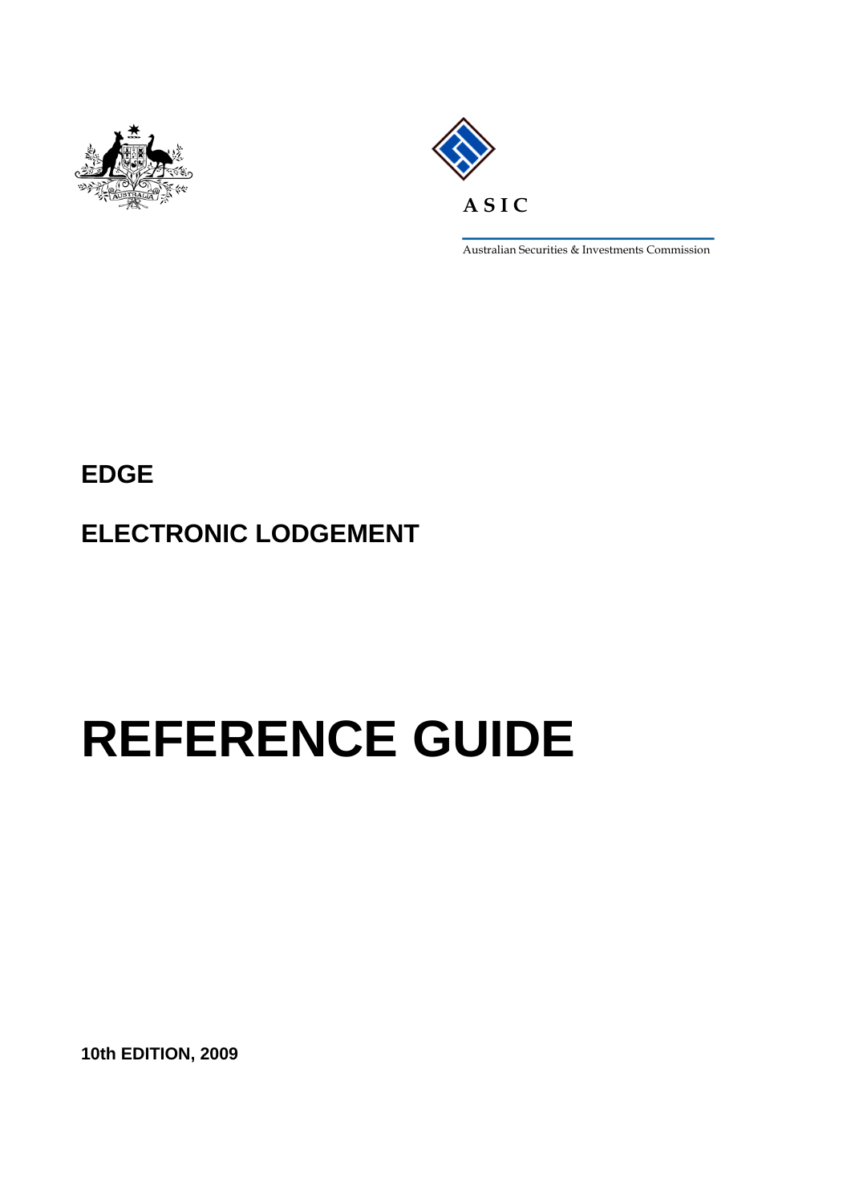ASIC

Australian Securities & Investments Commission

# EDGE

## ELECTRONIC LODGEMENT

# REFERENCE GUIDE

**10th EDITION, 2009**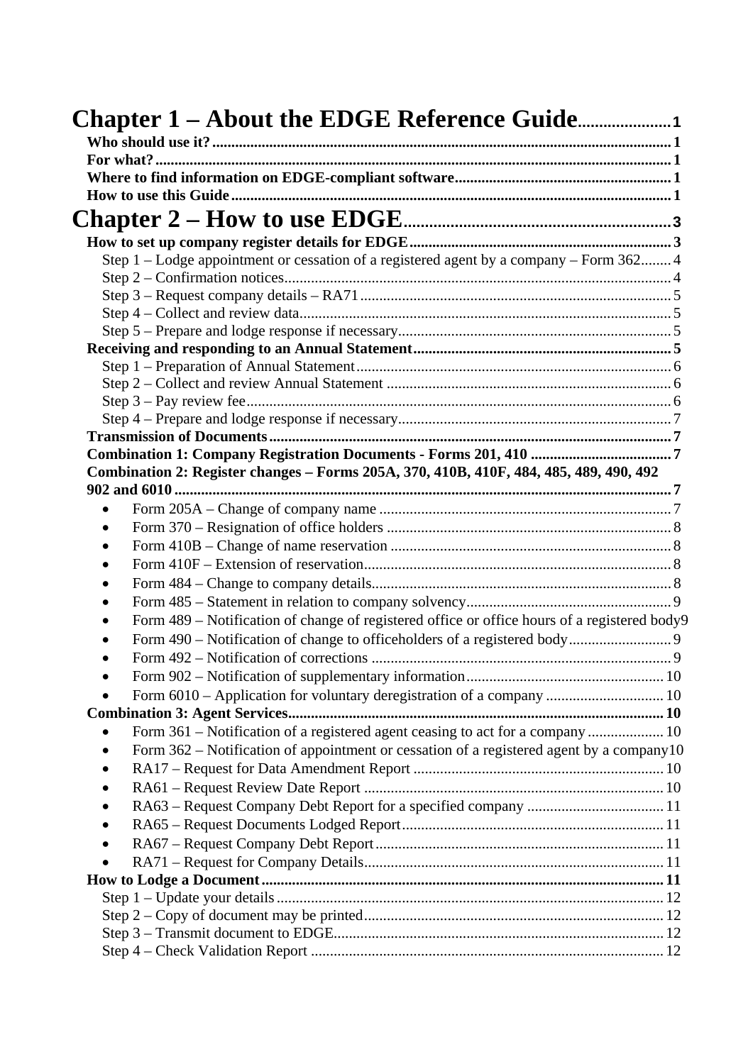# Chapter 1 – About the EDGE Reference Guide 1

**Who should use it? 1**

**For what? 1**

**Where to find information on EDGE-compliant software 1**

**How to use this Guide 1**

# Chapter 2 – How to use EDGE 3

**How to set up company register details for EDGE 3**

Step 1 – Lodge appointment or cessation of a registered agent by a company – Form 362 4

Step 2 – Confirmation notices 4

Step 3 – Request company details – RA71 5

Step 4 – Collect and review data 5

Step 5 – Prepare and lodge response if necessary 5

**Receiving and responding to an Annual Statement 5**

Step 1 – Preparation of Annual Statement 6

Step 2 – Collect and review Annual Statement 6

Step 3 – Pay review fee 6

Step 4 – Prepare and lodge response if necessary 7

**Transmission of Documents 7**

**Combination 1: Company Registration Documents - Forms 201, 410 7**

**Combination 2: Register changes – Forms 205A, 370, 410B, 410F, 484, 485, 489, 490, 492 902 and 6010 7**

- Form 205A – Change of company name 7
- Form 370 – Resignation of office holders 8
- Form 410B – Change of name reservation 8
- Form 410F – Extension of reservation 8
- Form 484 – Change to company details 8
- Form 485 – Statement in relation to company solvency 9
- Form 489 – Notification of change of registered office or office hours of a registered body 9
- Form 490 – Notification of change to officeholders of a registered body 9
- Form 492 – Notification of corrections 9
- Form 902 – Notification of supplementary information 10
- Form 6010 – Application for voluntary deregistration of a company 10

**Combination 3: Agent Services 10**

- Form 361 – Notification of a registered agent ceasing to act for a company 10
- Form 362 – Notification of appointment or cessation of a registered agent by a company 10
- RA17 – Request for Data Amendment Report 10
- RA61 – Request Review Date Report 10
- RA63 – Request Company Debt Report for a specified company 11
- RA65 – Request Documents Lodged Report 11
- RA67 – Request Company Debt Report 11
- RA71 – Request for Company Details 11

**How to Lodge a Document 11**

Step 1 – Update your details 12

Step 2 – Copy of document may be printed 12

Step 3 – Transmit document to EDGE 12

Step 4 – Check Validation Report 12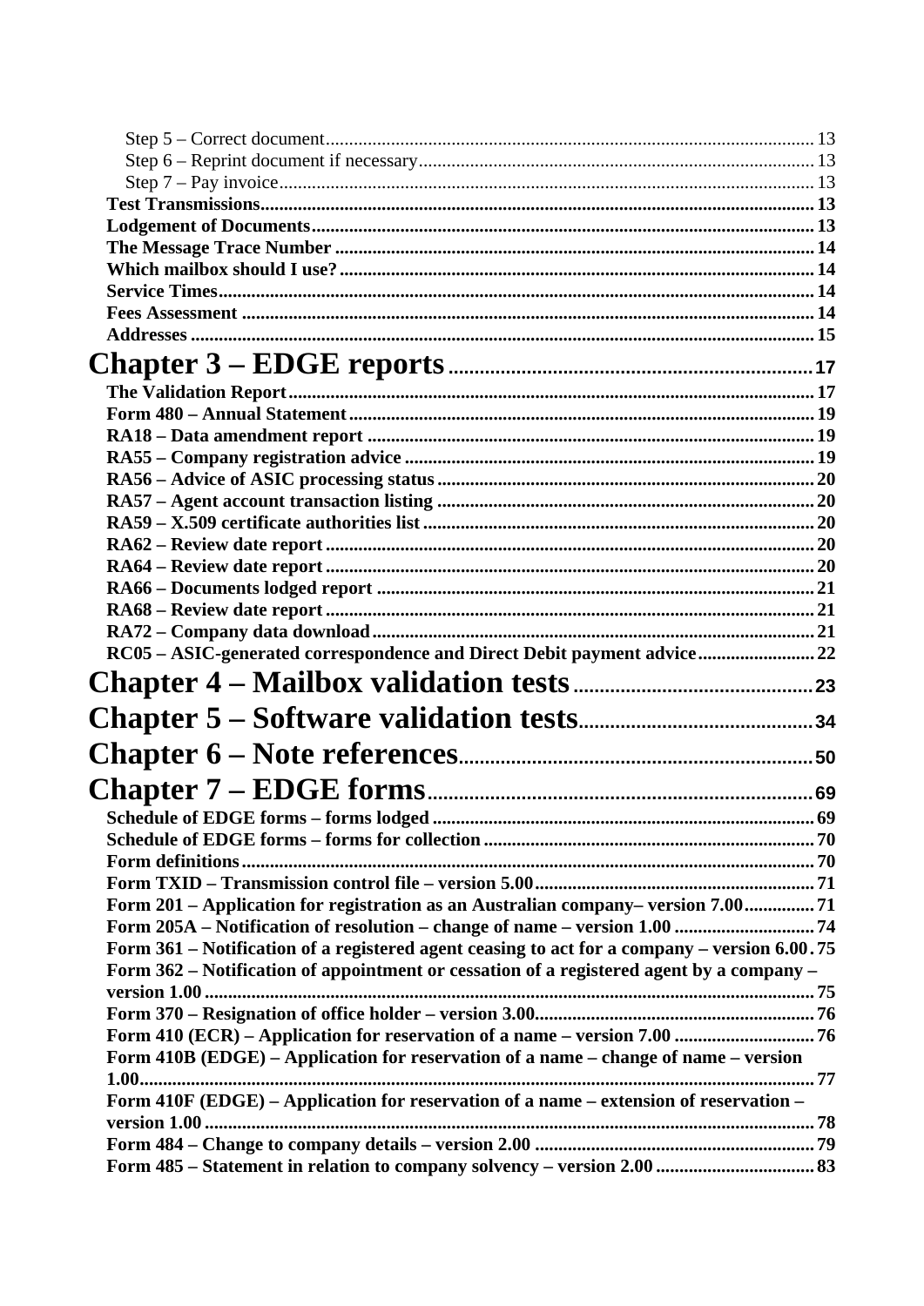Step 5 – Correct document ........................................................................................................ 13
Step 6 – Reprint document if necessary ................................................................................... 13
Step 7 – Pay invoice ................................................................................................................. 13

**Test Transmissions** ...................................................................................................................... 13
**Lodgement of Documents** ........................................................................................................... 13
**The Message Trace Number** ...................................................................................................... 14
**Which mailbox should I use?** .................................................................................................... 14
**Service Times** .............................................................................................................................. 14
**Fees Assessment** ......................................................................................................................... 14
**Addresses** .................................................................................................................................... 15

# Chapter 3 – EDGE reports .................................................................. 17

**The Validation Report** ................................................................................................................ 17
**Form 480 – Annual Statement** ................................................................................................... 19
**RA18 – Data amendment report** ................................................................................................ 19
**RA55 – Company registration advice** ....................................................................................... 19
**RA56 – Advice of ASIC processing status** ................................................................................ 20
**RA57 – Agent account transaction listing** ................................................................................ 20
**RA59 – X.509 certificate authorities list** ................................................................................... 20
**RA62 – Review date report** ........................................................................................................ 20
**RA64 – Review date report** ........................................................................................................ 20
**RA66 – Documents lodged report** ............................................................................................. 21
**RA68 – Review date report** ........................................................................................................ 21
**RA72 – Company data download** .............................................................................................. 21
**RC05 – ASIC-generated correspondence and Direct Debit payment advice** ......................... 22

# Chapter 4 – Mailbox validation tests ........................................... 23

# Chapter 5 – Software validation tests .......................................... 34

# Chapter 6 – Note references ................................................................. 50

# Chapter 7 – EDGE forms ....................................................................... 69

**Schedule of EDGE forms – forms lodged** ................................................................................. 69
**Schedule of EDGE forms – forms for collection** ...................................................................... 70
**Form definitions** .......................................................................................................................... 70
**Form TXID – Transmission control file – version 5.00** ............................................................ 71
**Form 201 – Application for registration as an Australian company– version 7.00** ............... 71
**Form 205A – Notification of resolution – change of name – version 1.00** .............................. 74
**Form 361 – Notification of a registered agent ceasing to act for a company – version 6.00** . 75
**Form 362 – Notification of appointment or cessation of a registered agent by a company – version 1.00** ................................................................................................................................... 75
**Form 370 – Resignation of office holder – version 3.00** ............................................................ 76
**Form 410 (ECR) – Application for reservation of a name – version 7.00** ............................... 76
**Form 410B (EDGE) – Application for reservation of a name – change of name – version 1.00** ................................................................................................................................................. 77
**Form 410F (EDGE) – Application for reservation of a name – extension of reservation – version 1.00** ................................................................................................................................... 78
**Form 484 – Change to company details – version 2.00** ............................................................ 79
**Form 485 – Statement in relation to company solvency – version 2.00** .................................. 83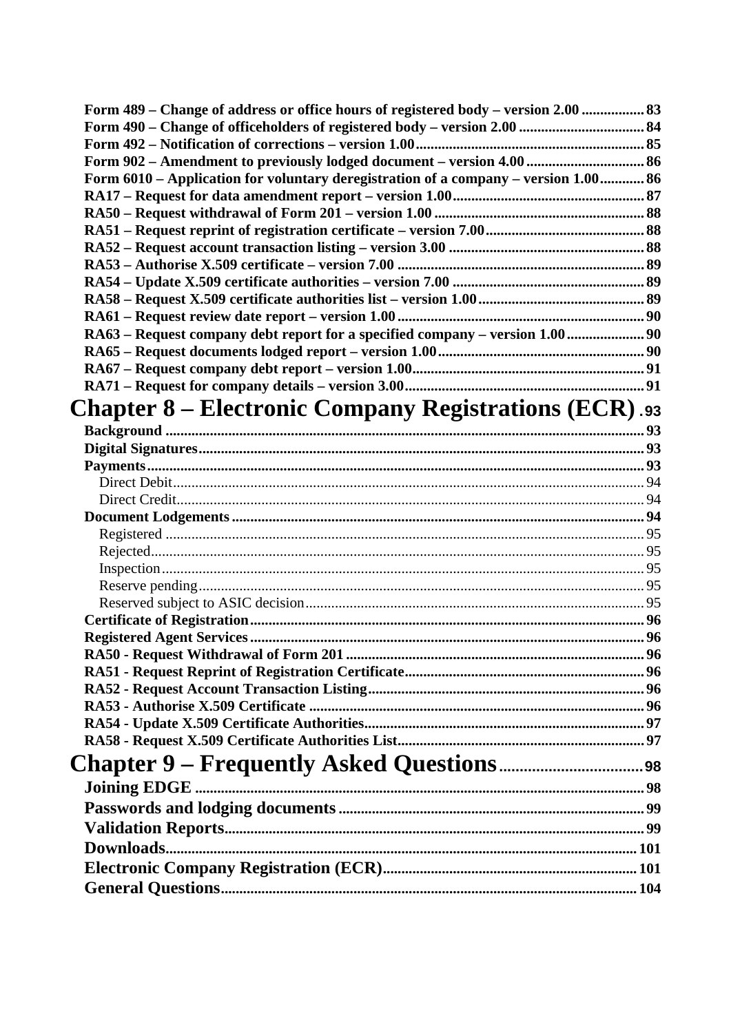**Form 489 – Change of address or office hours of registered body – version 2.00** ................. 83
**Form 490 – Change of officeholders of registered body – version 2.00** ................................. 84
**Form 492 – Notification of corrections – version 1.00** ............................................................ 85
**Form 902 – Amendment to previously lodged document – version 4.00** ............................... 86
**Form 6010 – Application for voluntary deregistration of a company – version 1.00** ............ 86
**RA17 – Request for data amendment report – version 1.00** ................................................... 87
**RA50 – Request withdrawal of Form 201 – version 1.00** ......................................................... 88
**RA51 – Request reprint of registration certificate – version 7.00** .......................................... 88
**RA52 – Request account transaction listing – version 3.00** .................................................... 88
**RA53 – Authorise X.509 certificate – version 7.00** .................................................................. 89
**RA54 – Update X.509 certificate authorities – version 7.00** ................................................... 89
**RA58 – Request X.509 certificate authorities list – version 1.00** ............................................ 89
**RA61 – Request review date report – version 1.00** .................................................................. 90
**RA63 – Request company debt report for a specified company – version 1.00** .................... 90
**RA65 – Request documents lodged report – version 1.00** ....................................................... 90
**RA67 – Request company debt report – version 1.00** .............................................................. 91
**RA71 – Request for company details – version 3.00** ................................................................ 91

# Chapter 8 – Electronic Company Registrations (ECR) . 93

**Background** ................................................................................................................................. 93
**Digital Signatures** ........................................................................................................................ 93
**Payments** ...................................................................................................................................... 93
Direct Debit ...................................................................................................................................... 94
Direct Credit ..................................................................................................................................... 94
**Document Lodgements** ............................................................................................................... 94
Registered ......................................................................................................................................... 95
Rejected ............................................................................................................................................ 95
Inspection ......................................................................................................................................... 95
Reserve pending ............................................................................................................................... 95
Reserved subject to ASIC decision ................................................................................................... 95
**Certificate of Registration** .......................................................................................................... 96
**Registered Agent Services** .......................................................................................................... 96
**RA50 - Request Withdrawal of Form 201** ................................................................................. 96
**RA51 - Request Reprint of Registration Certificate** ................................................................. 96
**RA52 - Request Account Transaction Listing** ........................................................................... 96
**RA53 - Authorise X.509 Certificate** ........................................................................................... 96
**RA54 - Update X.509 Certificate Authorities** ........................................................................... 97
**RA58 - Request X.509 Certificate Authorities List** .................................................................. 97

# Chapter 9 – Frequently Asked Questions .................................. 98

## Joining EDGE ........................................................................................................................... 98
## Passwords and lodging documents ........................................................................................ 99
## Validation Reports .................................................................................................................. 99
## Downloads ............................................................................................................................... 101
## Electronic Company Registration (ECR) ............................................................................... 101
## General Questions .................................................................................................................. 104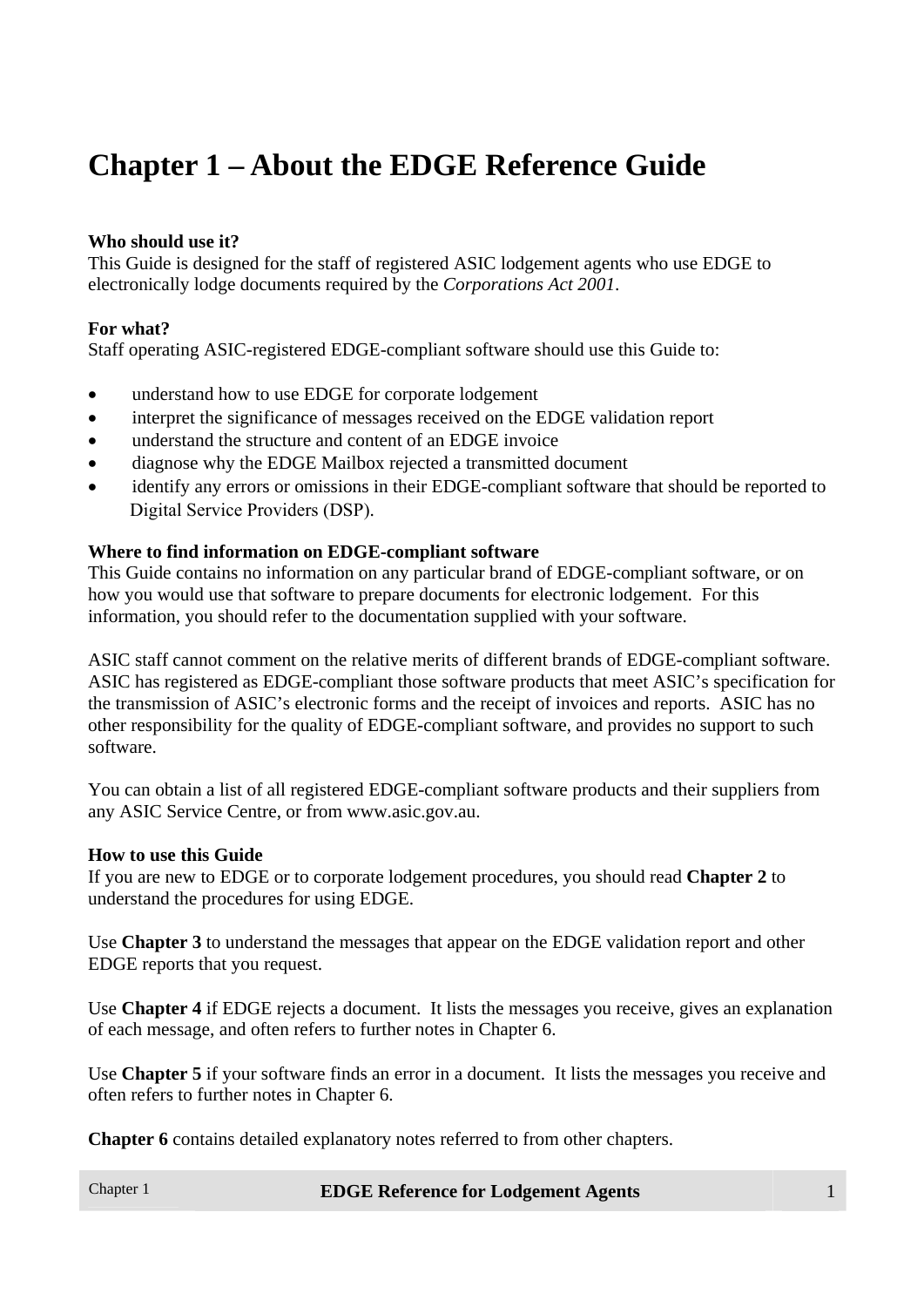# Chapter 1 – About the EDGE Reference Guide

**Who should use it?**
This Guide is designed for the staff of registered ASIC lodgement agents who use EDGE to electronically lodge documents required by the *Corporations Act 2001*.

**For what?**
Staff operating ASIC-registered EDGE-compliant software should use this Guide to:

- understand how to use EDGE for corporate lodgement
- interpret the significance of messages received on the EDGE validation report
- understand the structure and content of an EDGE invoice
- diagnose why the EDGE Mailbox rejected a transmitted document
- identify any errors or omissions in their EDGE-compliant software that should be reported to Digital Service Providers (DSP).

**Where to find information on EDGE-compliant software**
This Guide contains no information on any particular brand of EDGE-compliant software, or on how you would use that software to prepare documents for electronic lodgement. For this information, you should refer to the documentation supplied with your software.

ASIC staff cannot comment on the relative merits of different brands of EDGE-compliant software. ASIC has registered as EDGE-compliant those software products that meet ASIC's specification for the transmission of ASIC's electronic forms and the receipt of invoices and reports. ASIC has no other responsibility for the quality of EDGE-compliant software, and provides no support to such software.

You can obtain a list of all registered EDGE-compliant software products and their suppliers from any ASIC Service Centre, or from www.asic.gov.au.

**How to use this Guide**
If you are new to EDGE or to corporate lodgement procedures, you should read **Chapter 2** to understand the procedures for using EDGE.

Use **Chapter 3** to understand the messages that appear on the EDGE validation report and other EDGE reports that you request.

Use **Chapter 4** if EDGE rejects a document. It lists the messages you receive, gives an explanation of each message, and often refers to further notes in Chapter 6.

Use **Chapter 5** if your software finds an error in a document. It lists the messages you receive and often refers to further notes in Chapter 6.

**Chapter 6** contains detailed explanatory notes referred to from other chapters.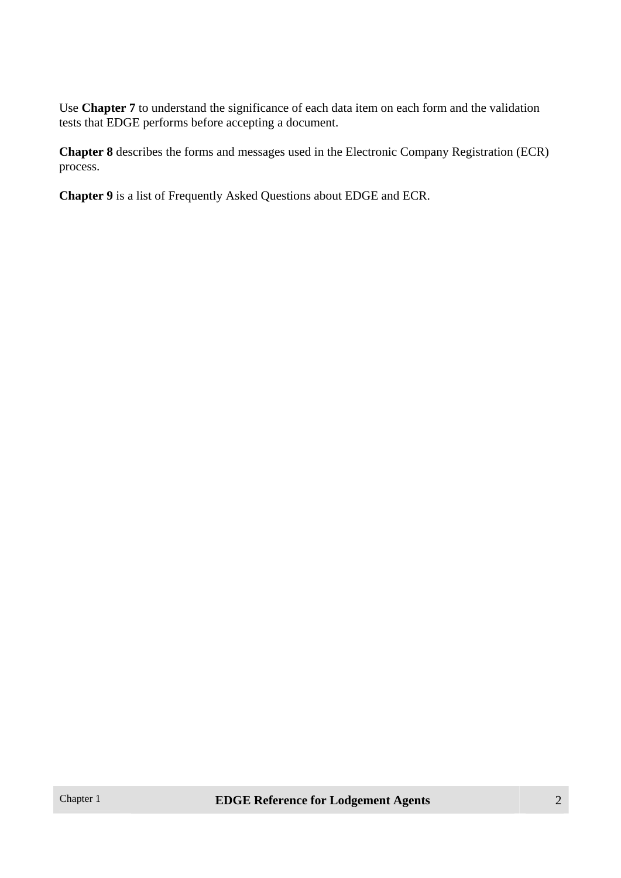Use **Chapter 7** to understand the significance of each data item on each form and the validation tests that EDGE performs before accepting a document.

**Chapter 8** describes the forms and messages used in the Electronic Company Registration (ECR) process.

**Chapter 9** is a list of Frequently Asked Questions about EDGE and ECR.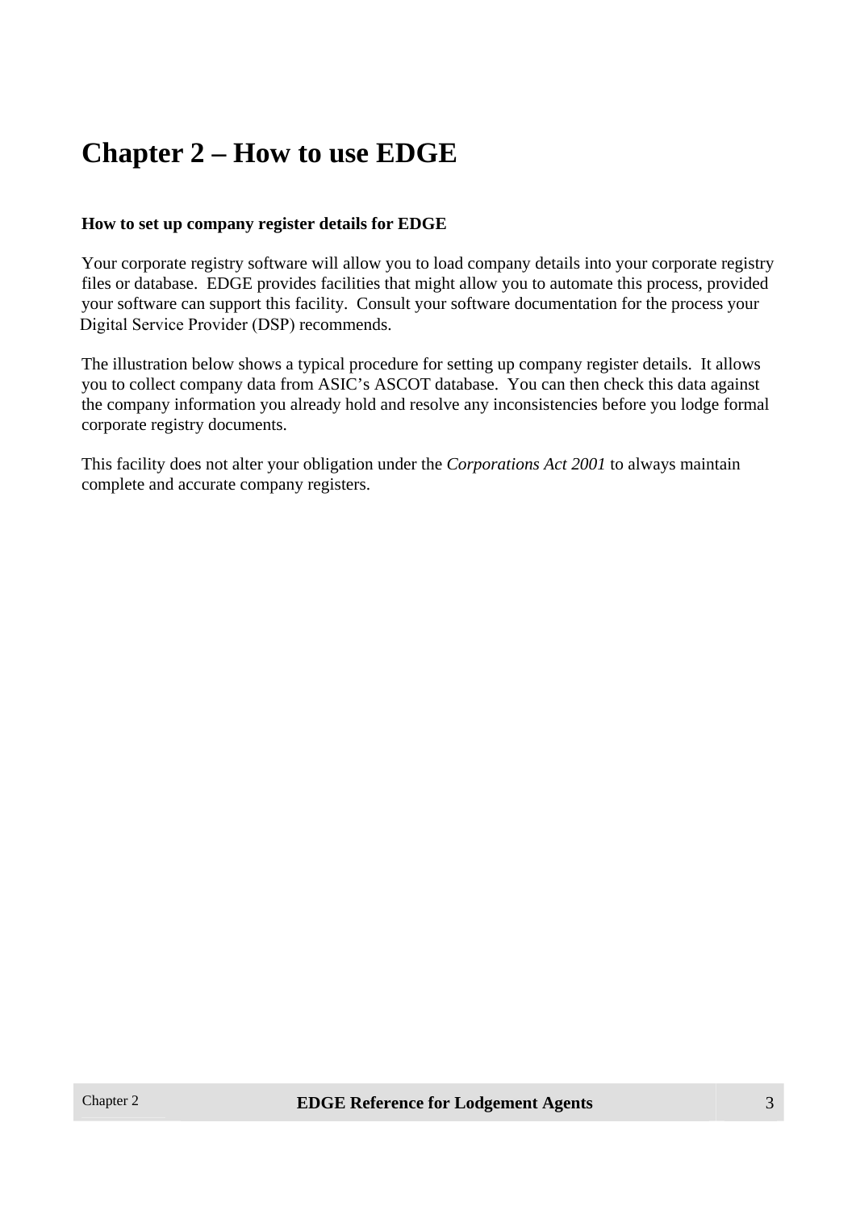# Chapter 2 – How to use EDGE

**How to set up company register details for EDGE**

Your corporate registry software will allow you to load company details into your corporate registry files or database. EDGE provides facilities that might allow you to automate this process, provided your software can support this facility. Consult your software documentation for the process your Digital Service Provider (DSP) recommends.

The illustration below shows a typical procedure for setting up company register details. It allows you to collect company data from ASIC's ASCOT database. You can then check this data against the company information you already hold and resolve any inconsistencies before you lodge formal corporate registry documents.

This facility does not alter your obligation under the *Corporations Act 2001* to always maintain complete and accurate company registers.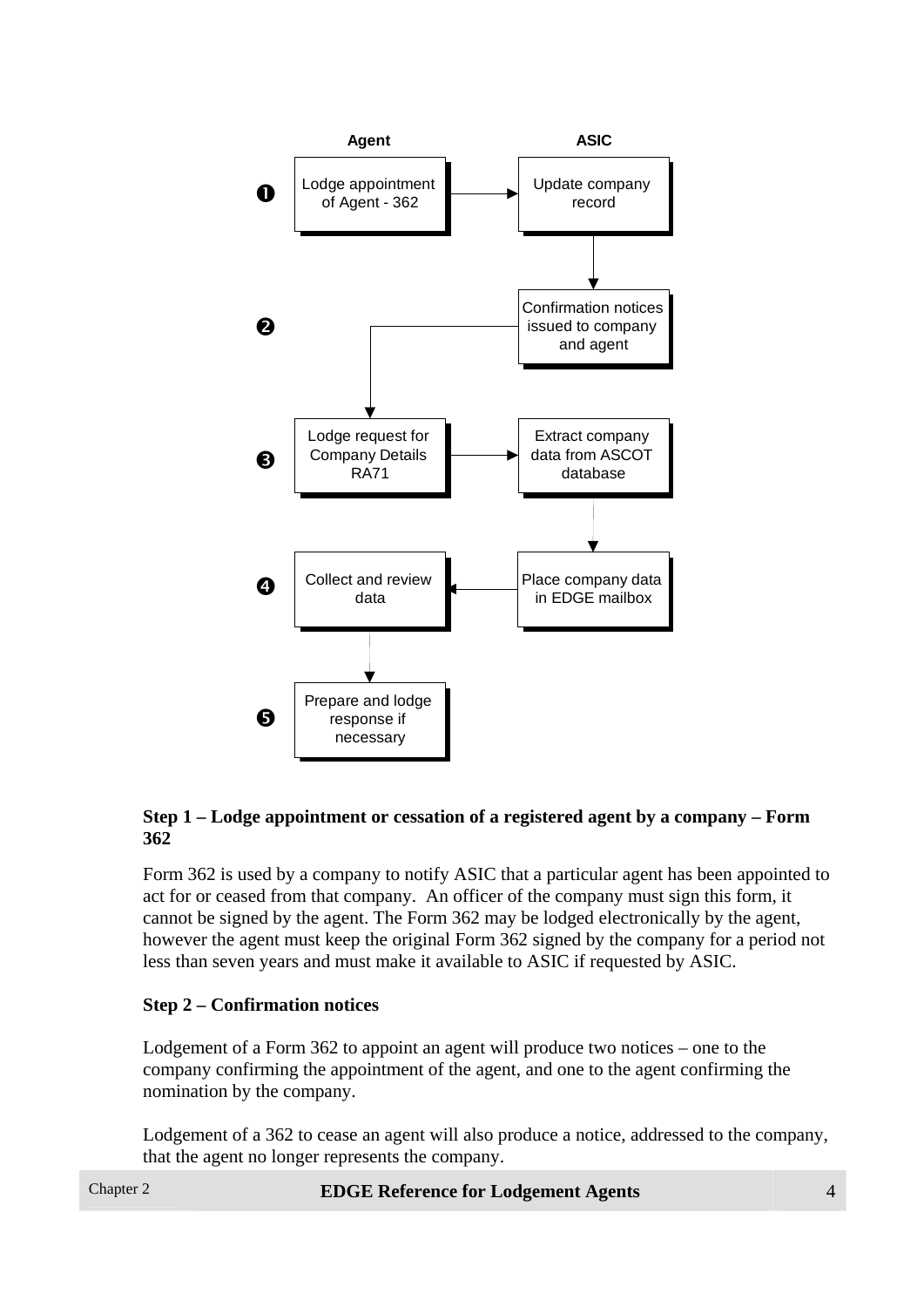| | Agent | ASIC |
|---|---|---|
| ❶ | Lodge appointment of Agent - 362 | Update company record |
| ❷ | | Confirmation notices issued to company and agent |
| ❸ | Lodge request for Company Details RA71 | Extract company data from ASCOT database |
| ❹ | Collect and review data | Place company data in EDGE mailbox |
| ❺ | Prepare and lodge response if necessary | |

**Step 1 – Lodge appointment or cessation of a registered agent by a company – Form 362**

Form 362 is used by a company to notify ASIC that a particular agent has been appointed to act for or ceased from that company. An officer of the company must sign this form, it cannot be signed by the agent. The Form 362 may be lodged electronically by the agent, however the agent must keep the original Form 362 signed by the company for a period not less than seven years and must make it available to ASIC if requested by ASIC.

**Step 2 – Confirmation notices**

Lodgement of a Form 362 to appoint an agent will produce two notices – one to the company confirming the appointment of the agent, and one to the agent confirming the nomination by the company.

Lodgement of a 362 to cease an agent will also produce a notice, addressed to the company, that the agent no longer represents the company.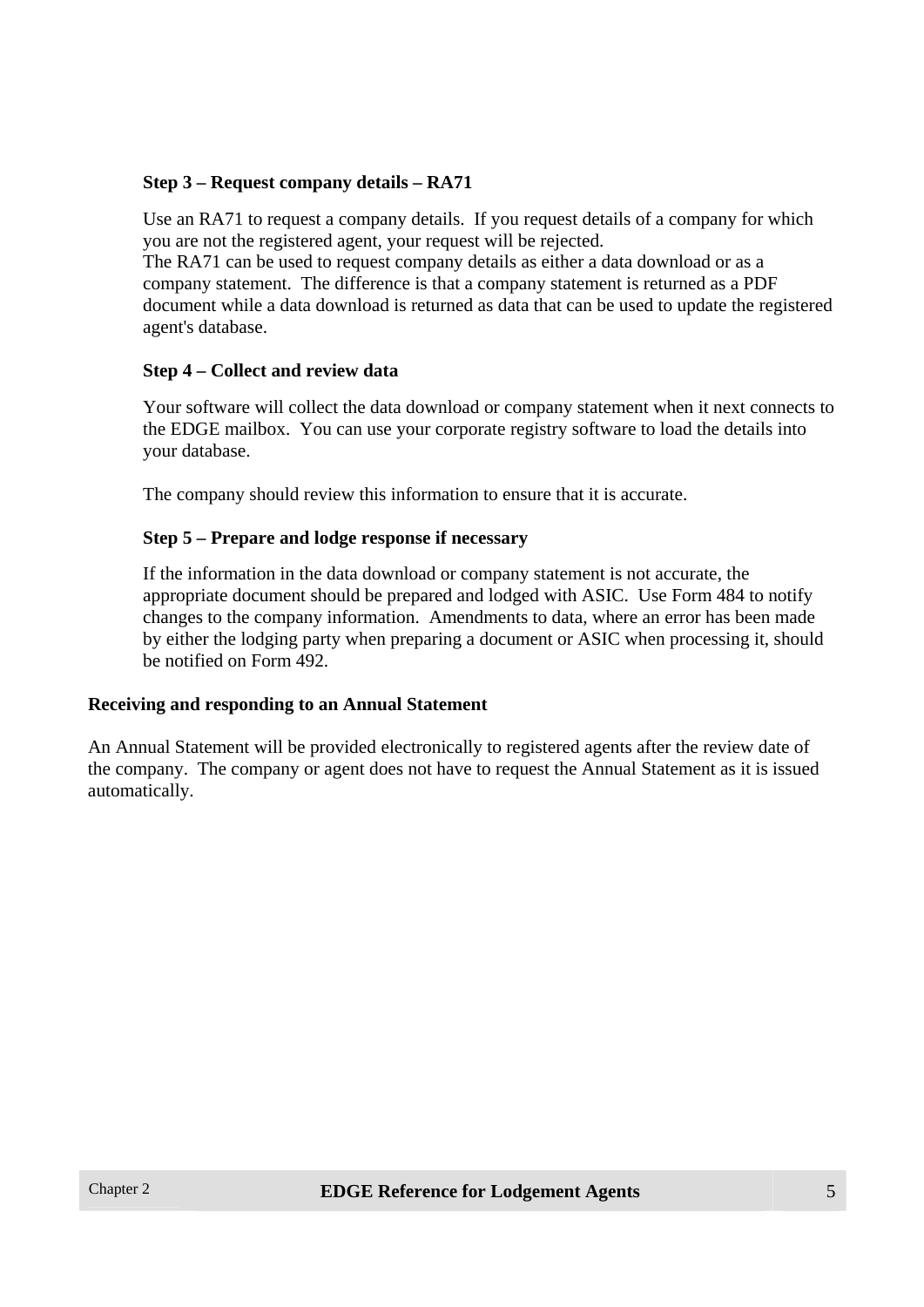### Step 3 – Request company details – RA71

Use an RA71 to request a company details. If you request details of a company for which you are not the registered agent, your request will be rejected.
The RA71 can be used to request company details as either a data download or as a company statement. The difference is that a company statement is returned as a PDF document while a data download is returned as data that can be used to update the registered agent's database.

### Step 4 – Collect and review data

Your software will collect the data download or company statement when it next connects to the EDGE mailbox. You can use your corporate registry software to load the details into your database.

The company should review this information to ensure that it is accurate.

### Step 5 – Prepare and lodge response if necessary

If the information in the data download or company statement is not accurate, the appropriate document should be prepared and lodged with ASIC. Use Form 484 to notify changes to the company information. Amendments to data, where an error has been made by either the lodging party when preparing a document or ASIC when processing it, should be notified on Form 492.

## Receiving and responding to an Annual Statement

An Annual Statement will be provided electronically to registered agents after the review date of the company. The company or agent does not have to request the Annual Statement as it is issued automatically.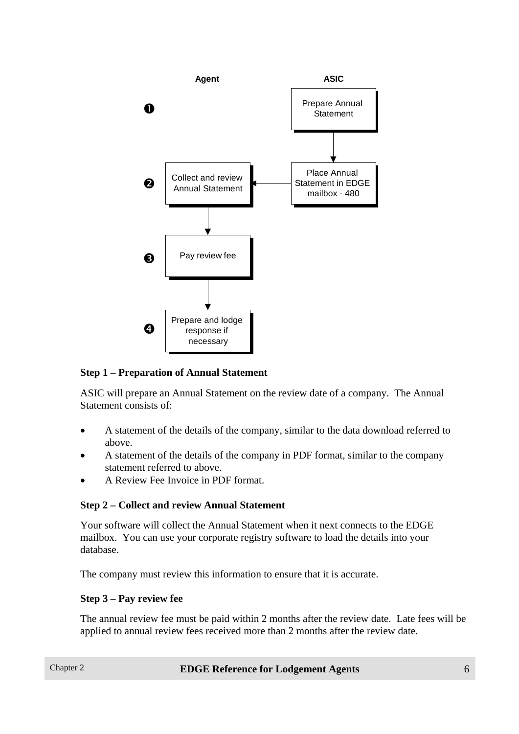| | Agent | ASIC |
|---|---|---|
| ❶ | | Prepare Annual Statement |
| ❷ | Collect and review Annual Statement | Place Annual Statement in EDGE mailbox - 480 |
| ❸ | Pay review fee | |
| ❹ | Prepare and lodge response if necessary | |

**Step 1 – Preparation of Annual Statement**

ASIC will prepare an Annual Statement on the review date of a company. The Annual Statement consists of:

- A statement of the details of the company, similar to the data download referred to above.
- A statement of the details of the company in PDF format, similar to the company statement referred to above.
- A Review Fee Invoice in PDF format.

**Step 2 – Collect and review Annual Statement**

Your software will collect the Annual Statement when it next connects to the EDGE mailbox. You can use your corporate registry software to load the details into your database.

The company must review this information to ensure that it is accurate.

**Step 3 – Pay review fee**

The annual review fee must be paid within 2 months after the review date. Late fees will be applied to annual review fees received more than 2 months after the review date.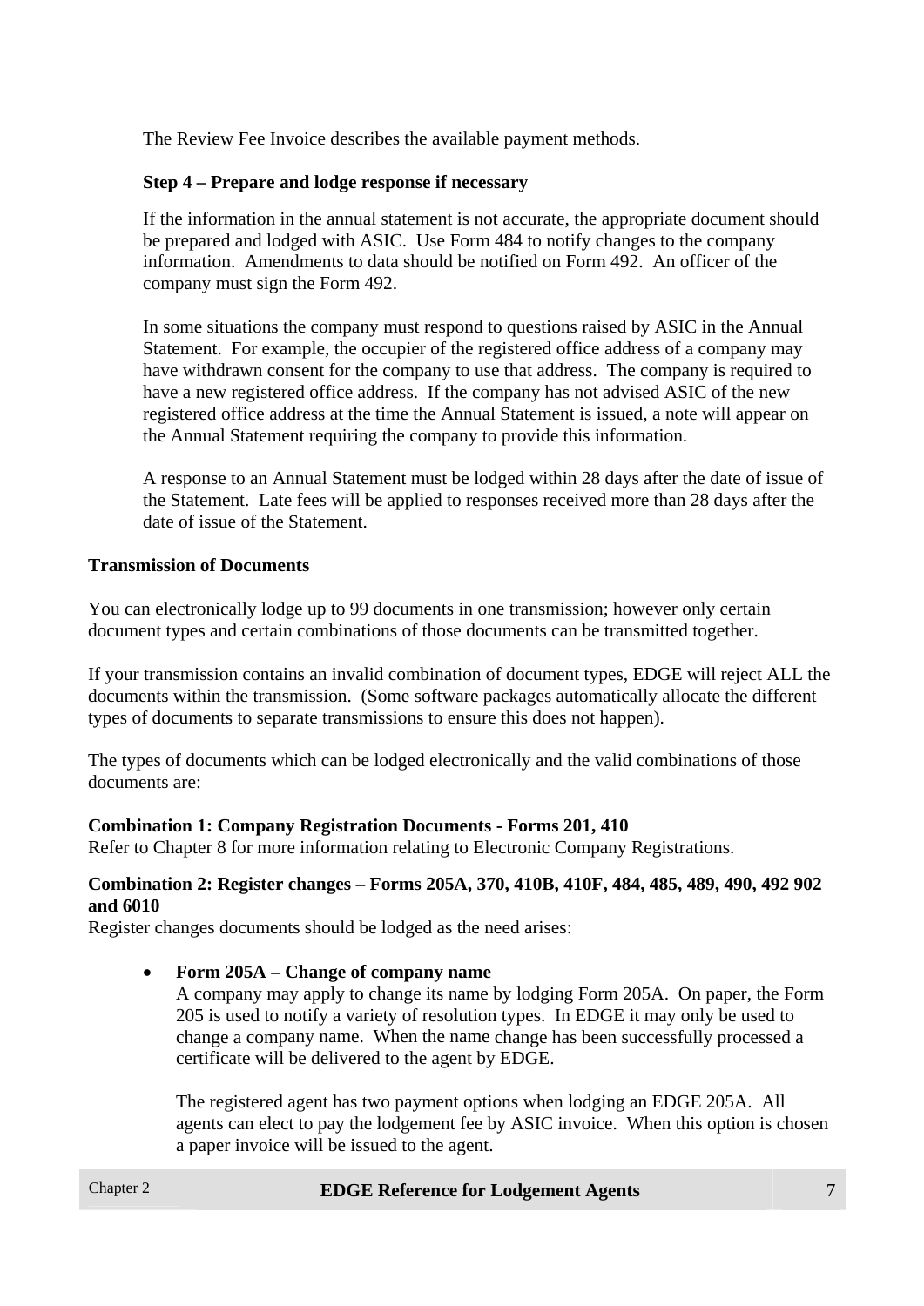The Review Fee Invoice describes the available payment methods.

**Step 4 – Prepare and lodge response if necessary**

If the information in the annual statement is not accurate, the appropriate document should be prepared and lodged with ASIC. Use Form 484 to notify changes to the company information. Amendments to data should be notified on Form 492. An officer of the company must sign the Form 492.

In some situations the company must respond to questions raised by ASIC in the Annual Statement. For example, the occupier of the registered office address of a company may have withdrawn consent for the company to use that address. The company is required to have a new registered office address. If the company has not advised ASIC of the new registered office address at the time the Annual Statement is issued, a note will appear on the Annual Statement requiring the company to provide this information.

A response to an Annual Statement must be lodged within 28 days after the date of issue of the Statement. Late fees will be applied to responses received more than 28 days after the date of issue of the Statement.

**Transmission of Documents**

You can electronically lodge up to 99 documents in one transmission; however only certain document types and certain combinations of those documents can be transmitted together.

If your transmission contains an invalid combination of document types, EDGE will reject ALL the documents within the transmission. (Some software packages automatically allocate the different types of documents to separate transmissions to ensure this does not happen).

The types of documents which can be lodged electronically and the valid combinations of those documents are:

**Combination 1: Company Registration Documents - Forms 201, 410**
Refer to Chapter 8 for more information relating to Electronic Company Registrations.

**Combination 2: Register changes – Forms 205A, 370, 410B, 410F, 484, 485, 489, 490, 492 902 and 6010**
Register changes documents should be lodged as the need arises:

- **Form 205A – Change of company name**
  A company may apply to change its name by lodging Form 205A. On paper, the Form 205 is used to notify a variety of resolution types. In EDGE it may only be used to change a company name. When the name change has been successfully processed a certificate will be delivered to the agent by EDGE.

  The registered agent has two payment options when lodging an EDGE 205A. All agents can elect to pay the lodgement fee by ASIC invoice. When this option is chosen a paper invoice will be issued to the agent.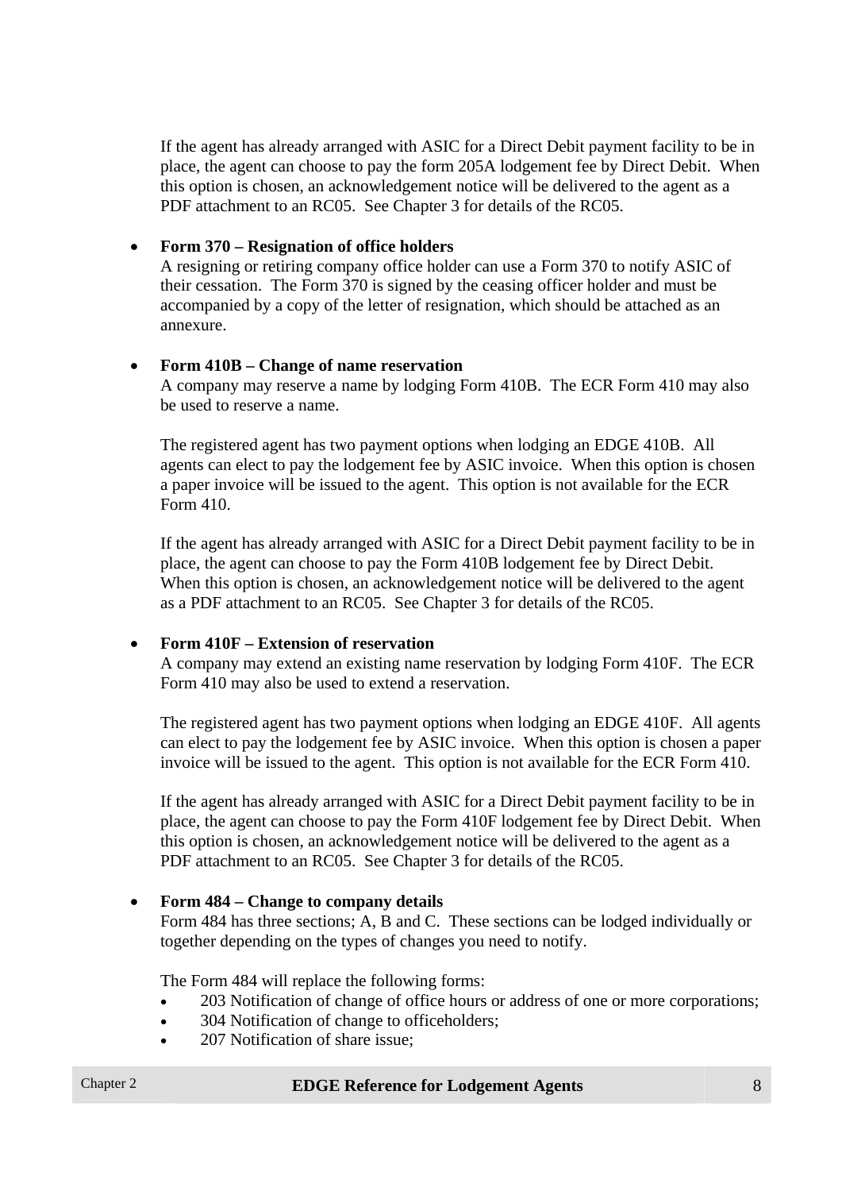If the agent has already arranged with ASIC for a Direct Debit payment facility to be in place, the agent can choose to pay the form 205A lodgement fee by Direct Debit. When this option is chosen, an acknowledgement notice will be delivered to the agent as a PDF attachment to an RC05. See Chapter 3 for details of the RC05.

- **Form 370 – Resignation of office holders**
  A resigning or retiring company office holder can use a Form 370 to notify ASIC of their cessation. The Form 370 is signed by the ceasing officer holder and must be accompanied by a copy of the letter of resignation, which should be attached as an annexure.

- **Form 410B – Change of name reservation**
  A company may reserve a name by lodging Form 410B. The ECR Form 410 may also be used to reserve a name.

  The registered agent has two payment options when lodging an EDGE 410B. All agents can elect to pay the lodgement fee by ASIC invoice. When this option is chosen a paper invoice will be issued to the agent. This option is not available for the ECR Form 410.

  If the agent has already arranged with ASIC for a Direct Debit payment facility to be in place, the agent can choose to pay the Form 410B lodgement fee by Direct Debit. When this option is chosen, an acknowledgement notice will be delivered to the agent as a PDF attachment to an RC05. See Chapter 3 for details of the RC05.

- **Form 410F – Extension of reservation**
  A company may extend an existing name reservation by lodging Form 410F. The ECR Form 410 may also be used to extend a reservation.

  The registered agent has two payment options when lodging an EDGE 410F. All agents can elect to pay the lodgement fee by ASIC invoice. When this option is chosen a paper invoice will be issued to the agent. This option is not available for the ECR Form 410.

  If the agent has already arranged with ASIC for a Direct Debit payment facility to be in place, the agent can choose to pay the Form 410F lodgement fee by Direct Debit. When this option is chosen, an acknowledgement notice will be delivered to the agent as a PDF attachment to an RC05. See Chapter 3 for details of the RC05.

- **Form 484 – Change to company details**
  Form 484 has three sections; A, B and C. These sections can be lodged individually or together depending on the types of changes you need to notify.

  The Form 484 will replace the following forms:
  - 203 Notification of change of office hours or address of one or more corporations;
  - 304 Notification of change to officeholders;
  - 207 Notification of share issue;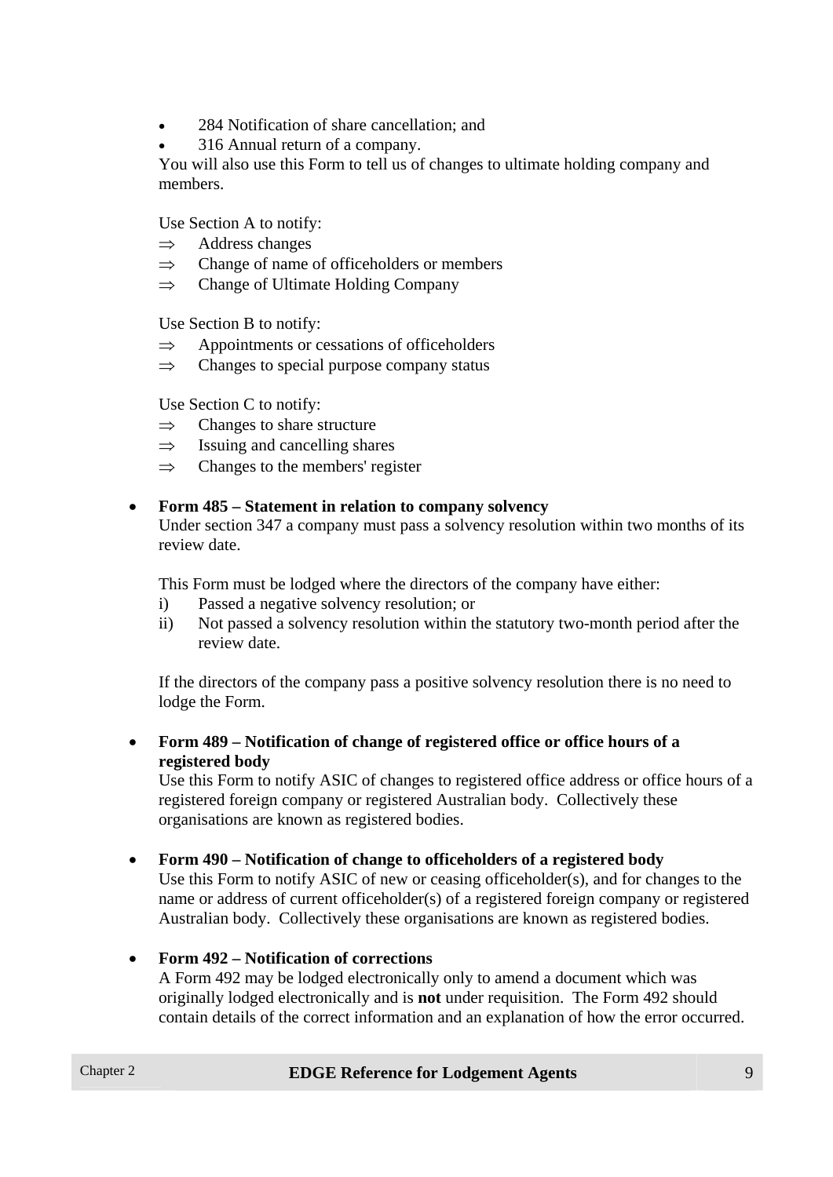- 284 Notification of share cancellation; and
- 316 Annual return of a company.

You will also use this Form to tell us of changes to ultimate holding company and members.

Use Section A to notify:

⇒ Address changes
⇒ Change of name of officeholders or members
⇒ Change of Ultimate Holding Company

Use Section B to notify:

⇒ Appointments or cessations of officeholders
⇒ Changes to special purpose company status

Use Section C to notify:

⇒ Changes to share structure
⇒ Issuing and cancelling shares
⇒ Changes to the members' register

- **Form 485 – Statement in relation to company solvency**
  Under section 347 a company must pass a solvency resolution within two months of its review date.

  This Form must be lodged where the directors of the company have either:
  i) Passed a negative solvency resolution; or
  ii) Not passed a solvency resolution within the statutory two-month period after the review date.

  If the directors of the company pass a positive solvency resolution there is no need to lodge the Form.

- **Form 489 – Notification of change of registered office or office hours of a registered body**
  Use this Form to notify ASIC of changes to registered office address or office hours of a registered foreign company or registered Australian body. Collectively these organisations are known as registered bodies.

- **Form 490 – Notification of change to officeholders of a registered body**
  Use this Form to notify ASIC of new or ceasing officeholder(s), and for changes to the name or address of current officeholder(s) of a registered foreign company or registered Australian body. Collectively these organisations are known as registered bodies.

- **Form 492 – Notification of corrections**
  A Form 492 may be lodged electronically only to amend a document which was originally lodged electronically and is **not** under requisition. The Form 492 should contain details of the correct information and an explanation of how the error occurred.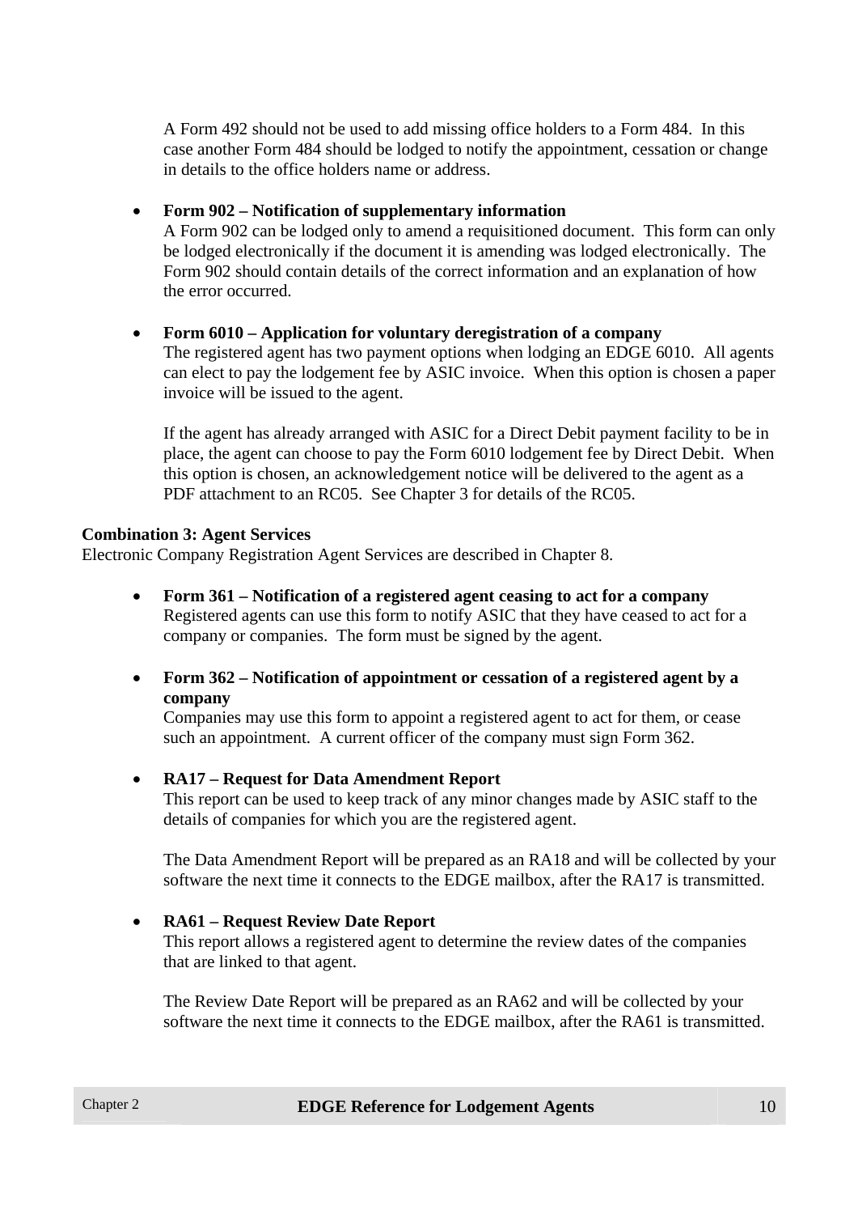A Form 492 should not be used to add missing office holders to a Form 484. In this case another Form 484 should be lodged to notify the appointment, cessation or change in details to the office holders name or address.

- **Form 902 – Notification of supplementary information**
  A Form 902 can be lodged only to amend a requisitioned document. This form can only be lodged electronically if the document it is amending was lodged electronically. The Form 902 should contain details of the correct information and an explanation of how the error occurred.

- **Form 6010 – Application for voluntary deregistration of a company**
  The registered agent has two payment options when lodging an EDGE 6010. All agents can elect to pay the lodgement fee by ASIC invoice. When this option is chosen a paper invoice will be issued to the agent.

  If the agent has already arranged with ASIC for a Direct Debit payment facility to be in place, the agent can choose to pay the Form 6010 lodgement fee by Direct Debit. When this option is chosen, an acknowledgement notice will be delivered to the agent as a PDF attachment to an RC05. See Chapter 3 for details of the RC05.

**Combination 3: Agent Services**
Electronic Company Registration Agent Services are described in Chapter 8.

- **Form 361 – Notification of a registered agent ceasing to act for a company**
  Registered agents can use this form to notify ASIC that they have ceased to act for a company or companies. The form must be signed by the agent.

- **Form 362 – Notification of appointment or cessation of a registered agent by a company**
  Companies may use this form to appoint a registered agent to act for them, or cease such an appointment. A current officer of the company must sign Form 362.

- **RA17 – Request for Data Amendment Report**
  This report can be used to keep track of any minor changes made by ASIC staff to the details of companies for which you are the registered agent.

  The Data Amendment Report will be prepared as an RA18 and will be collected by your software the next time it connects to the EDGE mailbox, after the RA17 is transmitted.

- **RA61 – Request Review Date Report**
  This report allows a registered agent to determine the review dates of the companies that are linked to that agent.

  The Review Date Report will be prepared as an RA62 and will be collected by your software the next time it connects to the EDGE mailbox, after the RA61 is transmitted.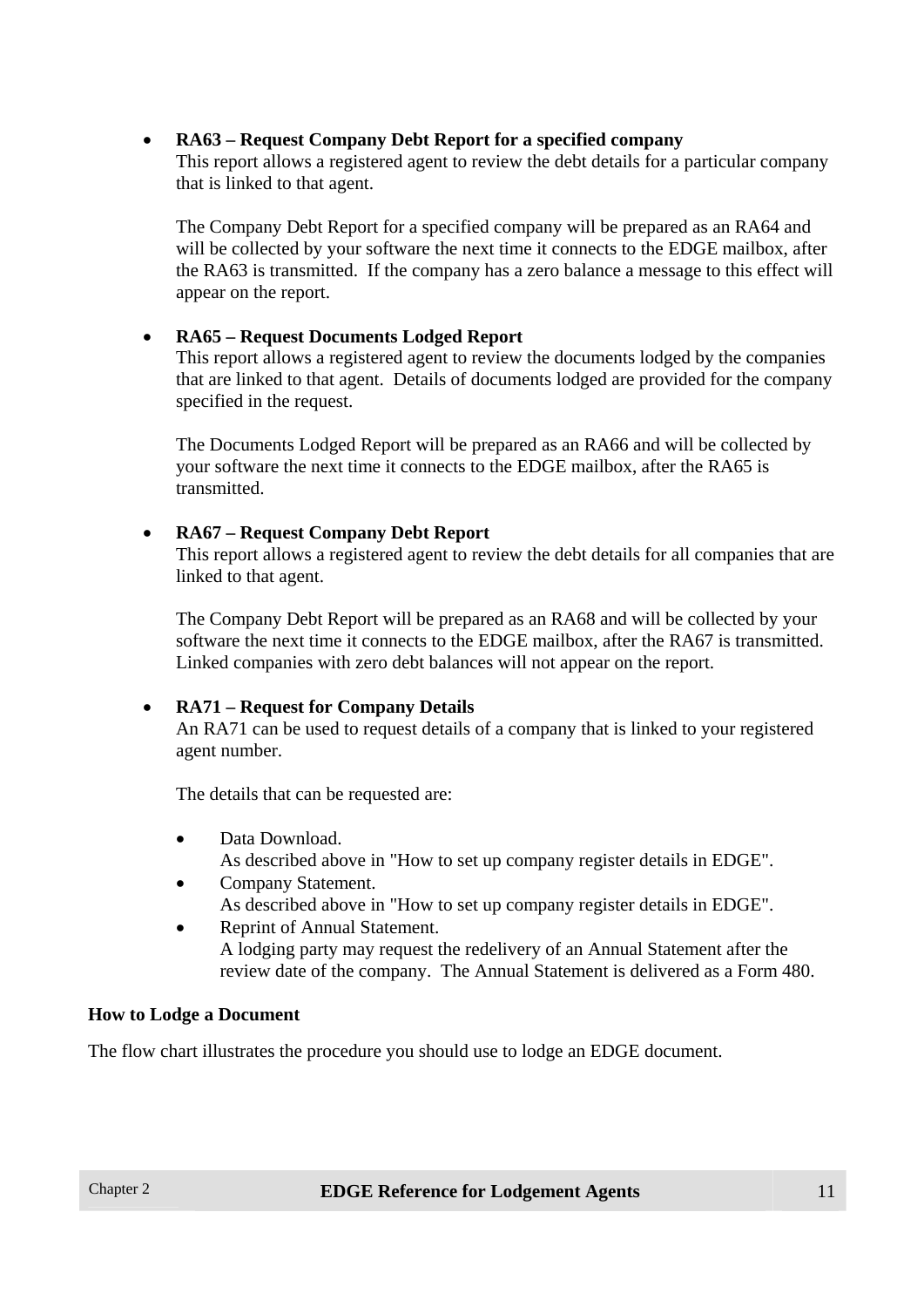- **RA63 – Request Company Debt Report for a specified company**
  This report allows a registered agent to review the debt details for a particular company that is linked to that agent.

  The Company Debt Report for a specified company will be prepared as an RA64 and will be collected by your software the next time it connects to the EDGE mailbox, after the RA63 is transmitted. If the company has a zero balance a message to this effect will appear on the report.

- **RA65 – Request Documents Lodged Report**
  This report allows a registered agent to review the documents lodged by the companies that are linked to that agent. Details of documents lodged are provided for the company specified in the request.

  The Documents Lodged Report will be prepared as an RA66 and will be collected by your software the next time it connects to the EDGE mailbox, after the RA65 is transmitted.

- **RA67 – Request Company Debt Report**
  This report allows a registered agent to review the debt details for all companies that are linked to that agent.

  The Company Debt Report will be prepared as an RA68 and will be collected by your software the next time it connects to the EDGE mailbox, after the RA67 is transmitted. Linked companies with zero debt balances will not appear on the report.

- **RA71 – Request for Company Details**
  An RA71 can be used to request details of a company that is linked to your registered agent number.

  The details that can be requested are:

  - Data Download.
    As described above in "How to set up company register details in EDGE".
  - Company Statement.
    As described above in "How to set up company register details in EDGE".
  - Reprint of Annual Statement.
    A lodging party may request the redelivery of an Annual Statement after the review date of the company. The Annual Statement is delivered as a Form 480.

**How to Lodge a Document**

The flow chart illustrates the procedure you should use to lodge an EDGE document.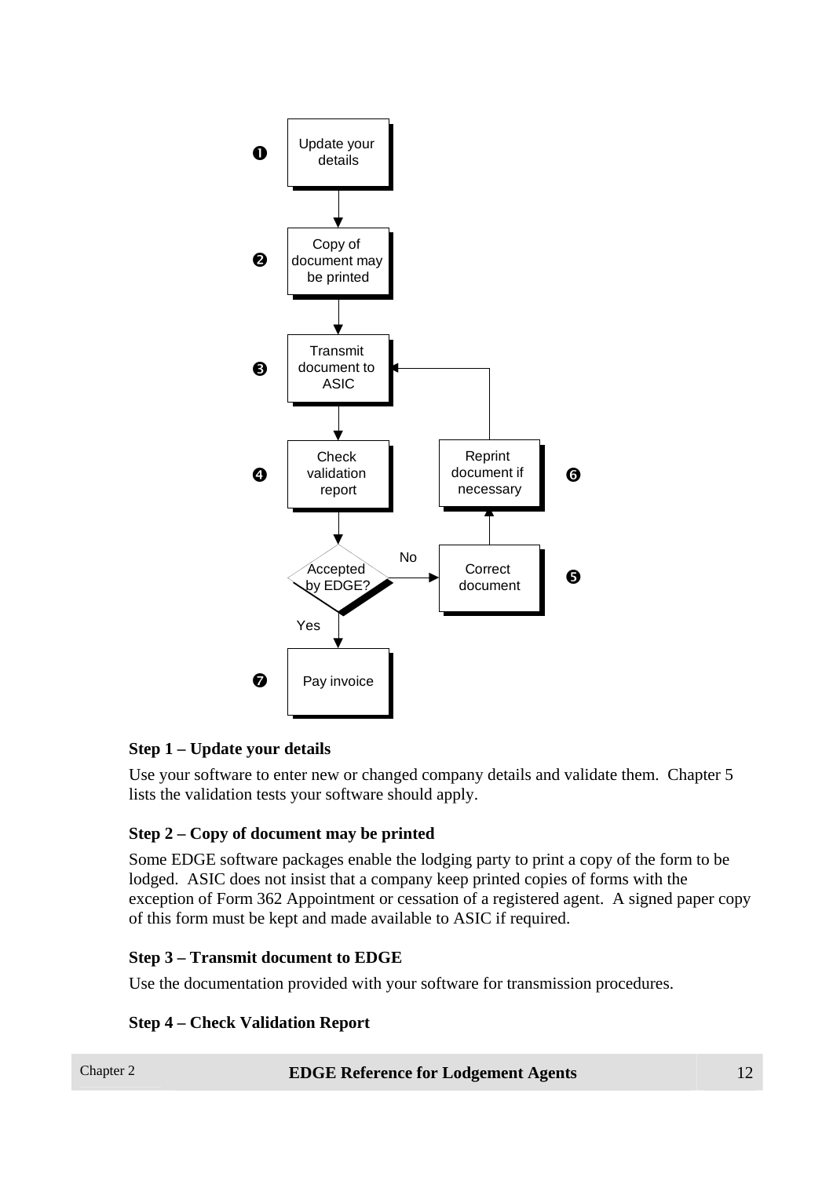**Step 1 – Update your details**

Use your software to enter new or changed company details and validate them.  Chapter 5 lists the validation tests your software should apply.

**Step 2 – Copy of document may be printed**

Some EDGE software packages enable the lodging party to print a copy of the form to be lodged.  ASIC does not insist that a company keep printed copies of forms with the exception of Form 362 Appointment or cessation of a registered agent.  A signed paper copy of this form must be kept and made available to ASIC if required.

**Step 3 – Transmit document to EDGE**

Use the documentation provided with your software for transmission procedures.

**Step 4 – Check Validation Report**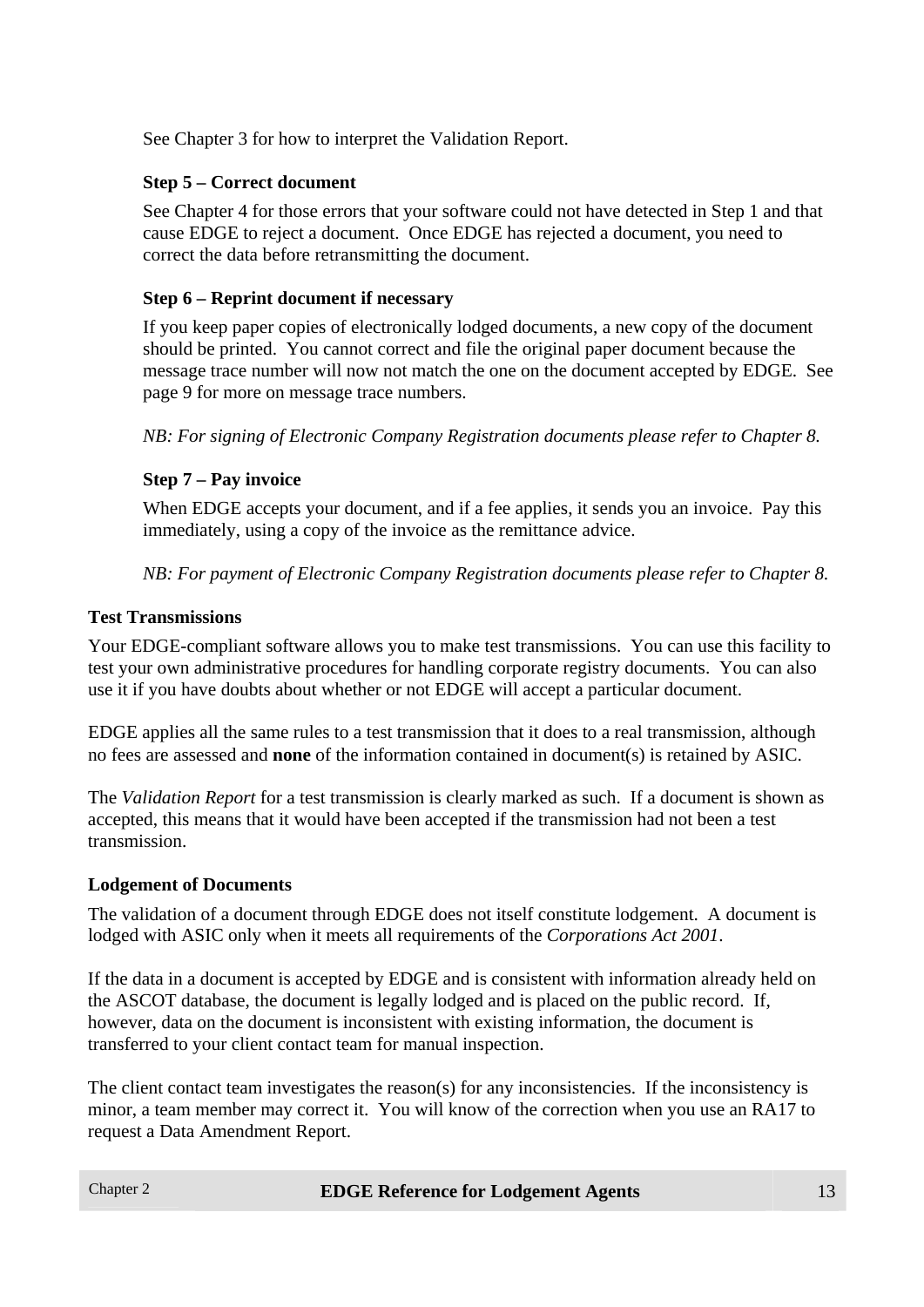See Chapter 3 for how to interpret the Validation Report.

**Step 5 – Correct document**

See Chapter 4 for those errors that your software could not have detected in Step 1 and that cause EDGE to reject a document. Once EDGE has rejected a document, you need to correct the data before retransmitting the document.

**Step 6 – Reprint document if necessary**

If you keep paper copies of electronically lodged documents, a new copy of the document should be printed. You cannot correct and file the original paper document because the message trace number will now not match the one on the document accepted by EDGE. See page 9 for more on message trace numbers.

*NB: For signing of Electronic Company Registration documents please refer to Chapter 8.*

**Step 7 – Pay invoice**

When EDGE accepts your document, and if a fee applies, it sends you an invoice. Pay this immediately, using a copy of the invoice as the remittance advice.

*NB: For payment of Electronic Company Registration documents please refer to Chapter 8.*

### Test Transmissions

Your EDGE-compliant software allows you to make test transmissions. You can use this facility to test your own administrative procedures for handling corporate registry documents. You can also use it if you have doubts about whether or not EDGE will accept a particular document.

EDGE applies all the same rules to a test transmission that it does to a real transmission, although no fees are assessed and **none** of the information contained in document(s) is retained by ASIC.

The *Validation Report* for a test transmission is clearly marked as such. If a document is shown as accepted, this means that it would have been accepted if the transmission had not been a test transmission.

### Lodgement of Documents

The validation of a document through EDGE does not itself constitute lodgement. A document is lodged with ASIC only when it meets all requirements of the *Corporations Act 2001*.

If the data in a document is accepted by EDGE and is consistent with information already held on the ASCOT database, the document is legally lodged and is placed on the public record. If, however, data on the document is inconsistent with existing information, the document is transferred to your client contact team for manual inspection.

The client contact team investigates the reason(s) for any inconsistencies. If the inconsistency is minor, a team member may correct it. You will know of the correction when you use an RA17 to request a Data Amendment Report.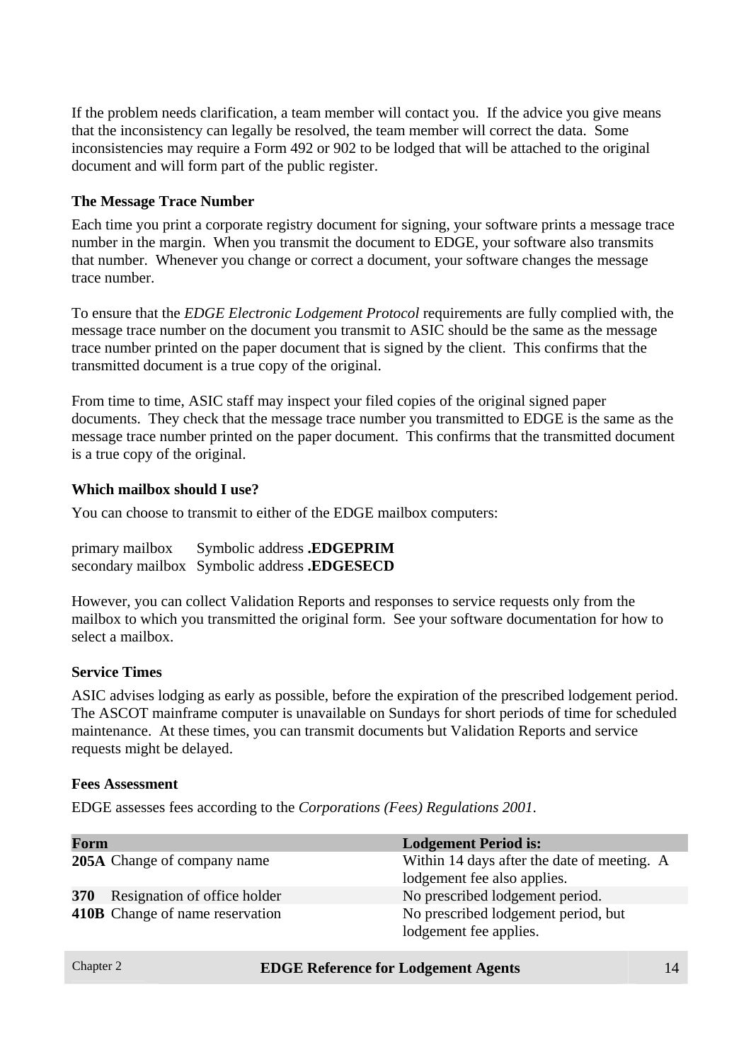If the problem needs clarification, a team member will contact you. If the advice you give means that the inconsistency can legally be resolved, the team member will correct the data. Some inconsistencies may require a Form 492 or 902 to be lodged that will be attached to the original document and will form part of the public register.

### The Message Trace Number

Each time you print a corporate registry document for signing, your software prints a message trace number in the margin. When you transmit the document to EDGE, your software also transmits that number. Whenever you change or correct a document, your software changes the message trace number.

To ensure that the *EDGE Electronic Lodgement Protocol* requirements are fully complied with, the message trace number on the document you transmit to ASIC should be the same as the message trace number printed on the paper document that is signed by the client. This confirms that the transmitted document is a true copy of the original.

From time to time, ASIC staff may inspect your filed copies of the original signed paper documents. They check that the message trace number you transmitted to EDGE is the same as the message trace number printed on the paper document. This confirms that the transmitted document is a true copy of the original.

### Which mailbox should I use?

You can choose to transmit to either of the EDGE mailbox computers:

primary mailbox Symbolic address **.EDGEPRIM**
secondary mailbox Symbolic address **.EDGESECD**

However, you can collect Validation Reports and responses to service requests only from the mailbox to which you transmitted the original form. See your software documentation for how to select a mailbox.

### Service Times

ASIC advises lodging as early as possible, before the expiration of the prescribed lodgement period. The ASCOT mainframe computer is unavailable on Sundays for short periods of time for scheduled maintenance. At these times, you can transmit documents but Validation Reports and service requests might be delayed.

### Fees Assessment

EDGE assesses fees according to the *Corporations (Fees) Regulations 2001*.

| Form | | Lodgement Period is: |
|---|---|---|
| **205A** | Change of company name | Within 14 days after the date of meeting. A lodgement fee also applies. |
| **370** | Resignation of office holder | No prescribed lodgement period. |
| **410B** | Change of name reservation | No prescribed lodgement period, but lodgement fee applies. |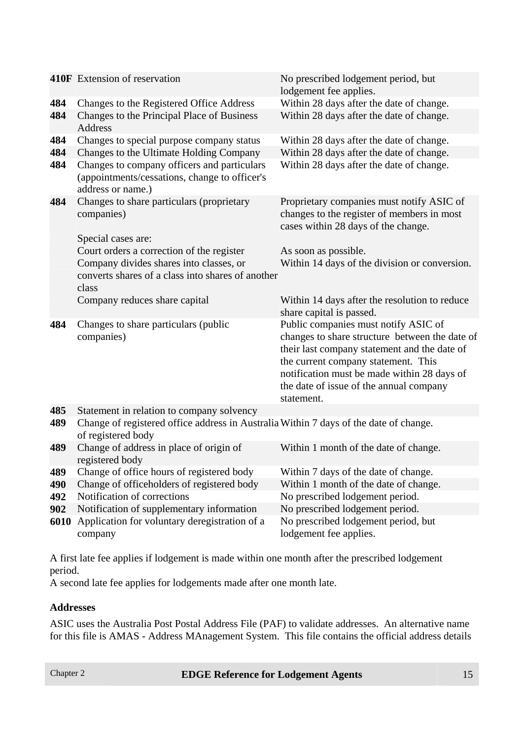| | | |
|---|---|---|
| **410F** | Extension of reservation | No prescribed lodgement period, but lodgement fee applies. |
| **484** | Changes to the Registered Office Address | Within 28 days after the date of change. |
| **484** | Changes to the Principal Place of Business Address | Within 28 days after the date of change. |
| **484** | Changes to special purpose company status | Within 28 days after the date of change. |
| **484** | Changes to the Ultimate Holding Company | Within 28 days after the date of change. |
| **484** | Changes to company officers and particulars (appointments/cessations, change to officer's address or name.) | Within 28 days after the date of change. |
| **484** | Changes to share particulars (proprietary companies) | Proprietary companies must notify ASIC of changes to the register of members in most cases within 28 days of the change. |
| | Special cases are: | |
| | Court orders a correction of the register | As soon as possible. |
| | Company divides shares into classes, or converts shares of a class into shares of another class | Within 14 days of the division or conversion. |
| | Company reduces share capital | Within 14 days after the resolution to reduce share capital is passed. |
| **484** | Changes to share particulars (public companies) | Public companies must notify ASIC of changes to share structure between the date of their last company statement and the date of the current company statement. This notification must be made within 28 days of the date of issue of the annual company statement. |
| **485** | Statement in relation to company solvency | |
| **489** | Change of registered office address in Australia of registered body | Within 7 days of the date of change. |
| **489** | Change of address in place of origin of registered body | Within 1 month of the date of change. |
| **489** | Change of office hours of registered body | Within 7 days of the date of change. |
| **490** | Change of officeholders of registered body | Within 1 month of the date of change. |
| **492** | Notification of corrections | No prescribed lodgement period. |
| **902** | Notification of supplementary information | No prescribed lodgement period. |
| **6010** | Application for voluntary deregistration of a company | No prescribed lodgement period, but lodgement fee applies. |

A first late fee applies if lodgement is made within one month after the prescribed lodgement period.
A second late fee applies for lodgements made after one month late.

**Addresses**

ASIC uses the Australia Post Postal Address File (PAF) to validate addresses. An alternative name for this file is AMAS - Address MAnagement System. This file contains the official address details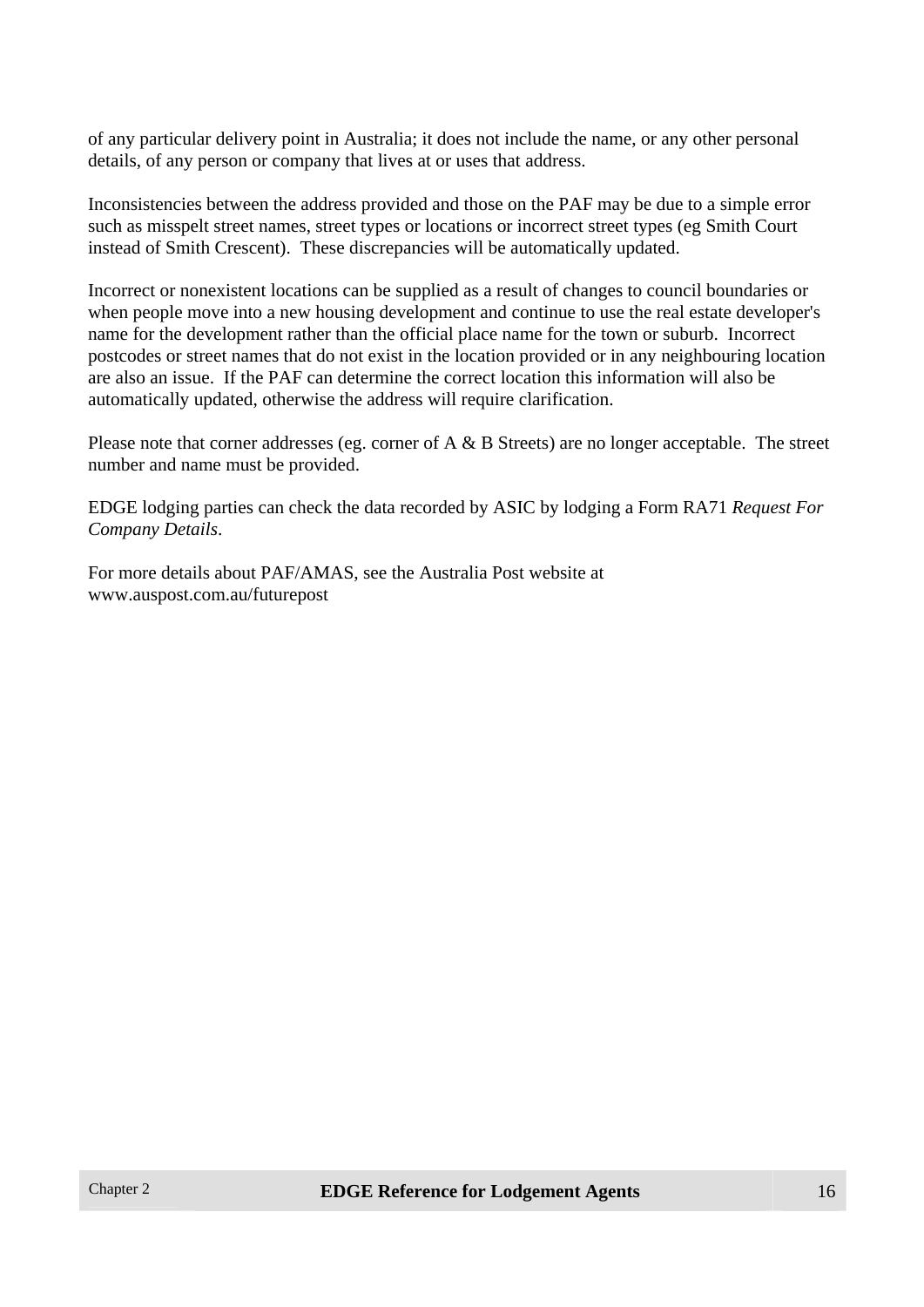of any particular delivery point in Australia; it does not include the name, or any other personal details, of any person or company that lives at or uses that address.

Inconsistencies between the address provided and those on the PAF may be due to a simple error such as misspelt street names, street types or locations or incorrect street types (eg Smith Court instead of Smith Crescent). These discrepancies will be automatically updated.

Incorrect or nonexistent locations can be supplied as a result of changes to council boundaries or when people move into a new housing development and continue to use the real estate developer's name for the development rather than the official place name for the town or suburb. Incorrect postcodes or street names that do not exist in the location provided or in any neighbouring location are also an issue. If the PAF can determine the correct location this information will also be automatically updated, otherwise the address will require clarification.

Please note that corner addresses (eg. corner of A & B Streets) are no longer acceptable. The street number and name must be provided.

EDGE lodging parties can check the data recorded by ASIC by lodging a Form RA71 *Request For Company Details*.

For more details about PAF/AMAS, see the Australia Post website at www.auspost.com.au/futurepost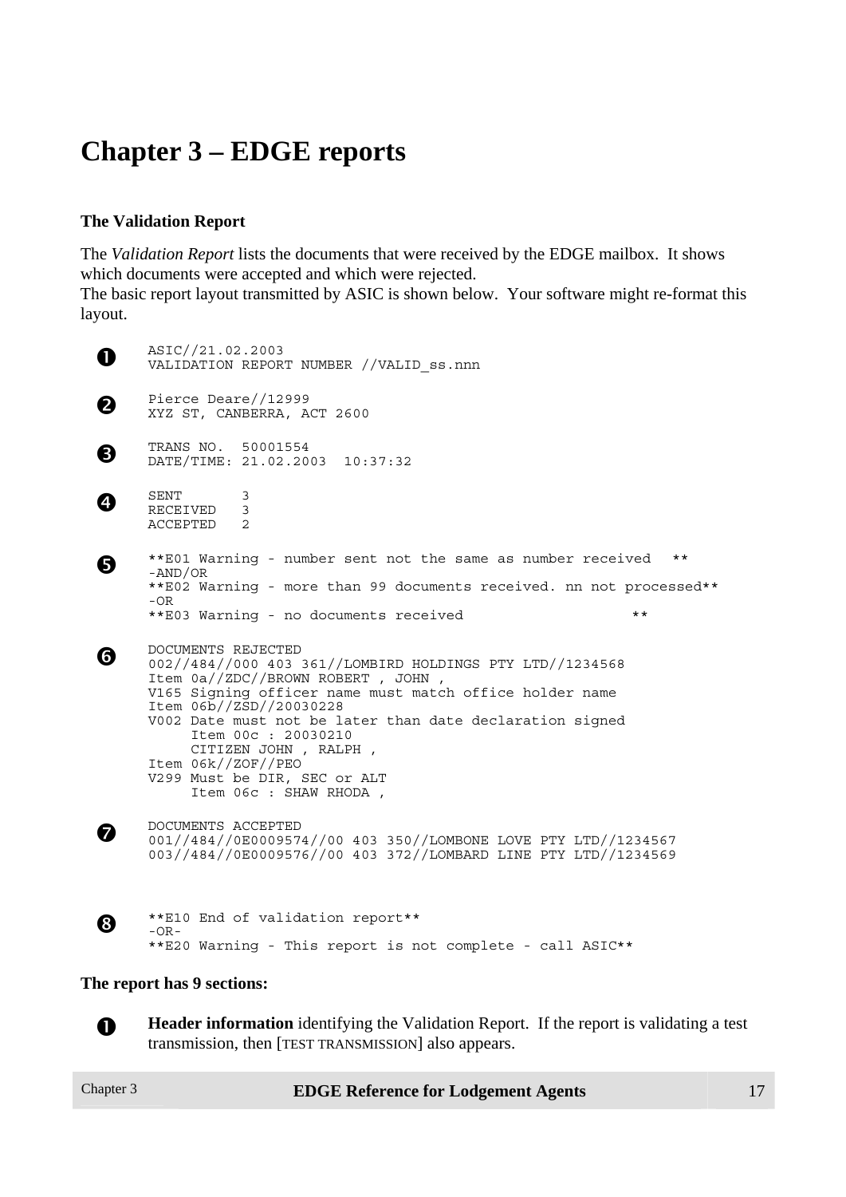# Chapter 3 – EDGE reports

**The Validation Report**

The *Validation Report* lists the documents that were received by the EDGE mailbox. It shows which documents were accepted and which were rejected.
The basic report layout transmitted by ASIC is shown below. Your software might re-format this layout.

❶
```
ASIC//21.02.2003
VALIDATION REPORT NUMBER //VALID_ss.nnn
```

❷
```
Pierce Deare//12999
XYZ ST, CANBERRA, ACT 2600
```

❸
```
TRANS NO.  50001554
DATE/TIME: 21.02.2003  10:37:32
```

❹
```
SENT       3
RECEIVED   3
ACCEPTED   2
```

❺
```
**E01 Warning - number sent not the same as number received   **
-AND/OR
**E02 Warning - more than 99 documents received. nn not processed**
-OR
**E03 Warning - no documents received                    **
```

❻
```
DOCUMENTS REJECTED
002//484//000 403 361//LOMBIRD HOLDINGS PTY LTD//1234568
Item 0a//ZDC//BROWN ROBERT , JOHN ,
V165 Signing officer name must match office holder name
Item 06b//ZSD//20030228
V002 Date must not be later than date declaration signed
     Item 00c : 20030210
     CITIZEN JOHN , RALPH ,
Item 06k//ZOF//PEO
V299 Must be DIR, SEC or ALT
     Item 06c : SHAW RHODA ,
```

❼
```
DOCUMENTS ACCEPTED
001//484//0E0009574//00 403 350//LOMBONE LOVE PTY LTD//1234567
003//484//0E0009576//00 403 372//LOMBARD LINE PTY LTD//1234569
```

❽
```
**E10 End of validation report**
-OR-
**E20 Warning - This report is not complete - call ASIC**
```

**The report has 9 sections:**

❶ **Header information** identifying the Validation Report. If the report is validating a test transmission, then [TEST TRANSMISSION] also appears.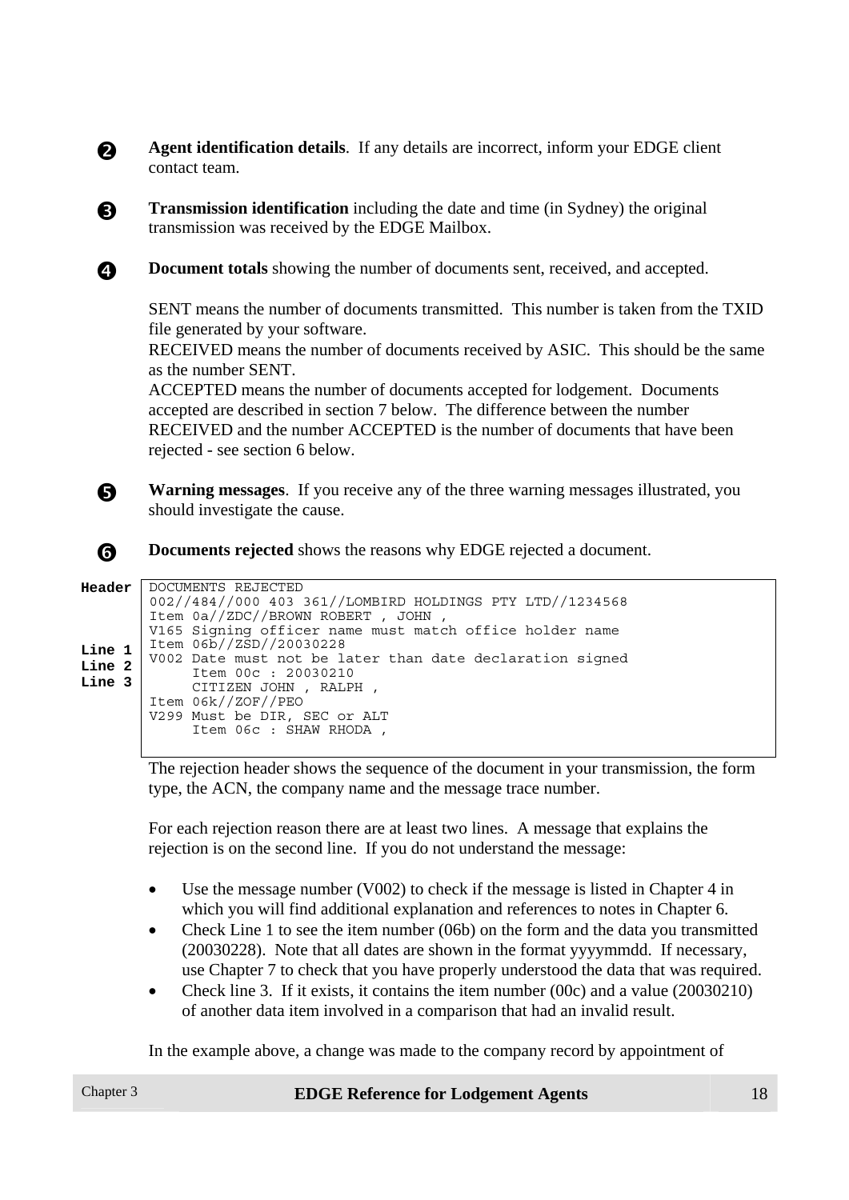❷ **Agent identification details**. If any details are incorrect, inform your EDGE client contact team.

❸ **Transmission identification** including the date and time (in Sydney) the original transmission was received by the EDGE Mailbox.

❹ **Document totals** showing the number of documents sent, received, and accepted.

SENT means the number of documents transmitted. This number is taken from the TXID file generated by your software.
RECEIVED means the number of documents received by ASIC. This should be the same as the number SENT.
ACCEPTED means the number of documents accepted for lodgement. Documents accepted are described in section 7 below. The difference between the number RECEIVED and the number ACCEPTED is the number of documents that have been rejected - see section 6 below.

❺ **Warning messages**. If you receive any of the three warning messages illustrated, you should investigate the cause.

❻ **Documents rejected** shows the reasons why EDGE rejected a document.

```
Header  DOCUMENTS REJECTED
        002//484//000 403 361//LOMBIRD HOLDINGS PTY LTD//1234568
        Item 0a//ZDC//BROWN ROBERT , JOHN ,
        V165 Signing officer name must match office holder name
Line 1  Item 06b//ZSD//20030228
Line 2  V002 Date must not be later than date declaration signed
Line 3       Item 00c : 20030210
             CITIZEN JOHN , RALPH ,
        Item 06k//ZOF//PEO
        V299 Must be DIR, SEC or ALT
             Item 06c : SHAW RHODA ,
```

The rejection header shows the sequence of the document in your transmission, the form type, the ACN, the company name and the message trace number.

For each rejection reason there are at least two lines. A message that explains the rejection is on the second line. If you do not understand the message:

- Use the message number (V002) to check if the message is listed in Chapter 4 in which you will find additional explanation and references to notes in Chapter 6.
- Check Line 1 to see the item number (06b) on the form and the data you transmitted (20030228). Note that all dates are shown in the format yyyymmdd. If necessary, use Chapter 7 to check that you have properly understood the data that was required.
- Check line 3. If it exists, it contains the item number (00c) and a value (20030210) of another data item involved in a comparison that had an invalid result.

In the example above, a change was made to the company record by appointment of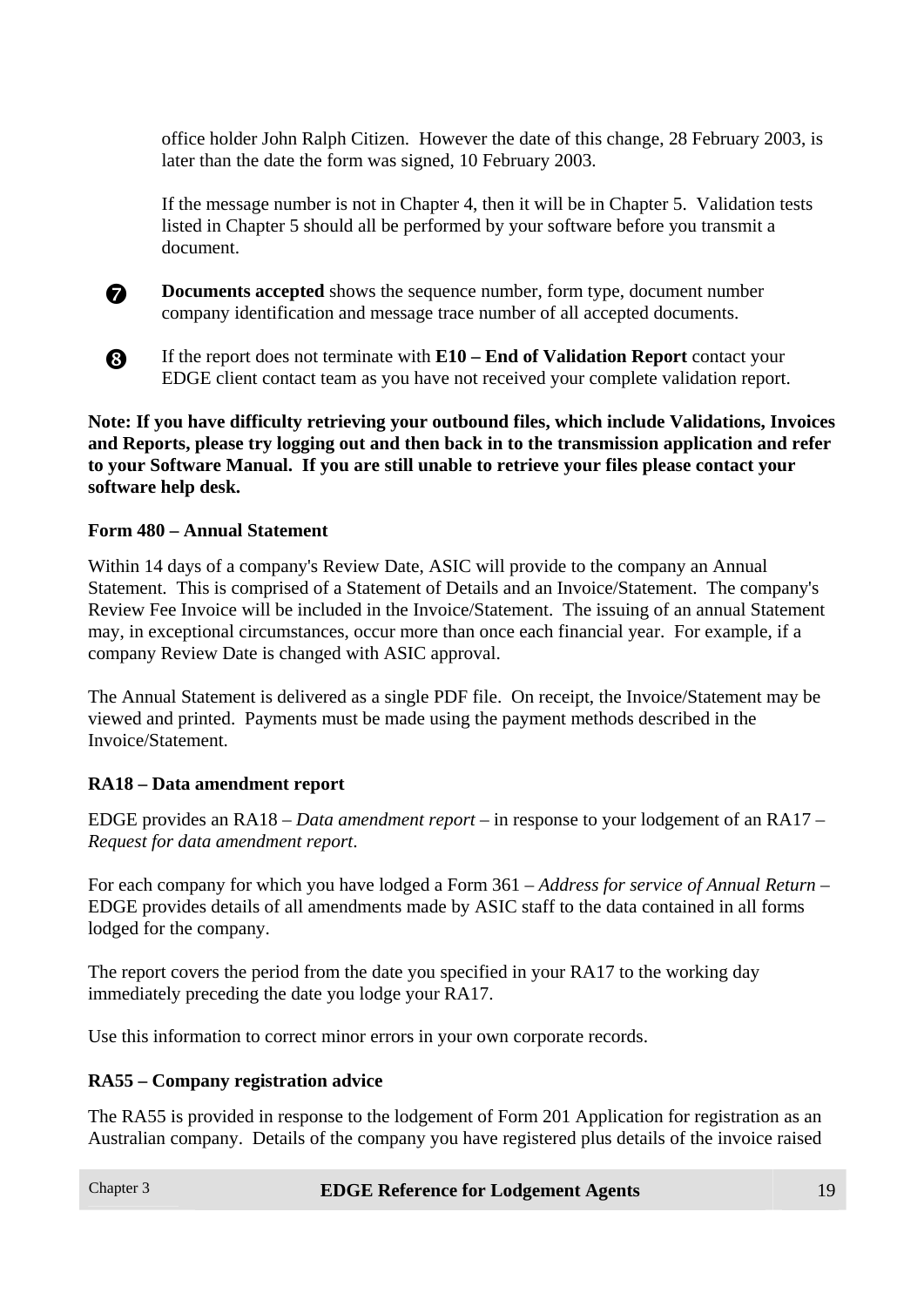office holder John Ralph Citizen. However the date of this change, 28 February 2003, is later than the date the form was signed, 10 February 2003.

If the message number is not in Chapter 4, then it will be in Chapter 5. Validation tests listed in Chapter 5 should all be performed by your software before you transmit a document.

❼ **Documents accepted** shows the sequence number, form type, document number company identification and message trace number of all accepted documents.

❽ If the report does not terminate with **E10 – End of Validation Report** contact your EDGE client contact team as you have not received your complete validation report.

**Note: If you have difficulty retrieving your outbound files, which include Validations, Invoices and Reports, please try logging out and then back in to the transmission application and refer to your Software Manual. If you are still unable to retrieve your files please contact your software help desk.**

**Form 480 – Annual Statement**

Within 14 days of a company's Review Date, ASIC will provide to the company an Annual Statement. This is comprised of a Statement of Details and an Invoice/Statement. The company's Review Fee Invoice will be included in the Invoice/Statement. The issuing of an annual Statement may, in exceptional circumstances, occur more than once each financial year. For example, if a company Review Date is changed with ASIC approval.

The Annual Statement is delivered as a single PDF file. On receipt, the Invoice/Statement may be viewed and printed. Payments must be made using the payment methods described in the Invoice/Statement.

**RA18 – Data amendment report**

EDGE provides an RA18 – *Data amendment report* – in response to your lodgement of an RA17 – *Request for data amendment report*.

For each company for which you have lodged a Form 361 – *Address for service of Annual Return* – EDGE provides details of all amendments made by ASIC staff to the data contained in all forms lodged for the company.

The report covers the period from the date you specified in your RA17 to the working day immediately preceding the date you lodge your RA17.

Use this information to correct minor errors in your own corporate records.

**RA55 – Company registration advice**

The RA55 is provided in response to the lodgement of Form 201 Application for registration as an Australian company. Details of the company you have registered plus details of the invoice raised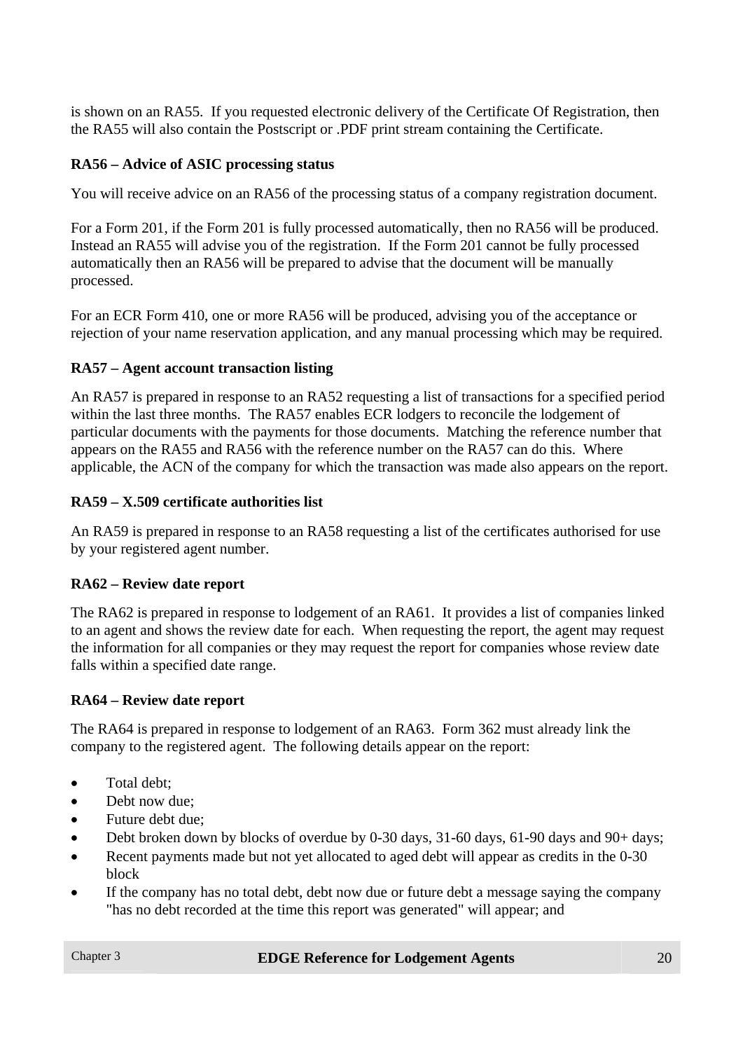is shown on an RA55. If you requested electronic delivery of the Certificate Of Registration, then the RA55 will also contain the Postscript or .PDF print stream containing the Certificate.

**RA56 – Advice of ASIC processing status**

You will receive advice on an RA56 of the processing status of a company registration document.

For a Form 201, if the Form 201 is fully processed automatically, then no RA56 will be produced. Instead an RA55 will advise you of the registration. If the Form 201 cannot be fully processed automatically then an RA56 will be prepared to advise that the document will be manually processed.

For an ECR Form 410, one or more RA56 will be produced, advising you of the acceptance or rejection of your name reservation application, and any manual processing which may be required.

**RA57 – Agent account transaction listing**

An RA57 is prepared in response to an RA52 requesting a list of transactions for a specified period within the last three months. The RA57 enables ECR lodgers to reconcile the lodgement of particular documents with the payments for those documents. Matching the reference number that appears on the RA55 and RA56 with the reference number on the RA57 can do this. Where applicable, the ACN of the company for which the transaction was made also appears on the report.

**RA59 – X.509 certificate authorities list**

An RA59 is prepared in response to an RA58 requesting a list of the certificates authorised for use by your registered agent number.

**RA62 – Review date report**

The RA62 is prepared in response to lodgement of an RA61. It provides a list of companies linked to an agent and shows the review date for each. When requesting the report, the agent may request the information for all companies or they may request the report for companies whose review date falls within a specified date range.

**RA64 – Review date report**

The RA64 is prepared in response to lodgement of an RA63. Form 362 must already link the company to the registered agent. The following details appear on the report:

- Total debt;
- Debt now due;
- Future debt due;
- Debt broken down by blocks of overdue by 0-30 days, 31-60 days, 61-90 days and 90+ days;
- Recent payments made but not yet allocated to aged debt will appear as credits in the 0-30 block
- If the company has no total debt, debt now due or future debt a message saying the company "has no debt recorded at the time this report was generated" will appear; and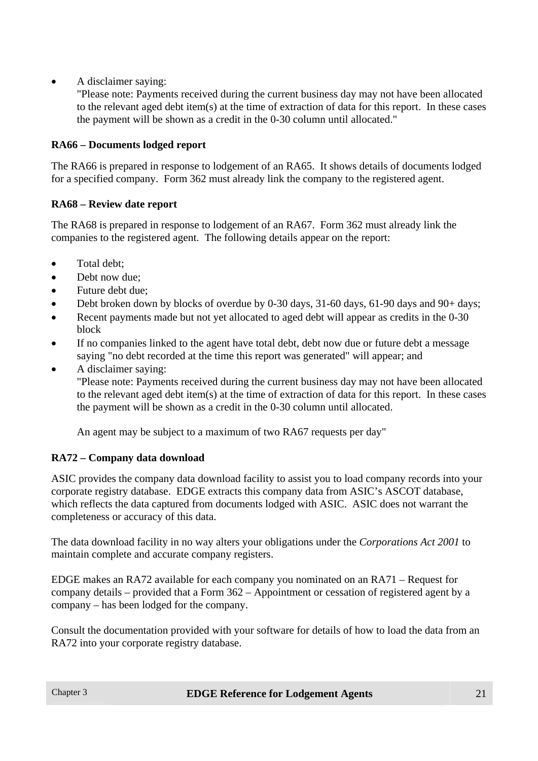- A disclaimer saying:
  "Please note: Payments received during the current business day may not have been allocated to the relevant aged debt item(s) at the time of extraction of data for this report. In these cases the payment will be shown as a credit in the 0-30 column until allocated."

**RA66 – Documents lodged report**

The RA66 is prepared in response to lodgement of an RA65. It shows details of documents lodged for a specified company. Form 362 must already link the company to the registered agent.

**RA68 – Review date report**

The RA68 is prepared in response to lodgement of an RA67. Form 362 must already link the companies to the registered agent. The following details appear on the report:

- Total debt;
- Debt now due;
- Future debt due;
- Debt broken down by blocks of overdue by 0-30 days, 31-60 days, 61-90 days and 90+ days;
- Recent payments made but not yet allocated to aged debt will appear as credits in the 0-30 block
- If no companies linked to the agent have total debt, debt now due or future debt a message saying "no debt recorded at the time this report was generated" will appear; and
- A disclaimer saying:
  "Please note: Payments received during the current business day may not have been allocated to the relevant aged debt item(s) at the time of extraction of data for this report. In these cases the payment will be shown as a credit in the 0-30 column until allocated.

  An agent may be subject to a maximum of two RA67 requests per day"

**RA72 – Company data download**

ASIC provides the company data download facility to assist you to load company records into your corporate registry database. EDGE extracts this company data from ASIC's ASCOT database, which reflects the data captured from documents lodged with ASIC. ASIC does not warrant the completeness or accuracy of this data.

The data download facility in no way alters your obligations under the *Corporations Act 2001* to maintain complete and accurate company registers.

EDGE makes an RA72 available for each company you nominated on an RA71 – Request for company details – provided that a Form 362 – Appointment or cessation of registered agent by a company – has been lodged for the company.

Consult the documentation provided with your software for details of how to load the data from an RA72 into your corporate registry database.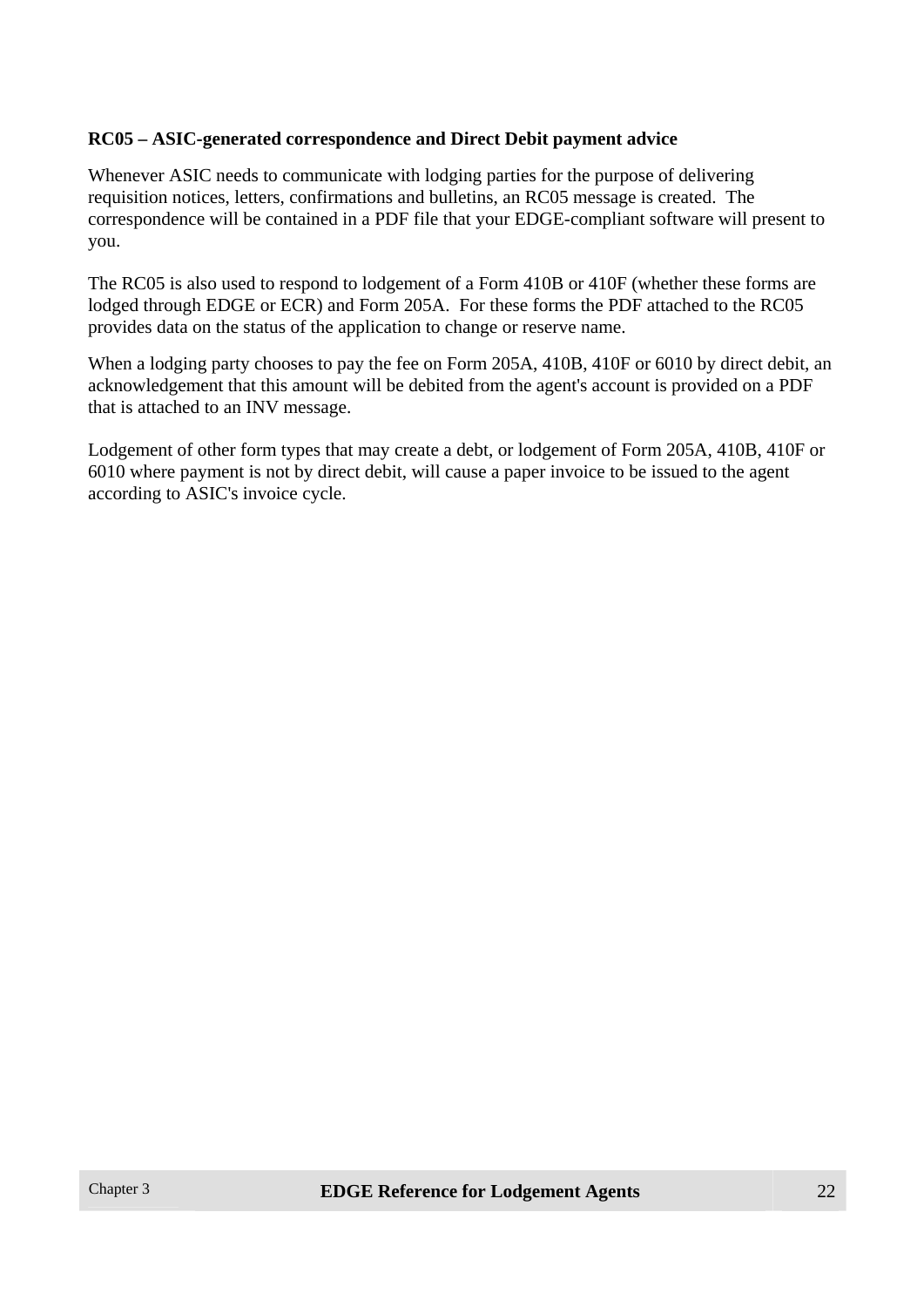**RC05 – ASIC-generated correspondence and Direct Debit payment advice**

Whenever ASIC needs to communicate with lodging parties for the purpose of delivering requisition notices, letters, confirmations and bulletins, an RC05 message is created. The correspondence will be contained in a PDF file that your EDGE-compliant software will present to you.

The RC05 is also used to respond to lodgement of a Form 410B or 410F (whether these forms are lodged through EDGE or ECR) and Form 205A. For these forms the PDF attached to the RC05 provides data on the status of the application to change or reserve name.

When a lodging party chooses to pay the fee on Form 205A, 410B, 410F or 6010 by direct debit, an acknowledgement that this amount will be debited from the agent's account is provided on a PDF that is attached to an INV message.

Lodgement of other form types that may create a debt, or lodgement of Form 205A, 410B, 410F or 6010 where payment is not by direct debit, will cause a paper invoice to be issued to the agent according to ASIC's invoice cycle.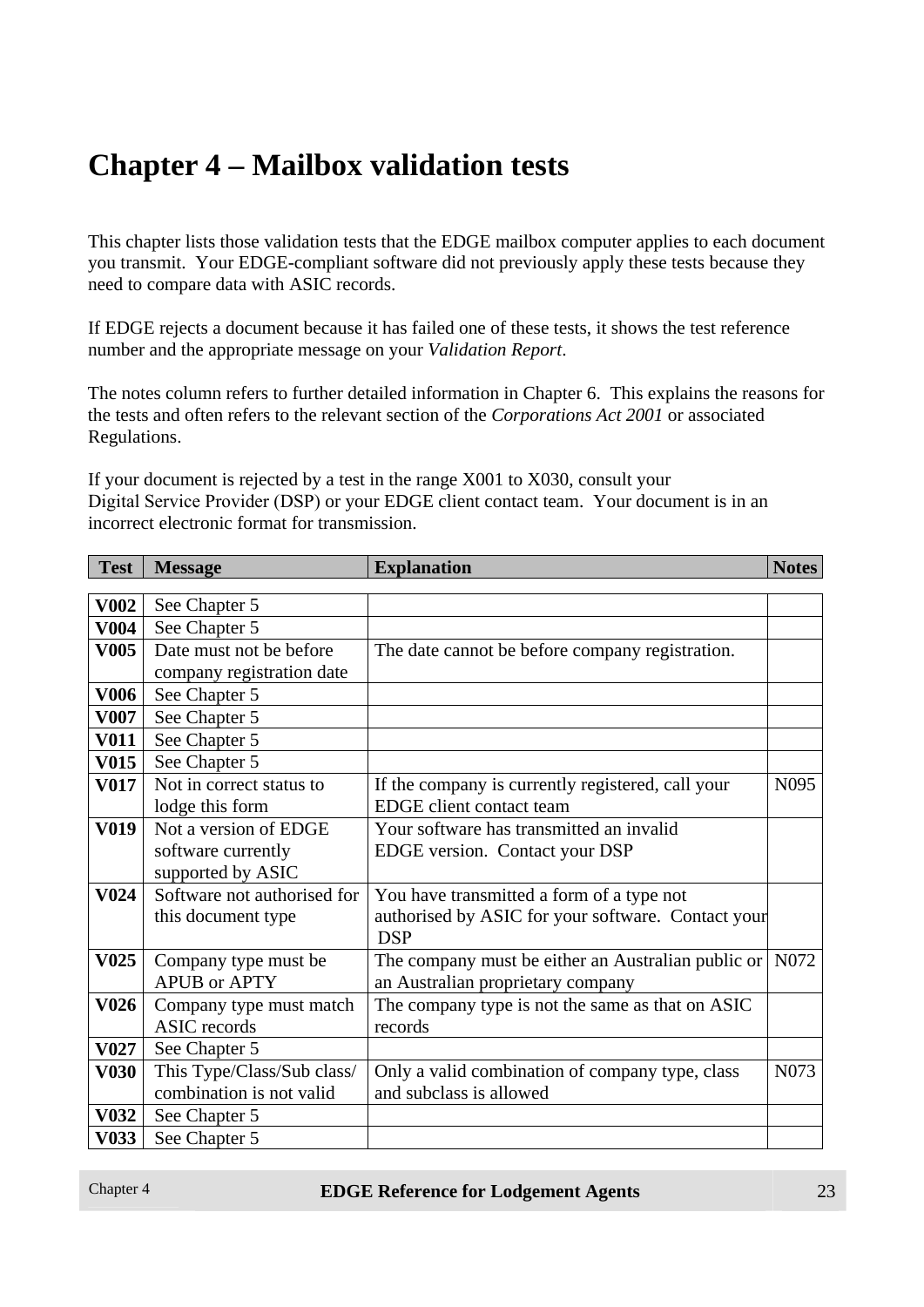# Chapter 4 – Mailbox validation tests

This chapter lists those validation tests that the EDGE mailbox computer applies to each document you transmit. Your EDGE-compliant software did not previously apply these tests because they need to compare data with ASIC records.

If EDGE rejects a document because it has failed one of these tests, it shows the test reference number and the appropriate message on your *Validation Report*.

The notes column refers to further detailed information in Chapter 6. This explains the reasons for the tests and often refers to the relevant section of the *Corporations Act 2001* or associated Regulations.

If your document is rejected by a test in the range X001 to X030, consult your Digital Service Provider (DSP) or your EDGE client contact team. Your document is in an incorrect electronic format for transmission.

| Test | Message | Explanation | Notes |
|---|---|---|---|
| **V002** | See Chapter 5 | | |
| **V004** | See Chapter 5 | | |
| **V005** | Date must not be before company registration date | The date cannot be before company registration. | |
| **V006** | See Chapter 5 | | |
| **V007** | See Chapter 5 | | |
| **V011** | See Chapter 5 | | |
| **V015** | See Chapter 5 | | |
| **V017** | Not in correct status to lodge this form | If the company is currently registered, call your EDGE client contact team | N095 |
| **V019** | Not a version of EDGE software currently supported by ASIC | Your software has transmitted an invalid EDGE version. Contact your DSP | |
| **V024** | Software not authorised for this document type | You have transmitted a form of a type not authorised by ASIC for your software. Contact your DSP | |
| **V025** | Company type must be APUB or APTY | The company must be either an Australian public or an Australian proprietary company | N072 |
| **V026** | Company type must match ASIC records | The company type is not the same as that on ASIC records | |
| **V027** | See Chapter 5 | | |
| **V030** | This Type/Class/Sub class/ combination is not valid | Only a valid combination of company type, class and subclass is allowed | N073 |
| **V032** | See Chapter 5 | | |
| **V033** | See Chapter 5 | | |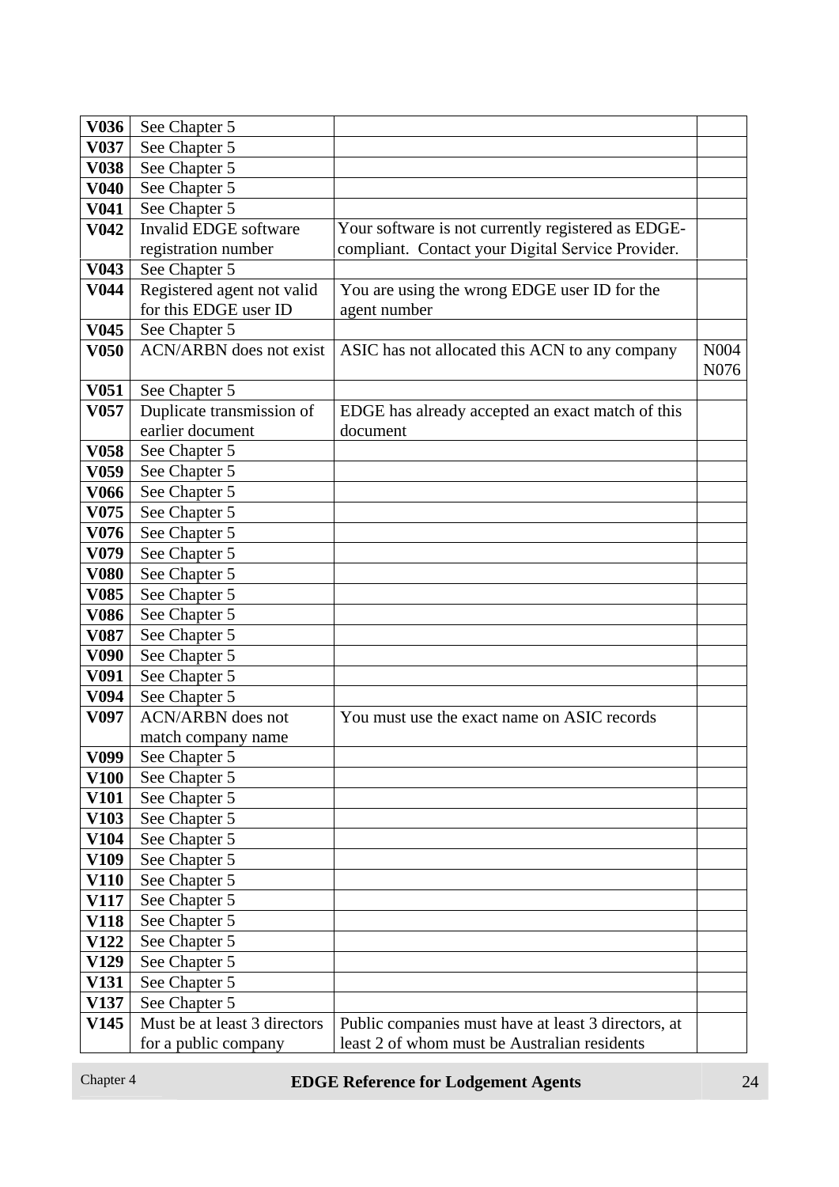| | | | |
|---|---|---|---|
| **V036** | See Chapter 5 | | |
| **V037** | See Chapter 5 | | |
| **V038** | See Chapter 5 | | |
| **V040** | See Chapter 5 | | |
| **V041** | See Chapter 5 | | |
| **V042** | Invalid EDGE software registration number | Your software is not currently registered as EDGE-compliant. Contact your Digital Service Provider. | |
| **V043** | See Chapter 5 | | |
| **V044** | Registered agent not valid for this EDGE user ID | You are using the wrong EDGE user ID for the agent number | |
| **V045** | See Chapter 5 | | |
| **V050** | ACN/ARBN does not exist | ASIC has not allocated this ACN to any company | N004 N076 |
| **V051** | See Chapter 5 | | |
| **V057** | Duplicate transmission of earlier document | EDGE has already accepted an exact match of this document | |
| **V058** | See Chapter 5 | | |
| **V059** | See Chapter 5 | | |
| **V066** | See Chapter 5 | | |
| **V075** | See Chapter 5 | | |
| **V076** | See Chapter 5 | | |
| **V079** | See Chapter 5 | | |
| **V080** | See Chapter 5 | | |
| **V085** | See Chapter 5 | | |
| **V086** | See Chapter 5 | | |
| **V087** | See Chapter 5 | | |
| **V090** | See Chapter 5 | | |
| **V091** | See Chapter 5 | | |
| **V094** | See Chapter 5 | | |
| **V097** | ACN/ARBN does not match company name | You must use the exact name on ASIC records | |
| **V099** | See Chapter 5 | | |
| **V100** | See Chapter 5 | | |
| **V101** | See Chapter 5 | | |
| **V103** | See Chapter 5 | | |
| **V104** | See Chapter 5 | | |
| **V109** | See Chapter 5 | | |
| **V110** | See Chapter 5 | | |
| **V117** | See Chapter 5 | | |
| **V118** | See Chapter 5 | | |
| **V122** | See Chapter 5 | | |
| **V129** | See Chapter 5 | | |
| **V131** | See Chapter 5 | | |
| **V137** | See Chapter 5 | | |
| **V145** | Must be at least 3 directors for a public company | Public companies must have at least 3 directors, at least 2 of whom must be Australian residents | |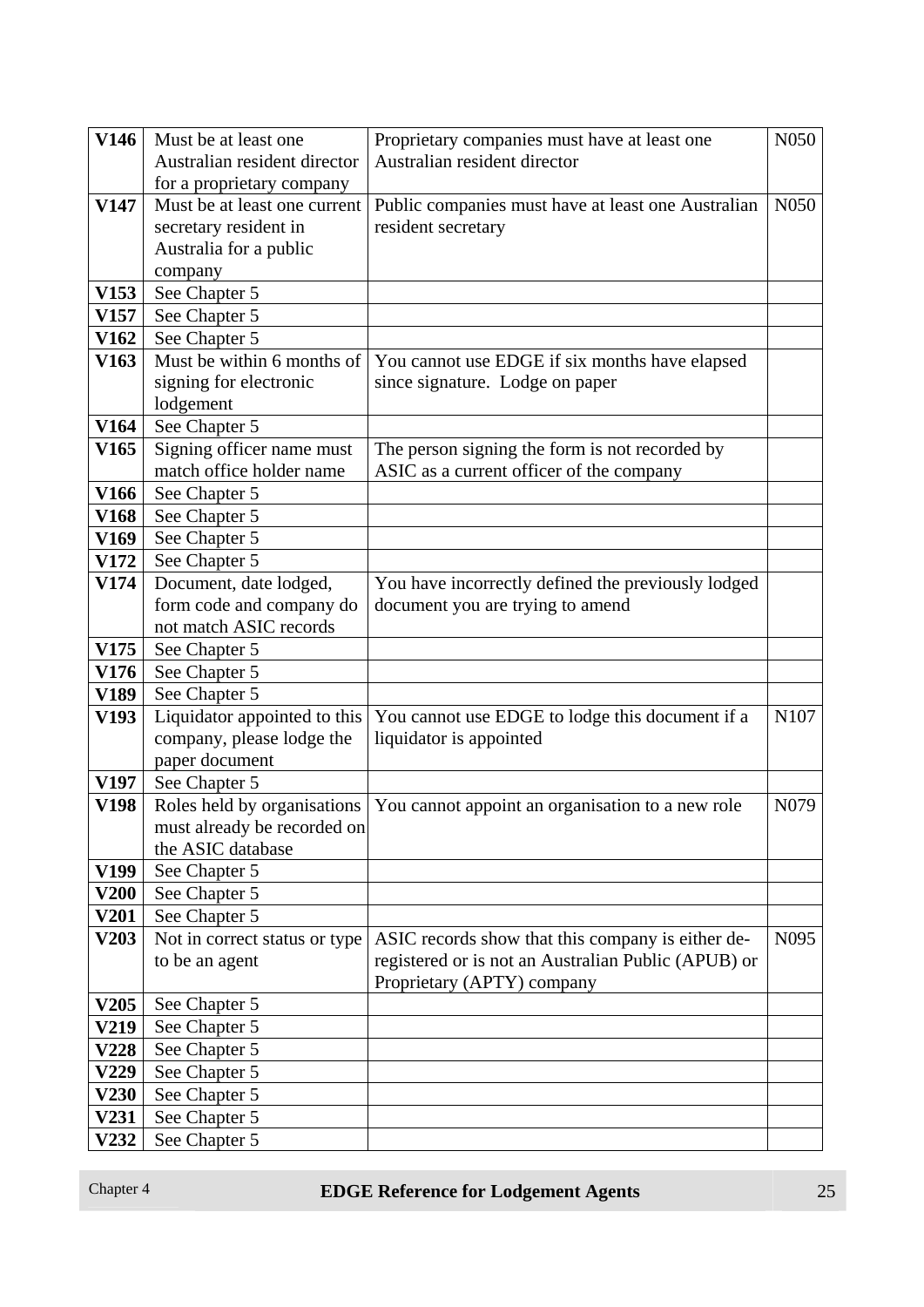| **V146** | Must be at least one Australian resident director for a proprietary company | Proprietary companies must have at least one Australian resident director | N050 |
|---|---|---|---|
| **V147** | Must be at least one current secretary resident in Australia for a public company | Public companies must have at least one Australian resident secretary | N050 |
| **V153** | See Chapter 5 | | |
| **V157** | See Chapter 5 | | |
| **V162** | See Chapter 5 | | |
| **V163** | Must be within 6 months of signing for electronic lodgement | You cannot use EDGE if six months have elapsed since signature. Lodge on paper | |
| **V164** | See Chapter 5 | | |
| **V165** | Signing officer name must match office holder name | The person signing the form is not recorded by ASIC as a current officer of the company | |
| **V166** | See Chapter 5 | | |
| **V168** | See Chapter 5 | | |
| **V169** | See Chapter 5 | | |
| **V172** | See Chapter 5 | | |
| **V174** | Document, date lodged, form code and company do not match ASIC records | You have incorrectly defined the previously lodged document you are trying to amend | |
| **V175** | See Chapter 5 | | |
| **V176** | See Chapter 5 | | |
| **V189** | See Chapter 5 | | |
| **V193** | Liquidator appointed to this company, please lodge the paper document | You cannot use EDGE to lodge this document if a liquidator is appointed | N107 |
| **V197** | See Chapter 5 | | |
| **V198** | Roles held by organisations must already be recorded on the ASIC database | You cannot appoint an organisation to a new role | N079 |
| **V199** | See Chapter 5 | | |
| **V200** | See Chapter 5 | | |
| **V201** | See Chapter 5 | | |
| **V203** | Not in correct status or type to be an agent | ASIC records show that this company is either de-registered or is not an Australian Public (APUB) or Proprietary (APTY) company | N095 |
| **V205** | See Chapter 5 | | |
| **V219** | See Chapter 5 | | |
| **V228** | See Chapter 5 | | |
| **V229** | See Chapter 5 | | |
| **V230** | See Chapter 5 | | |
| **V231** | See Chapter 5 | | |
| **V232** | See Chapter 5 | | |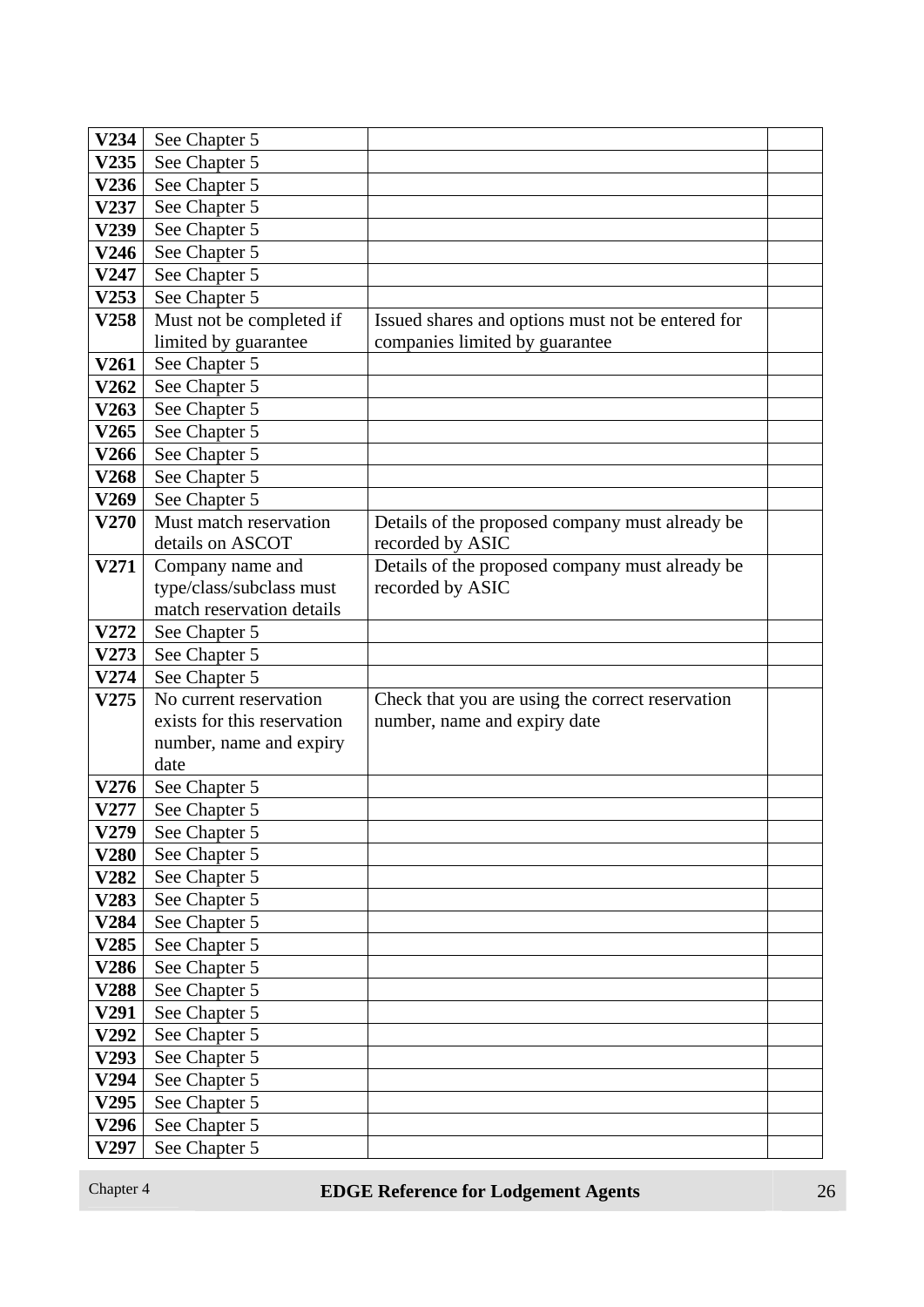| | | | |
|---|---|---|---|
| **V234** | See Chapter 5 | | |
| **V235** | See Chapter 5 | | |
| **V236** | See Chapter 5 | | |
| **V237** | See Chapter 5 | | |
| **V239** | See Chapter 5 | | |
| **V246** | See Chapter 5 | | |
| **V247** | See Chapter 5 | | |
| **V253** | See Chapter 5 | | |
| **V258** | Must not be completed if limited by guarantee | Issued shares and options must not be entered for companies limited by guarantee | |
| **V261** | See Chapter 5 | | |
| **V262** | See Chapter 5 | | |
| **V263** | See Chapter 5 | | |
| **V265** | See Chapter 5 | | |
| **V266** | See Chapter 5 | | |
| **V268** | See Chapter 5 | | |
| **V269** | See Chapter 5 | | |
| **V270** | Must match reservation details on ASCOT | Details of the proposed company must already be recorded by ASIC | |
| **V271** | Company name and type/class/subclass must match reservation details | Details of the proposed company must already be recorded by ASIC | |
| **V272** | See Chapter 5 | | |
| **V273** | See Chapter 5 | | |
| **V274** | See Chapter 5 | | |
| **V275** | No current reservation exists for this reservation number, name and expiry date | Check that you are using the correct reservation number, name and expiry date | |
| **V276** | See Chapter 5 | | |
| **V277** | See Chapter 5 | | |
| **V279** | See Chapter 5 | | |
| **V280** | See Chapter 5 | | |
| **V282** | See Chapter 5 | | |
| **V283** | See Chapter 5 | | |
| **V284** | See Chapter 5 | | |
| **V285** | See Chapter 5 | | |
| **V286** | See Chapter 5 | | |
| **V288** | See Chapter 5 | | |
| **V291** | See Chapter 5 | | |
| **V292** | See Chapter 5 | | |
| **V293** | See Chapter 5 | | |
| **V294** | See Chapter 5 | | |
| **V295** | See Chapter 5 | | |
| **V296** | See Chapter 5 | | |
| **V297** | See Chapter 5 | | |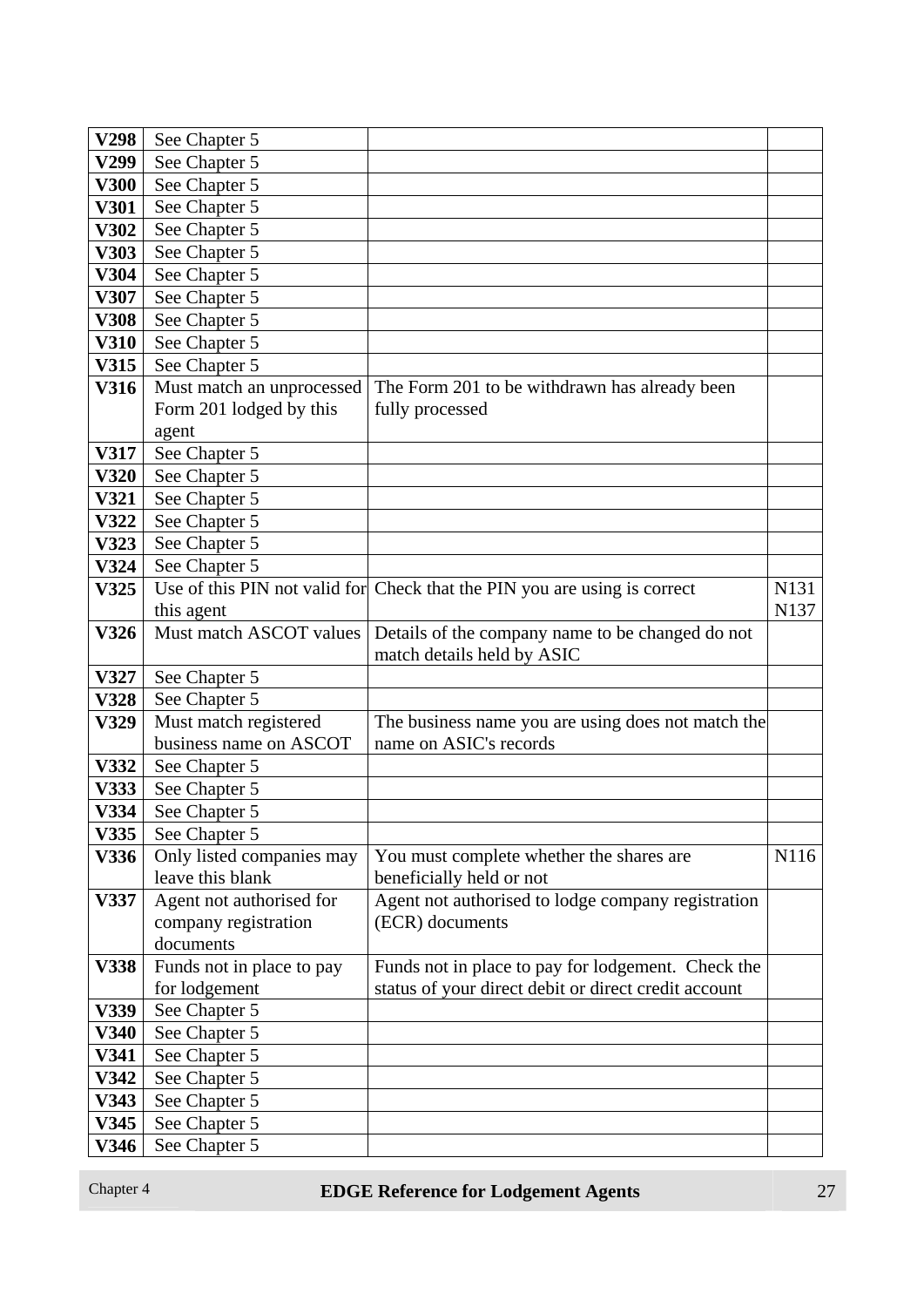| | | | |
|---|---|---|---|
| **V298** | See Chapter 5 | | |
| **V299** | See Chapter 5 | | |
| **V300** | See Chapter 5 | | |
| **V301** | See Chapter 5 | | |
| **V302** | See Chapter 5 | | |
| **V303** | See Chapter 5 | | |
| **V304** | See Chapter 5 | | |
| **V307** | See Chapter 5 | | |
| **V308** | See Chapter 5 | | |
| **V310** | See Chapter 5 | | |
| **V315** | See Chapter 5 | | |
| **V316** | Must match an unprocessed Form 201 lodged by this agent | The Form 201 to be withdrawn has already been fully processed | |
| **V317** | See Chapter 5 | | |
| **V320** | See Chapter 5 | | |
| **V321** | See Chapter 5 | | |
| **V322** | See Chapter 5 | | |
| **V323** | See Chapter 5 | | |
| **V324** | See Chapter 5 | | |
| **V325** | Use of this PIN not valid for this agent | Check that the PIN you are using is correct | N131 N137 |
| **V326** | Must match ASCOT values | Details of the company name to be changed do not match details held by ASIC | |
| **V327** | See Chapter 5 | | |
| **V328** | See Chapter 5 | | |
| **V329** | Must match registered business name on ASCOT | The business name you are using does not match the name on ASIC's records | |
| **V332** | See Chapter 5 | | |
| **V333** | See Chapter 5 | | |
| **V334** | See Chapter 5 | | |
| **V335** | See Chapter 5 | | |
| **V336** | Only listed companies may leave this blank | You must complete whether the shares are beneficially held or not | N116 |
| **V337** | Agent not authorised for company registration documents | Agent not authorised to lodge company registration (ECR) documents | |
| **V338** | Funds not in place to pay for lodgement | Funds not in place to pay for lodgement. Check the status of your direct debit or direct credit account | |
| **V339** | See Chapter 5 | | |
| **V340** | See Chapter 5 | | |
| **V341** | See Chapter 5 | | |
| **V342** | See Chapter 5 | | |
| **V343** | See Chapter 5 | | |
| **V345** | See Chapter 5 | | |
| **V346** | See Chapter 5 | | |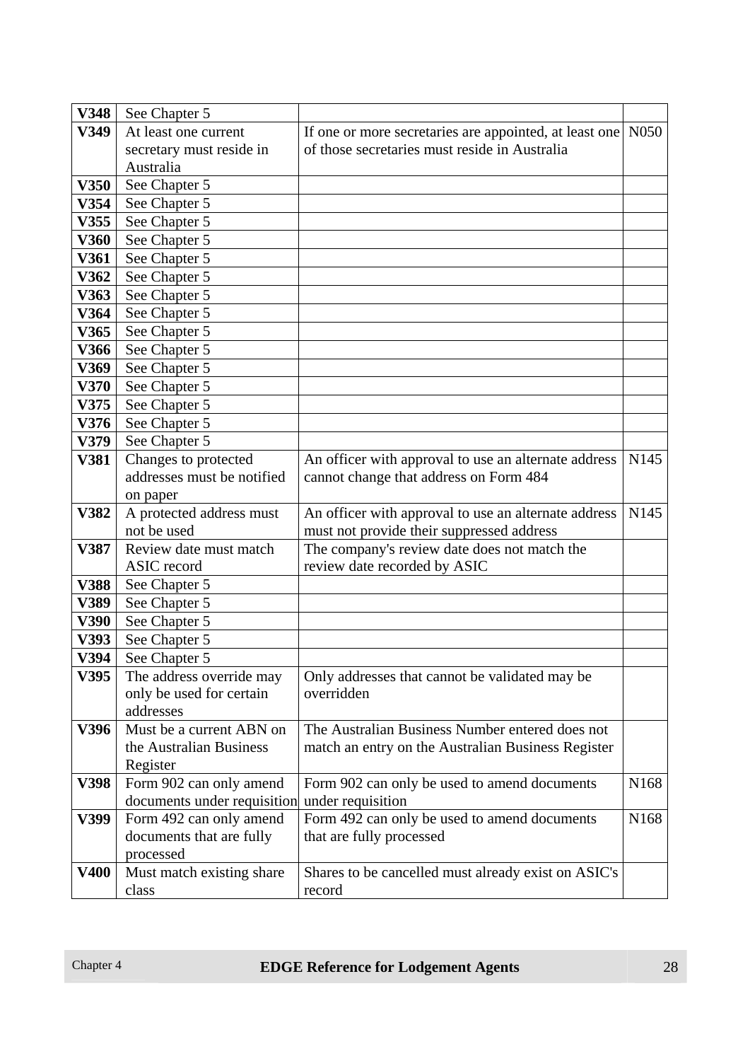| | | | |
|---|---|---|---|
| **V348** | See Chapter 5 | | |
| **V349** | At least one current secretary must reside in Australia | If one or more secretaries are appointed, at least one of those secretaries must reside in Australia | N050 |
| **V350** | See Chapter 5 | | |
| **V354** | See Chapter 5 | | |
| **V355** | See Chapter 5 | | |
| **V360** | See Chapter 5 | | |
| **V361** | See Chapter 5 | | |
| **V362** | See Chapter 5 | | |
| **V363** | See Chapter 5 | | |
| **V364** | See Chapter 5 | | |
| **V365** | See Chapter 5 | | |
| **V366** | See Chapter 5 | | |
| **V369** | See Chapter 5 | | |
| **V370** | See Chapter 5 | | |
| **V375** | See Chapter 5 | | |
| **V376** | See Chapter 5 | | |
| **V379** | See Chapter 5 | | |
| **V381** | Changes to protected addresses must be notified on paper | An officer with approval to use an alternate address cannot change that address on Form 484 | N145 |
| **V382** | A protected address must not be used | An officer with approval to use an alternate address must not provide their suppressed address | N145 |
| **V387** | Review date must match ASIC record | The company's review date does not match the review date recorded by ASIC | |
| **V388** | See Chapter 5 | | |
| **V389** | See Chapter 5 | | |
| **V390** | See Chapter 5 | | |
| **V393** | See Chapter 5 | | |
| **V394** | See Chapter 5 | | |
| **V395** | The address override may only be used for certain addresses | Only addresses that cannot be validated may be overridden | |
| **V396** | Must be a current ABN on the Australian Business Register | The Australian Business Number entered does not match an entry on the Australian Business Register | |
| **V398** | Form 902 can only amend documents under requisition | Form 902 can only be used to amend documents under requisition | N168 |
| **V399** | Form 492 can only amend documents that are fully processed | Form 492 can only be used to amend documents that are fully processed | N168 |
| **V400** | Must match existing share class | Shares to be cancelled must already exist on ASIC's record | |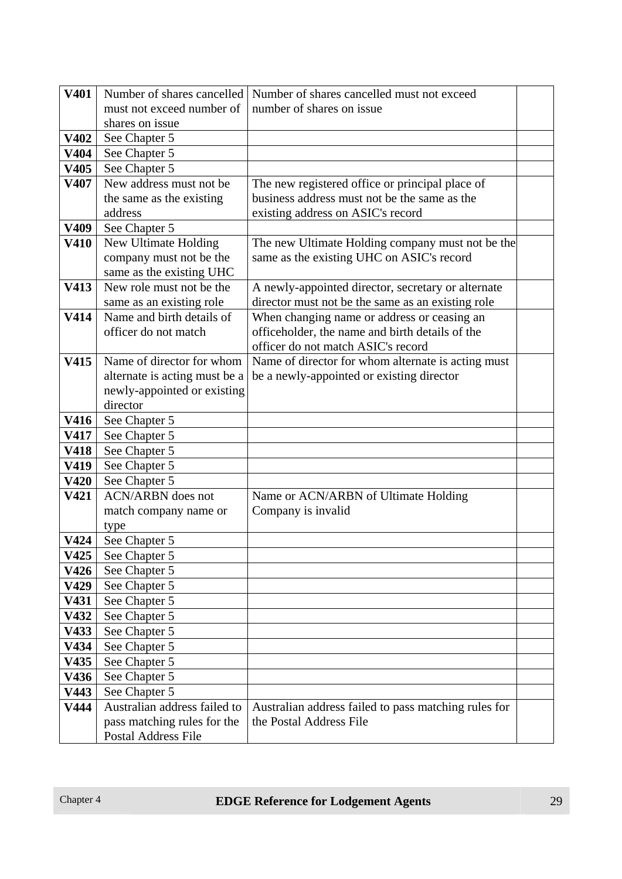| | | | |
|---|---|---|---|
| **V401** | Number of shares cancelled must not exceed number of shares on issue | Number of shares cancelled must not exceed number of shares on issue | |
| **V402** | See Chapter 5 | | |
| **V404** | See Chapter 5 | | |
| **V405** | See Chapter 5 | | |
| **V407** | New address must not be the same as the existing address | The new registered office or principal place of business address must not be the same as the existing address on ASIC's record | |
| **V409** | See Chapter 5 | | |
| **V410** | New Ultimate Holding company must not be the same as the existing UHC | The new Ultimate Holding company must not be the same as the existing UHC on ASIC's record | |
| **V413** | New role must not be the same as an existing role | A newly-appointed director, secretary or alternate director must not be the same as an existing role | |
| **V414** | Name and birth details of officer do not match | When changing name or address or ceasing an officeholder, the name and birth details of the officer do not match ASIC's record | |
| **V415** | Name of director for whom alternate is acting must be a newly-appointed or existing director | Name of director for whom alternate is acting must be a newly-appointed or existing director | |
| **V416** | See Chapter 5 | | |
| **V417** | See Chapter 5 | | |
| **V418** | See Chapter 5 | | |
| **V419** | See Chapter 5 | | |
| **V420** | See Chapter 5 | | |
| **V421** | ACN/ARBN does not match company name or type | Name or ACN/ARBN of Ultimate Holding Company is invalid | |
| **V424** | See Chapter 5 | | |
| **V425** | See Chapter 5 | | |
| **V426** | See Chapter 5 | | |
| **V429** | See Chapter 5 | | |
| **V431** | See Chapter 5 | | |
| **V432** | See Chapter 5 | | |
| **V433** | See Chapter 5 | | |
| **V434** | See Chapter 5 | | |
| **V435** | See Chapter 5 | | |
| **V436** | See Chapter 5 | | |
| **V443** | See Chapter 5 | | |
| **V444** | Australian address failed to pass matching rules for the Postal Address File | Australian address failed to pass matching rules for the Postal Address File | |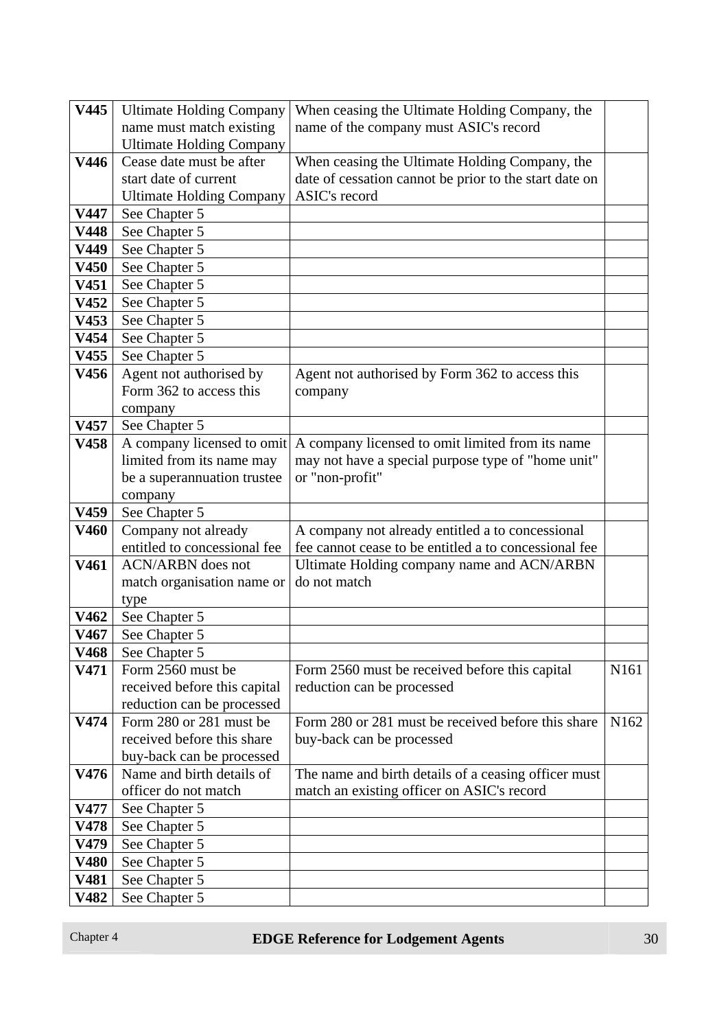| | | | |
|---|---|---|---|
| **V445** | Ultimate Holding Company name must match existing Ultimate Holding Company | When ceasing the Ultimate Holding Company, the name of the company must ASIC's record | |
| **V446** | Cease date must be after start date of current Ultimate Holding Company | When ceasing the Ultimate Holding Company, the date of cessation cannot be prior to the start date on ASIC's record | |
| **V447** | See Chapter 5 | | |
| **V448** | See Chapter 5 | | |
| **V449** | See Chapter 5 | | |
| **V450** | See Chapter 5 | | |
| **V451** | See Chapter 5 | | |
| **V452** | See Chapter 5 | | |
| **V453** | See Chapter 5 | | |
| **V454** | See Chapter 5 | | |
| **V455** | See Chapter 5 | | |
| **V456** | Agent not authorised by Form 362 to access this company | Agent not authorised by Form 362 to access this company | |
| **V457** | See Chapter 5 | | |
| **V458** | A company licensed to omit limited from its name may be a superannuation trustee company | A company licensed to omit limited from its name may not have a special purpose type of "home unit" or "non-profit" | |
| **V459** | See Chapter 5 | | |
| **V460** | Company not already entitled to concessional fee | A company not already entitled a to concessional fee cannot cease to be entitled a to concessional fee | |
| **V461** | ACN/ARBN does not match organisation name or type | Ultimate Holding company name and ACN/ARBN do not match | |
| **V462** | See Chapter 5 | | |
| **V467** | See Chapter 5 | | |
| **V468** | See Chapter 5 | | |
| **V471** | Form 2560 must be received before this capital reduction can be processed | Form 2560 must be received before this capital reduction can be processed | N161 |
| **V474** | Form 280 or 281 must be received before this share buy-back can be processed | Form 280 or 281 must be received before this share buy-back can be processed | N162 |
| **V476** | Name and birth details of officer do not match | The name and birth details of a ceasing officer must match an existing officer on ASIC's record | |
| **V477** | See Chapter 5 | | |
| **V478** | See Chapter 5 | | |
| **V479** | See Chapter 5 | | |
| **V480** | See Chapter 5 | | |
| **V481** | See Chapter 5 | | |
| **V482** | See Chapter 5 | | |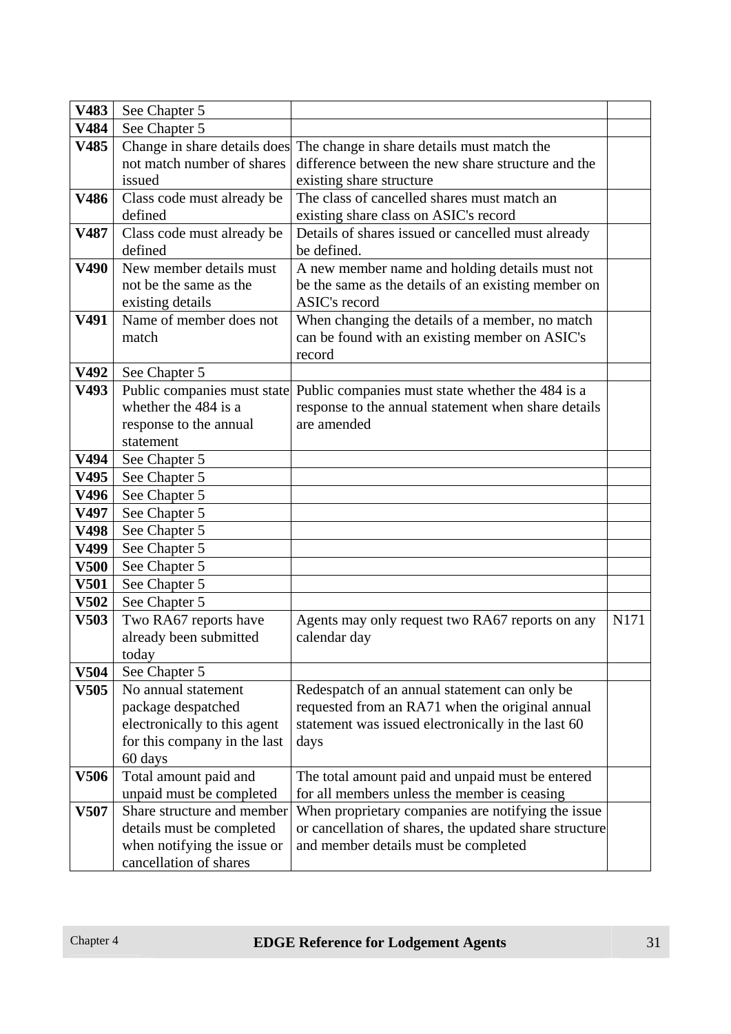| | | | |
|---|---|---|---|
| **V483** | See Chapter 5 | | |
| **V484** | See Chapter 5 | | |
| **V485** | Change in share details does not match number of shares issued | The change in share details must match the difference between the new share structure and the existing share structure | |
| **V486** | Class code must already be defined | The class of cancelled shares must match an existing share class on ASIC's record | |
| **V487** | Class code must already be defined | Details of shares issued or cancelled must already be defined. | |
| **V490** | New member details must not be the same as the existing details | A new member name and holding details must not be the same as the details of an existing member on ASIC's record | |
| **V491** | Name of member does not match | When changing the details of a member, no match can be found with an existing member on ASIC's record | |
| **V492** | See Chapter 5 | | |
| **V493** | Public companies must state whether the 484 is a response to the annual statement | Public companies must state whether the 484 is a response to the annual statement when share details are amended | |
| **V494** | See Chapter 5 | | |
| **V495** | See Chapter 5 | | |
| **V496** | See Chapter 5 | | |
| **V497** | See Chapter 5 | | |
| **V498** | See Chapter 5 | | |
| **V499** | See Chapter 5 | | |
| **V500** | See Chapter 5 | | |
| **V501** | See Chapter 5 | | |
| **V502** | See Chapter 5 | | |
| **V503** | Two RA67 reports have already been submitted today | Agents may only request two RA67 reports on any calendar day | N171 |
| **V504** | See Chapter 5 | | |
| **V505** | No annual statement package despatched electronically to this agent for this company in the last 60 days | Redespatch of an annual statement can only be requested from an RA71 when the original annual statement was issued electronically in the last 60 days | |
| **V506** | Total amount paid and unpaid must be completed | The total amount paid and unpaid must be entered for all members unless the member is ceasing | |
| **V507** | Share structure and member details must be completed when notifying the issue or cancellation of shares | When proprietary companies are notifying the issue or cancellation of shares, the updated share structure and member details must be completed | |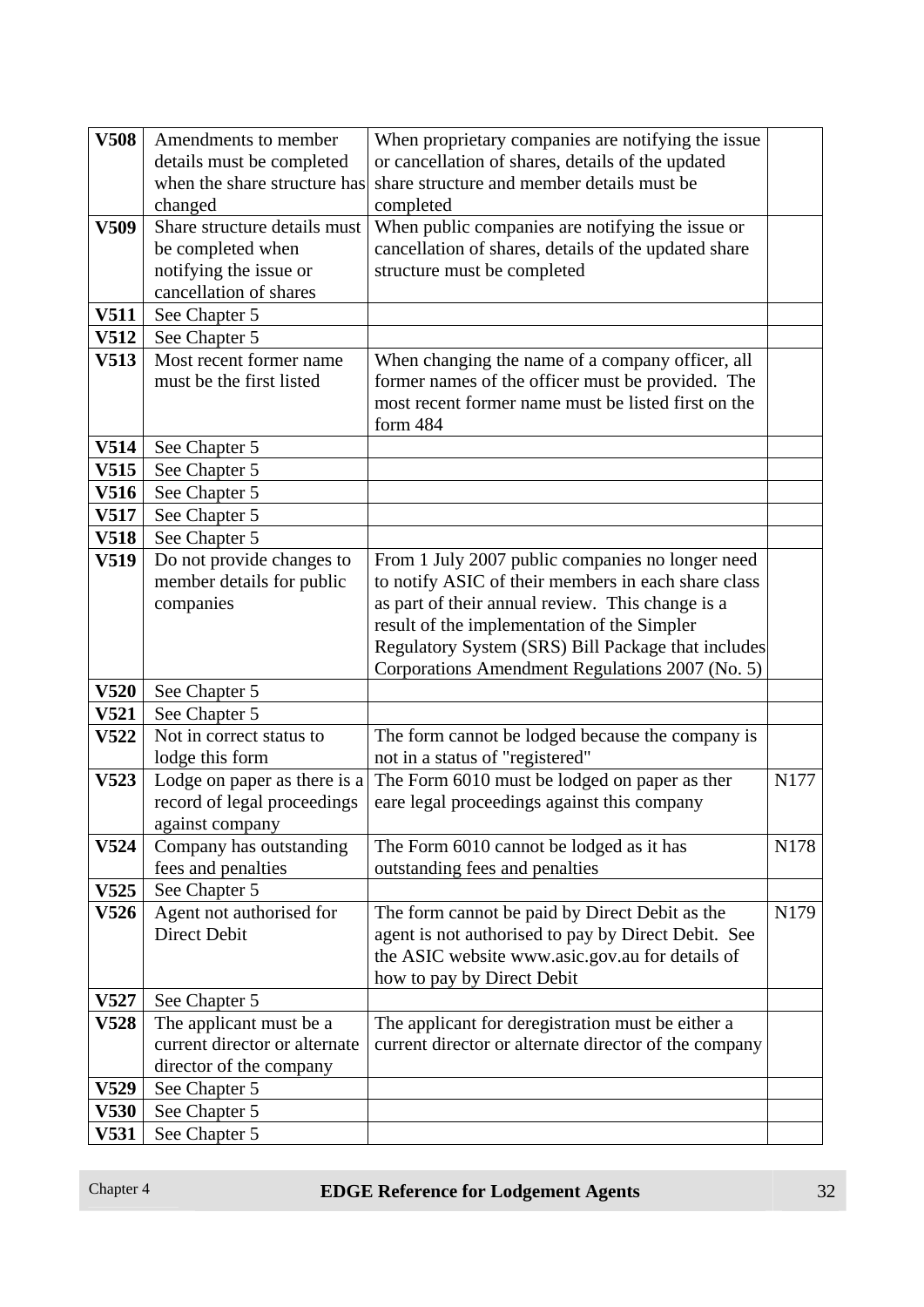| **V508** | Amendments to member details must be completed when the share structure has changed | When proprietary companies are notifying the issue or cancellation of shares, details of the updated share structure and member details must be completed | |
|---|---|---|---|
| **V509** | Share structure details must be completed when notifying the issue or cancellation of shares | When public companies are notifying the issue or cancellation of shares, details of the updated share structure must be completed | |
| **V511** | See Chapter 5 | | |
| **V512** | See Chapter 5 | | |
| **V513** | Most recent former name must be the first listed | When changing the name of a company officer, all former names of the officer must be provided. The most recent former name must be listed first on the form 484 | |
| **V514** | See Chapter 5 | | |
| **V515** | See Chapter 5 | | |
| **V516** | See Chapter 5 | | |
| **V517** | See Chapter 5 | | |
| **V518** | See Chapter 5 | | |
| **V519** | Do not provide changes to member details for public companies | From 1 July 2007 public companies no longer need to notify ASIC of their members in each share class as part of their annual review. This change is a result of the implementation of the Simpler Regulatory System (SRS) Bill Package that includes Corporations Amendment Regulations 2007 (No. 5) | |
| **V520** | See Chapter 5 | | |
| **V521** | See Chapter 5 | | |
| **V522** | Not in correct status to lodge this form | The form cannot be lodged because the company is not in a status of "registered" | |
| **V523** | Lodge on paper as there is a record of legal proceedings against company | The Form 6010 must be lodged on paper as ther eare legal proceedings against this company | N177 |
| **V524** | Company has outstanding fees and penalties | The Form 6010 cannot be lodged as it has outstanding fees and penalties | N178 |
| **V525** | See Chapter 5 | | |
| **V526** | Agent not authorised for Direct Debit | The form cannot be paid by Direct Debit as the agent is not authorised to pay by Direct Debit. See the ASIC website www.asic.gov.au for details of how to pay by Direct Debit | N179 |
| **V527** | See Chapter 5 | | |
| **V528** | The applicant must be a current director or alternate director of the company | The applicant for deregistration must be either a current director or alternate director of the company | |
| **V529** | See Chapter 5 | | |
| **V530** | See Chapter 5 | | |
| **V531** | See Chapter 5 | | |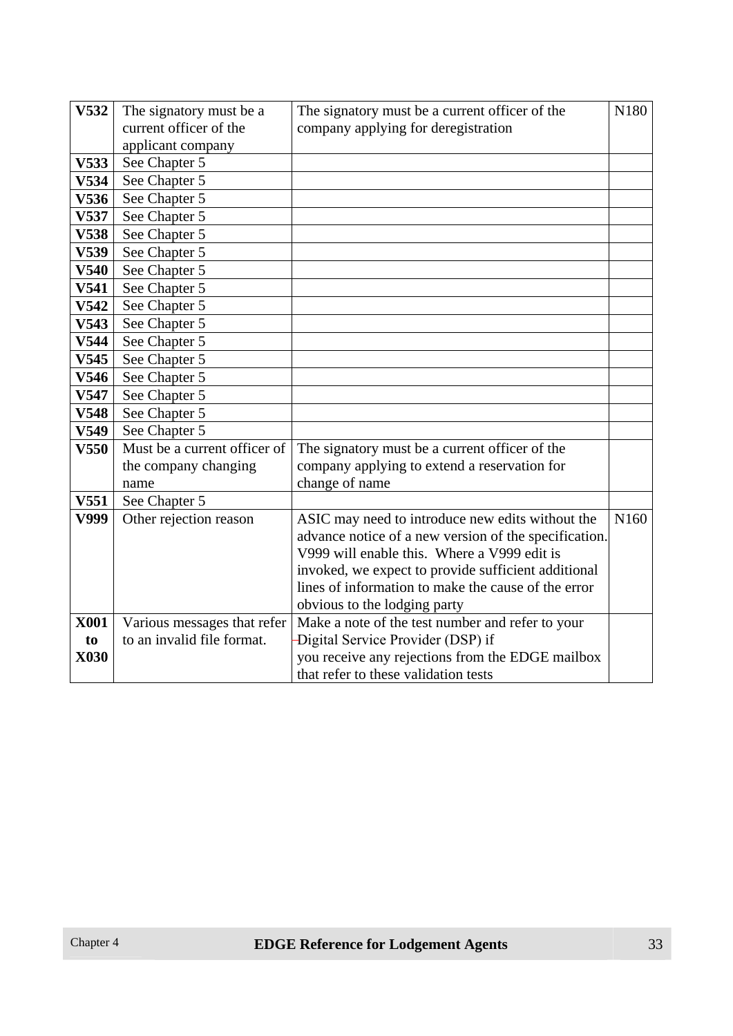| | | | |
|---|---|---|---|
| **V532** | The signatory must be a current officer of the applicant company | The signatory must be a current officer of the company applying for deregistration | N180 |
| **V533** | See Chapter 5 | | |
| **V534** | See Chapter 5 | | |
| **V536** | See Chapter 5 | | |
| **V537** | See Chapter 5 | | |
| **V538** | See Chapter 5 | | |
| **V539** | See Chapter 5 | | |
| **V540** | See Chapter 5 | | |
| **V541** | See Chapter 5 | | |
| **V542** | See Chapter 5 | | |
| **V543** | See Chapter 5 | | |
| **V544** | See Chapter 5 | | |
| **V545** | See Chapter 5 | | |
| **V546** | See Chapter 5 | | |
| **V547** | See Chapter 5 | | |
| **V548** | See Chapter 5 | | |
| **V549** | See Chapter 5 | | |
| **V550** | Must be a current officer of the company changing name | The signatory must be a current officer of the company applying to extend a reservation for change of name | |
| **V551** | See Chapter 5 | | |
| **V999** | Other rejection reason | ASIC may need to introduce new edits without the advance notice of a new version of the specification. V999 will enable this. Where a V999 edit is invoked, we expect to provide sufficient additional lines of information to make the cause of the error obvious to the lodging party | N160 |
| **X001 to X030** | Various messages that refer to an invalid file format. | Make a note of the test number and refer to your Digital Service Provider (DSP) if you receive any rejections from the EDGE mailbox that refer to these validation tests | |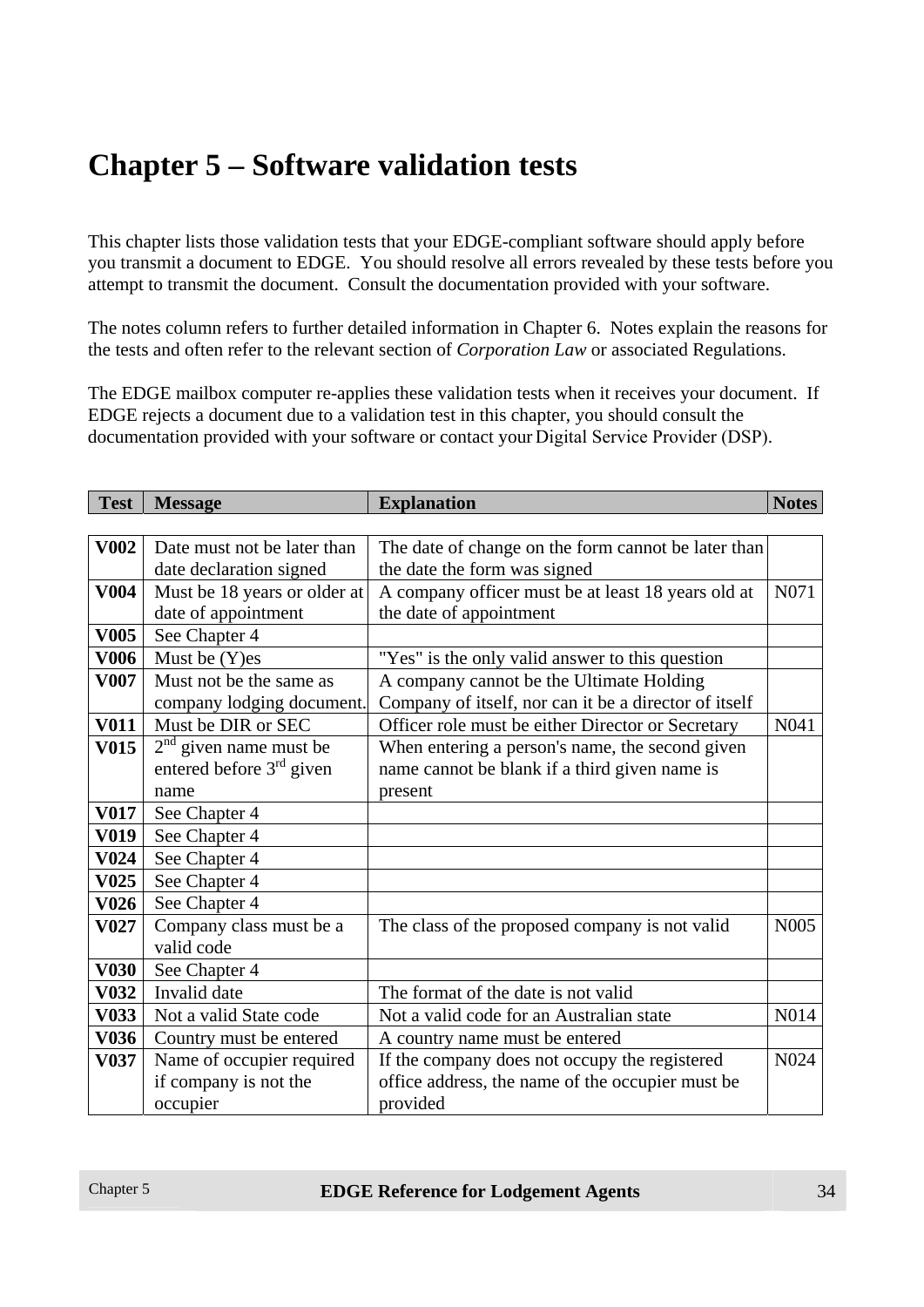# Chapter 5 – Software validation tests

This chapter lists those validation tests that your EDGE-compliant software should apply before you transmit a document to EDGE. You should resolve all errors revealed by these tests before you attempt to transmit the document. Consult the documentation provided with your software.

The notes column refers to further detailed information in Chapter 6. Notes explain the reasons for the tests and often refer to the relevant section of *Corporation Law* or associated Regulations.

The EDGE mailbox computer re-applies these validation tests when it receives your document. If EDGE rejects a document due to a validation test in this chapter, you should consult the documentation provided with your software or contact your Digital Service Provider (DSP).

| Test | Message | Explanation | Notes |
|---|---|---|---|
| **V002** | Date must not be later than date declaration signed | The date of change on the form cannot be later than the date the form was signed | |
| **V004** | Must be 18 years or older at date of appointment | A company officer must be at least 18 years old at the date of appointment | N071 |
| **V005** | See Chapter 4 | | |
| **V006** | Must be (Y)es | "Yes" is the only valid answer to this question | |
| **V007** | Must not be the same as company lodging document. | A company cannot be the Ultimate Holding Company of itself, nor can it be a director of itself | |
| **V011** | Must be DIR or SEC | Officer role must be either Director or Secretary | N041 |
| **V015** | 2nd given name must be entered before 3rd given name | When entering a person's name, the second given name cannot be blank if a third given name is present | |
| **V017** | See Chapter 4 | | |
| **V019** | See Chapter 4 | | |
| **V024** | See Chapter 4 | | |
| **V025** | See Chapter 4 | | |
| **V026** | See Chapter 4 | | |
| **V027** | Company class must be a valid code | The class of the proposed company is not valid | N005 |
| **V030** | See Chapter 4 | | |
| **V032** | Invalid date | The format of the date is not valid | |
| **V033** | Not a valid State code | Not a valid code for an Australian state | N014 |
| **V036** | Country must be entered | A country name must be entered | |
| **V037** | Name of occupier required if company is not the occupier | If the company does not occupy the registered office address, the name of the occupier must be provided | N024 |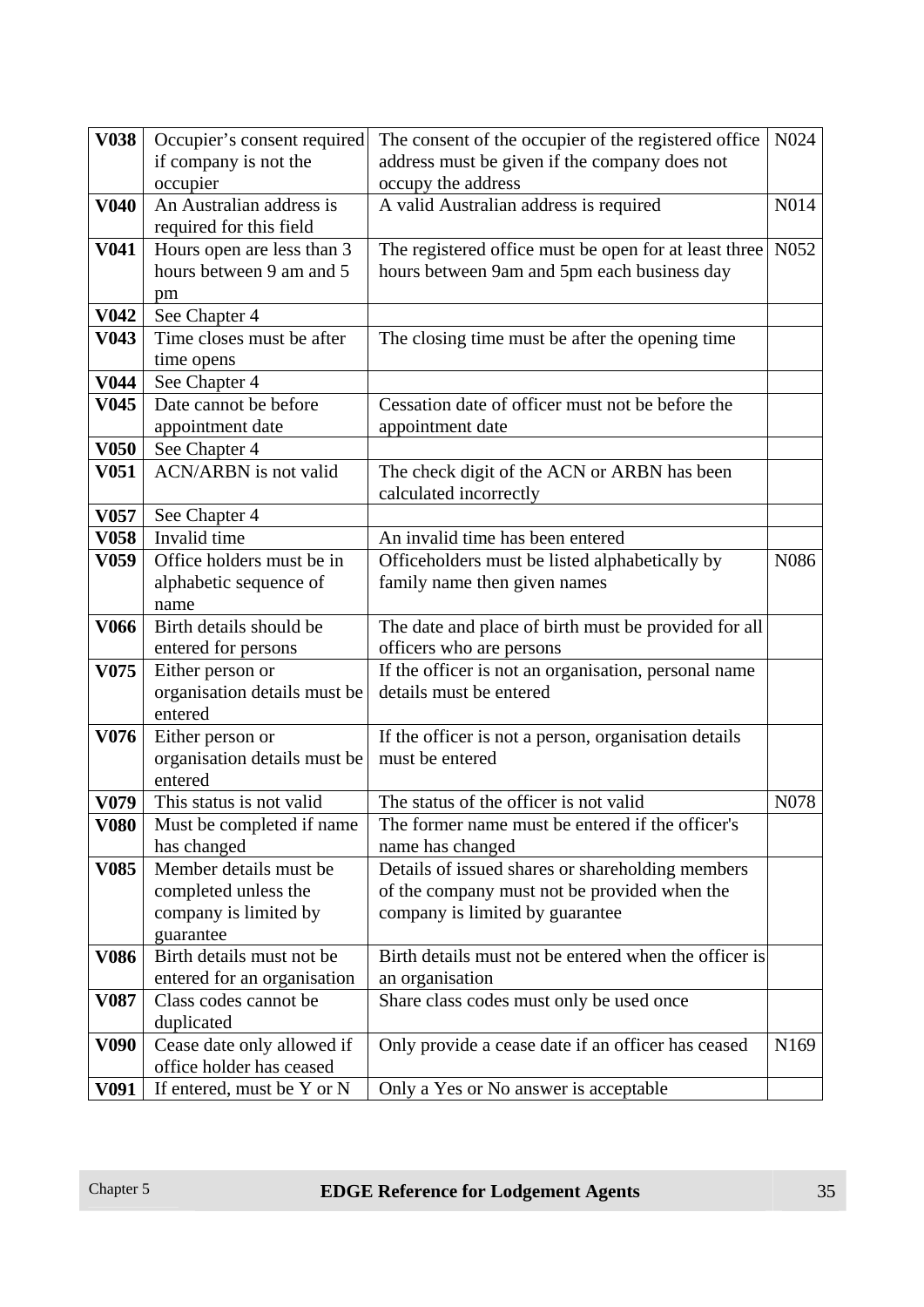| | | | |
|---|---|---|---|
| **V038** | Occupier's consent required if company is not the occupier | The consent of the occupier of the registered office address must be given if the company does not occupy the address | N024 |
| **V040** | An Australian address is required for this field | A valid Australian address is required | N014 |
| **V041** | Hours open are less than 3 hours between 9 am and 5 pm | The registered office must be open for at least three hours between 9am and 5pm each business day | N052 |
| **V042** | See Chapter 4 | | |
| **V043** | Time closes must be after time opens | The closing time must be after the opening time | |
| **V044** | See Chapter 4 | | |
| **V045** | Date cannot be before appointment date | Cessation date of officer must not be before the appointment date | |
| **V050** | See Chapter 4 | | |
| **V051** | ACN/ARBN is not valid | The check digit of the ACN or ARBN has been calculated incorrectly | |
| **V057** | See Chapter 4 | | |
| **V058** | Invalid time | An invalid time has been entered | |
| **V059** | Office holders must be in alphabetic sequence of name | Officeholders must be listed alphabetically by family name then given names | N086 |
| **V066** | Birth details should be entered for persons | The date and place of birth must be provided for all officers who are persons | |
| **V075** | Either person or organisation details must be entered | If the officer is not an organisation, personal name details must be entered | |
| **V076** | Either person or organisation details must be entered | If the officer is not a person, organisation details must be entered | |
| **V079** | This status is not valid | The status of the officer is not valid | N078 |
| **V080** | Must be completed if name has changed | The former name must be entered if the officer's name has changed | |
| **V085** | Member details must be completed unless the company is limited by guarantee | Details of issued shares or shareholding members of the company must not be provided when the company is limited by guarantee | |
| **V086** | Birth details must not be entered for an organisation | Birth details must not be entered when the officer is an organisation | |
| **V087** | Class codes cannot be duplicated | Share class codes must only be used once | |
| **V090** | Cease date only allowed if office holder has ceased | Only provide a cease date if an officer has ceased | N169 |
| **V091** | If entered, must be Y or N | Only a Yes or No answer is acceptable | |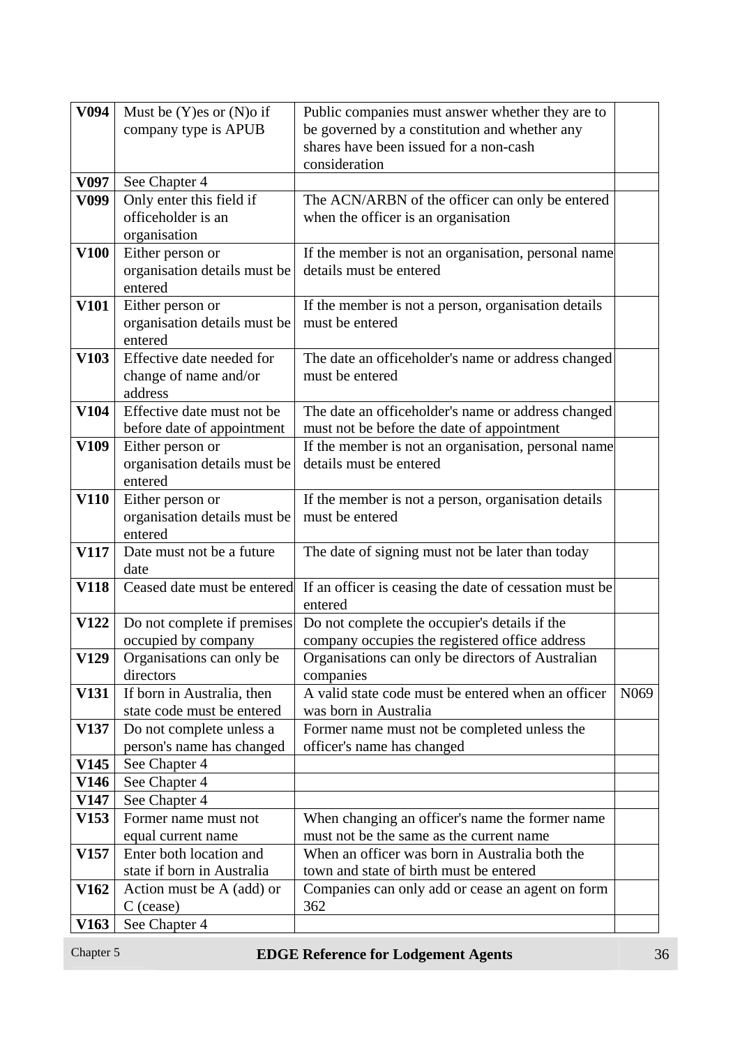| V094 | Must be (Y)es or (N)o if company type is APUB | Public companies must answer whether they are to be governed by a constitution and whether any shares have been issued for a non-cash consideration | |
|---|---|---|---|
| V097 | See Chapter 4 | | |
| V099 | Only enter this field if officeholder is an organisation | The ACN/ARBN of the officer can only be entered when the officer is an organisation | |
| V100 | Either person or organisation details must be entered | If the member is not an organisation, personal name details must be entered | |
| V101 | Either person or organisation details must be entered | If the member is not a person, organisation details must be entered | |
| V103 | Effective date needed for change of name and/or address | The date an officeholder's name or address changed must be entered | |
| V104 | Effective date must not be before date of appointment | The date an officeholder's name or address changed must not be before the date of appointment | |
| V109 | Either person or organisation details must be entered | If the member is not an organisation, personal name details must be entered | |
| V110 | Either person or organisation details must be entered | If the member is not a person, organisation details must be entered | |
| V117 | Date must not be a future date | The date of signing must not be later than today | |
| V118 | Ceased date must be entered | If an officer is ceasing the date of cessation must be entered | |
| V122 | Do not complete if premises occupied by company | Do not complete the occupier's details if the company occupies the registered office address | |
| V129 | Organisations can only be directors | Organisations can only be directors of Australian companies | |
| V131 | If born in Australia, then state code must be entered | A valid state code must be entered when an officer was born in Australia | N069 |
| V137 | Do not complete unless a person's name has changed | Former name must not be completed unless the officer's name has changed | |
| V145 | See Chapter 4 | | |
| V146 | See Chapter 4 | | |
| V147 | See Chapter 4 | | |
| V153 | Former name must not equal current name | When changing an officer's name the former name must not be the same as the current name | |
| V157 | Enter both location and state if born in Australia | When an officer was born in Australia both the town and state of birth must be entered | |
| V162 | Action must be A (add) or C (cease) | Companies can only add or cease an agent on form 362 | |
| V163 | See Chapter 4 | | |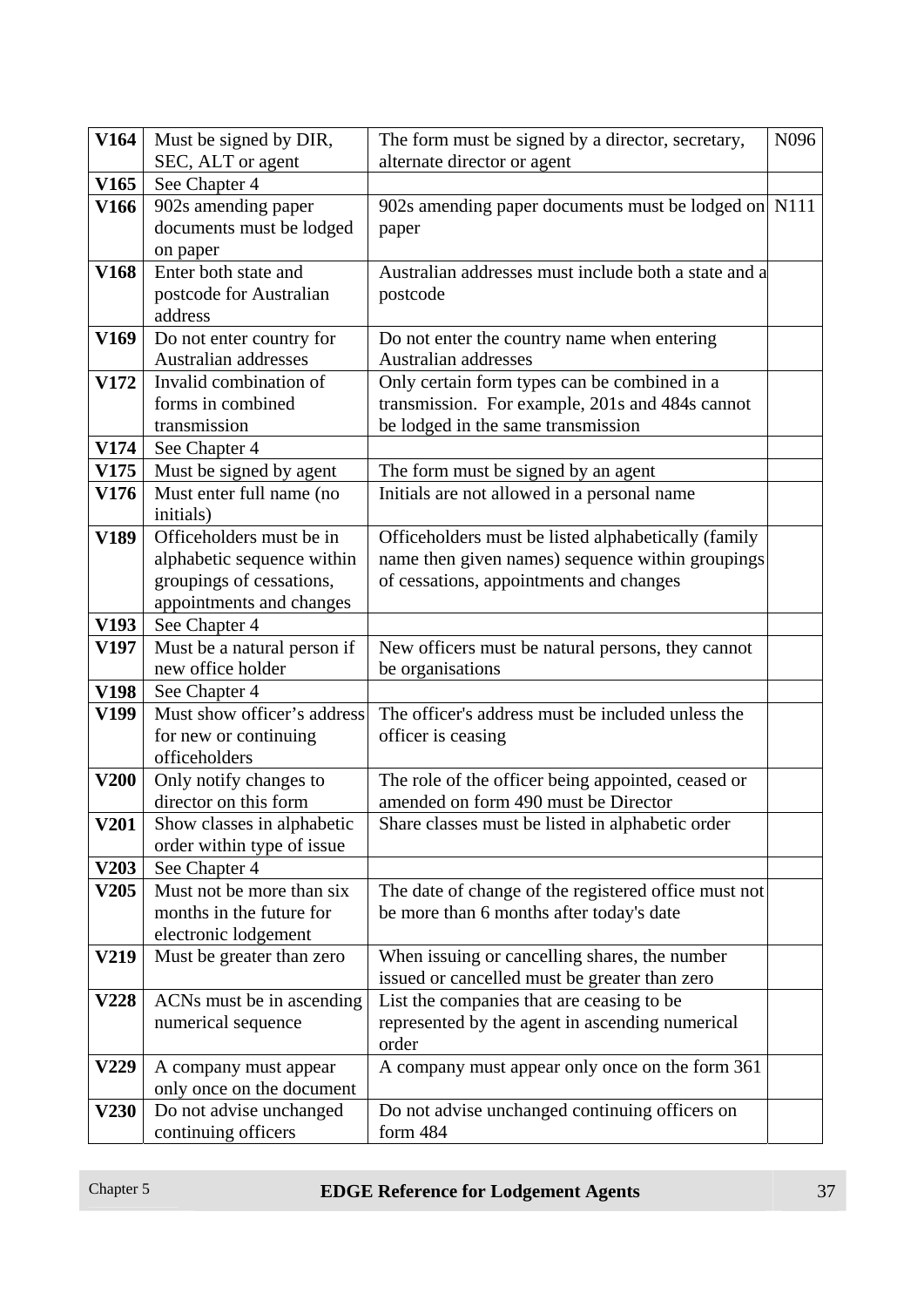| **V164** | Must be signed by DIR, SEC, ALT or agent | The form must be signed by a director, secretary, alternate director or agent | N096 |
|---|---|---|---|
| **V165** | See Chapter 4 | | |
| **V166** | 902s amending paper documents must be lodged on paper | 902s amending paper documents must be lodged on paper | N111 |
| **V168** | Enter both state and postcode for Australian address | Australian addresses must include both a state and a postcode | |
| **V169** | Do not enter country for Australian addresses | Do not enter the country name when entering Australian addresses | |
| **V172** | Invalid combination of forms in combined transmission | Only certain form types can be combined in a transmission. For example, 201s and 484s cannot be lodged in the same transmission | |
| **V174** | See Chapter 4 | | |
| **V175** | Must be signed by agent | The form must be signed by an agent | |
| **V176** | Must enter full name (no initials) | Initials are not allowed in a personal name | |
| **V189** | Officeholders must be in alphabetic sequence within groupings of cessations, appointments and changes | Officeholders must be listed alphabetically (family name then given names) sequence within groupings of cessations, appointments and changes | |
| **V193** | See Chapter 4 | | |
| **V197** | Must be a natural person if new office holder | New officers must be natural persons, they cannot be organisations | |
| **V198** | See Chapter 4 | | |
| **V199** | Must show officer's address for new or continuing officeholders | The officer's address must be included unless the officer is ceasing | |
| **V200** | Only notify changes to director on this form | The role of the officer being appointed, ceased or amended on form 490 must be Director | |
| **V201** | Show classes in alphabetic order within type of issue | Share classes must be listed in alphabetic order | |
| **V203** | See Chapter 4 | | |
| **V205** | Must not be more than six months in the future for electronic lodgement | The date of change of the registered office must not be more than 6 months after today's date | |
| **V219** | Must be greater than zero | When issuing or cancelling shares, the number issued or cancelled must be greater than zero | |
| **V228** | ACNs must be in ascending numerical sequence | List the companies that are ceasing to be represented by the agent in ascending numerical order | |
| **V229** | A company must appear only once on the document | A company must appear only once on the form 361 | |
| **V230** | Do not advise unchanged continuing officers | Do not advise unchanged continuing officers on form 484 | |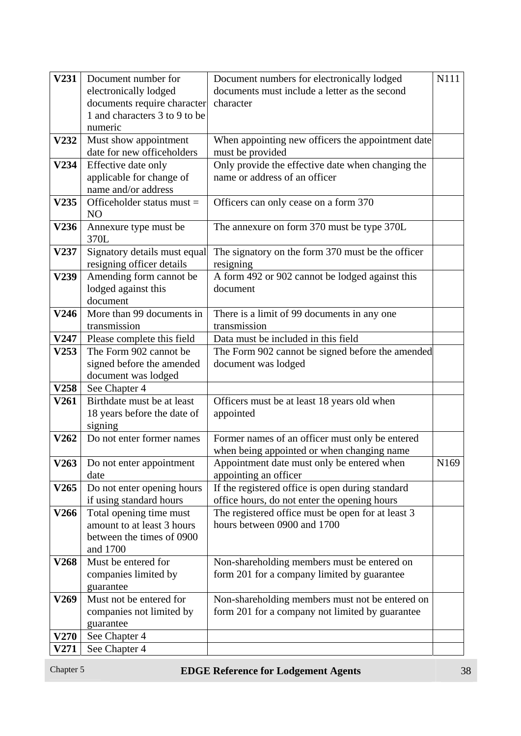| | | | |
|---|---|---|---|
| **V231** | Document number for electronically lodged documents require character 1 and characters 3 to 9 to be numeric | Document numbers for electronically lodged documents must include a letter as the second character | N111 |
| **V232** | Must show appointment date for new officeholders | When appointing new officers the appointment date must be provided | |
| **V234** | Effective date only applicable for change of name and/or address | Only provide the effective date when changing the name or address of an officer | |
| **V235** | Officeholder status must = NO | Officers can only cease on a form 370 | |
| **V236** | Annexure type must be 370L | The annexure on form 370 must be type 370L | |
| **V237** | Signatory details must equal resigning officer details | The signatory on the form 370 must be the officer resigning | |
| **V239** | Amending form cannot be lodged against this document | A form 492 or 902 cannot be lodged against this document | |
| **V246** | More than 99 documents in transmission | There is a limit of 99 documents in any one transmission | |
| **V247** | Please complete this field | Data must be included in this field | |
| **V253** | The Form 902 cannot be signed before the amended document was lodged | The Form 902 cannot be signed before the amended document was lodged | |
| **V258** | See Chapter 4 | | |
| **V261** | Birthdate must be at least 18 years before the date of signing | Officers must be at least 18 years old when appointed | |
| **V262** | Do not enter former names | Former names of an officer must only be entered when being appointed or when changing name | |
| **V263** | Do not enter appointment date | Appointment date must only be entered when appointing an officer | N169 |
| **V265** | Do not enter opening hours if using standard hours | If the registered office is open during standard office hours, do not enter the opening hours | |
| **V266** | Total opening time must amount to at least 3 hours between the times of 0900 and 1700 | The registered office must be open for at least 3 hours between 0900 and 1700 | |
| **V268** | Must be entered for companies limited by guarantee | Non-shareholding members must be entered on form 201 for a company limited by guarantee | |
| **V269** | Must not be entered for companies not limited by guarantee | Non-shareholding members must not be entered on form 201 for a company not limited by guarantee | |
| **V270** | See Chapter 4 | | |
| **V271** | See Chapter 4 | | |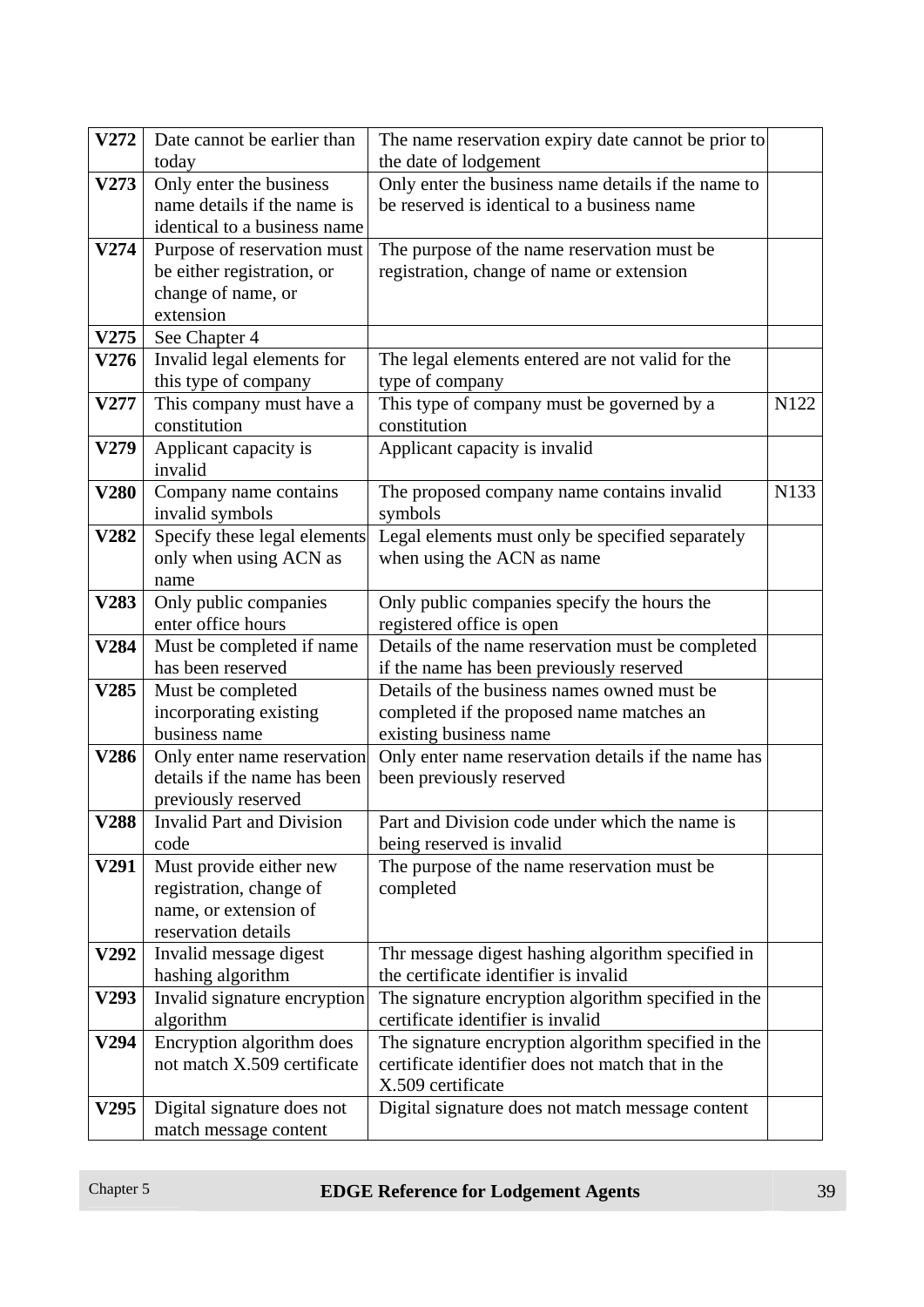| | | | |
|---|---|---|---|
| **V272** | Date cannot be earlier than today | The name reservation expiry date cannot be prior to the date of lodgement | |
| **V273** | Only enter the business name details if the name is identical to a business name | Only enter the business name details if the name to be reserved is identical to a business name | |
| **V274** | Purpose of reservation must be either registration, or change of name, or extension | The purpose of the name reservation must be registration, change of name or extension | |
| **V275** | See Chapter 4 | | |
| **V276** | Invalid legal elements for this type of company | The legal elements entered are not valid for the type of company | |
| **V277** | This company must have a constitution | This type of company must be governed by a constitution | N122 |
| **V279** | Applicant capacity is invalid | Applicant capacity is invalid | |
| **V280** | Company name contains invalid symbols | The proposed company name contains invalid symbols | N133 |
| **V282** | Specify these legal elements only when using ACN as name | Legal elements must only be specified separately when using the ACN as name | |
| **V283** | Only public companies enter office hours | Only public companies specify the hours the registered office is open | |
| **V284** | Must be completed if name has been reserved | Details of the name reservation must be completed if the name has been previously reserved | |
| **V285** | Must be completed incorporating existing business name | Details of the business names owned must be completed if the proposed name matches an existing business name | |
| **V286** | Only enter name reservation details if the name has been previously reserved | Only enter name reservation details if the name has been previously reserved | |
| **V288** | Invalid Part and Division code | Part and Division code under which the name is being reserved is invalid | |
| **V291** | Must provide either new registration, change of name, or extension of reservation details | The purpose of the name reservation must be completed | |
| **V292** | Invalid message digest hashing algorithm | Thr message digest hashing algorithm specified in the certificate identifier is invalid | |
| **V293** | Invalid signature encryption algorithm | The signature encryption algorithm specified in the certificate identifier is invalid | |
| **V294** | Encryption algorithm does not match X.509 certificate | The signature encryption algorithm specified in the certificate identifier does not match that in the X.509 certificate | |
| **V295** | Digital signature does not match message content | Digital signature does not match message content | |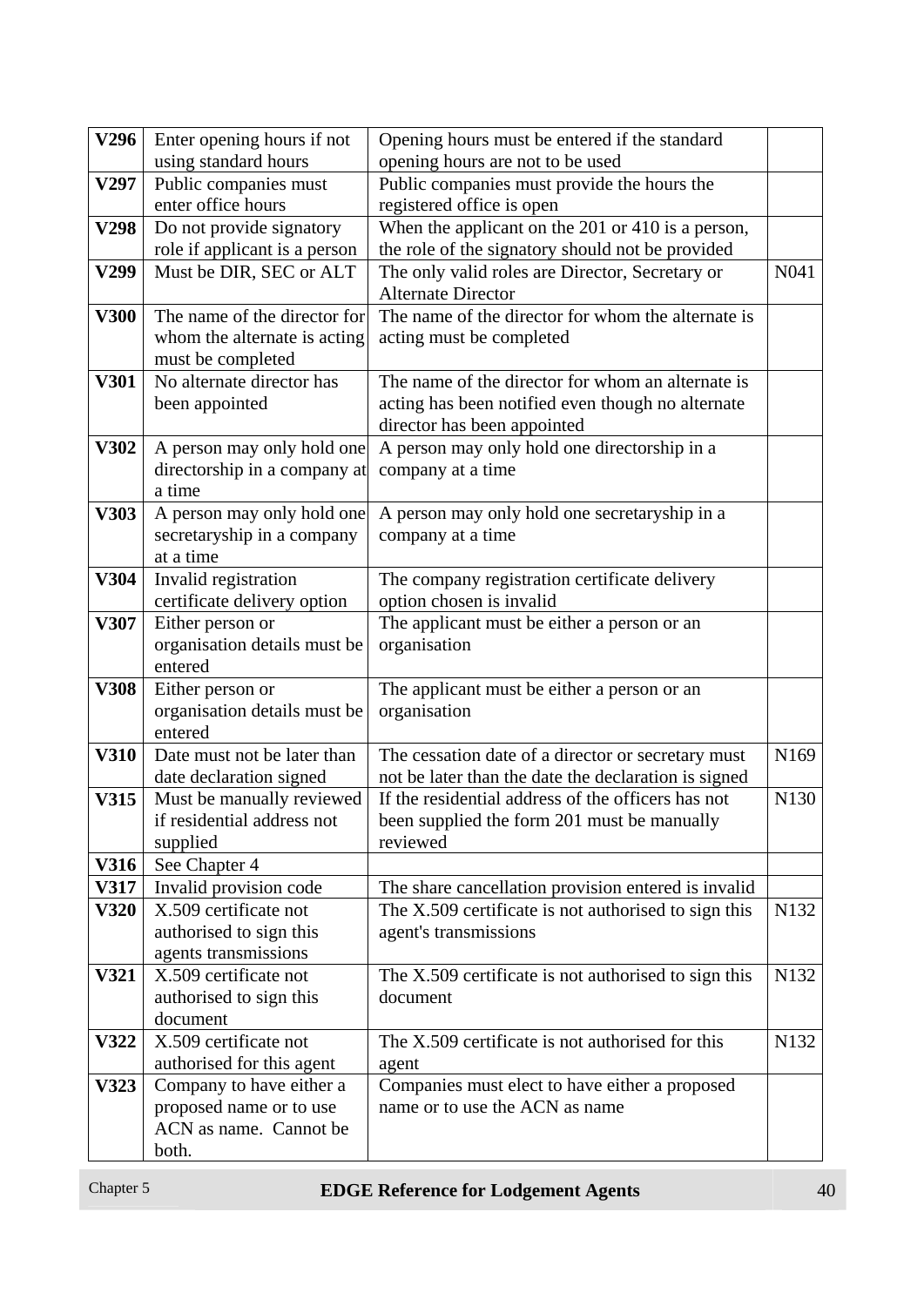| | | | |
|---|---|---|---|
| **V296** | Enter opening hours if not using standard hours | Opening hours must be entered if the standard opening hours are not to be used | |
| **V297** | Public companies must enter office hours | Public companies must provide the hours the registered office is open | |
| **V298** | Do not provide signatory role if applicant is a person | When the applicant on the 201 or 410 is a person, the role of the signatory should not be provided | |
| **V299** | Must be DIR, SEC or ALT | The only valid roles are Director, Secretary or Alternate Director | N041 |
| **V300** | The name of the director for whom the alternate is acting must be completed | The name of the director for whom the alternate is acting must be completed | |
| **V301** | No alternate director has been appointed | The name of the director for whom an alternate is acting has been notified even though no alternate director has been appointed | |
| **V302** | A person may only hold one directorship in a company at a time | A person may only hold one directorship in a company at a time | |
| **V303** | A person may only hold one secretaryship in a company at a time | A person may only hold one secretaryship in a company at a time | |
| **V304** | Invalid registration certificate delivery option | The company registration certificate delivery option chosen is invalid | |
| **V307** | Either person or organisation details must be entered | The applicant must be either a person or an organisation | |
| **V308** | Either person or organisation details must be entered | The applicant must be either a person or an organisation | |
| **V310** | Date must not be later than date declaration signed | The cessation date of a director or secretary must not be later than the date the declaration is signed | N169 |
| **V315** | Must be manually reviewed if residential address not supplied | If the residential address of the officers has not been supplied the form 201 must be manually reviewed | N130 |
| **V316** | See Chapter 4 | | |
| **V317** | Invalid provision code | The share cancellation provision entered is invalid | |
| **V320** | X.509 certificate not authorised to sign this agents transmissions | The X.509 certificate is not authorised to sign this agent's transmissions | N132 |
| **V321** | X.509 certificate not authorised to sign this document | The X.509 certificate is not authorised to sign this document | N132 |
| **V322** | X.509 certificate not authorised for this agent | The X.509 certificate is not authorised for this agent | N132 |
| **V323** | Company to have either a proposed name or to use ACN as name. Cannot be both. | Companies must elect to have either a proposed name or to use the ACN as name | |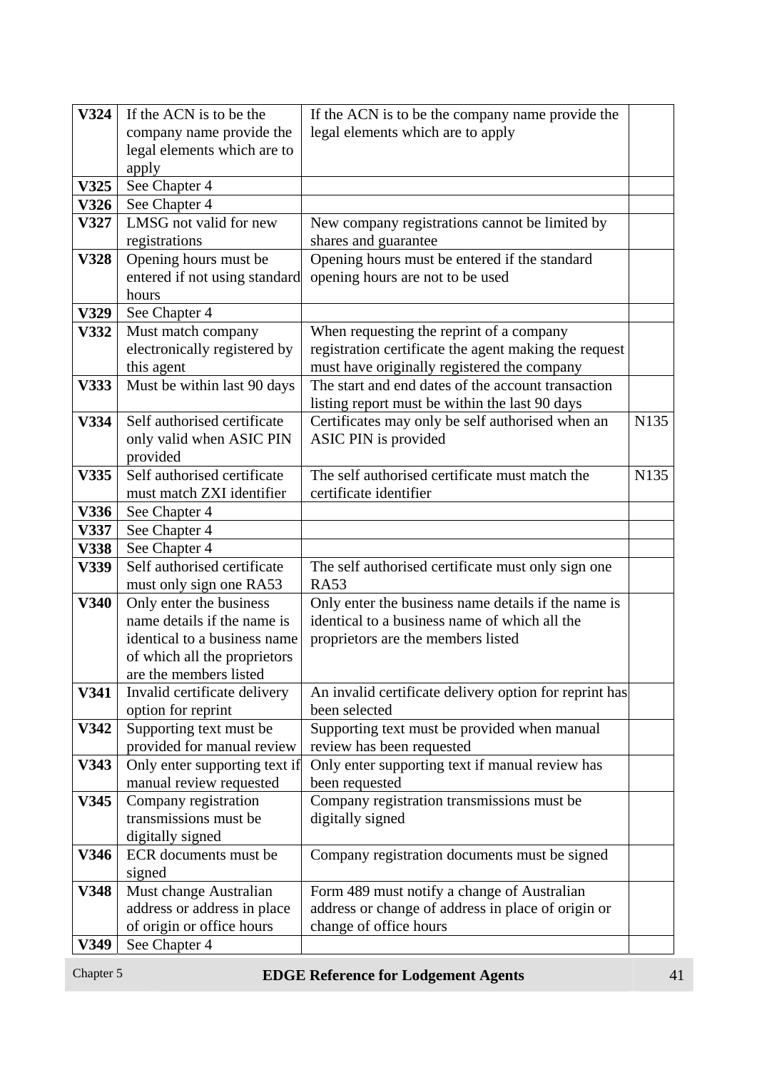| | | | |
|---|---|---|---|
| **V324** | If the ACN is to be the company name provide the legal elements which are to apply | If the ACN is to be the company name provide the legal elements which are to apply | |
| **V325** | See Chapter 4 | | |
| **V326** | See Chapter 4 | | |
| **V327** | LMSG not valid for new registrations | New company registrations cannot be limited by shares and guarantee | |
| **V328** | Opening hours must be entered if not using standard hours | Opening hours must be entered if the standard opening hours are not to be used | |
| **V329** | See Chapter 4 | | |
| **V332** | Must match company electronically registered by this agent | When requesting the reprint of a company registration certificate the agent making the request must have originally registered the company | |
| **V333** | Must be within last 90 days | The start and end dates of the account transaction listing report must be within the last 90 days | |
| **V334** | Self authorised certificate only valid when ASIC PIN provided | Certificates may only be self authorised when an ASIC PIN is provided | N135 |
| **V335** | Self authorised certificate must match ZXI identifier | The self authorised certificate must match the certificate identifier | N135 |
| **V336** | See Chapter 4 | | |
| **V337** | See Chapter 4 | | |
| **V338** | See Chapter 4 | | |
| **V339** | Self authorised certificate must only sign one RA53 | The self authorised certificate must only sign one RA53 | |
| **V340** | Only enter the business name details if the name is identical to a business name of which all the proprietors are the members listed | Only enter the business name details if the name is identical to a business name of which all the proprietors are the members listed | |
| **V341** | Invalid certificate delivery option for reprint | An invalid certificate delivery option for reprint has been selected | |
| **V342** | Supporting text must be provided for manual review | Supporting text must be provided when manual review has been requested | |
| **V343** | Only enter supporting text if manual review requested | Only enter supporting text if manual review has been requested | |
| **V345** | Company registration transmissions must be digitally signed | Company registration transmissions must be digitally signed | |
| **V346** | ECR documents must be signed | Company registration documents must be signed | |
| **V348** | Must change Australian address or address in place of origin or office hours | Form 489 must notify a change of Australian address or change of address in place of origin or change of office hours | |
| **V349** | See Chapter 4 | | |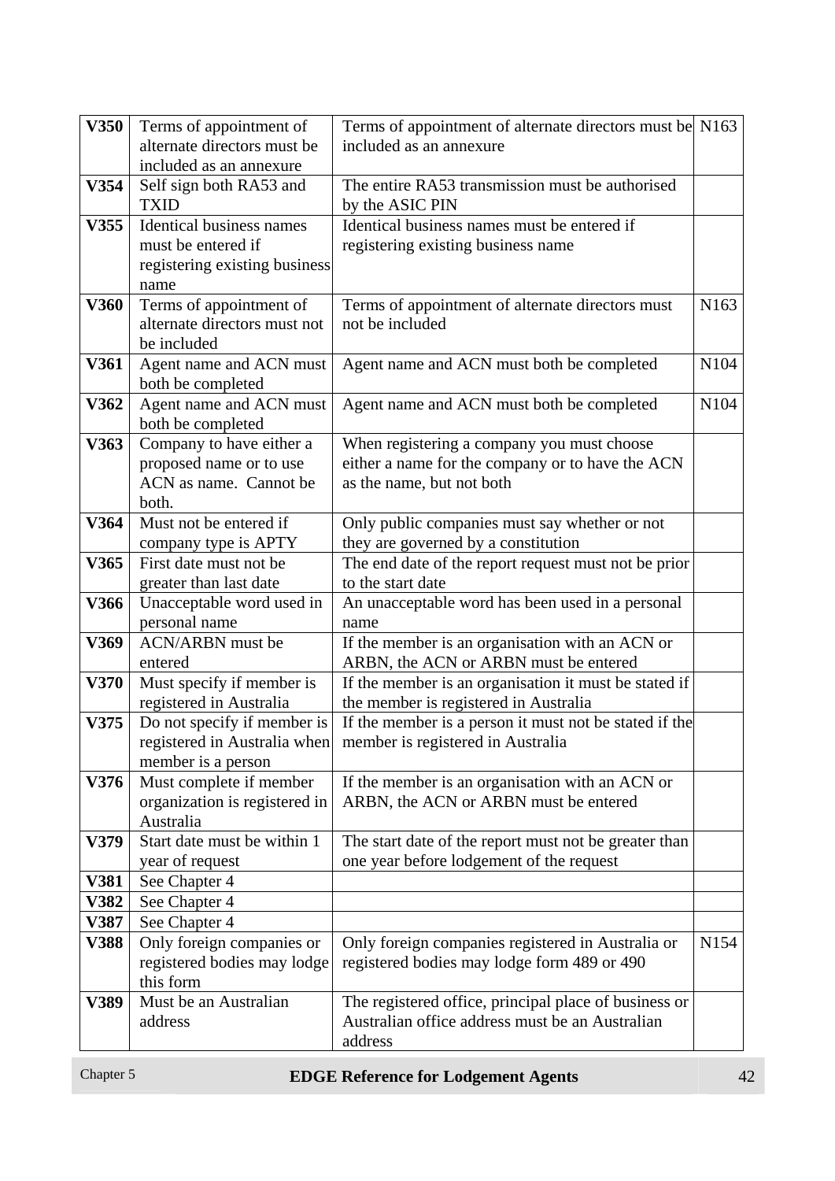| | | | |
|---|---|---|---|
| **V350** | Terms of appointment of alternate directors must be included as an annexure | Terms of appointment of alternate directors must be included as an annexure | N163 |
| **V354** | Self sign both RA53 and TXID | The entire RA53 transmission must be authorised by the ASIC PIN | |
| **V355** | Identical business names must be entered if registering existing business name | Identical business names must be entered if registering existing business name | |
| **V360** | Terms of appointment of alternate directors must not be included | Terms of appointment of alternate directors must not be included | N163 |
| **V361** | Agent name and ACN must both be completed | Agent name and ACN must both be completed | N104 |
| **V362** | Agent name and ACN must both be completed | Agent name and ACN must both be completed | N104 |
| **V363** | Company to have either a proposed name or to use ACN as name. Cannot be both. | When registering a company you must choose either a name for the company or to have the ACN as the name, but not both | |
| **V364** | Must not be entered if company type is APTY | Only public companies must say whether or not they are governed by a constitution | |
| **V365** | First date must not be greater than last date | The end date of the report request must not be prior to the start date | |
| **V366** | Unacceptable word used in personal name | An unacceptable word has been used in a personal name | |
| **V369** | ACN/ARBN must be entered | If the member is an organisation with an ACN or ARBN, the ACN or ARBN must be entered | |
| **V370** | Must specify if member is registered in Australia | If the member is an organisation it must be stated if the member is registered in Australia | |
| **V375** | Do not specify if member is registered in Australia when member is a person | If the member is a person it must not be stated if the member is registered in Australia | |
| **V376** | Must complete if member organization is registered in Australia | If the member is an organisation with an ACN or ARBN, the ACN or ARBN must be entered | |
| **V379** | Start date must be within 1 year of request | The start date of the report must not be greater than one year before lodgement of the request | |
| **V381** | See Chapter 4 | | |
| **V382** | See Chapter 4 | | |
| **V387** | See Chapter 4 | | |
| **V388** | Only foreign companies or registered bodies may lodge this form | Only foreign companies registered in Australia or registered bodies may lodge form 489 or 490 | N154 |
| **V389** | Must be an Australian address | The registered office, principal place of business or Australian office address must be an Australian address | |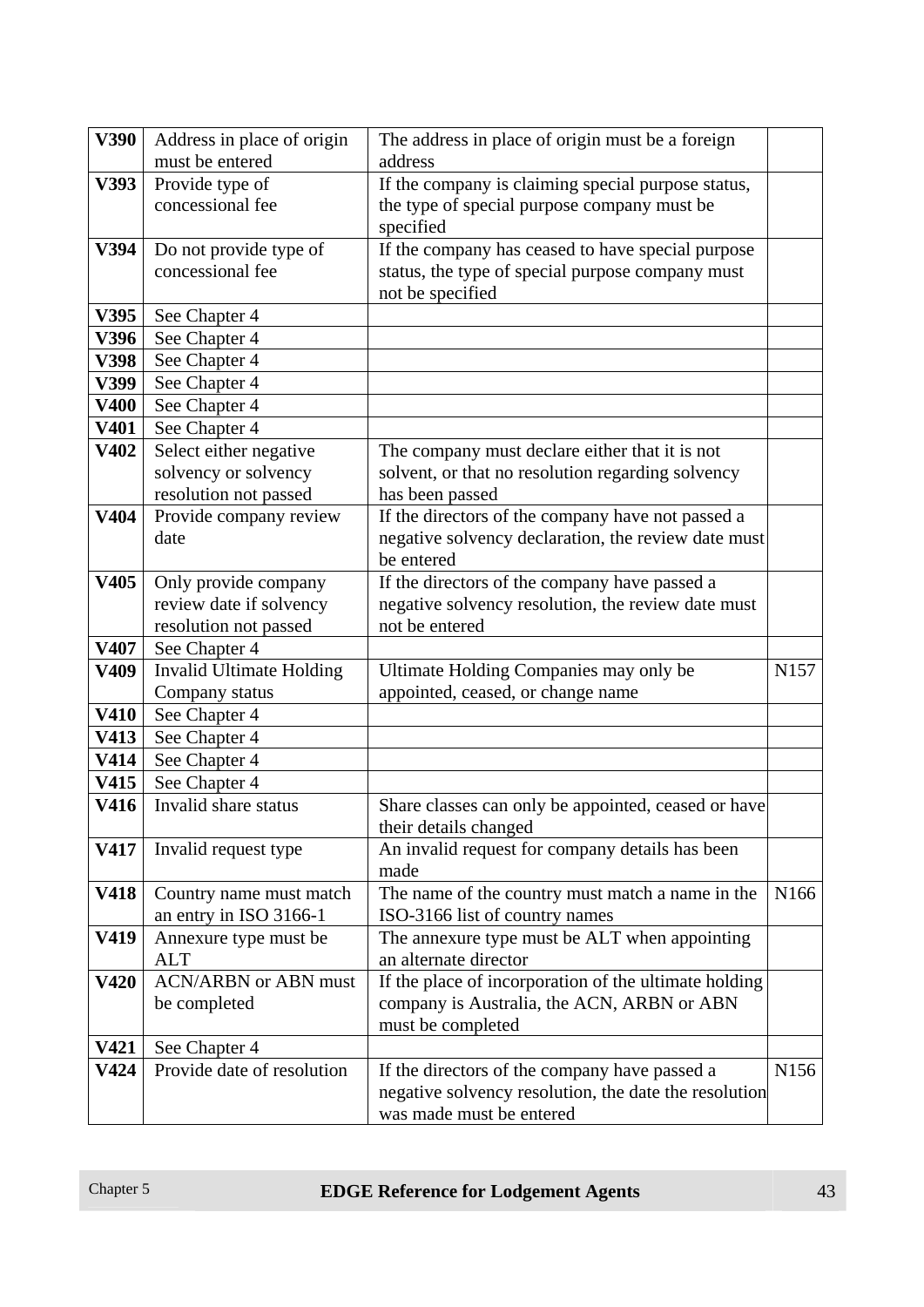| | | | |
|---|---|---|---|
| **V390** | Address in place of origin must be entered | The address in place of origin must be a foreign address | |
| **V393** | Provide type of concessional fee | If the company is claiming special purpose status, the type of special purpose company must be specified | |
| **V394** | Do not provide type of concessional fee | If the company has ceased to have special purpose status, the type of special purpose company must not be specified | |
| **V395** | See Chapter 4 | | |
| **V396** | See Chapter 4 | | |
| **V398** | See Chapter 4 | | |
| **V399** | See Chapter 4 | | |
| **V400** | See Chapter 4 | | |
| **V401** | See Chapter 4 | | |
| **V402** | Select either negative solvency or solvency resolution not passed | The company must declare either that it is not solvent, or that no resolution regarding solvency has been passed | |
| **V404** | Provide company review date | If the directors of the company have not passed a negative solvency declaration, the review date must be entered | |
| **V405** | Only provide company review date if solvency resolution not passed | If the directors of the company have passed a negative solvency resolution, the review date must not be entered | |
| **V407** | See Chapter 4 | | |
| **V409** | Invalid Ultimate Holding Company status | Ultimate Holding Companies may only be appointed, ceased, or change name | N157 |
| **V410** | See Chapter 4 | | |
| **V413** | See Chapter 4 | | |
| **V414** | See Chapter 4 | | |
| **V415** | See Chapter 4 | | |
| **V416** | Invalid share status | Share classes can only be appointed, ceased or have their details changed | |
| **V417** | Invalid request type | An invalid request for company details has been made | |
| **V418** | Country name must match an entry in ISO 3166-1 | The name of the country must match a name in the ISO-3166 list of country names | N166 |
| **V419** | Annexure type must be ALT | The annexure type must be ALT when appointing an alternate director | |
| **V420** | ACN/ARBN or ABN must be completed | If the place of incorporation of the ultimate holding company is Australia, the ACN, ARBN or ABN must be completed | |
| **V421** | See Chapter 4 | | |
| **V424** | Provide date of resolution | If the directors of the company have passed a negative solvency resolution, the date the resolution was made must be entered | N156 |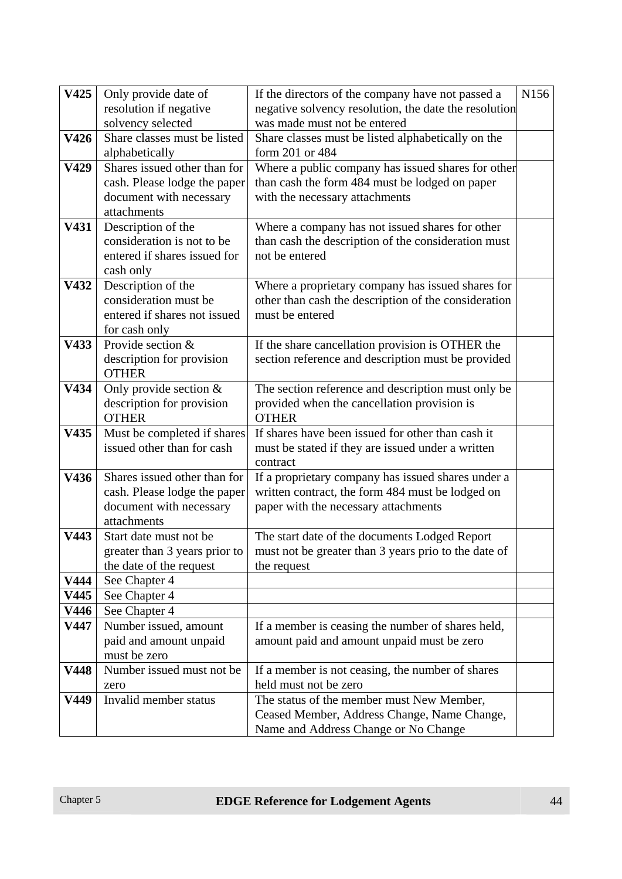| | | | |
|---|---|---|---|
| **V425** | Only provide date of resolution if negative solvency selected | If the directors of the company have not passed a negative solvency resolution, the date the resolution was made must not be entered | N156 |
| **V426** | Share classes must be listed alphabetically | Share classes must be listed alphabetically on the form 201 or 484 | |
| **V429** | Shares issued other than for cash. Please lodge the paper document with necessary attachments | Where a public company has issued shares for other than cash the form 484 must be lodged on paper with the necessary attachments | |
| **V431** | Description of the consideration is not to be entered if shares issued for cash only | Where a company has not issued shares for other than cash the description of the consideration must not be entered | |
| **V432** | Description of the consideration must be entered if shares not issued for cash only | Where a proprietary company has issued shares for other than cash the description of the consideration must be entered | |
| **V433** | Provide section & description for provision OTHER | If the share cancellation provision is OTHER the section reference and description must be provided | |
| **V434** | Only provide section & description for provision OTHER | The section reference and description must only be provided when the cancellation provision is OTHER | |
| **V435** | Must be completed if shares issued other than for cash | If shares have been issued for other than cash it must be stated if they are issued under a written contract | |
| **V436** | Shares issued other than for cash. Please lodge the paper document with necessary attachments | If a proprietary company has issued shares under a written contract, the form 484 must be lodged on paper with the necessary attachments | |
| **V443** | Start date must not be greater than 3 years prior to the date of the request | The start date of the documents Lodged Report must not be greater than 3 years prio to the date of the request | |
| **V444** | See Chapter 4 | | |
| **V445** | See Chapter 4 | | |
| **V446** | See Chapter 4 | | |
| **V447** | Number issued, amount paid and amount unpaid must be zero | If a member is ceasing the number of shares held, amount paid and amount unpaid must be zero | |
| **V448** | Number issued must not be zero | If a member is not ceasing, the number of shares held must not be zero | |
| **V449** | Invalid member status | The status of the member must New Member, Ceased Member, Address Change, Name Change, Name and Address Change or No Change | |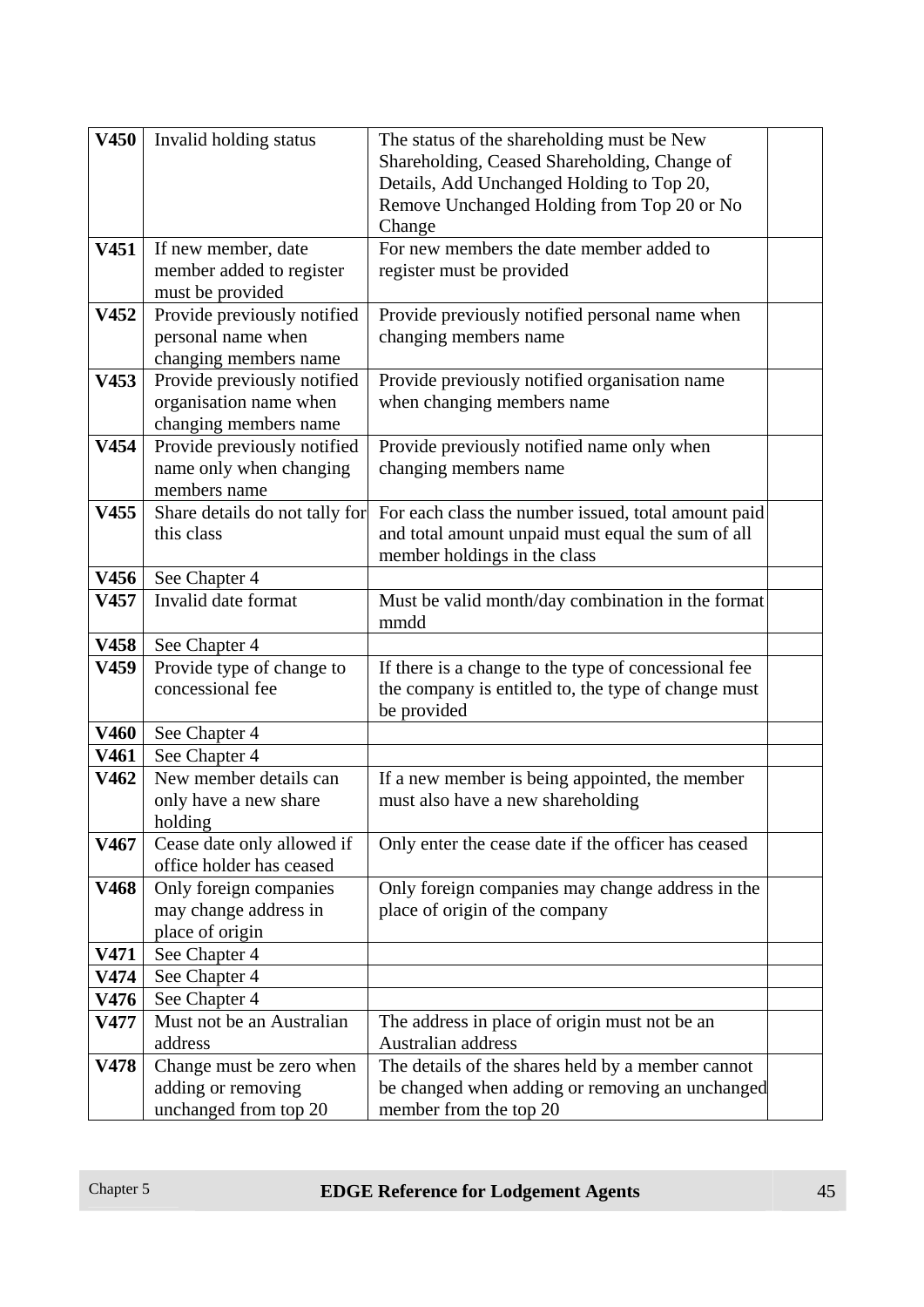| | | | |
|---|---|---|---|
| **V450** | Invalid holding status | The status of the shareholding must be New Shareholding, Ceased Shareholding, Change of Details, Add Unchanged Holding to Top 20, Remove Unchanged Holding from Top 20 or No Change | |
| **V451** | If new member, date member added to register must be provided | For new members the date member added to register must be provided | |
| **V452** | Provide previously notified personal name when changing members name | Provide previously notified personal name when changing members name | |
| **V453** | Provide previously notified organisation name when changing members name | Provide previously notified organisation name when changing members name | |
| **V454** | Provide previously notified name only when changing members name | Provide previously notified name only when changing members name | |
| **V455** | Share details do not tally for this class | For each class the number issued, total amount paid and total amount unpaid must equal the sum of all member holdings in the class | |
| **V456** | See Chapter 4 | | |
| **V457** | Invalid date format | Must be valid month/day combination in the format mmdd | |
| **V458** | See Chapter 4 | | |
| **V459** | Provide type of change to concessional fee | If there is a change to the type of concessional fee the company is entitled to, the type of change must be provided | |
| **V460** | See Chapter 4 | | |
| **V461** | See Chapter 4 | | |
| **V462** | New member details can only have a new share holding | If a new member is being appointed, the member must also have a new shareholding | |
| **V467** | Cease date only allowed if office holder has ceased | Only enter the cease date if the officer has ceased | |
| **V468** | Only foreign companies may change address in place of origin | Only foreign companies may change address in the place of origin of the company | |
| **V471** | See Chapter 4 | | |
| **V474** | See Chapter 4 | | |
| **V476** | See Chapter 4 | | |
| **V477** | Must not be an Australian address | The address in place of origin must not be an Australian address | |
| **V478** | Change must be zero when adding or removing unchanged from top 20 | The details of the shares held by a member cannot be changed when adding or removing an unchanged member from the top 20 | |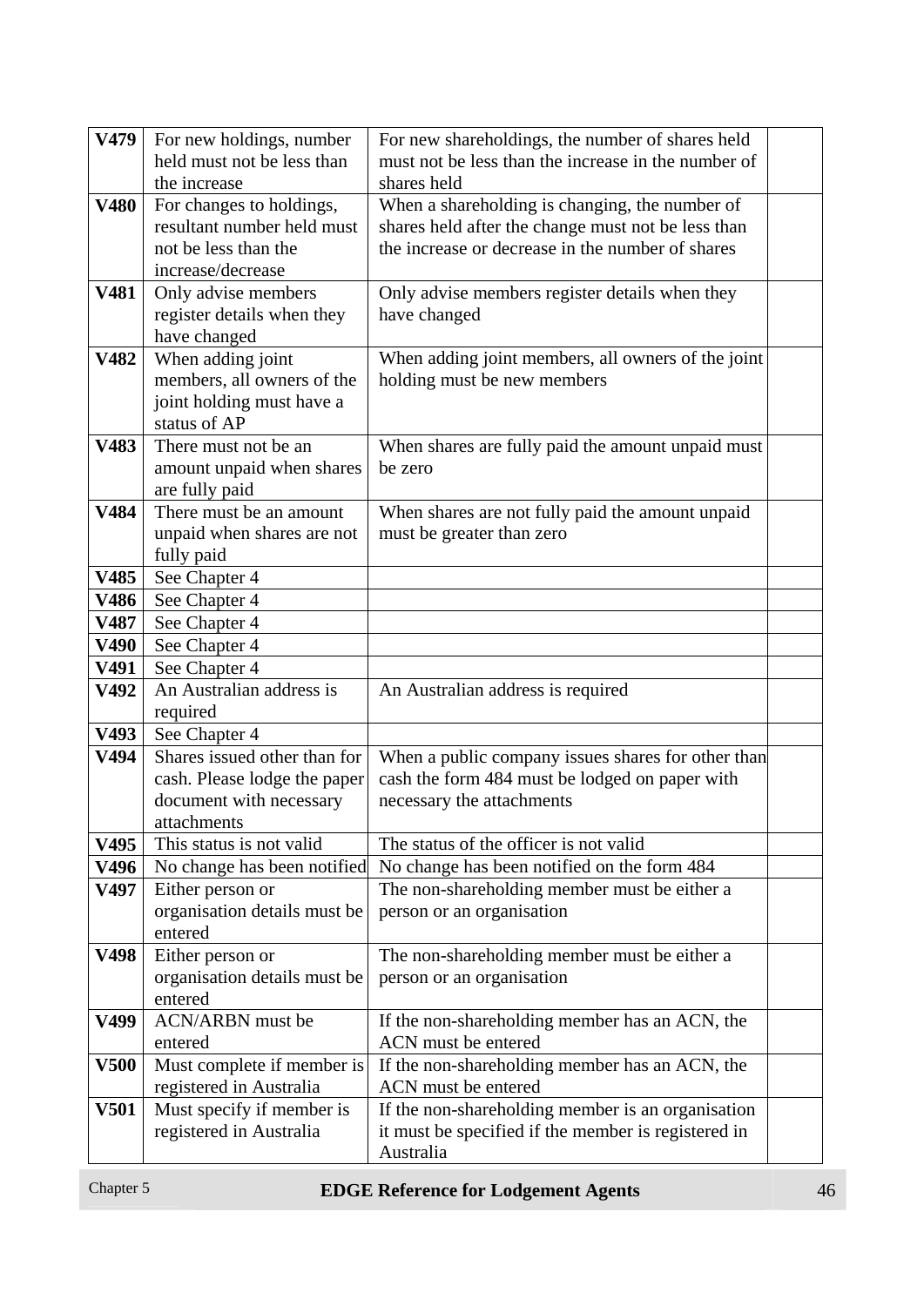| | | | |
|---|---|---|---|
| **V479** | For new holdings, number held must not be less than the increase | For new shareholdings, the number of shares held must not be less than the increase in the number of shares held | |
| **V480** | For changes to holdings, resultant number held must not be less than the increase/decrease | When a shareholding is changing, the number of shares held after the change must not be less than the increase or decrease in the number of shares | |
| **V481** | Only advise members register details when they have changed | Only advise members register details when they have changed | |
| **V482** | When adding joint members, all owners of the joint holding must have a status of AP | When adding joint members, all owners of the joint holding must be new members | |
| **V483** | There must not be an amount unpaid when shares are fully paid | When shares are fully paid the amount unpaid must be zero | |
| **V484** | There must be an amount unpaid when shares are not fully paid | When shares are not fully paid the amount unpaid must be greater than zero | |
| **V485** | See Chapter 4 | | |
| **V486** | See Chapter 4 | | |
| **V487** | See Chapter 4 | | |
| **V490** | See Chapter 4 | | |
| **V491** | See Chapter 4 | | |
| **V492** | An Australian address is required | An Australian address is required | |
| **V493** | See Chapter 4 | | |
| **V494** | Shares issued other than for cash. Please lodge the paper document with necessary attachments | When a public company issues shares for other than cash the form 484 must be lodged on paper with necessary the attachments | |
| **V495** | This status is not valid | The status of the officer is not valid | |
| **V496** | No change has been notified | No change has been notified on the form 484 | |
| **V497** | Either person or organisation details must be entered | The non-shareholding member must be either a person or an organisation | |
| **V498** | Either person or organisation details must be entered | The non-shareholding member must be either a person or an organisation | |
| **V499** | ACN/ARBN must be entered | If the non-shareholding member has an ACN, the ACN must be entered | |
| **V500** | Must complete if member is registered in Australia | If the non-shareholding member has an ACN, the ACN must be entered | |
| **V501** | Must specify if member is registered in Australia | If the non-shareholding member is an organisation it must be specified if the member is registered in Australia | |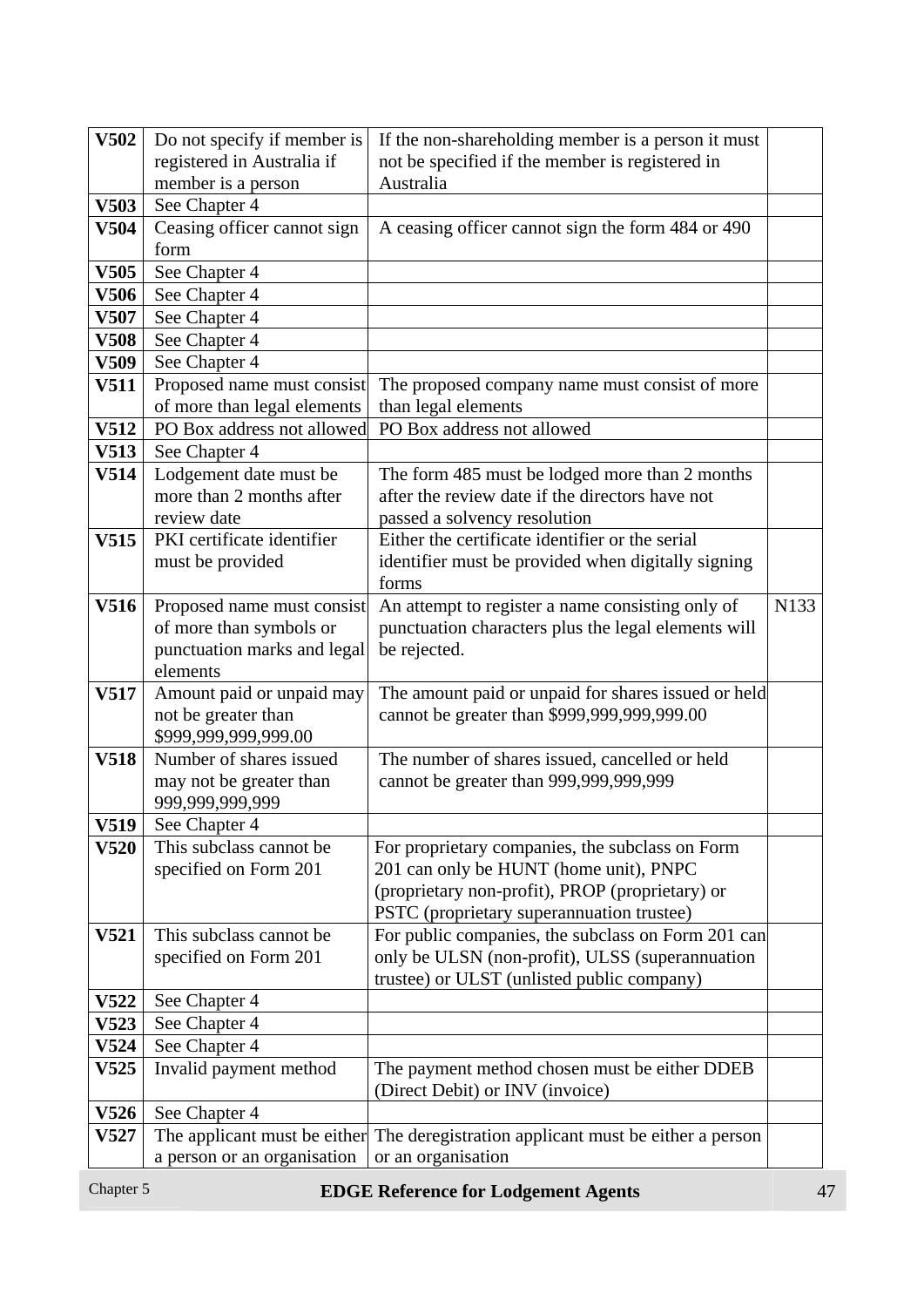| | | | |
|---|---|---|---|
| **V502** | Do not specify if member is registered in Australia if member is a person | If the non-shareholding member is a person it must not be specified if the member is registered in Australia | |
| **V503** | See Chapter 4 | | |
| **V504** | Ceasing officer cannot sign form | A ceasing officer cannot sign the form 484 or 490 | |
| **V505** | See Chapter 4 | | |
| **V506** | See Chapter 4 | | |
| **V507** | See Chapter 4 | | |
| **V508** | See Chapter 4 | | |
| **V509** | See Chapter 4 | | |
| **V511** | Proposed name must consist of more than legal elements | The proposed company name must consist of more than legal elements | |
| **V512** | PO Box address not allowed | PO Box address not allowed | |
| **V513** | See Chapter 4 | | |
| **V514** | Lodgement date must be more than 2 months after review date | The form 485 must be lodged more than 2 months after the review date if the directors have not passed a solvency resolution | |
| **V515** | PKI certificate identifier must be provided | Either the certificate identifier or the serial identifier must be provided when digitally signing forms | |
| **V516** | Proposed name must consist of more than symbols or punctuation marks and legal elements | An attempt to register a name consisting only of punctuation characters plus the legal elements will be rejected. | N133 |
| **V517** | Amount paid or unpaid may not be greater than $999,999,999,999.00 | The amount paid or unpaid for shares issued or held cannot be greater than $999,999,999,999.00 | |
| **V518** | Number of shares issued may not be greater than 999,999,999,999 | The number of shares issued, cancelled or held cannot be greater than 999,999,999,999 | |
| **V519** | See Chapter 4 | | |
| **V520** | This subclass cannot be specified on Form 201 | For proprietary companies, the subclass on Form 201 can only be HUNT (home unit), PNPC (proprietary non-profit), PROP (proprietary) or PSTC (proprietary superannuation trustee) | |
| **V521** | This subclass cannot be specified on Form 201 | For public companies, the subclass on Form 201 can only be ULSN (non-profit), ULSS (superannuation trustee) or ULST (unlisted public company) | |
| **V522** | See Chapter 4 | | |
| **V523** | See Chapter 4 | | |
| **V524** | See Chapter 4 | | |
| **V525** | Invalid payment method | The payment method chosen must be either DDEB (Direct Debit) or INV (invoice) | |
| **V526** | See Chapter 4 | | |
| **V527** | The applicant must be either a person or an organisation | The deregistration applicant must be either a person or an organisation | |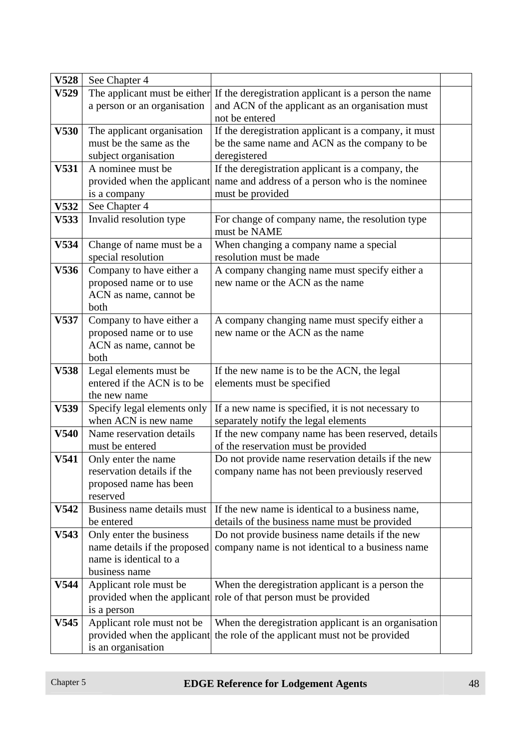| | | | |
|---|---|---|---|
| **V528** | See Chapter 4 | | |
| **V529** | The applicant must be either a person or an organisation | If the deregistration applicant is a person the name and ACN of the applicant as an organisation must not be entered | |
| **V530** | The applicant organisation must be the same as the subject organisation | If the deregistration applicant is a company, it must be the same name and ACN as the company to be deregistered | |
| **V531** | A nominee must be provided when the applicant is a company | If the deregistration applicant is a company, the name and address of a person who is the nominee must be provided | |
| **V532** | See Chapter 4 | | |
| **V533** | Invalid resolution type | For change of company name, the resolution type must be NAME | |
| **V534** | Change of name must be a special resolution | When changing a company name a special resolution must be made | |
| **V536** | Company to have either a proposed name or to use ACN as name, cannot be both | A company changing name must specify either a new name or the ACN as the name | |
| **V537** | Company to have either a proposed name or to use ACN as name, cannot be both | A company changing name must specify either a new name or the ACN as the name | |
| **V538** | Legal elements must be entered if the ACN is to be the new name | If the new name is to be the ACN, the legal elements must be specified | |
| **V539** | Specify legal elements only when ACN is new name | If a new name is specified, it is not necessary to separately notify the legal elements | |
| **V540** | Name reservation details must be entered | If the new company name has been reserved, details of the reservation must be provided | |
| **V541** | Only enter the name reservation details if the proposed name has been reserved | Do not provide name reservation details if the new company name has not been previously reserved | |
| **V542** | Business name details must be entered | If the new name is identical to a business name, details of the business name must be provided | |
| **V543** | Only enter the business name details if the proposed name is identical to a business name | Do not provide business name details if the new company name is not identical to a business name | |
| **V544** | Applicant role must be provided when the applicant is a person | When the deregistration applicant is a person the role of that person must be provided | |
| **V545** | Applicant role must not be provided when the applicant is an organisation | When the deregistration applicant is an organisation the role of the applicant must not be provided | |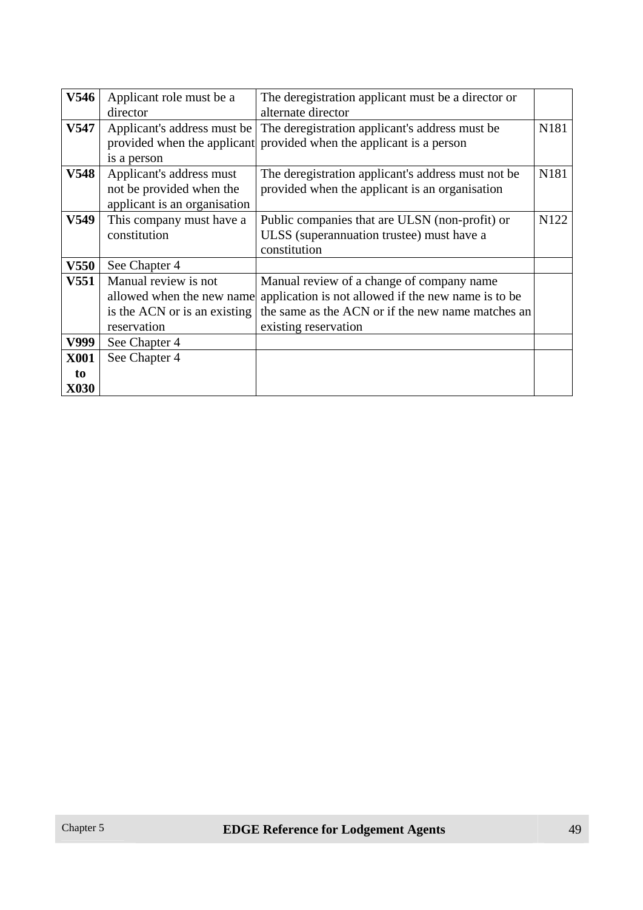| | | | |
|---|---|---|---|
| **V546** | Applicant role must be a director | The deregistration applicant must be a director or alternate director | |
| **V547** | Applicant's address must be provided when the applicant is a person | The deregistration applicant's address must be provided when the applicant is a person | N181 |
| **V548** | Applicant's address must not be provided when the applicant is an organisation | The deregistration applicant's address must not be provided when the applicant is an organisation | N181 |
| **V549** | This company must have a constitution | Public companies that are ULSN (non-profit) or ULSS (superannuation trustee) must have a constitution | N122 |
| **V550** | See Chapter 4 | | |
| **V551** | Manual review is not allowed when the new name is the ACN or is an existing reservation | Manual review of a change of company name application is not allowed if the new name is to be the same as the ACN or if the new name matches an existing reservation | |
| **V999** | See Chapter 4 | | |
| **X001 to X030** | See Chapter 4 | | |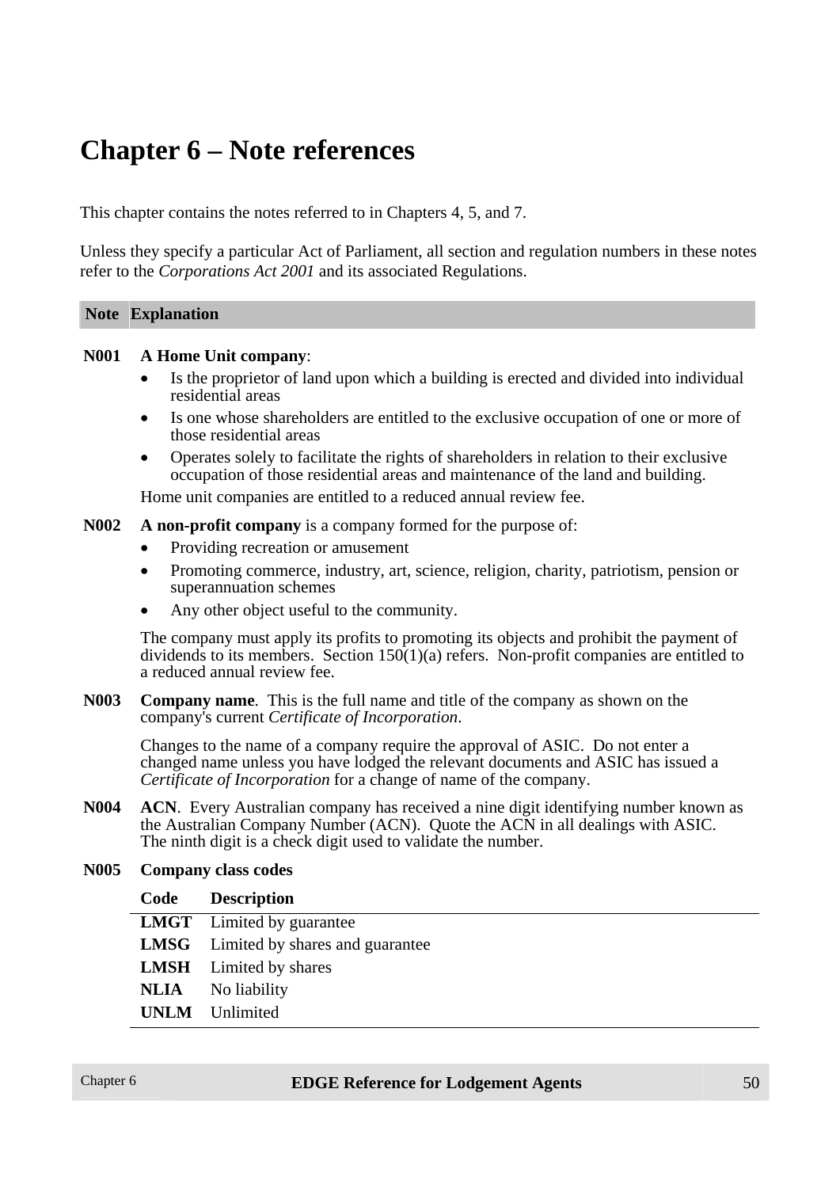# Chapter 6 – Note references

This chapter contains the notes referred to in Chapters 4, 5, and 7.

Unless they specify a particular Act of Parliament, all section and regulation numbers in these notes refer to the *Corporations Act 2001* and its associated Regulations.

| Note | Explanation |
|---|---|

**N001** **A Home Unit company**:

- Is the proprietor of land upon which a building is erected and divided into individual residential areas
- Is one whose shareholders are entitled to the exclusive occupation of one or more of those residential areas
- Operates solely to facilitate the rights of shareholders in relation to their exclusive occupation of those residential areas and maintenance of the land and building.

Home unit companies are entitled to a reduced annual review fee.

**N002** **A non-profit company** is a company formed for the purpose of:

- Providing recreation or amusement
- Promoting commerce, industry, art, science, religion, charity, patriotism, pension or superannuation schemes
- Any other object useful to the community.

The company must apply its profits to promoting its objects and prohibit the payment of dividends to its members. Section 150(1)(a) refers. Non-profit companies are entitled to a reduced annual review fee.

**N003** **Company name**. This is the full name and title of the company as shown on the company's current *Certificate of Incorporation*.

Changes to the name of a company require the approval of ASIC. Do not enter a changed name unless you have lodged the relevant documents and ASIC has issued a *Certificate of Incorporation* for a change of name of the company.

**N004** **ACN**. Every Australian company has received a nine digit identifying number known as the Australian Company Number (ACN). Quote the ACN in all dealings with ASIC. The ninth digit is a check digit used to validate the number.

**N005** **Company class codes**

| Code | Description |
|---|---|
| **LMGT** | Limited by guarantee |
| **LMSG** | Limited by shares and guarantee |
| **LMSH** | Limited by shares |
| **NLIA** | No liability |
| **UNLM** | Unlimited |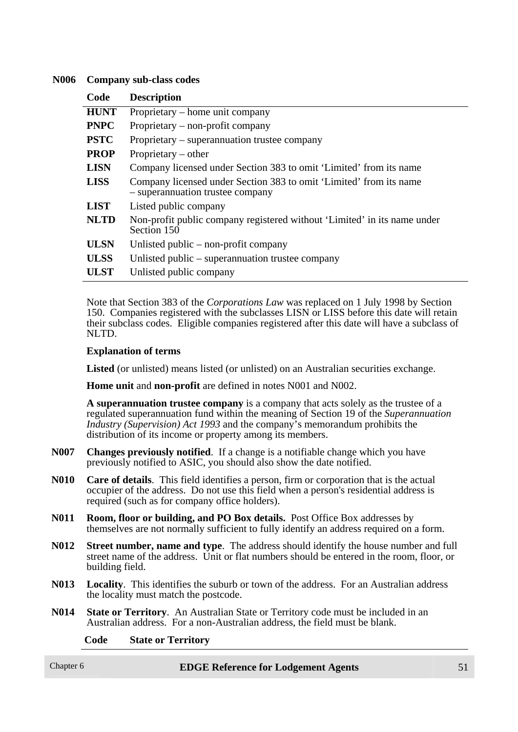**N006 Company sub-class codes**

| Code | Description |
|---|---|
| **HUNT** | Proprietary – home unit company |
| **PNPC** | Proprietary – non-profit company |
| **PSTC** | Proprietary – superannuation trustee company |
| **PROP** | Proprietary – other |
| **LISN** | Company licensed under Section 383 to omit 'Limited' from its name |
| **LISS** | Company licensed under Section 383 to omit 'Limited' from its name – superannuation trustee company |
| **LIST** | Listed public company |
| **NLTD** | Non-profit public company registered without 'Limited' in its name under Section 150 |
| **ULSN** | Unlisted public – non-profit company |
| **ULSS** | Unlisted public – superannuation trustee company |
| **ULST** | Unlisted public company |

Note that Section 383 of the *Corporations Law* was replaced on 1 July 1998 by Section 150. Companies registered with the subclasses LISN or LISS before this date will retain their subclass codes. Eligible companies registered after this date will have a subclass of NLTD.

**Explanation of terms**

**Listed** (or unlisted) means listed (or unlisted) on an Australian securities exchange.

**Home unit** and **non-profit** are defined in notes N001 and N002.

**A superannuation trustee company** is a company that acts solely as the trustee of a regulated superannuation fund within the meaning of Section 19 of the *Superannuation Industry (Supervision) Act 1993* and the company's memorandum prohibits the distribution of its income or property among its members.

**N007** **Changes previously notified**. If a change is a notifiable change which you have previously notified to ASIC, you should also show the date notified.

**N010** **Care of details**. This field identifies a person, firm or corporation that is the actual occupier of the address. Do not use this field when a person's residential address is required (such as for company office holders).

**N011** **Room, floor or building, and PO Box details.** Post Office Box addresses by themselves are not normally sufficient to fully identify an address required on a form.

**N012** **Street number, name and type**. The address should identify the house number and full street name of the address. Unit or flat numbers should be entered in the room, floor, or building field.

**N013** **Locality**. This identifies the suburb or town of the address. For an Australian address the locality must match the postcode.

**N014** **State or Territory**. An Australian State or Territory code must be included in an Australian address. For a non-Australian address, the field must be blank.

| Code | State or Territory |
|---|---|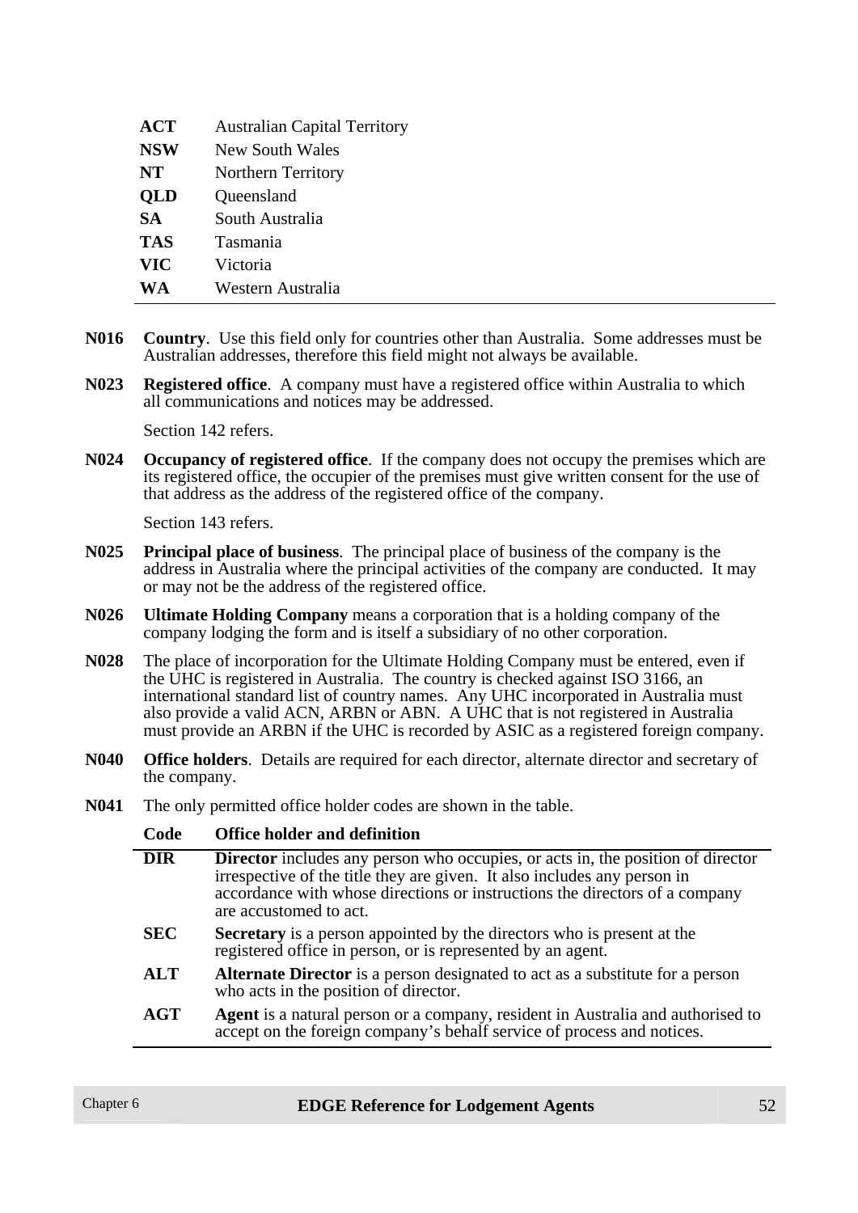| | |
|---|---|
| **ACT** | Australian Capital Territory |
| **NSW** | New South Wales |
| **NT** | Northern Territory |
| **QLD** | Queensland |
| **SA** | South Australia |
| **TAS** | Tasmania |
| **VIC** | Victoria |
| **WA** | Western Australia |

**N016** **Country**. Use this field only for countries other than Australia. Some addresses must be Australian addresses, therefore this field might not always be available.

**N023** **Registered office**. A company must have a registered office within Australia to which all communications and notices may be addressed.

Section 142 refers.

**N024** **Occupancy of registered office**. If the company does not occupy the premises which are its registered office, the occupier of the premises must give written consent for the use of that address as the address of the registered office of the company.

Section 143 refers.

**N025** **Principal place of business**. The principal place of business of the company is the address in Australia where the principal activities of the company are conducted. It may or may not be the address of the registered office.

**N026** **Ultimate Holding Company** means a corporation that is a holding company of the company lodging the form and is itself a subsidiary of no other corporation.

**N028** The place of incorporation for the Ultimate Holding Company must be entered, even if the UHC is registered in Australia. The country is checked against ISO 3166, an international standard list of country names. Any UHC incorporated in Australia must also provide a valid ACN, ARBN or ABN. A UHC that is not registered in Australia must provide an ARBN if the UHC is recorded by ASIC as a registered foreign company.

**N040** **Office holders**. Details are required for each director, alternate director and secretary of the company.

**N041** The only permitted office holder codes are shown in the table.

| Code | Office holder and definition |
|---|---|
| **DIR** | **Director** includes any person who occupies, or acts in, the position of director irrespective of the title they are given. It also includes any person in accordance with whose directions or instructions the directors of a company are accustomed to act. |
| **SEC** | **Secretary** is a person appointed by the directors who is present at the registered office in person, or is represented by an agent. |
| **ALT** | **Alternate Director** is a person designated to act as a substitute for a person who acts in the position of director. |
| **AGT** | **Agent** is a natural person or a company, resident in Australia and authorised to accept on the foreign company's behalf service of process and notices. |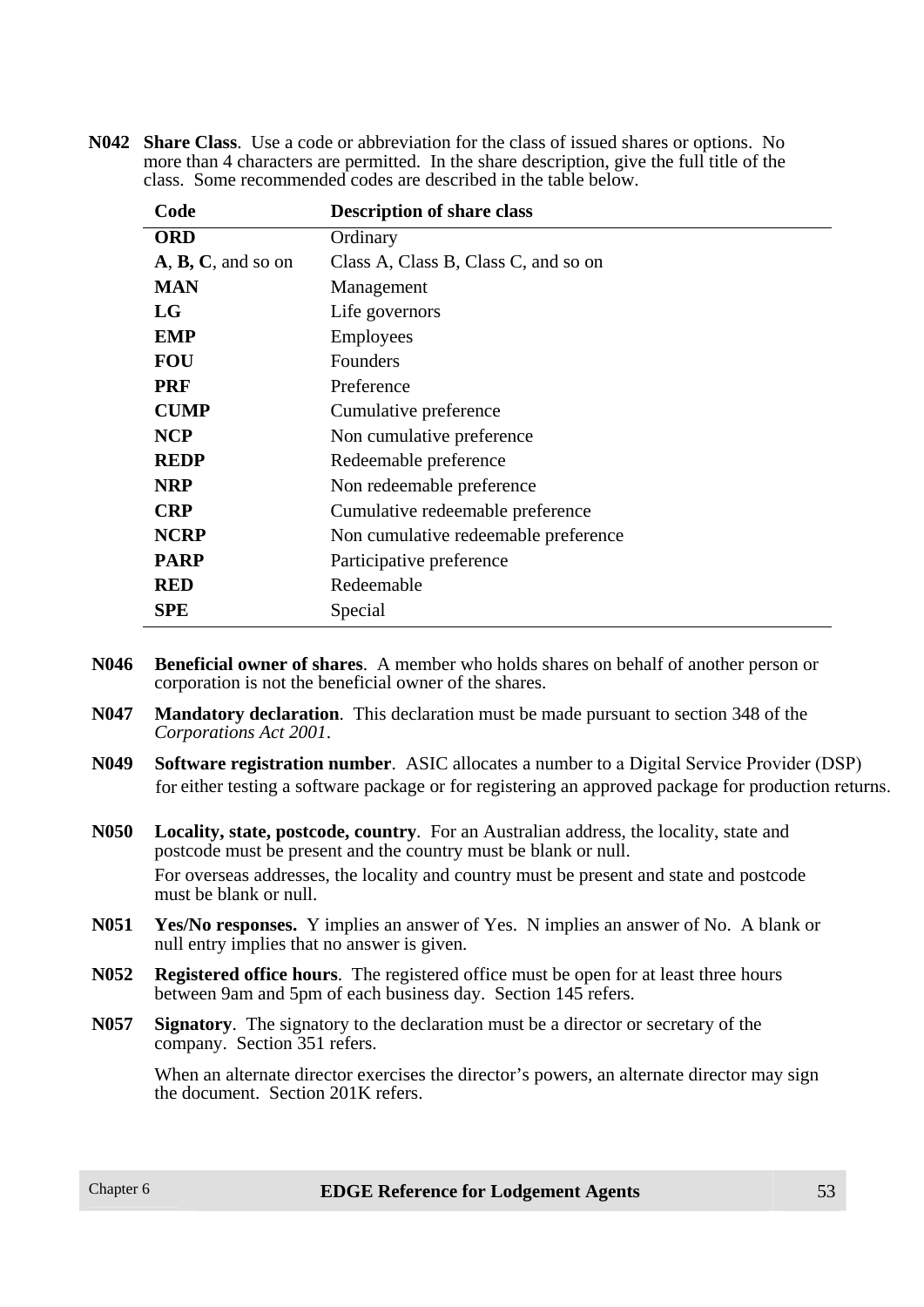**N042** **Share Class**. Use a code or abbreviation for the class of issued shares or options. No more than 4 characters are permitted. In the share description, give the full title of the class. Some recommended codes are described in the table below.

| Code | Description of share class |
|---|---|
| **ORD** | Ordinary |
| **A**, **B, C**, and so on | Class A, Class B, Class C, and so on |
| **MAN** | Management |
| **LG** | Life governors |
| **EMP** | Employees |
| **FOU** | Founders |
| **PRF** | Preference |
| **CUMP** | Cumulative preference |
| **NCP** | Non cumulative preference |
| **REDP** | Redeemable preference |
| **NRP** | Non redeemable preference |
| **CRP** | Cumulative redeemable preference |
| **NCRP** | Non cumulative redeemable preference |
| **PARP** | Participative preference |
| **RED** | Redeemable |
| **SPE** | Special |

**N046** **Beneficial owner of shares**. A member who holds shares on behalf of another person or corporation is not the beneficial owner of the shares.

**N047** **Mandatory declaration**. This declaration must be made pursuant to section 348 of the *Corporations Act 2001*.

**N049** **Software registration number**. ASIC allocates a number to a Digital Service Provider (DSP) for either testing a software package or for registering an approved package for production returns.

**N050** **Locality, state, postcode, country**. For an Australian address, the locality, state and postcode must be present and the country must be blank or null.

For overseas addresses, the locality and country must be present and state and postcode must be blank or null.

**N051** **Yes/No responses.** Y implies an answer of Yes. N implies an answer of No. A blank or null entry implies that no answer is given.

**N052** **Registered office hours**. The registered office must be open for at least three hours between 9am and 5pm of each business day. Section 145 refers.

**N057** **Signatory**. The signatory to the declaration must be a director or secretary of the company. Section 351 refers.

When an alternate director exercises the director's powers, an alternate director may sign the document. Section 201K refers.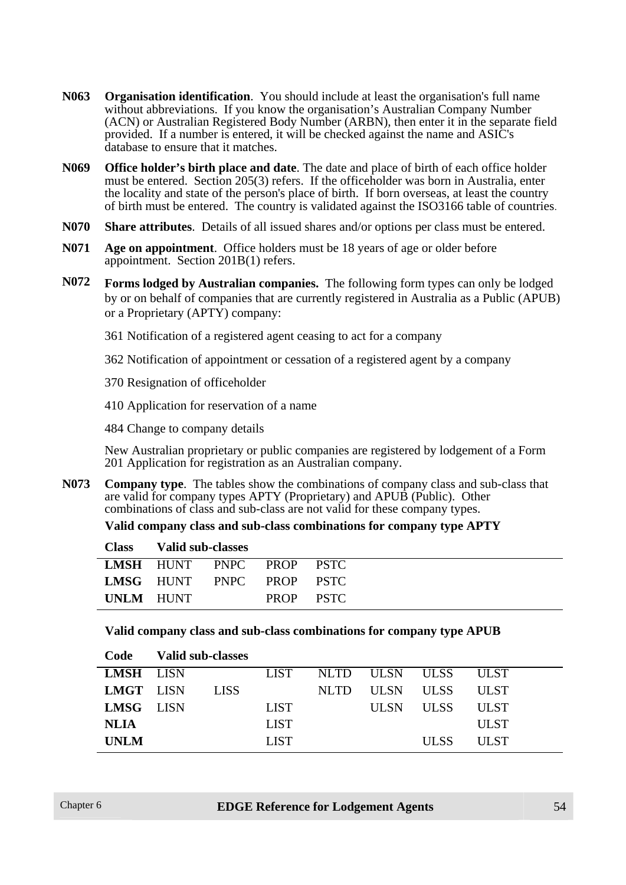**N063** **Organisation identification**. You should include at least the organisation's full name without abbreviations. If you know the organisation's Australian Company Number (ACN) or Australian Registered Body Number (ARBN), then enter it in the separate field provided. If a number is entered, it will be checked against the name and ASIC's database to ensure that it matches.

**N069** **Office holder's birth place and date**. The date and place of birth of each office holder must be entered. Section 205(3) refers. If the officeholder was born in Australia, enter the locality and state of the person's place of birth. If born overseas, at least the country of birth must be entered. The country is validated against the ISO3166 table of countries.

**N070** **Share attributes**. Details of all issued shares and/or options per class must be entered.

**N071** **Age on appointment**. Office holders must be 18 years of age or older before appointment. Section 201B(1) refers.

**N072** **Forms lodged by Australian companies.** The following form types can only be lodged by or on behalf of companies that are currently registered in Australia as a Public (APUB) or a Proprietary (APTY) company:

361 Notification of a registered agent ceasing to act for a company

362 Notification of appointment or cessation of a registered agent by a company

370 Resignation of officeholder

410 Application for reservation of a name

484 Change to company details

New Australian proprietary or public companies are registered by lodgement of a Form 201 Application for registration as an Australian company.

**N073** **Company type**. The tables show the combinations of company class and sub-class that are valid for company types APTY (Proprietary) and APUB (Public). Other combinations of class and sub-class are not valid for these company types.

**Valid company class and sub-class combinations for company type APTY**

| Class | Valid sub-classes | | | |
|---|---|---|---|---|
| **LMSH** | HUNT | PNPC | PROP | PSTC |
| **LMSG** | HUNT | PNPC | PROP | PSTC |
| **UNLM** | HUNT | | PROP | PSTC |

**Valid company class and sub-class combinations for company type APUB**

| Code | Valid sub-classes | | | | | | |
|---|---|---|---|---|---|---|---|
| **LMSH** | LISN | | LIST | NLTD | ULSN | ULSS | ULST |
| **LMGT** | LISN | LISS | | NLTD | ULSN | ULSS | ULST |
| **LMSG** | LISN | | LIST | | ULSN | ULSS | ULST |
| **NLIA** | | | LIST | | | | ULST |
| **UNLM** | | | LIST | | | ULSS | ULST |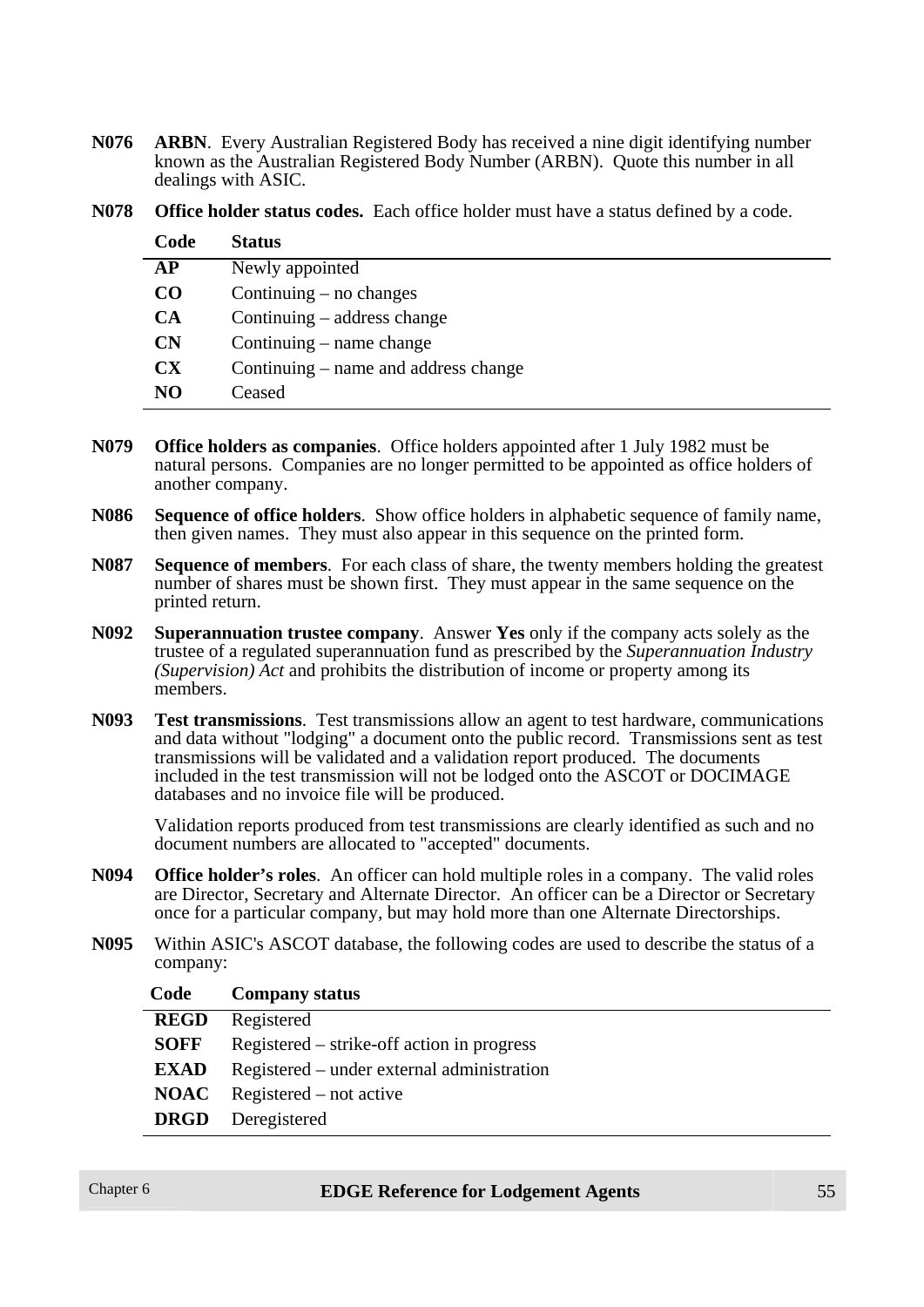**N076** **ARBN**. Every Australian Registered Body has received a nine digit identifying number known as the Australian Registered Body Number (ARBN). Quote this number in all dealings with ASIC.

**N078** **Office holder status codes.** Each office holder must have a status defined by a code.

| Code | Status |
|---|---|
| **AP** | Newly appointed |
| **CO** | Continuing – no changes |
| **CA** | Continuing – address change |
| **CN** | Continuing – name change |
| **CX** | Continuing – name and address change |
| **NO** | Ceased |

**N079** **Office holders as companies**. Office holders appointed after 1 July 1982 must be natural persons. Companies are no longer permitted to be appointed as office holders of another company.

**N086** **Sequence of office holders**. Show office holders in alphabetic sequence of family name, then given names. They must also appear in this sequence on the printed form.

**N087** **Sequence of members**. For each class of share, the twenty members holding the greatest number of shares must be shown first. They must appear in the same sequence on the printed return.

**N092** **Superannuation trustee company**. Answer **Yes** only if the company acts solely as the trustee of a regulated superannuation fund as prescribed by the *Superannuation Industry (Supervision) Act* and prohibits the distribution of income or property among its members.

**N093** **Test transmissions**. Test transmissions allow an agent to test hardware, communications and data without "lodging" a document onto the public record. Transmissions sent as test transmissions will be validated and a validation report produced. The documents included in the test transmission will not be lodged onto the ASCOT or DOCIMAGE databases and no invoice file will be produced.

Validation reports produced from test transmissions are clearly identified as such and no document numbers are allocated to "accepted" documents.

**N094** **Office holder's roles**. An officer can hold multiple roles in a company. The valid roles are Director, Secretary and Alternate Director. An officer can be a Director or Secretary once for a particular company, but may hold more than one Alternate Directorships.

**N095** Within ASIC's ASCOT database, the following codes are used to describe the status of a company:

| Code | Company status |
|---|---|
| **REGD** | Registered |
| **SOFF** | Registered – strike-off action in progress |
| **EXAD** | Registered – under external administration |
| **NOAC** | Registered – not active |
| **DRGD** | Deregistered |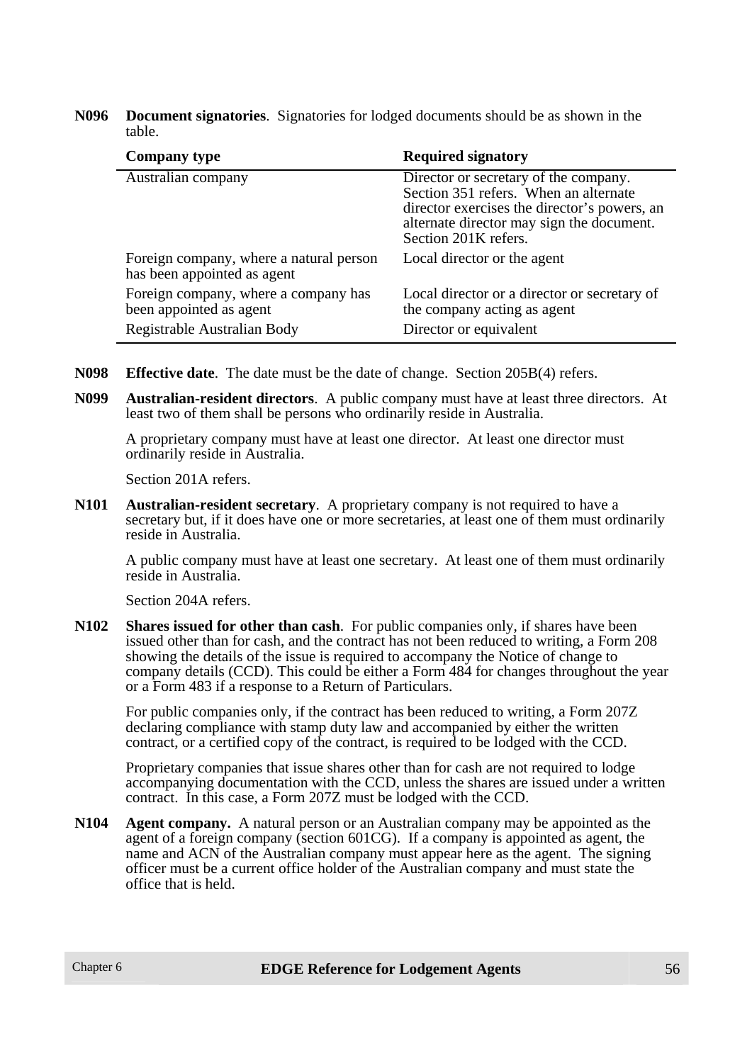**N096** **Document signatories**. Signatories for lodged documents should be as shown in the table.

| Company type | Required signatory |
|---|---|
| Australian company | Director or secretary of the company. Section 351 refers. When an alternate director exercises the director's powers, an alternate director may sign the document. Section 201K refers. |
| Foreign company, where a natural person has been appointed as agent | Local director or the agent |
| Foreign company, where a company has been appointed as agent | Local director or a director or secretary of the company acting as agent |
| Registrable Australian Body | Director or equivalent |

**N098** **Effective date**. The date must be the date of change. Section 205B(4) refers.

**N099** **Australian-resident directors**. A public company must have at least three directors. At least two of them shall be persons who ordinarily reside in Australia.

A proprietary company must have at least one director. At least one director must ordinarily reside in Australia.

Section 201A refers.

**N101** **Australian-resident secretary**. A proprietary company is not required to have a secretary but, if it does have one or more secretaries, at least one of them must ordinarily reside in Australia.

A public company must have at least one secretary. At least one of them must ordinarily reside in Australia.

Section 204A refers.

**N102** **Shares issued for other than cash**. For public companies only, if shares have been issued other than for cash, and the contract has not been reduced to writing, a Form 208 showing the details of the issue is required to accompany the Notice of change to company details (CCD). This could be either a Form 484 for changes throughout the year or a Form 483 if a response to a Return of Particulars.

For public companies only, if the contract has been reduced to writing, a Form 207Z declaring compliance with stamp duty law and accompanied by either the written contract, or a certified copy of the contract, is required to be lodged with the CCD.

Proprietary companies that issue shares other than for cash are not required to lodge accompanying documentation with the CCD, unless the shares are issued under a written contract. In this case, a Form 207Z must be lodged with the CCD.

**N104** **Agent company.** A natural person or an Australian company may be appointed as the agent of a foreign company (section 601CG). If a company is appointed as agent, the name and ACN of the Australian company must appear here as the agent. The signing officer must be a current office holder of the Australian company and must state the office that is held.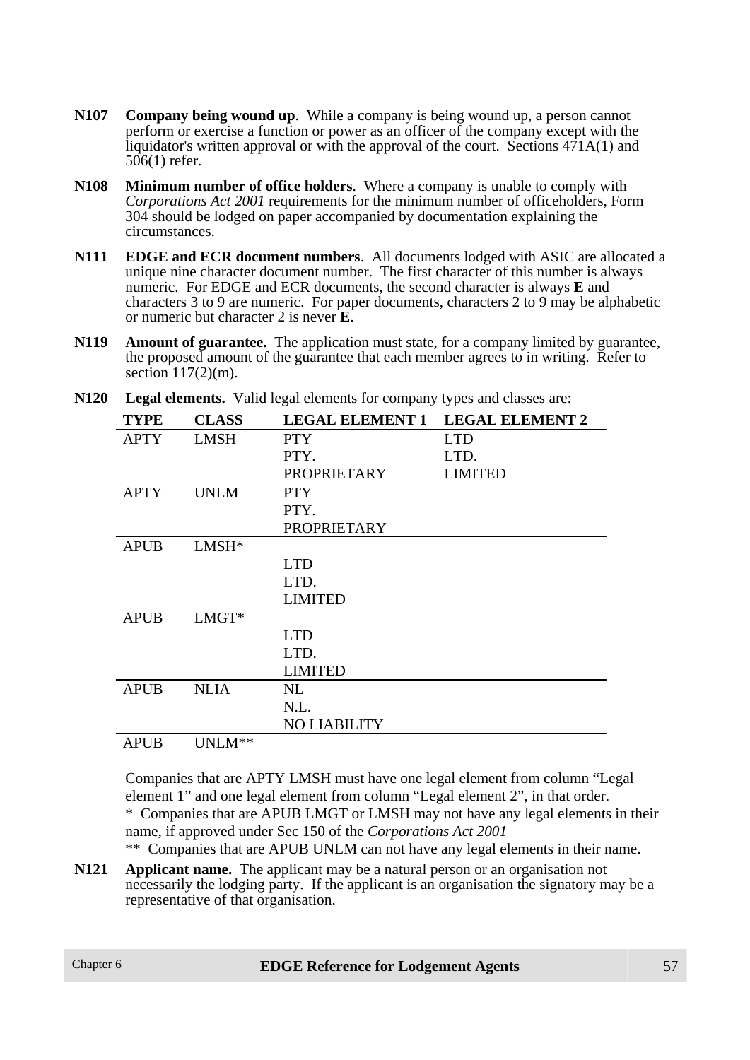**N107** **Company being wound up**. While a company is being wound up, a person cannot perform or exercise a function or power as an officer of the company except with the liquidator's written approval or with the approval of the court. Sections 471A(1) and 506(1) refer.

**N108** **Minimum number of office holders**. Where a company is unable to comply with *Corporations Act 2001* requirements for the minimum number of officeholders, Form 304 should be lodged on paper accompanied by documentation explaining the circumstances.

**N111** **EDGE and ECR document numbers**. All documents lodged with ASIC are allocated a unique nine character document number. The first character of this number is always numeric. For EDGE and ECR documents, the second character is always **E** and characters 3 to 9 are numeric. For paper documents, characters 2 to 9 may be alphabetic or numeric but character 2 is never **E**.

**N119** **Amount of guarantee.** The application must state, for a company limited by guarantee, the proposed amount of the guarantee that each member agrees to in writing. Refer to section 117(2)(m).

**N120** **Legal elements.** Valid legal elements for company types and classes are:

| TYPE | CLASS | LEGAL ELEMENT 1 | LEGAL ELEMENT 2 |
|---|---|---|---|
| APTY | LMSH | PTY | LTD |
| | | PTY. | LTD. |
| | | PROPRIETARY | LIMITED |
| APTY | UNLM | PTY | |
| | | PTY. | |
| | | PROPRIETARY | |
| APUB | LMSH* | | |
| | | LTD | |
| | | LTD. | |
| | | LIMITED | |
| APUB | LMGT* | | |
| | | LTD | |
| | | LTD. | |
| | | LIMITED | |
| APUB | NLIA | NL | |
| | | N.L. | |
| | | NO LIABILITY | |
| APUB | UNLM** | | |

Companies that are APTY LMSH must have one legal element from column "Legal element 1" and one legal element from column "Legal element 2", in that order.
* Companies that are APUB LMGT or LMSH may not have any legal elements in their name, if approved under Sec 150 of the *Corporations Act 2001*
** Companies that are APUB UNLM can not have any legal elements in their name.

**N121** **Applicant name.** The applicant may be a natural person or an organisation not necessarily the lodging party. If the applicant is an organisation the signatory may be a representative of that organisation.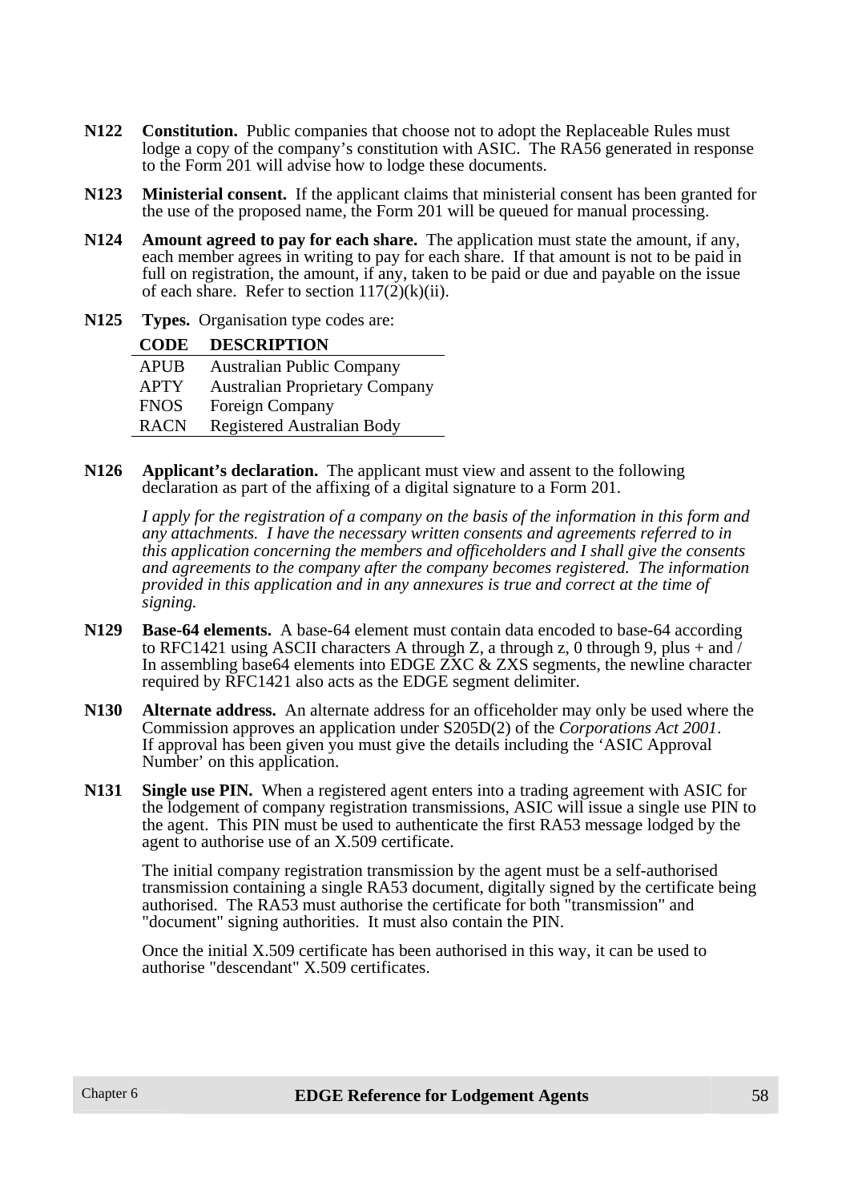**N122** **Constitution.** Public companies that choose not to adopt the Replaceable Rules must lodge a copy of the company's constitution with ASIC. The RA56 generated in response to the Form 201 will advise how to lodge these documents.

**N123** **Ministerial consent.** If the applicant claims that ministerial consent has been granted for the use of the proposed name, the Form 201 will be queued for manual processing.

**N124** **Amount agreed to pay for each share.** The application must state the amount, if any, each member agrees in writing to pay for each share. If that amount is not to be paid in full on registration, the amount, if any, taken to be paid or due and payable on the issue of each share. Refer to section 117(2)(k)(ii).

**N125** **Types.** Organisation type codes are:

| CODE | DESCRIPTION |
|---|---|
| APUB | Australian Public Company |
| APTY | Australian Proprietary Company |
| FNOS | Foreign Company |
| RACN | Registered Australian Body |

**N126** **Applicant's declaration.** The applicant must view and assent to the following declaration as part of the affixing of a digital signature to a Form 201.

*I apply for the registration of a company on the basis of the information in this form and any attachments. I have the necessary written consents and agreements referred to in this application concerning the members and officeholders and I shall give the consents and agreements to the company after the company becomes registered. The information provided in this application and in any annexures is true and correct at the time of signing.*

**N129** **Base-64 elements.** A base-64 element must contain data encoded to base-64 according to RFC1421 using ASCII characters A through Z, a through z, 0 through 9, plus + and / In assembling base64 elements into EDGE ZXC & ZXS segments, the newline character required by RFC1421 also acts as the EDGE segment delimiter.

**N130** **Alternate address.** An alternate address for an officeholder may only be used where the Commission approves an application under S205D(2) of the *Corporations Act 2001*. If approval has been given you must give the details including the 'ASIC Approval Number' on this application.

**N131** **Single use PIN.** When a registered agent enters into a trading agreement with ASIC for the lodgement of company registration transmissions, ASIC will issue a single use PIN to the agent. This PIN must be used to authenticate the first RA53 message lodged by the agent to authorise use of an X.509 certificate.

The initial company registration transmission by the agent must be a self-authorised transmission containing a single RA53 document, digitally signed by the certificate being authorised. The RA53 must authorise the certificate for both "transmission" and "document" signing authorities. It must also contain the PIN.

Once the initial X.509 certificate has been authorised in this way, it can be used to authorise "descendant" X.509 certificates.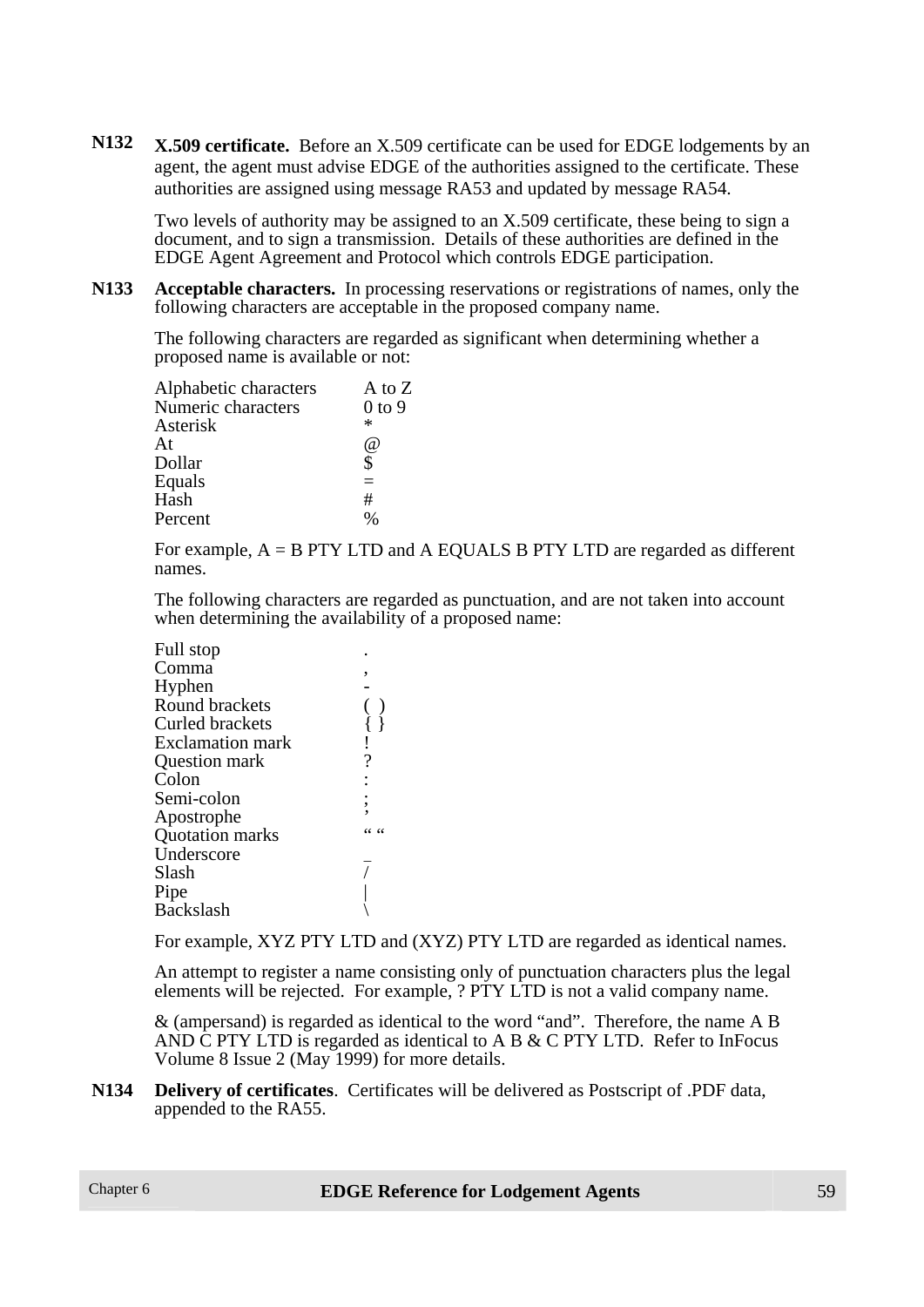**N132** **X.509 certificate.** Before an X.509 certificate can be used for EDGE lodgements by an agent, the agent must advise EDGE of the authorities assigned to the certificate. These authorities are assigned using message RA53 and updated by message RA54.

Two levels of authority may be assigned to an X.509 certificate, these being to sign a document, and to sign a transmission. Details of these authorities are defined in the EDGE Agent Agreement and Protocol which controls EDGE participation.

**N133** **Acceptable characters.** In processing reservations or registrations of names, only the following characters are acceptable in the proposed company name.

The following characters are regarded as significant when determining whether a proposed name is available or not:

| | |
|---|---|
| Alphabetic characters | A to Z |
| Numeric characters | 0 to 9 |
| Asterisk | * |
| At | @ |
| Dollar | $ |
| Equals | = |
| Hash | # |
| Percent | % |

For example, A = B PTY LTD and A EQUALS B PTY LTD are regarded as different names.

The following characters are regarded as punctuation, and are not taken into account when determining the availability of a proposed name:

| | |
|---|---|
| Full stop | . |
| Comma | , |
| Hyphen | - |
| Round brackets | ( ) |
| Curled brackets | { } |
| Exclamation mark | ! |
| Question mark | ? |
| Colon | : |
| Semi-colon | ; |
| Apostrophe | ’ |
| Quotation marks | “ “ |
| Underscore | _ |
| Slash | / |
| Pipe | \| |
| Backslash | \ |

For example, XYZ PTY LTD and (XYZ) PTY LTD are regarded as identical names.

An attempt to register a name consisting only of punctuation characters plus the legal elements will be rejected. For example, ? PTY LTD is not a valid company name.

& (ampersand) is regarded as identical to the word “and”. Therefore, the name A B AND C PTY LTD is regarded as identical to A B & C PTY LTD. Refer to InFocus Volume 8 Issue 2 (May 1999) for more details.

**N134** **Delivery of certificates**. Certificates will be delivered as Postscript of .PDF data, appended to the RA55.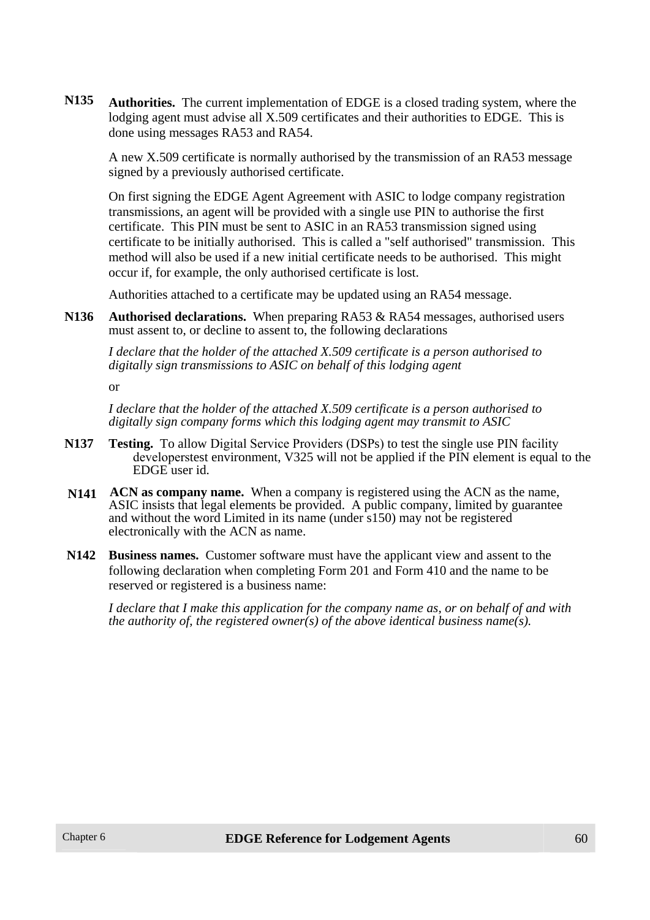**N135** **Authorities.** The current implementation of EDGE is a closed trading system, where the lodging agent must advise all X.509 certificates and their authorities to EDGE. This is done using messages RA53 and RA54.

A new X.509 certificate is normally authorised by the transmission of an RA53 message signed by a previously authorised certificate.

On first signing the EDGE Agent Agreement with ASIC to lodge company registration transmissions, an agent will be provided with a single use PIN to authorise the first certificate. This PIN must be sent to ASIC in an RA53 transmission signed using certificate to be initially authorised. This is called a "self authorised" transmission. This method will also be used if a new initial certificate needs to be authorised. This might occur if, for example, the only authorised certificate is lost.

Authorities attached to a certificate may be updated using an RA54 message.

**N136** **Authorised declarations.** When preparing RA53 & RA54 messages, authorised users must assent to, or decline to assent to, the following declarations

*I declare that the holder of the attached X.509 certificate is a person authorised to digitally sign transmissions to ASIC on behalf of this lodging agent*

or

*I declare that the holder of the attached X.509 certificate is a person authorised to digitally sign company forms which this lodging agent may transmit to ASIC*

**N137** **Testing.** To allow Digital Service Providers (DSPs) to test the single use PIN facility developerstest environment, V325 will not be applied if the PIN element is equal to the EDGE user id.

**N141** **ACN as company name.** When a company is registered using the ACN as the name, ASIC insists that legal elements be provided. A public company, limited by guarantee and without the word Limited in its name (under s150) may not be registered electronically with the ACN as name.

**N142** **Business names.** Customer software must have the applicant view and assent to the following declaration when completing Form 201 and Form 410 and the name to be reserved or registered is a business name:

*I declare that I make this application for the company name as, or on behalf of and with the authority of, the registered owner(s) of the above identical business name(s).*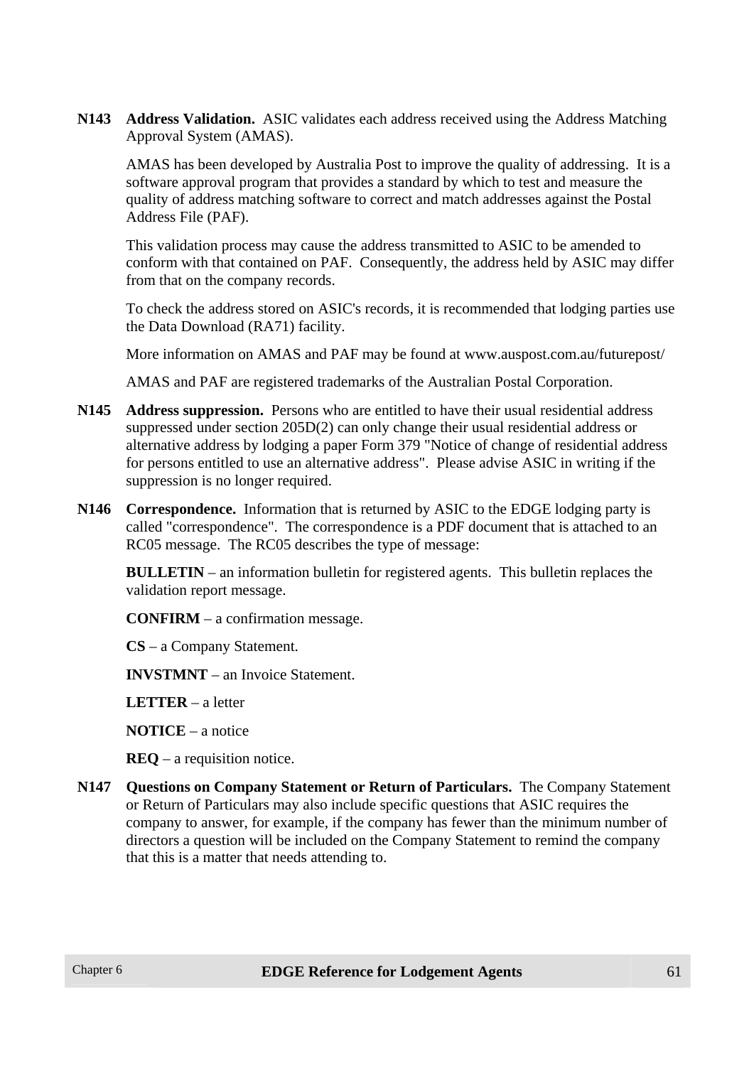**N143** **Address Validation.** ASIC validates each address received using the Address Matching Approval System (AMAS).

AMAS has been developed by Australia Post to improve the quality of addressing. It is a software approval program that provides a standard by which to test and measure the quality of address matching software to correct and match addresses against the Postal Address File (PAF).

This validation process may cause the address transmitted to ASIC to be amended to conform with that contained on PAF. Consequently, the address held by ASIC may differ from that on the company records.

To check the address stored on ASIC's records, it is recommended that lodging parties use the Data Download (RA71) facility.

More information on AMAS and PAF may be found at www.auspost.com.au/futurepost/

AMAS and PAF are registered trademarks of the Australian Postal Corporation.

**N145** **Address suppression.** Persons who are entitled to have their usual residential address suppressed under section 205D(2) can only change their usual residential address or alternative address by lodging a paper Form 379 "Notice of change of residential address for persons entitled to use an alternative address". Please advise ASIC in writing if the suppression is no longer required.

**N146** **Correspondence.** Information that is returned by ASIC to the EDGE lodging party is called "correspondence". The correspondence is a PDF document that is attached to an RC05 message. The RC05 describes the type of message:

**BULLETIN** – an information bulletin for registered agents. This bulletin replaces the validation report message.

**CONFIRM** – a confirmation message.

**CS** – a Company Statement.

**INVSTMNT** – an Invoice Statement.

**LETTER** – a letter

**NOTICE** – a notice

**REQ** – a requisition notice.

**N147** **Questions on Company Statement or Return of Particulars.** The Company Statement or Return of Particulars may also include specific questions that ASIC requires the company to answer, for example, if the company has fewer than the minimum number of directors a question will be included on the Company Statement to remind the company that this is a matter that needs attending to.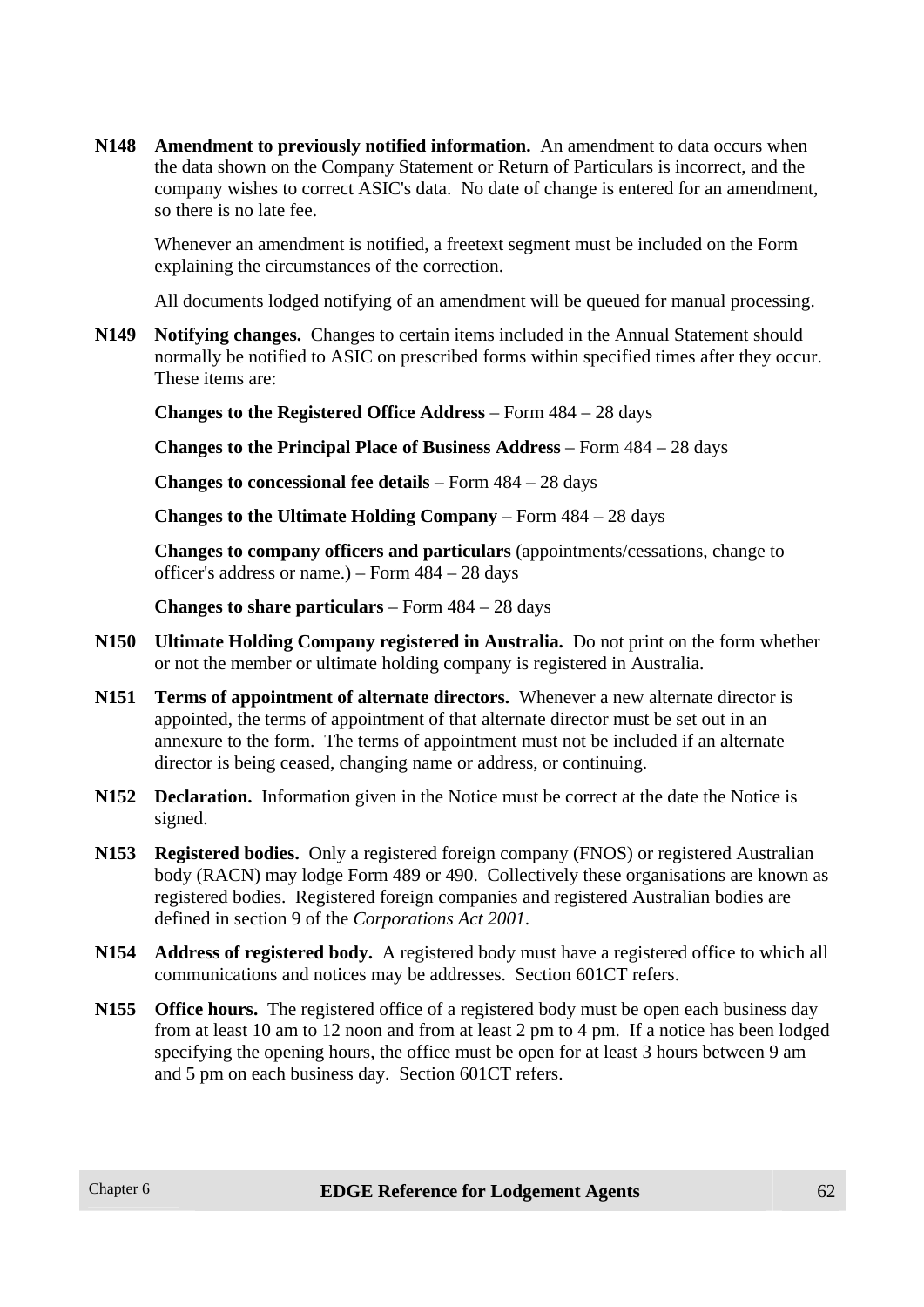**N148 Amendment to previously notified information.** An amendment to data occurs when the data shown on the Company Statement or Return of Particulars is incorrect, and the company wishes to correct ASIC's data. No date of change is entered for an amendment, so there is no late fee.

Whenever an amendment is notified, a freetext segment must be included on the Form explaining the circumstances of the correction.

All documents lodged notifying of an amendment will be queued for manual processing.

**N149 Notifying changes.** Changes to certain items included in the Annual Statement should normally be notified to ASIC on prescribed forms within specified times after they occur. These items are:

**Changes to the Registered Office Address** – Form 484 – 28 days

**Changes to the Principal Place of Business Address** – Form 484 – 28 days

**Changes to concessional fee details** – Form 484 – 28 days

**Changes to the Ultimate Holding Company** – Form 484 – 28 days

**Changes to company officers and particulars** (appointments/cessations, change to officer's address or name.) – Form 484 – 28 days

**Changes to share particulars** – Form 484 – 28 days

**N150 Ultimate Holding Company registered in Australia.** Do not print on the form whether or not the member or ultimate holding company is registered in Australia.

**N151 Terms of appointment of alternate directors.** Whenever a new alternate director is appointed, the terms of appointment of that alternate director must be set out in an annexure to the form. The terms of appointment must not be included if an alternate director is being ceased, changing name or address, or continuing.

**N152 Declaration.** Information given in the Notice must be correct at the date the Notice is signed.

**N153 Registered bodies.** Only a registered foreign company (FNOS) or registered Australian body (RACN) may lodge Form 489 or 490. Collectively these organisations are known as registered bodies. Registered foreign companies and registered Australian bodies are defined in section 9 of the *Corporations Act 2001*.

**N154 Address of registered body.** A registered body must have a registered office to which all communications and notices may be addresses. Section 601CT refers.

**N155 Office hours.** The registered office of a registered body must be open each business day from at least 10 am to 12 noon and from at least 2 pm to 4 pm. If a notice has been lodged specifying the opening hours, the office must be open for at least 3 hours between 9 am and 5 pm on each business day. Section 601CT refers.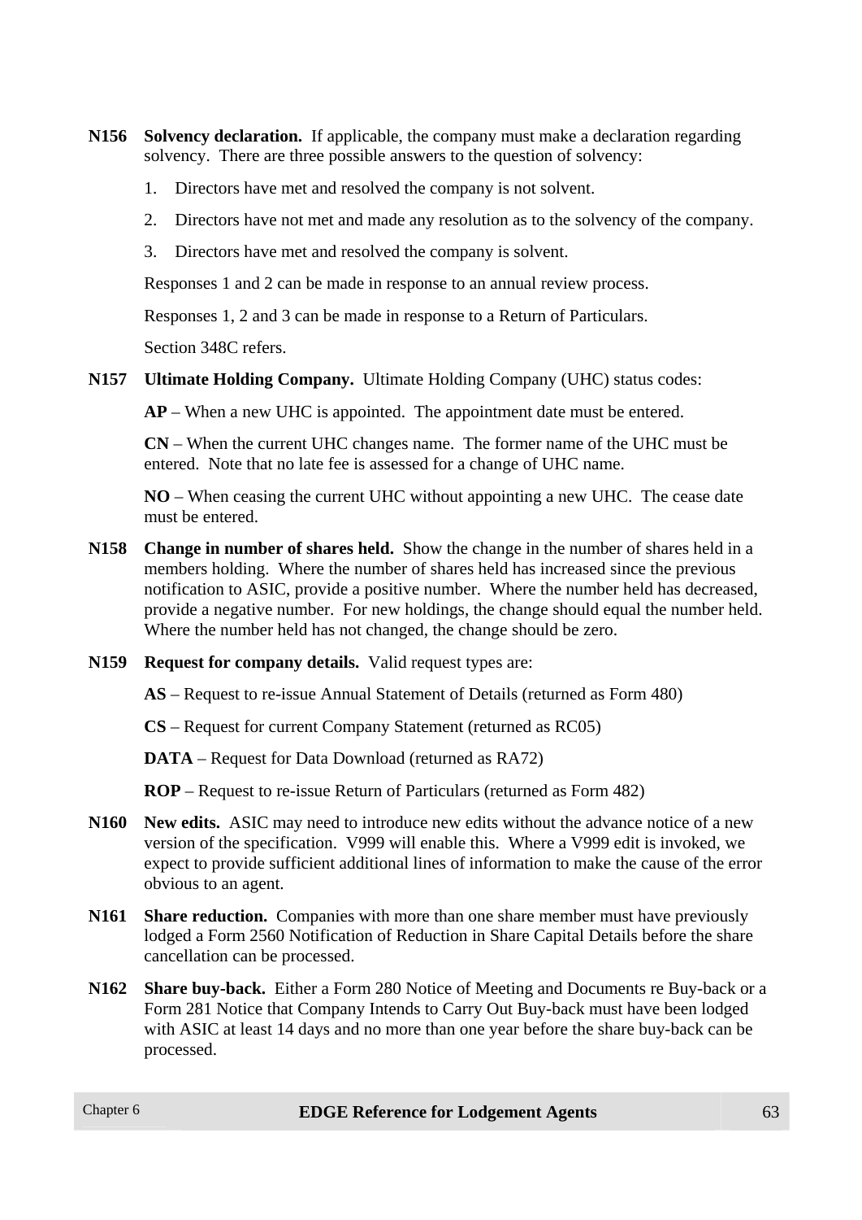**N156 Solvency declaration.** If applicable, the company must make a declaration regarding solvency. There are three possible answers to the question of solvency:

1. Directors have met and resolved the company is not solvent.
2. Directors have not met and made any resolution as to the solvency of the company.
3. Directors have met and resolved the company is solvent.

Responses 1 and 2 can be made in response to an annual review process.

Responses 1, 2 and 3 can be made in response to a Return of Particulars.

Section 348C refers.

**N157 Ultimate Holding Company.** Ultimate Holding Company (UHC) status codes:

**AP** – When a new UHC is appointed. The appointment date must be entered.

**CN** – When the current UHC changes name. The former name of the UHC must be entered. Note that no late fee is assessed for a change of UHC name.

**NO** – When ceasing the current UHC without appointing a new UHC. The cease date must be entered.

**N158 Change in number of shares held.** Show the change in the number of shares held in a members holding. Where the number of shares held has increased since the previous notification to ASIC, provide a positive number. Where the number held has decreased, provide a negative number. For new holdings, the change should equal the number held. Where the number held has not changed, the change should be zero.

**N159 Request for company details.** Valid request types are:

**AS** – Request to re-issue Annual Statement of Details (returned as Form 480)

**CS** – Request for current Company Statement (returned as RC05)

**DATA** – Request for Data Download (returned as RA72)

**ROP** – Request to re-issue Return of Particulars (returned as Form 482)

**N160 New edits.** ASIC may need to introduce new edits without the advance notice of a new version of the specification. V999 will enable this. Where a V999 edit is invoked, we expect to provide sufficient additional lines of information to make the cause of the error obvious to an agent.

**N161 Share reduction.** Companies with more than one share member must have previously lodged a Form 2560 Notification of Reduction in Share Capital Details before the share cancellation can be processed.

**N162 Share buy-back.** Either a Form 280 Notice of Meeting and Documents re Buy-back or a Form 281 Notice that Company Intends to Carry Out Buy-back must have been lodged with ASIC at least 14 days and no more than one year before the share buy-back can be processed.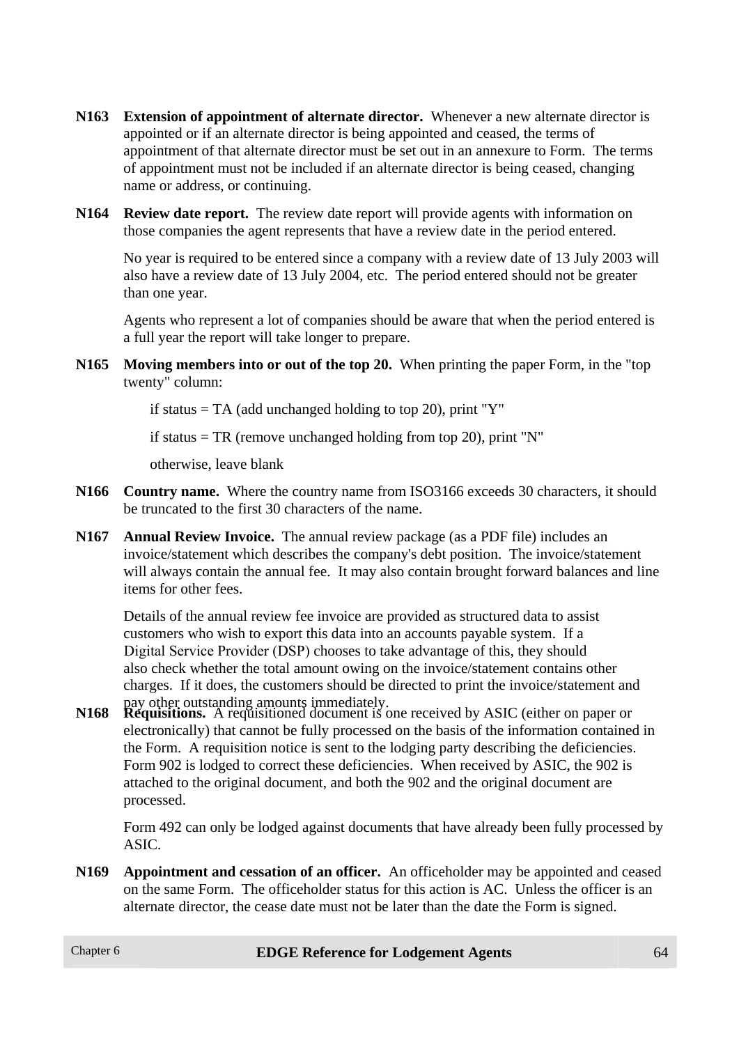**N163** **Extension of appointment of alternate director.** Whenever a new alternate director is appointed or if an alternate director is being appointed and ceased, the terms of appointment of that alternate director must be set out in an annexure to Form. The terms of appointment must not be included if an alternate director is being ceased, changing name or address, or continuing.

**N164** **Review date report.** The review date report will provide agents with information on those companies the agent represents that have a review date in the period entered.

No year is required to be entered since a company with a review date of 13 July 2003 will also have a review date of 13 July 2004, etc. The period entered should not be greater than one year.

Agents who represent a lot of companies should be aware that when the period entered is a full year the report will take longer to prepare.

**N165** **Moving members into or out of the top 20.** When printing the paper Form, in the "top twenty" column:

> if status = TA (add unchanged holding to top 20), print "Y"
>
> if status = TR (remove unchanged holding from top 20), print "N"
>
> otherwise, leave blank

**N166** **Country name.** Where the country name from ISO3166 exceeds 30 characters, it should be truncated to the first 30 characters of the name.

**N167** **Annual Review Invoice.** The annual review package (as a PDF file) includes an invoice/statement which describes the company's debt position. The invoice/statement will always contain the annual fee. It may also contain brought forward balances and line items for other fees.

Details of the annual review fee invoice are provided as structured data to assist customers who wish to export this data into an accounts payable system. If a Digital Service Provider (DSP) chooses to take advantage of this, they should also check whether the total amount owing on the invoice/statement contains other charges. If it does, the customers should be directed to print the invoice/statement and pay other outstanding amounts immediately.

**N168** **Requisitions.** A requisitioned document is one received by ASIC (either on paper or electronically) that cannot be fully processed on the basis of the information contained in the Form. A requisition notice is sent to the lodging party describing the deficiencies. Form 902 is lodged to correct these deficiencies. When received by ASIC, the 902 is attached to the original document, and both the 902 and the original document are processed.

Form 492 can only be lodged against documents that have already been fully processed by ASIC.

**N169** **Appointment and cessation of an officer.** An officeholder may be appointed and ceased on the same Form. The officeholder status for this action is AC. Unless the officer is an alternate director, the cease date must not be later than the date the Form is signed.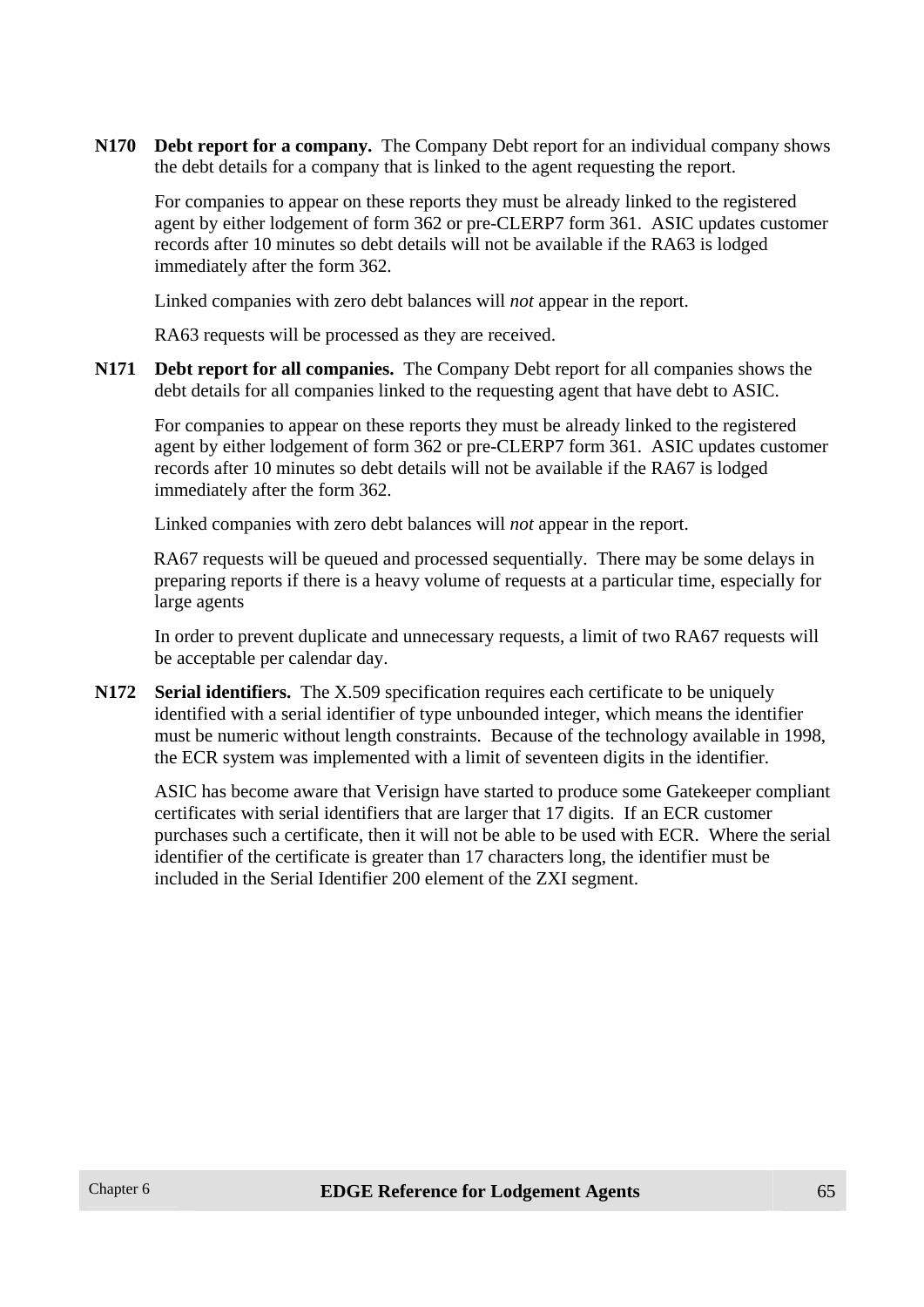**N170 Debt report for a company.** The Company Debt report for an individual company shows the debt details for a company that is linked to the agent requesting the report.

For companies to appear on these reports they must be already linked to the registered agent by either lodgement of form 362 or pre-CLERP7 form 361. ASIC updates customer records after 10 minutes so debt details will not be available if the RA63 is lodged immediately after the form 362.

Linked companies with zero debt balances will *not* appear in the report.

RA63 requests will be processed as they are received.

**N171 Debt report for all companies.** The Company Debt report for all companies shows the debt details for all companies linked to the requesting agent that have debt to ASIC.

For companies to appear on these reports they must be already linked to the registered agent by either lodgement of form 362 or pre-CLERP7 form 361. ASIC updates customer records after 10 minutes so debt details will not be available if the RA67 is lodged immediately after the form 362.

Linked companies with zero debt balances will *not* appear in the report.

RA67 requests will be queued and processed sequentially. There may be some delays in preparing reports if there is a heavy volume of requests at a particular time, especially for large agents

In order to prevent duplicate and unnecessary requests, a limit of two RA67 requests will be acceptable per calendar day.

**N172 Serial identifiers.** The X.509 specification requires each certificate to be uniquely identified with a serial identifier of type unbounded integer, which means the identifier must be numeric without length constraints. Because of the technology available in 1998, the ECR system was implemented with a limit of seventeen digits in the identifier.

ASIC has become aware that Verisign have started to produce some Gatekeeper compliant certificates with serial identifiers that are larger that 17 digits. If an ECR customer purchases such a certificate, then it will not be able to be used with ECR. Where the serial identifier of the certificate is greater than 17 characters long, the identifier must be included in the Serial Identifier 200 element of the ZXI segment.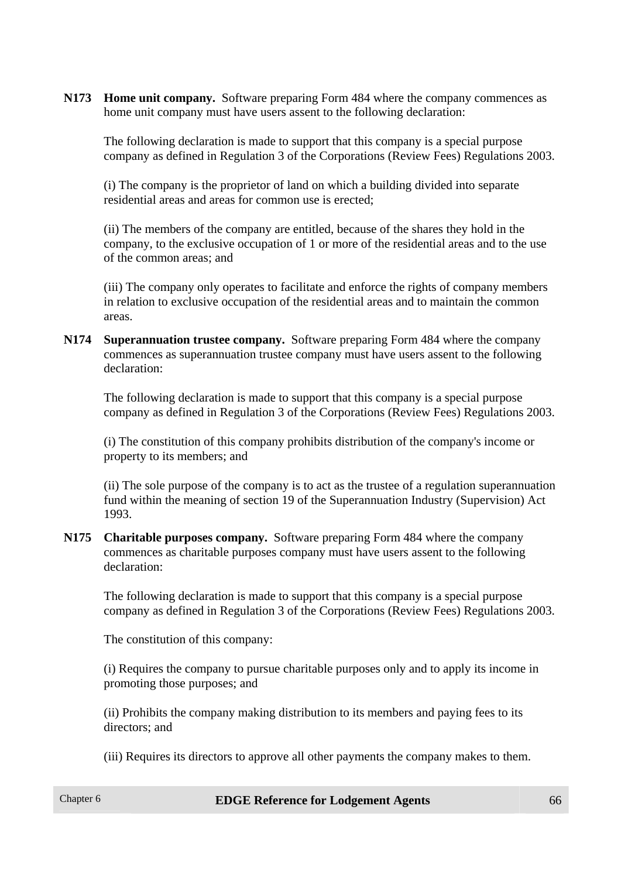**N173** **Home unit company.** Software preparing Form 484 where the company commences as home unit company must have users assent to the following declaration:

The following declaration is made to support that this company is a special purpose company as defined in Regulation 3 of the Corporations (Review Fees) Regulations 2003.

(i) The company is the proprietor of land on which a building divided into separate residential areas and areas for common use is erected;

(ii) The members of the company are entitled, because of the shares they hold in the company, to the exclusive occupation of 1 or more of the residential areas and to the use of the common areas; and

(iii) The company only operates to facilitate and enforce the rights of company members in relation to exclusive occupation of the residential areas and to maintain the common areas.

**N174** **Superannuation trustee company.** Software preparing Form 484 where the company commences as superannuation trustee company must have users assent to the following declaration:

The following declaration is made to support that this company is a special purpose company as defined in Regulation 3 of the Corporations (Review Fees) Regulations 2003.

(i) The constitution of this company prohibits distribution of the company's income or property to its members; and

(ii) The sole purpose of the company is to act as the trustee of a regulation superannuation fund within the meaning of section 19 of the Superannuation Industry (Supervision) Act 1993.

**N175** **Charitable purposes company.** Software preparing Form 484 where the company commences as charitable purposes company must have users assent to the following declaration:

The following declaration is made to support that this company is a special purpose company as defined in Regulation 3 of the Corporations (Review Fees) Regulations 2003.

The constitution of this company:

(i) Requires the company to pursue charitable purposes only and to apply its income in promoting those purposes; and

(ii) Prohibits the company making distribution to its members and paying fees to its directors; and

(iii) Requires its directors to approve all other payments the company makes to them.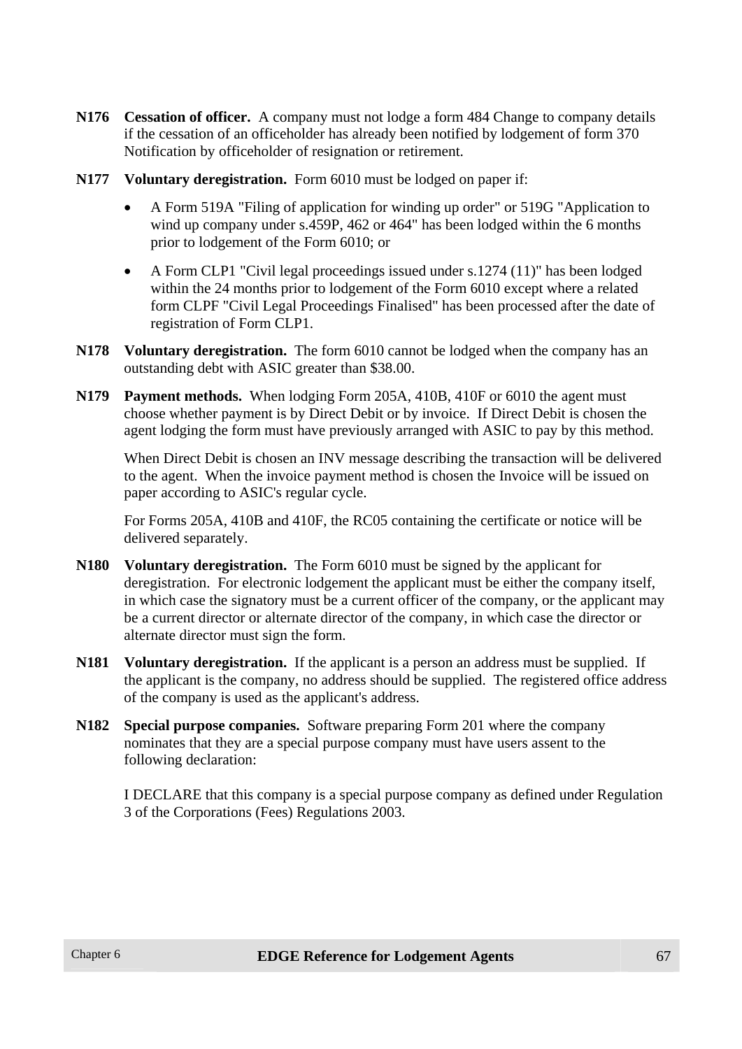**N176 Cessation of officer.** A company must not lodge a form 484 Change to company details if the cessation of an officeholder has already been notified by lodgement of form 370 Notification by officeholder of resignation or retirement.

**N177 Voluntary deregistration.** Form 6010 must be lodged on paper if:

- A Form 519A "Filing of application for winding up order" or 519G "Application to wind up company under s.459P, 462 or 464" has been lodged within the 6 months prior to lodgement of the Form 6010; or
- A Form CLP1 "Civil legal proceedings issued under s.1274 (11)" has been lodged within the 24 months prior to lodgement of the Form 6010 except where a related form CLPF "Civil Legal Proceedings Finalised" has been processed after the date of registration of Form CLP1.

**N178 Voluntary deregistration.** The form 6010 cannot be lodged when the company has an outstanding debt with ASIC greater than $38.00.

**N179 Payment methods.** When lodging Form 205A, 410B, 410F or 6010 the agent must choose whether payment is by Direct Debit or by invoice. If Direct Debit is chosen the agent lodging the form must have previously arranged with ASIC to pay by this method.

When Direct Debit is chosen an INV message describing the transaction will be delivered to the agent. When the invoice payment method is chosen the Invoice will be issued on paper according to ASIC's regular cycle.

For Forms 205A, 410B and 410F, the RC05 containing the certificate or notice will be delivered separately.

**N180 Voluntary deregistration.** The Form 6010 must be signed by the applicant for deregistration. For electronic lodgement the applicant must be either the company itself, in which case the signatory must be a current officer of the company, or the applicant may be a current director or alternate director of the company, in which case the director or alternate director must sign the form.

**N181 Voluntary deregistration.** If the applicant is a person an address must be supplied. If the applicant is the company, no address should be supplied. The registered office address of the company is used as the applicant's address.

**N182 Special purpose companies.** Software preparing Form 201 where the company nominates that they are a special purpose company must have users assent to the following declaration:

I DECLARE that this company is a special purpose company as defined under Regulation 3 of the Corporations (Fees) Regulations 2003.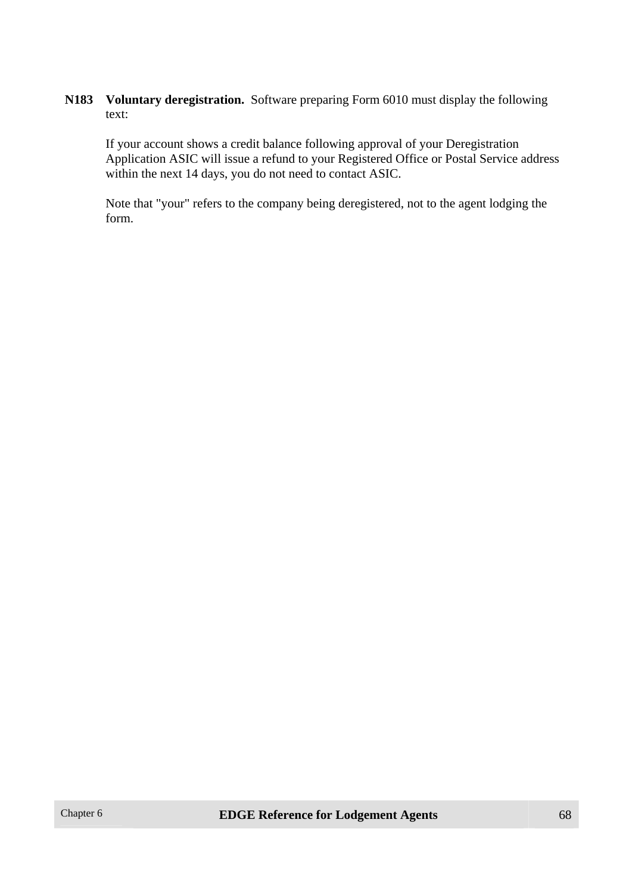**N183** **Voluntary deregistration.** Software preparing Form 6010 must display the following text:

If your account shows a credit balance following approval of your Deregistration Application ASIC will issue a refund to your Registered Office or Postal Service address within the next 14 days, you do not need to contact ASIC.

Note that "your" refers to the company being deregistered, not to the agent lodging the form.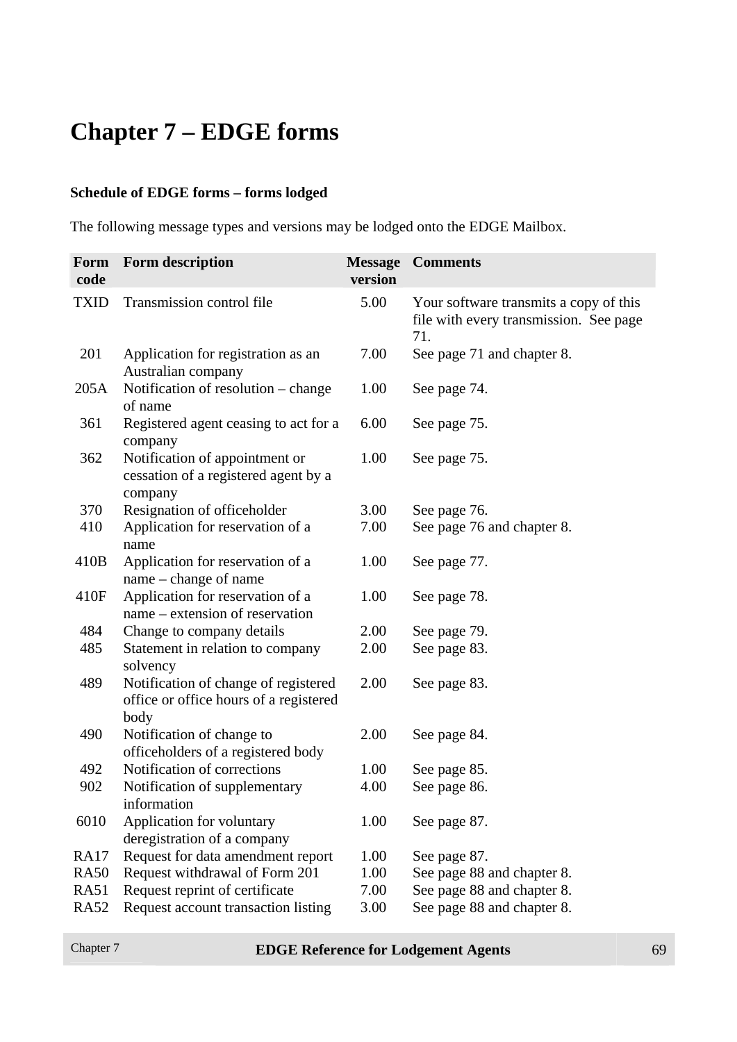# Chapter 7 – EDGE forms

**Schedule of EDGE forms – forms lodged**

The following message types and versions may be lodged onto the EDGE Mailbox.

| Form code | Form description | Message version | Comments |
|---|---|---|---|
| TXID | Transmission control file | 5.00 | Your software transmits a copy of this file with every transmission. See page 71. |
| 201 | Application for registration as an Australian company | 7.00 | See page 71 and chapter 8. |
| 205A | Notification of resolution – change of name | 1.00 | See page 74. |
| 361 | Registered agent ceasing to act for a company | 6.00 | See page 75. |
| 362 | Notification of appointment or cessation of a registered agent by a company | 1.00 | See page 75. |
| 370 | Resignation of officeholder | 3.00 | See page 76. |
| 410 | Application for reservation of a name | 7.00 | See page 76 and chapter 8. |
| 410B | Application for reservation of a name – change of name | 1.00 | See page 77. |
| 410F | Application for reservation of a name – extension of reservation | 1.00 | See page 78. |
| 484 | Change to company details | 2.00 | See page 79. |
| 485 | Statement in relation to company solvency | 2.00 | See page 83. |
| 489 | Notification of change of registered office or office hours of a registered body | 2.00 | See page 83. |
| 490 | Notification of change to officeholders of a registered body | 2.00 | See page 84. |
| 492 | Notification of corrections | 1.00 | See page 85. |
| 902 | Notification of supplementary information | 4.00 | See page 86. |
| 6010 | Application for voluntary deregistration of a company | 1.00 | See page 87. |
| RA17 | Request for data amendment report | 1.00 | See page 87. |
| RA50 | Request withdrawal of Form 201 | 1.00 | See page 88 and chapter 8. |
| RA51 | Request reprint of certificate | 7.00 | See page 88 and chapter 8. |
| RA52 | Request account transaction listing | 3.00 | See page 88 and chapter 8. |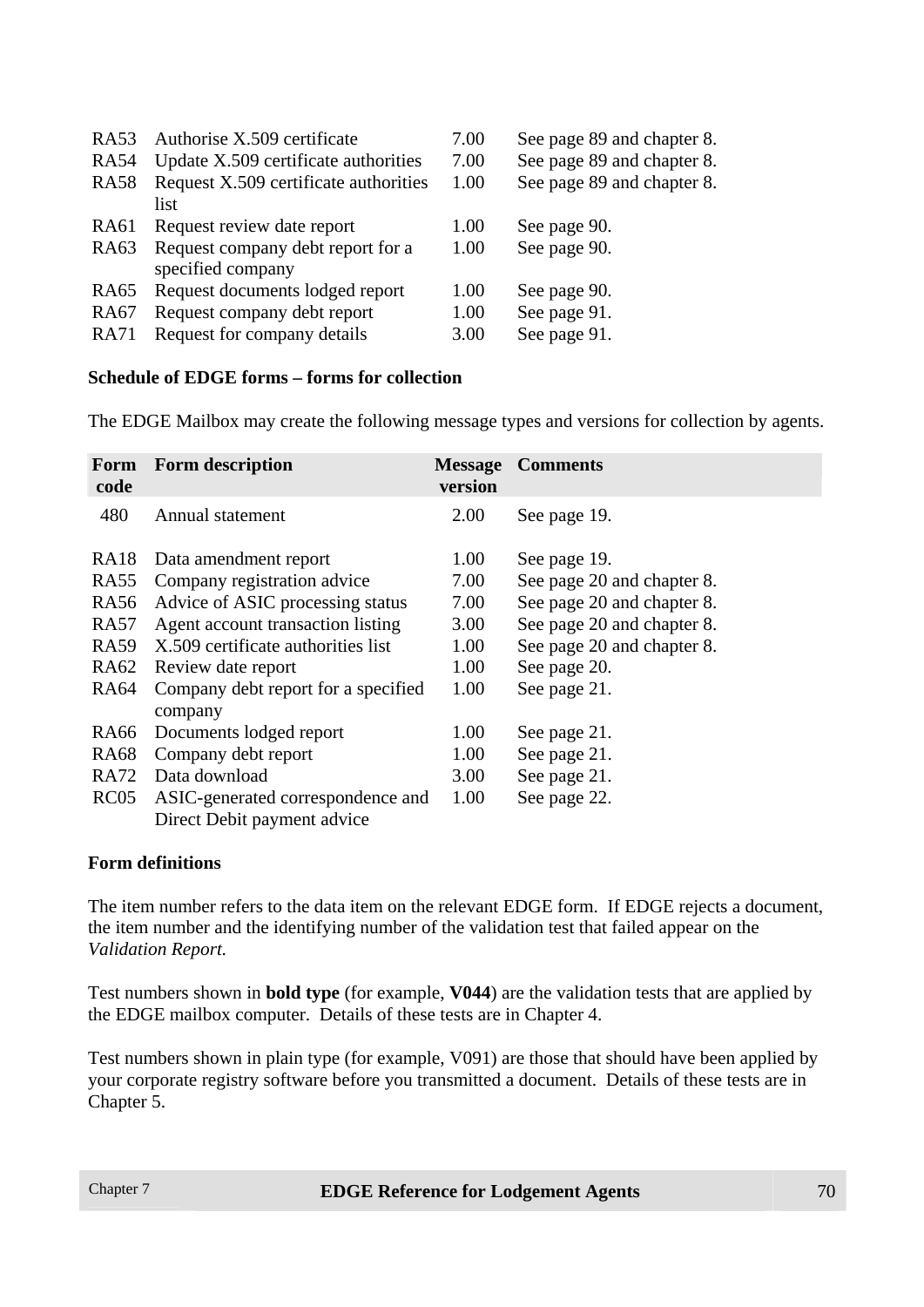| | | | |
|---|---|---|---|
| RA53 | Authorise X.509 certificate | 7.00 | See page 89 and chapter 8. |
| RA54 | Update X.509 certificate authorities | 7.00 | See page 89 and chapter 8. |
| RA58 | Request X.509 certificate authorities list | 1.00 | See page 89 and chapter 8. |
| RA61 | Request review date report | 1.00 | See page 90. |
| RA63 | Request company debt report for a specified company | 1.00 | See page 90. |
| RA65 | Request documents lodged report | 1.00 | See page 90. |
| RA67 | Request company debt report | 1.00 | See page 91. |
| RA71 | Request for company details | 3.00 | See page 91. |

**Schedule of EDGE forms – forms for collection**

The EDGE Mailbox may create the following message types and versions for collection by agents.

| Form code | Form description | Message version | Comments |
|---|---|---|---|
| 480 | Annual statement | 2.00 | See page 19. |
| RA18 | Data amendment report | 1.00 | See page 19. |
| RA55 | Company registration advice | 7.00 | See page 20 and chapter 8. |
| RA56 | Advice of ASIC processing status | 7.00 | See page 20 and chapter 8. |
| RA57 | Agent account transaction listing | 3.00 | See page 20 and chapter 8. |
| RA59 | X.509 certificate authorities list | 1.00 | See page 20 and chapter 8. |
| RA62 | Review date report | 1.00 | See page 20. |
| RA64 | Company debt report for a specified company | 1.00 | See page 21. |
| RA66 | Documents lodged report | 1.00 | See page 21. |
| RA68 | Company debt report | 1.00 | See page 21. |
| RA72 | Data download | 3.00 | See page 21. |
| RC05 | ASIC-generated correspondence and Direct Debit payment advice | 1.00 | See page 22. |

**Form definitions**

The item number refers to the data item on the relevant EDGE form. If EDGE rejects a document, the item number and the identifying number of the validation test that failed appear on the *Validation Report.*

Test numbers shown in **bold type** (for example, **V044**) are the validation tests that are applied by the EDGE mailbox computer. Details of these tests are in Chapter 4.

Test numbers shown in plain type (for example, V091) are those that should have been applied by your corporate registry software before you transmitted a document. Details of these tests are in Chapter 5.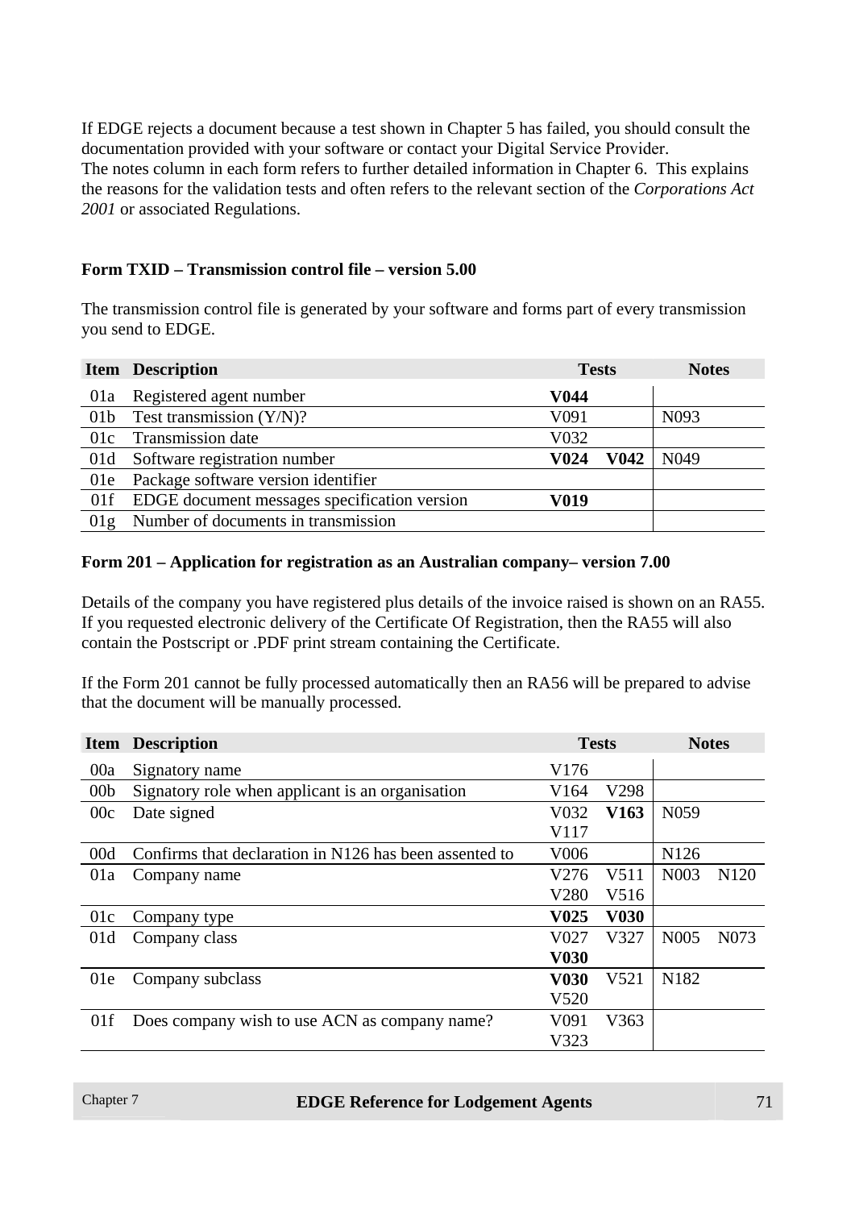If EDGE rejects a document because a test shown in Chapter 5 has failed, you should consult the documentation provided with your software or contact your Digital Service Provider.
The notes column in each form refers to further detailed information in Chapter 6. This explains the reasons for the validation tests and often refers to the relevant section of the *Corporations Act 2001* or associated Regulations.

**Form TXID – Transmission control file – version 5.00**

The transmission control file is generated by your software and forms part of every transmission you send to EDGE.

| Item | Description | Tests | | Notes | |
|---|---|---|---|---|---|
| 01a | Registered agent number | **V044** | | | |
| 01b | Test transmission (Y/N)? | V091 | | N093 | |
| 01c | Transmission date | V032 | | | |
| 01d | Software registration number | **V024** | **V042** | N049 | |
| 01e | Package software version identifier | | | | |
| 01f | EDGE document messages specification version | **V019** | | | |
| 01g | Number of documents in transmission | | | | |

**Form 201 – Application for registration as an Australian company– version 7.00**

Details of the company you have registered plus details of the invoice raised is shown on an RA55. If you requested electronic delivery of the Certificate Of Registration, then the RA55 will also contain the Postscript or .PDF print stream containing the Certificate.

If the Form 201 cannot be fully processed automatically then an RA56 will be prepared to advise that the document will be manually processed.

| Item | Description | Tests | | Notes | |
|---|---|---|---|---|---|
| 00a | Signatory name | V176 | | | |
| 00b | Signatory role when applicant is an organisation | V164 | V298 | | |
| 00c | Date signed | V032<br>V117 | **V163** | N059 | |
| 00d | Confirms that declaration in N126 has been assented to | V006 | | N126 | |
| 01a | Company name | V276<br>V280 | V511<br>V516 | N003 | N120 |
| 01c | Company type | **V025** | **V030** | | |
| 01d | Company class | V027<br>**V030** | V327 | N005 | N073 |
| 01e | Company subclass | **V030**<br>V520 | V521 | N182 | |
| 01f | Does company wish to use ACN as company name? | V091<br>V323 | V363 | | |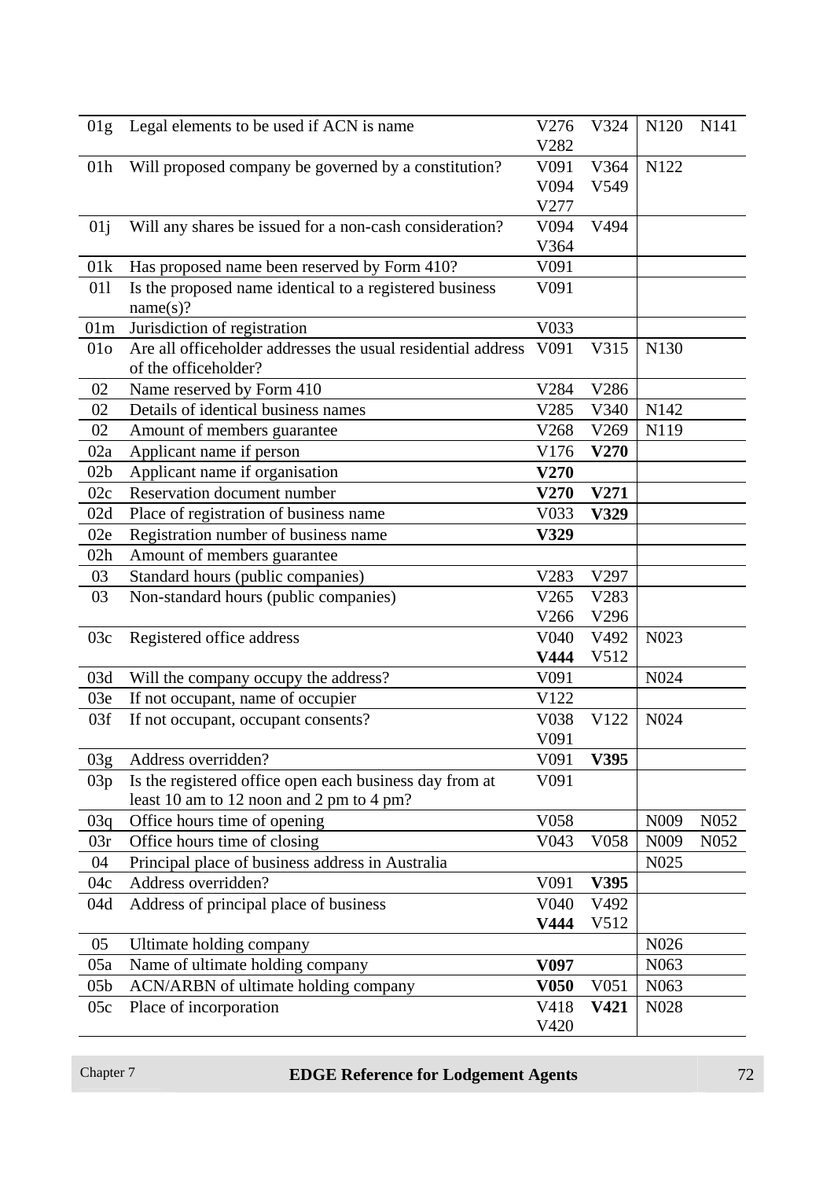| | | | | | |
|---|---|---|---|---|---|
| 01g | Legal elements to be used if ACN is name | V276<br>V282 | V324 | N120 | N141 |
| 01h | Will proposed company be governed by a constitution? | V091<br>V094<br>V277 | V364<br>V549 | N122 | |
| 01j | Will any shares be issued for a non-cash consideration? | V094<br>V364 | V494 | | |
| 01k | Has proposed name been reserved by Form 410? | V091 | | | |
| 01l | Is the proposed name identical to a registered business name(s)? | V091 | | | |
| 01m | Jurisdiction of registration | V033 | | | |
| 01o | Are all officeholder addresses the usual residential address of the officeholder? | V091 | V315 | N130 | |
| 02 | Name reserved by Form 410 | V284 | V286 | | |
| 02 | Details of identical business names | V285 | V340 | N142 | |
| 02 | Amount of members guarantee | V268 | V269 | N119 | |
| 02a | Applicant name if person | V176 | **V270** | | |
| 02b | Applicant name if organisation | **V270** | | | |
| 02c | Reservation document number | **V270** | **V271** | | |
| 02d | Place of registration of business name | V033 | **V329** | | |
| 02e | Registration number of business name | **V329** | | | |
| 02h | Amount of members guarantee | | | | |
| 03 | Standard hours (public companies) | V283 | V297 | | |
| 03 | Non-standard hours (public companies) | V265<br>V266 | V283<br>V296 | | |
| 03c | Registered office address | V040<br>**V444** | V492<br>V512 | N023 | |
| 03d | Will the company occupy the address? | V091 | | N024 | |
| 03e | If not occupant, name of occupier | V122 | | | |
| 03f | If not occupant, occupant consents? | V038<br>V091 | V122 | N024 | |
| 03g | Address overridden? | V091 | **V395** | | |
| 03p | Is the registered office open each business day from at least 10 am to 12 noon and 2 pm to 4 pm? | V091 | | | |
| 03q | Office hours time of opening | V058 | | N009 | N052 |
| 03r | Office hours time of closing | V043 | V058 | N009 | N052 |
| 04 | Principal place of business address in Australia | | | N025 | |
| 04c | Address overridden? | V091 | **V395** | | |
| 04d | Address of principal place of business | V040<br>**V444** | V492<br>V512 | | |
| 05 | Ultimate holding company | | | N026 | |
| 05a | Name of ultimate holding company | **V097** | | N063 | |
| 05b | ACN/ARBN of ultimate holding company | **V050** | V051 | N063 | |
| 05c | Place of incorporation | V418<br>V420 | **V421** | N028 | |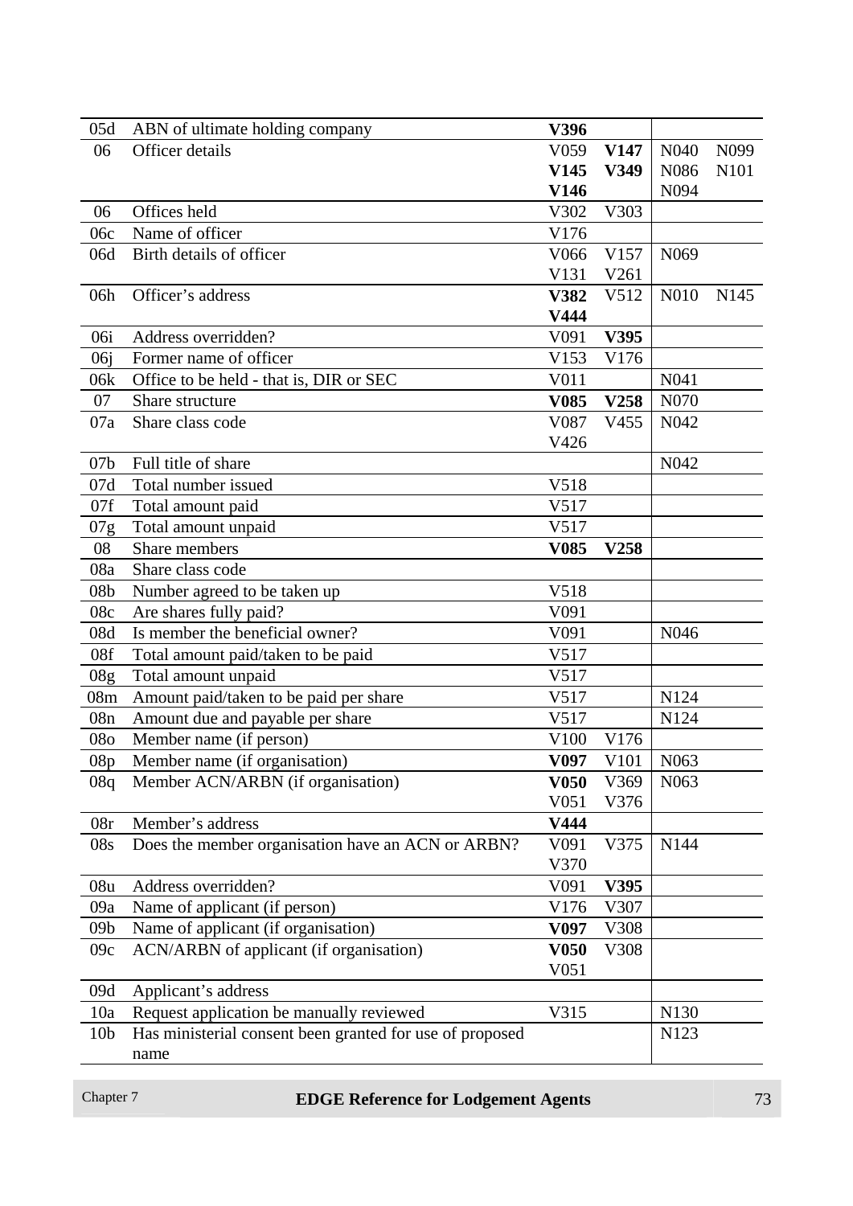| | | | | | |
|---|---|---|---|---|---|
| 05d | ABN of ultimate holding company | **V396** | | | |
| 06 | Officer details | V059 **V145** **V146** | **V147** **V349** | N040 N086 N094 | N099 N101 |
| 06 | Offices held | V302 | V303 | | |
| 06c | Name of officer | V176 | | | |
| 06d | Birth details of officer | V066 V131 | V157 V261 | N069 | |
| 06h | Officer's address | **V382** **V444** | V512 | N010 | N145 |
| 06i | Address overridden? | V091 | **V395** | | |
| 06j | Former name of officer | V153 | V176 | | |
| 06k | Office to be held - that is, DIR or SEC | V011 | | N041 | |
| 07 | Share structure | **V085** | **V258** | N070 | |
| 07a | Share class code | V087 V426 | V455 | N042 | |
| 07b | Full title of share | | | N042 | |
| 07d | Total number issued | V518 | | | |
| 07f | Total amount paid | V517 | | | |
| 07g | Total amount unpaid | V517 | | | |
| 08 | Share members | **V085** | **V258** | | |
| 08a | Share class code | | | | |
| 08b | Number agreed to be taken up | V518 | | | |
| 08c | Are shares fully paid? | V091 | | | |
| 08d | Is member the beneficial owner? | V091 | | N046 | |
| 08f | Total amount paid/taken to be paid | V517 | | | |
| 08g | Total amount unpaid | V517 | | | |
| 08m | Amount paid/taken to be paid per share | V517 | | N124 | |
| 08n | Amount due and payable per share | V517 | | N124 | |
| 08o | Member name (if person) | V100 | V176 | | |
| 08p | Member name (if organisation) | **V097** | V101 | N063 | |
| 08q | Member ACN/ARBN (if organisation) | **V050** V051 | V369 V376 | N063 | |
| 08r | Member's address | **V444** | | | |
| 08s | Does the member organisation have an ACN or ARBN? | V091 V370 | V375 | N144 | |
| 08u | Address overridden? | V091 | **V395** | | |
| 09a | Name of applicant (if person) | V176 | V307 | | |
| 09b | Name of applicant (if organisation) | **V097** | V308 | | |
| 09c | ACN/ARBN of applicant (if organisation) | **V050** V051 | V308 | | |
| 09d | Applicant's address | | | | |
| 10a | Request application be manually reviewed | V315 | | N130 | |
| 10b | Has ministerial consent been granted for use of proposed name | | | N123 | |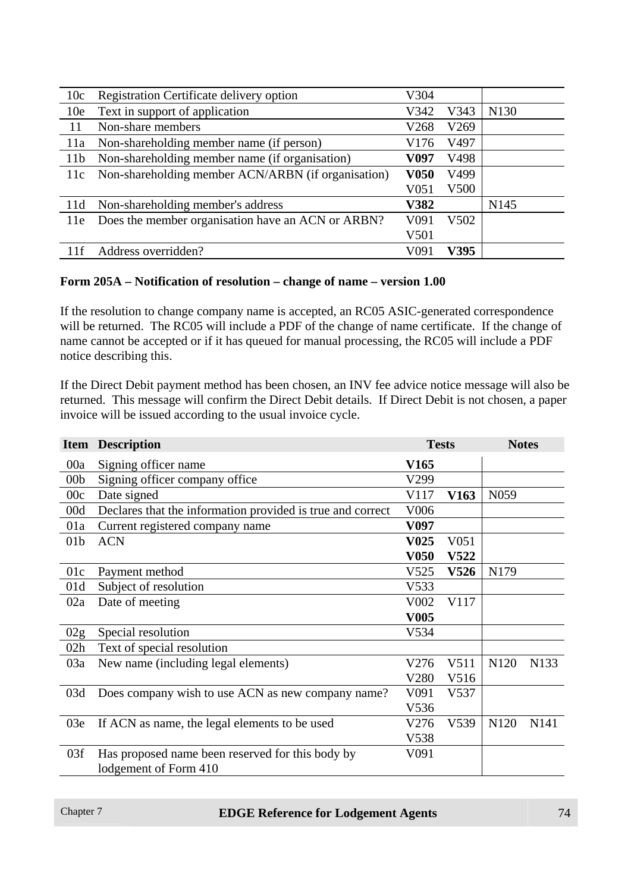| | | | | |
|---|---|---|---|---|
| 10c | Registration Certificate delivery option | V304 | | |
| 10e | Text in support of application | V342 V343 | N130 | |
| 11 | Non-share members | V268 V269 | | |
| 11a | Non-shareholding member name (if person) | V176 V497 | | |
| 11b | Non-shareholding member name (if organisation) | **V097** V498 | | |
| 11c | Non-shareholding member ACN/ARBN (if organisation) | **V050** V499 V051 V500 | | |
| 11d | Non-shareholding member's address | **V382** | N145 | |
| 11e | Does the member organisation have an ACN or ARBN? | V091 V502 V501 | | |
| 11f | Address overridden? | V091 **V395** | | |

**Form 205A – Notification of resolution – change of name – version 1.00**

If the resolution to change company name is accepted, an RC05 ASIC-generated correspondence will be returned. The RC05 will include a PDF of the change of name certificate. If the change of name cannot be accepted or if it has queued for manual processing, the RC05 will include a PDF notice describing this.

If the Direct Debit payment method has been chosen, an INV fee advice notice message will also be returned. This message will confirm the Direct Debit details. If Direct Debit is not chosen, a paper invoice will be issued according to the usual invoice cycle.

| Item | Description | Tests | Notes |
|---|---|---|---|
| 00a | Signing officer name | **V165** | |
| 00b | Signing officer company office | V299 | |
| 00c | Date signed | V117 **V163** | N059 |
| 00d | Declares that the information provided is true and correct | V006 | |
| 01a | Current registered company name | **V097** | |
| 01b | ACN | **V025** V051 **V050** **V522** | |
| 01c | Payment method | V525 **V526** | N179 |
| 01d | Subject of resolution | V533 | |
| 02a | Date of meeting | V002 V117 **V005** | |
| 02g | Special resolution | V534 | |
| 02h | Text of special resolution | | |
| 03a | New name (including legal elements) | V276 V511 V280 V516 | N120 N133 |
| 03d | Does company wish to use ACN as new company name? | V091 V537 V536 | |
| 03e | If ACN as name, the legal elements to be used | V276 V539 V538 | N120 N141 |
| 03f | Has proposed name been reserved for this body by lodgement of Form 410 | V091 | |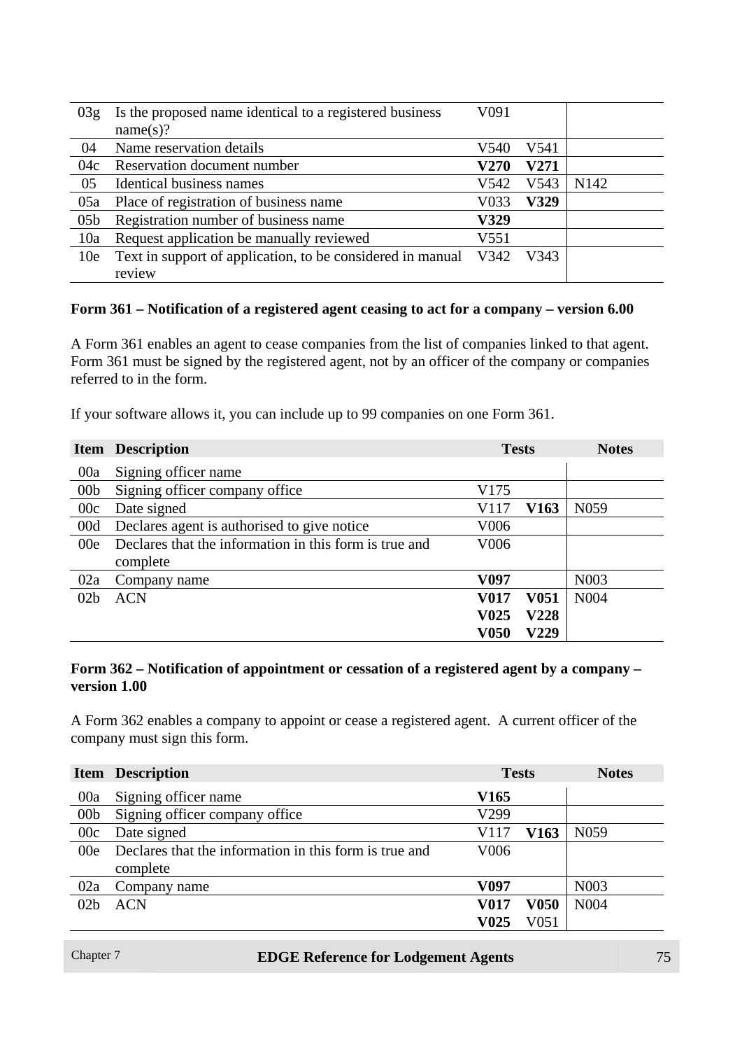| Item | Description | Tests | | Notes |
|---|---|---|---|---|
| 03g | Is the proposed name identical to a registered business name(s)? | V091 | | |
| 04 | Name reservation details | V540 | V541 | |
| 04c | Reservation document number | **V270** | **V271** | |
| 05 | Identical business names | V542 | V543 | N142 |
| 05a | Place of registration of business name | V033 | **V329** | |
| 05b | Registration number of business name | **V329** | | |
| 10a | Request application be manually reviewed | V551 | | |
| 10e | Text in support of application, to be considered in manual review | V342 | V343 | |

**Form 361 – Notification of a registered agent ceasing to act for a company – version 6.00**

A Form 361 enables an agent to cease companies from the list of companies linked to that agent. Form 361 must be signed by the registered agent, not by an officer of the company or companies referred to in the form.

If your software allows it, you can include up to 99 companies on one Form 361.

| Item | Description | Tests | | Notes |
|---|---|---|---|---|
| 00a | Signing officer name | | | |
| 00b | Signing officer company office | V175 | | |
| 00c | Date signed | V117 | **V163** | N059 |
| 00d | Declares agent is authorised to give notice | V006 | | |
| 00e | Declares that the information in this form is true and complete | V006 | | |
| 02a | Company name | **V097** | | N003 |
| 02b | ACN | **V017**<br>**V025**<br>**V050** | **V051**<br>**V228**<br>**V229** | N004 |

**Form 362 – Notification of appointment or cessation of a registered agent by a company – version 1.00**

A Form 362 enables a company to appoint or cease a registered agent. A current officer of the company must sign this form.

| Item | Description | Tests | | Notes |
|---|---|---|---|---|
| 00a | Signing officer name | **V165** | | |
| 00b | Signing officer company office | V299 | | |
| 00c | Date signed | V117 | **V163** | N059 |
| 00e | Declares that the information in this form is true and complete | V006 | | |
| 02a | Company name | **V097** | | N003 |
| 02b | ACN | **V017**<br>**V025** | **V050**<br>V051 | N004 |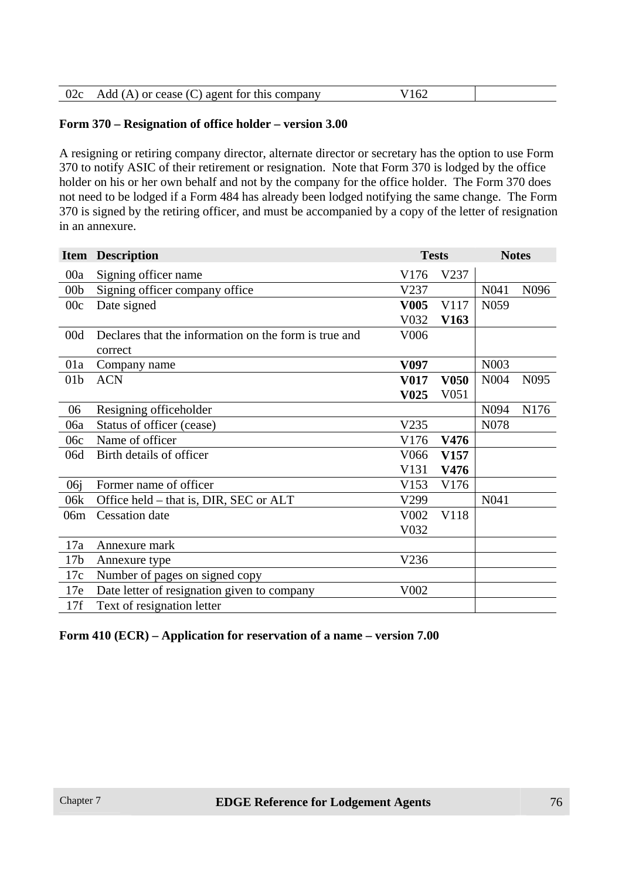| | | | |
|---|---|---|---|
| 02c | Add (A) or cease (C) agent for this company | V162 | |

**Form 370 – Resignation of office holder – version 3.00**

A resigning or retiring company director, alternate director or secretary has the option to use Form 370 to notify ASIC of their retirement or resignation. Note that Form 370 is lodged by the office holder on his or her own behalf and not by the company for the office holder. The Form 370 does not need to be lodged if a Form 484 has already been lodged notifying the same change. The Form 370 is signed by the retiring officer, and must be accompanied by a copy of the letter of resignation in an annexure.

| Item | Description | Tests | | Notes | |
|---|---|---|---|---|---|
| 00a | Signing officer name | V176 | V237 | | |
| 00b | Signing officer company office | V237 | | N041 | N096 |
| 00c | Date signed | **V005** V032 | V117 **V163** | N059 | |
| 00d | Declares that the information on the form is true and correct | V006 | | | |
| 01a | Company name | **V097** | | N003 | |
| 01b | ACN | **V017** **V025** | **V050** V051 | N004 | N095 |
| 06 | Resigning officeholder | | | N094 | N176 |
| 06a | Status of officer (cease) | V235 | | N078 | |
| 06c | Name of officer | V176 | **V476** | | |
| 06d | Birth details of officer | V066 V131 | **V157** **V476** | | |
| 06j | Former name of officer | V153 | V176 | | |
| 06k | Office held – that is, DIR, SEC or ALT | V299 | | N041 | |
| 06m | Cessation date | V002 V032 | V118 | | |
| 17a | Annexure mark | | | | |
| 17b | Annexure type | V236 | | | |
| 17c | Number of pages on signed copy | | | | |
| 17e | Date letter of resignation given to company | V002 | | | |
| 17f | Text of resignation letter | | | | |

**Form 410 (ECR) – Application for reservation of a name – version 7.00**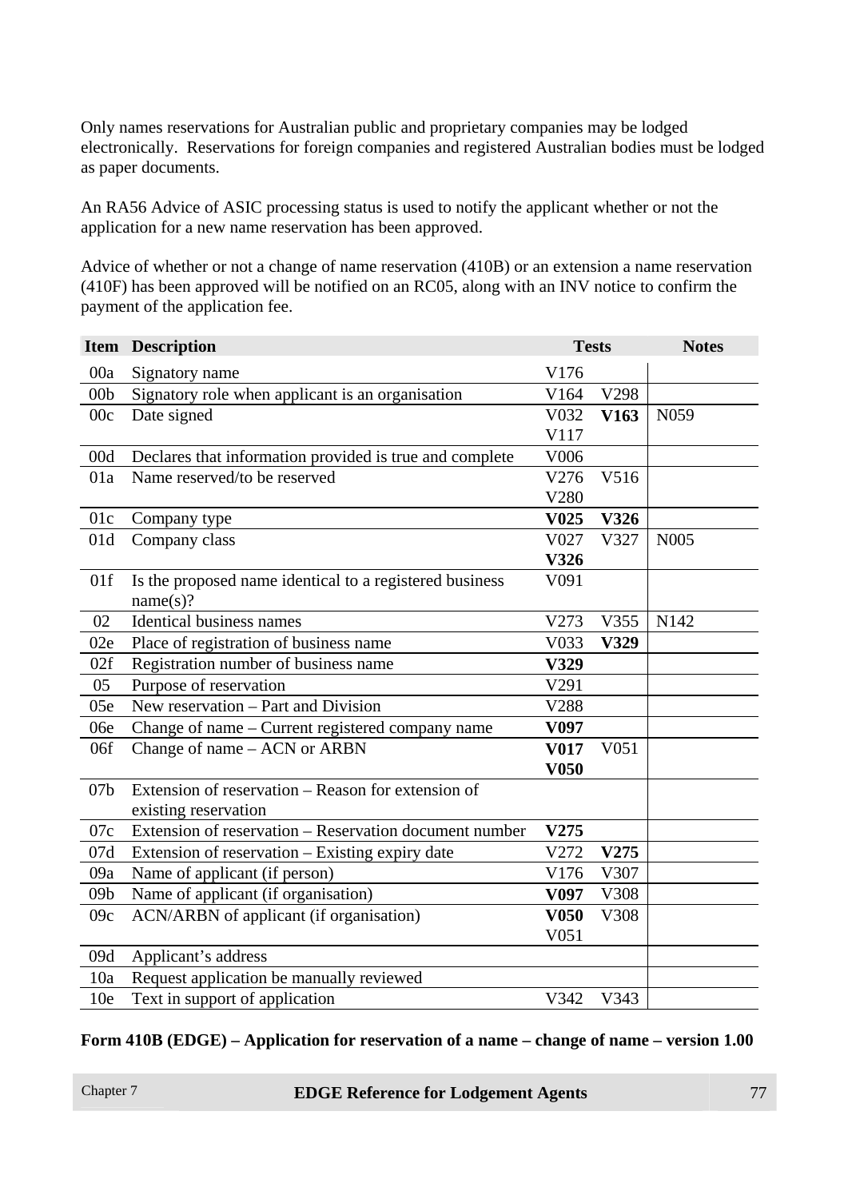Only names reservations for Australian public and proprietary companies may be lodged electronically. Reservations for foreign companies and registered Australian bodies must be lodged as paper documents.

An RA56 Advice of ASIC processing status is used to notify the applicant whether or not the application for a new name reservation has been approved.

Advice of whether or not a change of name reservation (410B) or an extension a name reservation (410F) has been approved will be notified on an RC05, along with an INV notice to confirm the payment of the application fee.

| Item | Description | Tests | | Notes |
|---|---|---|---|---|
| 00a | Signatory name | V176 | | |
| 00b | Signatory role when applicant is an organisation | V164 | V298 | |
| 00c | Date signed | V032 V117 | **V163** | N059 |
| 00d | Declares that information provided is true and complete | V006 | | |
| 01a | Name reserved/to be reserved | V276 V280 | V516 | |
| 01c | Company type | **V025** | **V326** | |
| 01d | Company class | V027 **V326** | V327 | N005 |
| 01f | Is the proposed name identical to a registered business name(s)? | V091 | | |
| 02 | Identical business names | V273 | V355 | N142 |
| 02e | Place of registration of business name | V033 | **V329** | |
| 02f | Registration number of business name | **V329** | | |
| 05 | Purpose of reservation | V291 | | |
| 05e | New reservation – Part and Division | V288 | | |
| 06e | Change of name – Current registered company name | **V097** | | |
| 06f | Change of name – ACN or ARBN | **V017** **V050** | V051 | |
| 07b | Extension of reservation – Reason for extension of existing reservation | | | |
| 07c | Extension of reservation – Reservation document number | **V275** | | |
| 07d | Extension of reservation – Existing expiry date | V272 | **V275** | |
| 09a | Name of applicant (if person) | V176 | V307 | |
| 09b | Name of applicant (if organisation) | **V097** | V308 | |
| 09c | ACN/ARBN of applicant (if organisation) | **V050** V051 | V308 | |
| 09d | Applicant's address | | | |
| 10a | Request application be manually reviewed | | | |
| 10e | Text in support of application | V342 | V343 | |

**Form 410B (EDGE) – Application for reservation of a name – change of name – version 1.00**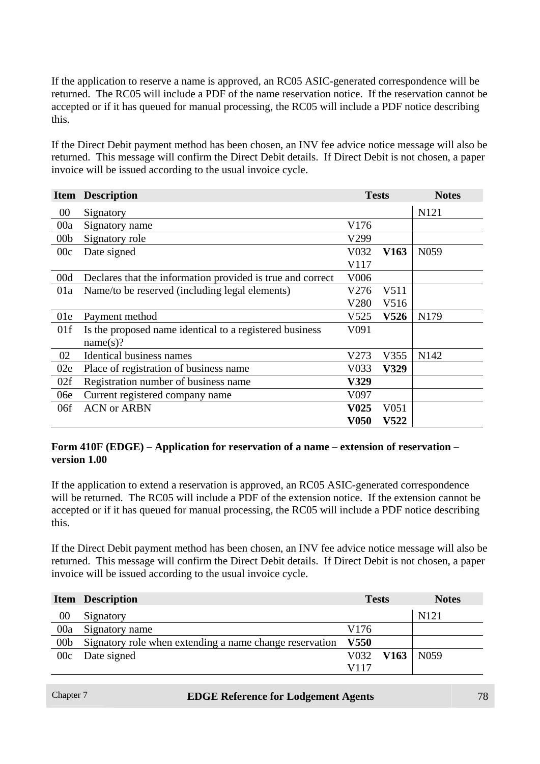If the application to reserve a name is approved, an RC05 ASIC-generated correspondence will be returned. The RC05 will include a PDF of the name reservation notice. If the reservation cannot be accepted or if it has queued for manual processing, the RC05 will include a PDF notice describing this.

If the Direct Debit payment method has been chosen, an INV fee advice notice message will also be returned. This message will confirm the Direct Debit details. If Direct Debit is not chosen, a paper invoice will be issued according to the usual invoice cycle.

| Item | Description | Tests | | Notes |
|---|---|---|---|---|
| 00 | Signatory | | | N121 |
| 00a | Signatory name | V176 | | |
| 00b | Signatory role | V299 | | |
| 00c | Date signed | V032 V117 | **V163** | N059 |
| 00d | Declares that the information provided is true and correct | V006 | | |
| 01a | Name/to be reserved (including legal elements) | V276 V280 | V511 V516 | |
| 01e | Payment method | V525 | **V526** | N179 |
| 01f | Is the proposed name identical to a registered business name(s)? | V091 | | |
| 02 | Identical business names | V273 | V355 | N142 |
| 02e | Place of registration of business name | V033 | **V329** | |
| 02f | Registration number of business name | **V329** | | |
| 06e | Current registered company name | V097 | | |
| 06f | ACN or ARBN | **V025** **V050** | V051 **V522** | |

**Form 410F (EDGE) – Application for reservation of a name – extension of reservation – version 1.00**

If the application to extend a reservation is approved, an RC05 ASIC-generated correspondence will be returned. The RC05 will include a PDF of the extension notice. If the extension cannot be accepted or if it has queued for manual processing, the RC05 will include a PDF notice describing this.

If the Direct Debit payment method has been chosen, an INV fee advice notice message will also be returned. This message will confirm the Direct Debit details. If Direct Debit is not chosen, a paper invoice will be issued according to the usual invoice cycle.

| Item | Description | Tests | | Notes |
|---|---|---|---|---|
| 00 | Signatory | | | N121 |
| 00a | Signatory name | V176 | | |
| 00b | Signatory role when extending a name change reservation | **V550** | | |
| 00c | Date signed | V032 V117 | **V163** | N059 |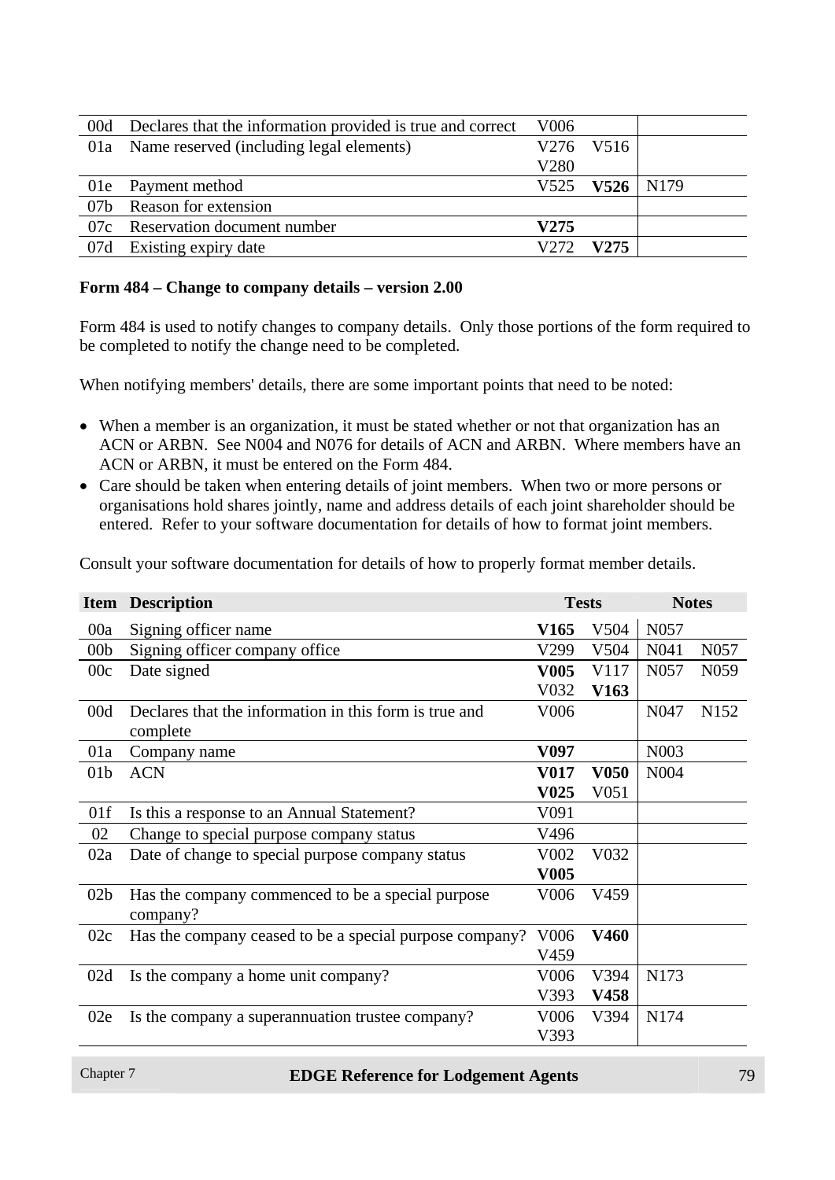| | | | |
|---|---|---|---|
| 00d | Declares that the information provided is true and correct | V006 | |
| 01a | Name reserved (including legal elements) | V276 V516 V280 | |
| 01e | Payment method | V525 **V526** | N179 |
| 07b | Reason for extension | | |
| 07c | Reservation document number | **V275** | |
| 07d | Existing expiry date | V272 **V275** | |

**Form 484 – Change to company details – version 2.00**

Form 484 is used to notify changes to company details. Only those portions of the form required to be completed to notify the change need to be completed.

When notifying members' details, there are some important points that need to be noted:

- When a member is an organization, it must be stated whether or not that organization has an ACN or ARBN. See N004 and N076 for details of ACN and ARBN. Where members have an ACN or ARBN, it must be entered on the Form 484.
- Care should be taken when entering details of joint members. When two or more persons or organisations hold shares jointly, name and address details of each joint shareholder should be entered. Refer to your software documentation for details of how to format joint members.

Consult your software documentation for details of how to properly format member details.

| Item | Description | Tests | Notes |
|---|---|---|---|
| 00a | Signing officer name | **V165** V504 | N057 |
| 00b | Signing officer company office | V299 V504 | N041 N057 |
| 00c | Date signed | **V005** V117 V032 **V163** | N057 N059 |
| 00d | Declares that the information in this form is true and complete | V006 | N047 N152 |
| 01a | Company name | **V097** | N003 |
| 01b | ACN | **V017** **V050** **V025** V051 | N004 |
| 01f | Is this a response to an Annual Statement? | V091 | |
| 02 | Change to special purpose company status | V496 | |
| 02a | Date of change to special purpose company status | V002 V032 **V005** | |
| 02b | Has the company commenced to be a special purpose company? | V006 V459 | |
| 02c | Has the company ceased to be a special purpose company? | V006 **V460** V459 | |
| 02d | Is the company a home unit company? | V006 V394 V393 **V458** | N173 |
| 02e | Is the company a superannuation trustee company? | V006 V394 V393 | N174 |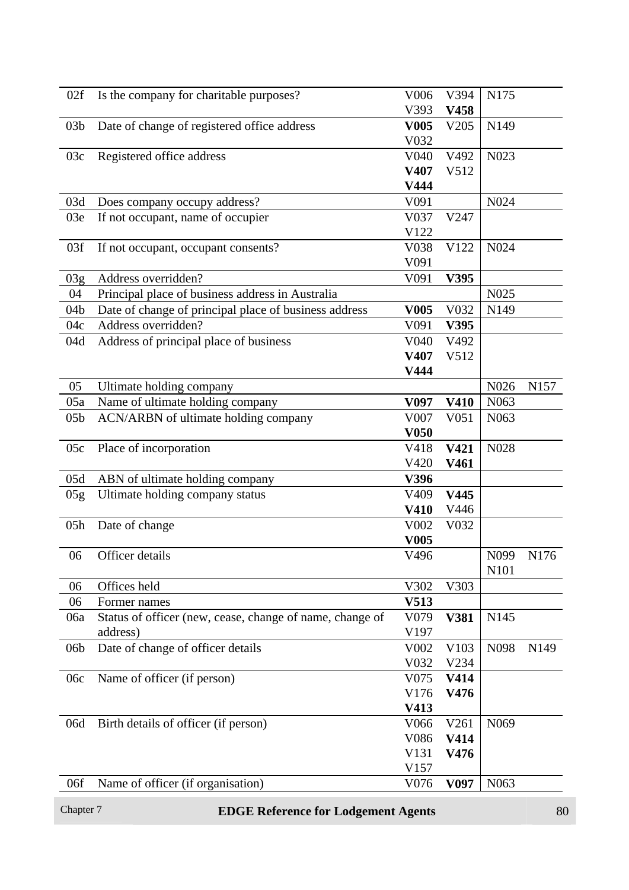| | | | | | |
|---|---|---|---|---|---|
| 02f | Is the company for charitable purposes? | V006 V393 | V394 **V458** | N175 | |
| 03b | Date of change of registered office address | **V005** V032 | V205 | N149 | |
| 03c | Registered office address | V040 **V407** **V444** | V492 V512 | N023 | |
| 03d | Does company occupy address? | V091 | | N024 | |
| 03e | If not occupant, name of occupier | V037 V122 | V247 | | |
| 03f | If not occupant, occupant consents? | V038 V091 | V122 | N024 | |
| 03g | Address overridden? | V091 | **V395** | | |
| 04 | Principal place of business address in Australia | | | N025 | |
| 04b | Date of change of principal place of business address | **V005** | V032 | N149 | |
| 04c | Address overridden? | V091 | **V395** | | |
| 04d | Address of principal place of business | V040 **V407** **V444** | V492 V512 | | |
| 05 | Ultimate holding company | | | N026 | N157 |
| 05a | Name of ultimate holding company | **V097** | **V410** | N063 | |
| 05b | ACN/ARBN of ultimate holding company | V007 **V050** | V051 | N063 | |
| 05c | Place of incorporation | V418 V420 | **V421** **V461** | N028 | |
| 05d | ABN of ultimate holding company | **V396** | | | |
| 05g | Ultimate holding company status | V409 **V410** | **V445** V446 | | |
| 05h | Date of change | V002 **V005** | V032 | | |
| 06 | Officer details | V496 | | N099 N101 | N176 |
| 06 | Offices held | V302 | V303 | | |
| 06 | Former names | **V513** | | | |
| 06a | Status of officer (new, cease, change of name, change of address) | V079 V197 | **V381** | N145 | |
| 06b | Date of change of officer details | V002 V032 | V103 V234 | N098 | N149 |
| 06c | Name of officer (if person) | V075 V176 **V413** | **V414** **V476** | | |
| 06d | Birth details of officer (if person) | V066 V086 V131 V157 | V261 **V414** **V476** | N069 | |
| 06f | Name of officer (if organisation) | V076 | **V097** | N063 | |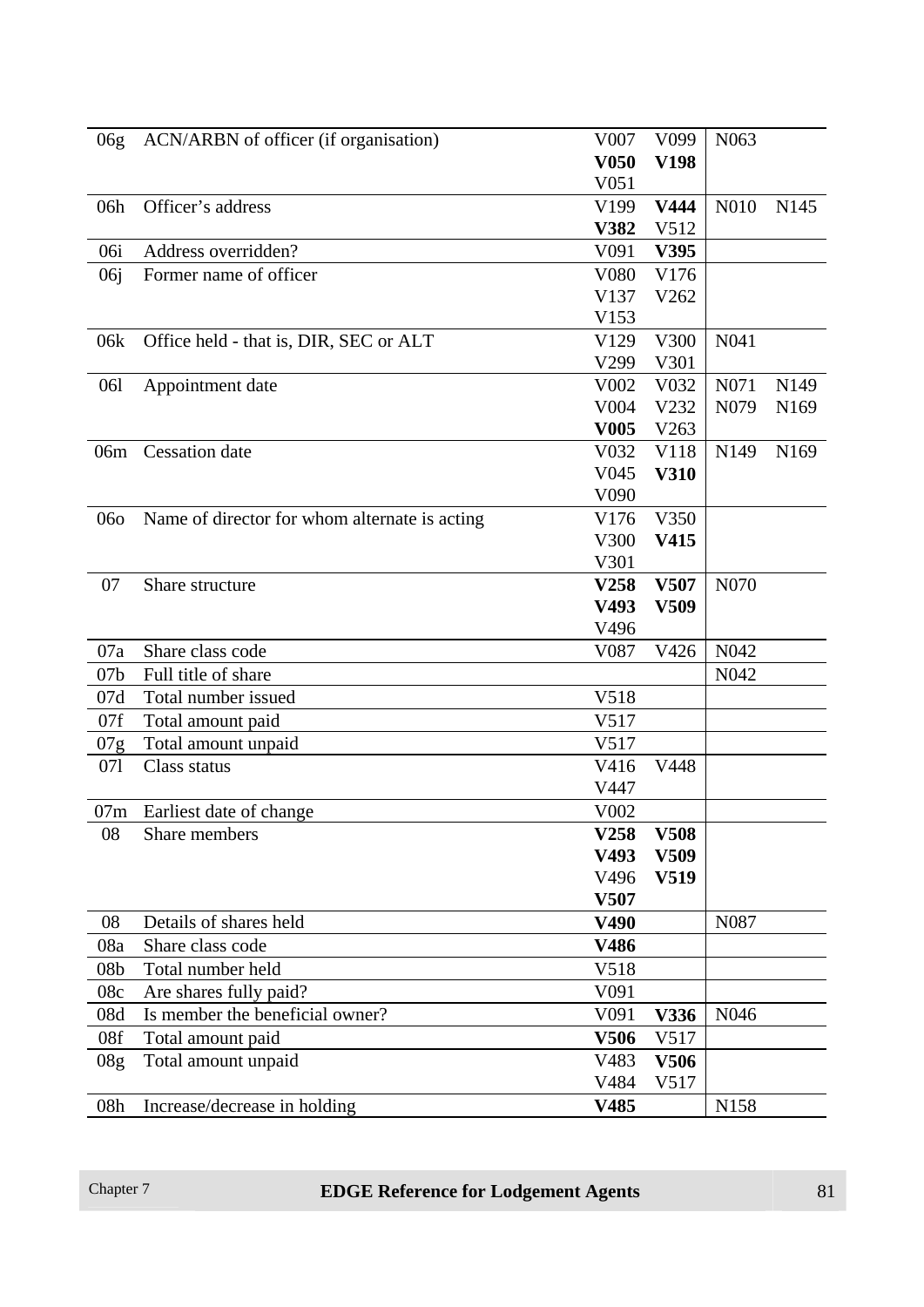| | | | |
|---|---|---|---|
| 06g | ACN/ARBN of officer (if organisation) | V007 V099 **V050** **V198** V051 | N063 |
| 06h | Officer's address | V199 **V444** **V382** V512 | N010 N145 |
| 06i | Address overridden? | V091 **V395** | |
| 06j | Former name of officer | V080 V176 V137 V262 V153 | |
| 06k | Office held - that is, DIR, SEC or ALT | V129 V300 V299 V301 | N041 |
| 06l | Appointment date | V002 V032 V004 V232 **V005** V263 | N071 N149 N079 N169 |
| 06m | Cessation date | V032 V118 V045 **V310** V090 | N149 N169 |
| 06o | Name of director for whom alternate is acting | V176 V350 V300 **V415** V301 | |
| 07 | Share structure | **V258** **V507** **V493** **V509** V496 | N070 |
| 07a | Share class code | V087 V426 | N042 |
| 07b | Full title of share | | N042 |
| 07d | Total number issued | V518 | |
| 07f | Total amount paid | V517 | |
| 07g | Total amount unpaid | V517 | |
| 07l | Class status | V416 V448 V447 | |
| 07m | Earliest date of change | V002 | |
| 08 | Share members | **V258** **V508** **V493** **V509** V496 **V519** **V507** | |
| 08 | Details of shares held | **V490** | N087 |
| 08a | Share class code | **V486** | |
| 08b | Total number held | V518 | |
| 08c | Are shares fully paid? | V091 | |
| 08d | Is member the beneficial owner? | V091 **V336** | N046 |
| 08f | Total amount paid | **V506** V517 | |
| 08g | Total amount unpaid | V483 **V506** V484 V517 | |
| 08h | Increase/decrease in holding | **V485** | N158 |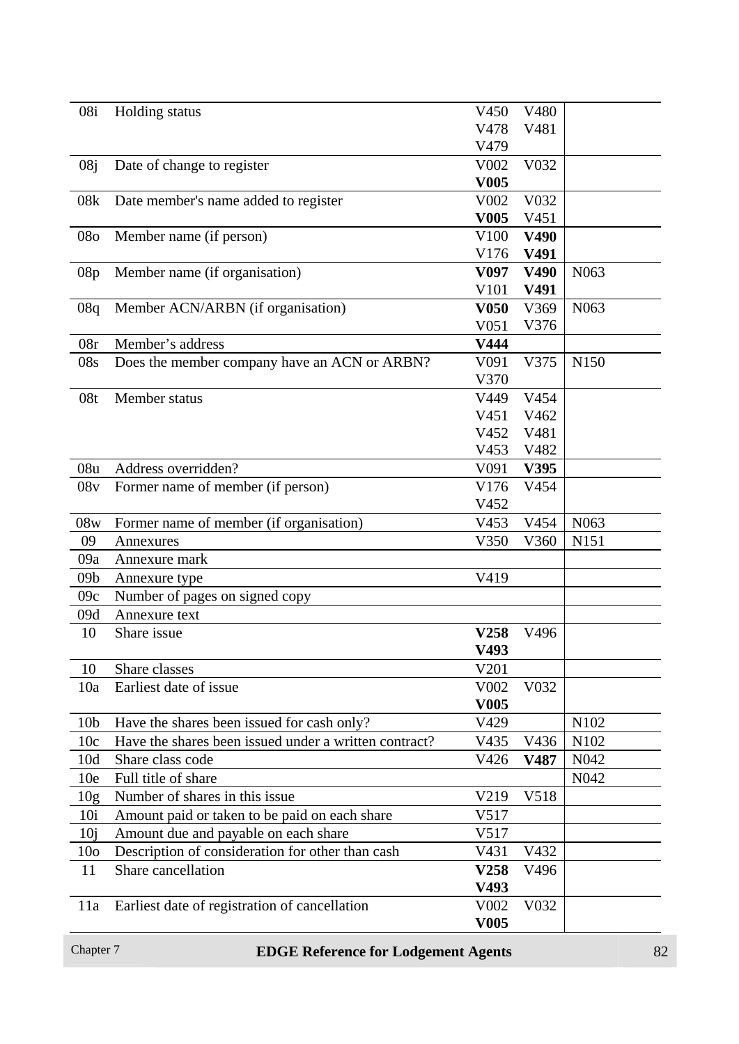| | | | | |
|---|---|---|---|---|
| 08i | Holding status | V450 V478 V479 | V480 V481 | |
| 08j | Date of change to register | V002 **V005** | V032 | |
| 08k | Date member's name added to register | V002 **V005** | V032 V451 | |
| 08o | Member name (if person) | V100 V176 | **V490** **V491** | |
| 08p | Member name (if organisation) | **V097** V101 | **V490** **V491** | N063 |
| 08q | Member ACN/ARBN (if organisation) | **V050** V051 | V369 V376 | N063 |
| 08r | Member's address | **V444** | | |
| 08s | Does the member company have an ACN or ARBN? | V091 V370 | V375 | N150 |
| 08t | Member status | V449 V451 V452 V453 | V454 V462 V481 V482 | |
| 08u | Address overridden? | V091 | **V395** | |
| 08v | Former name of member (if person) | V176 V452 | V454 | |
| 08w | Former name of member (if organisation) | V453 | V454 | N063 |
| 09 | Annexures | V350 | V360 | N151 |
| 09a | Annexure mark | | | |
| 09b | Annexure type | V419 | | |
| 09c | Number of pages on signed copy | | | |
| 09d | Annexure text | | | |
| 10 | Share issue | **V258** **V493** | V496 | |
| 10 | Share classes | V201 | | |
| 10a | Earliest date of issue | V002 **V005** | V032 | |
| 10b | Have the shares been issued for cash only? | V429 | | N102 |
| 10c | Have the shares been issued under a written contract? | V435 | V436 | N102 |
| 10d | Share class code | V426 | **V487** | N042 |
| 10e | Full title of share | | | N042 |
| 10g | Number of shares in this issue | V219 | V518 | |
| 10i | Amount paid or taken to be paid on each share | V517 | | |
| 10j | Amount due and payable on each share | V517 | | |
| 10o | Description of consideration for other than cash | V431 | V432 | |
| 11 | Share cancellation | **V258** **V493** | V496 | |
| 11a | Earliest date of registration of cancellation | V002 **V005** | V032 | |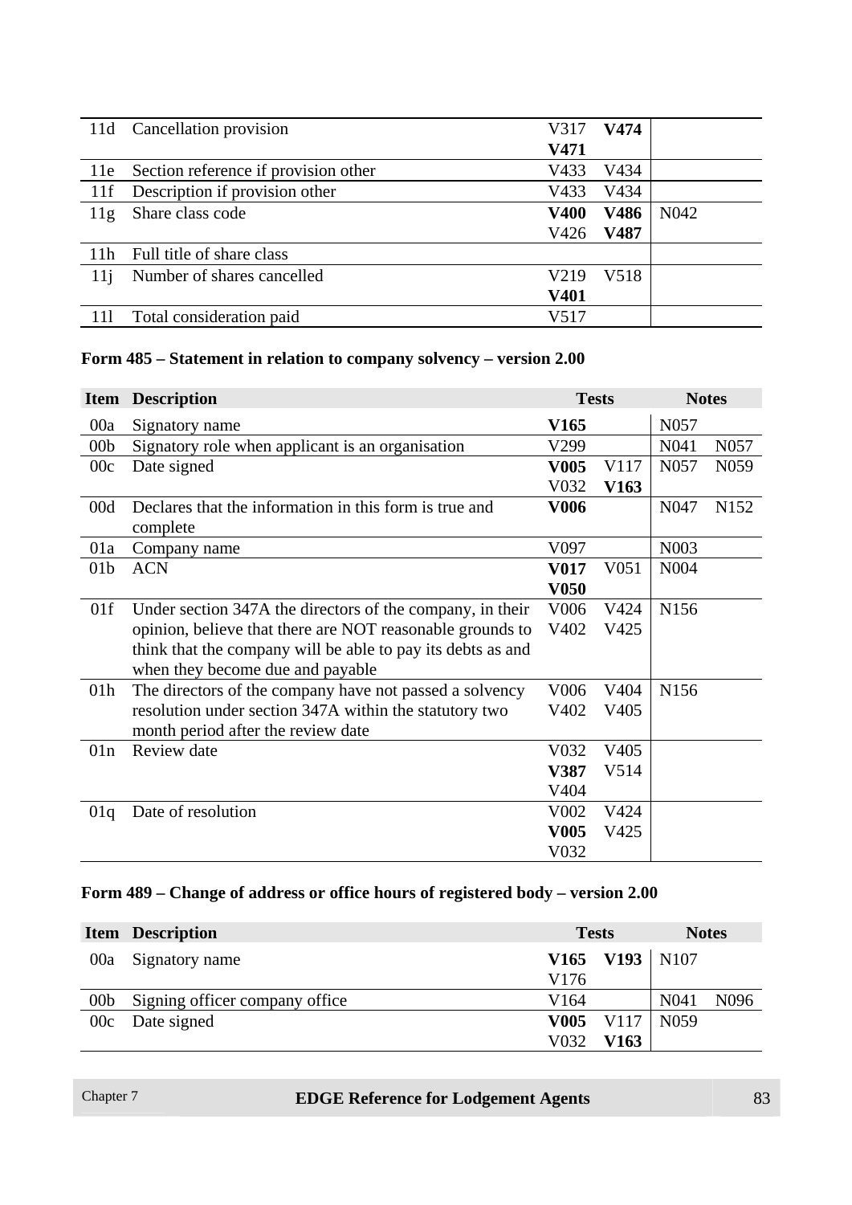| Item | Description | Tests | | Notes | |
|---|---|---|---|---|---|
| 11d | Cancellation provision | V317 **V471** | **V474** | | |
| 11e | Section reference if provision other | V433 | V434 | | |
| 11f | Description if provision other | V433 | V434 | | |
| 11g | Share class code | **V400** V426 | **V486** **V487** | N042 | |
| 11h | Full title of share class | | | | |
| 11j | Number of shares cancelled | V219 **V401** | V518 | | |
| 11l | Total consideration paid | V517 | | | |

### Form 485 – Statement in relation to company solvency – version 2.00

| Item | Description | Tests | | Notes | |
|---|---|---|---|---|---|
| 00a | Signatory name | **V165** | | N057 | |
| 00b | Signatory role when applicant is an organisation | V299 | | N041 | N057 |
| 00c | Date signed | **V005** V032 | V117 **V163** | N057 | N059 |
| 00d | Declares that the information in this form is true and complete | **V006** | | N047 | N152 |
| 01a | Company name | V097 | | N003 | |
| 01b | ACN | **V017** **V050** | V051 | N004 | |
| 01f | Under section 347A the directors of the company, in their opinion, believe that there are NOT reasonable grounds to think that the company will be able to pay its debts as and when they become due and payable | V006 V402 | V424 V425 | N156 | |
| 01h | The directors of the company have not passed a solvency resolution under section 347A within the statutory two month period after the review date | V006 V402 | V404 V405 | N156 | |
| 01n | Review date | V032 **V387** V404 | V405 V514 | | |
| 01q | Date of resolution | V002 **V005** V032 | V424 V425 | | |

### Form 489 – Change of address or office hours of registered body – version 2.00

| Item | Description | Tests | | Notes | |
|---|---|---|---|---|---|
| 00a | Signatory name | **V165** V176 | **V193** | N107 | |
| 00b | Signing officer company office | V164 | | N041 | N096 |
| 00c | Date signed | **V005** V032 | V117 **V163** | N059 | |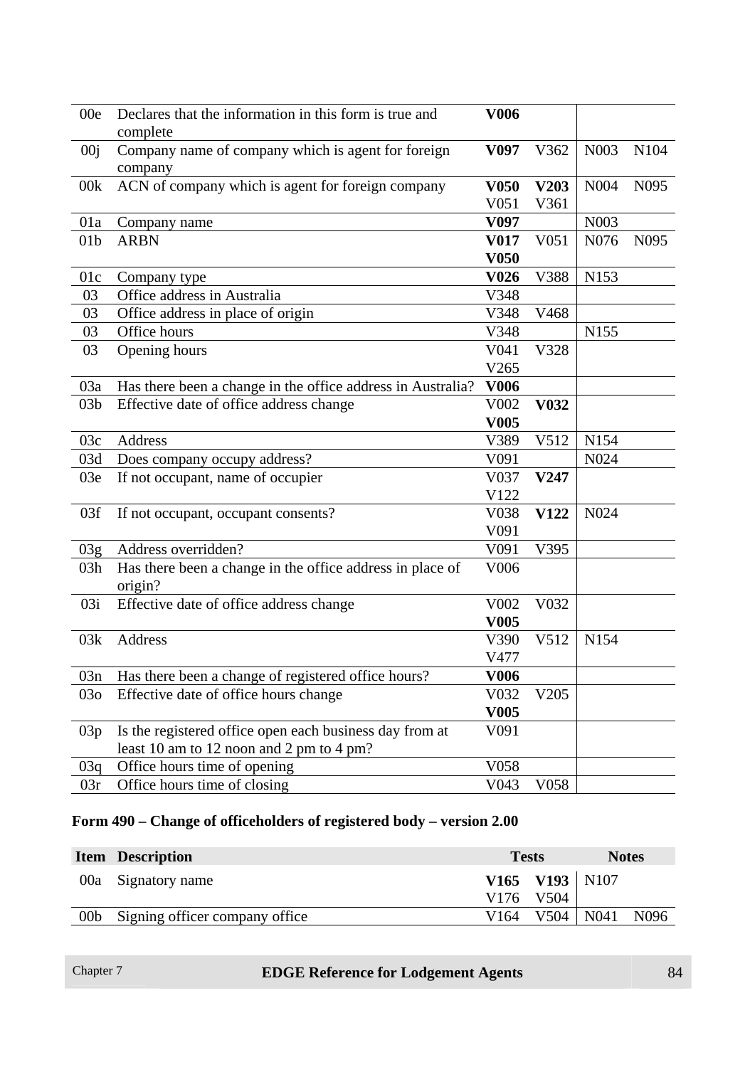| Item | Description | Tests | | Notes | |
|---|---|---|---|---|---|
| 00e | Declares that the information in this form is true and complete | **V006** | | | |
| 00j | Company name of company which is agent for foreign company | **V097** | V362 | N003 | N104 |
| 00k | ACN of company which is agent for foreign company | **V050** V051 | **V203** V361 | N004 | N095 |
| 01a | Company name | **V097** | | N003 | |
| 01b | ARBN | **V017** **V050** | V051 | N076 | N095 |
| 01c | Company type | **V026** | V388 | N153 | |
| 03 | Office address in Australia | V348 | | | |
| 03 | Office address in place of origin | V348 | V468 | | |
| 03 | Office hours | V348 | | N155 | |
| 03 | Opening hours | V041 V265 | V328 | | |
| 03a | Has there been a change in the office address in Australia? | **V006** | | | |
| 03b | Effective date of office address change | V002 **V005** | **V032** | | |
| 03c | Address | V389 | V512 | N154 | |
| 03d | Does company occupy address? | V091 | | N024 | |
| 03e | If not occupant, name of occupier | V037 V122 | **V247** | | |
| 03f | If not occupant, occupant consents? | V038 V091 | **V122** | N024 | |
| 03g | Address overridden? | V091 | V395 | | |
| 03h | Has there been a change in the office address in place of origin? | V006 | | | |
| 03i | Effective date of office address change | V002 **V005** | V032 | | |
| 03k | Address | V390 V477 | V512 | N154 | |
| 03n | Has there been a change of registered office hours? | **V006** | | | |
| 03o | Effective date of office hours change | V032 **V005** | V205 | | |
| 03p | Is the registered office open each business day from at least 10 am to 12 noon and 2 pm to 4 pm? | V091 | | | |
| 03q | Office hours time of opening | V058 | | | |
| 03r | Office hours time of closing | V043 | V058 | | |

### Form 490 – Change of officeholders of registered body – version 2.00

| Item | Description | Tests | | Notes | |
|---|---|---|---|---|---|
| 00a | Signatory name | **V165** V176 | **V193** V504 | N107 | |
| 00b | Signing officer company office | V164 | V504 | N041 | N096 |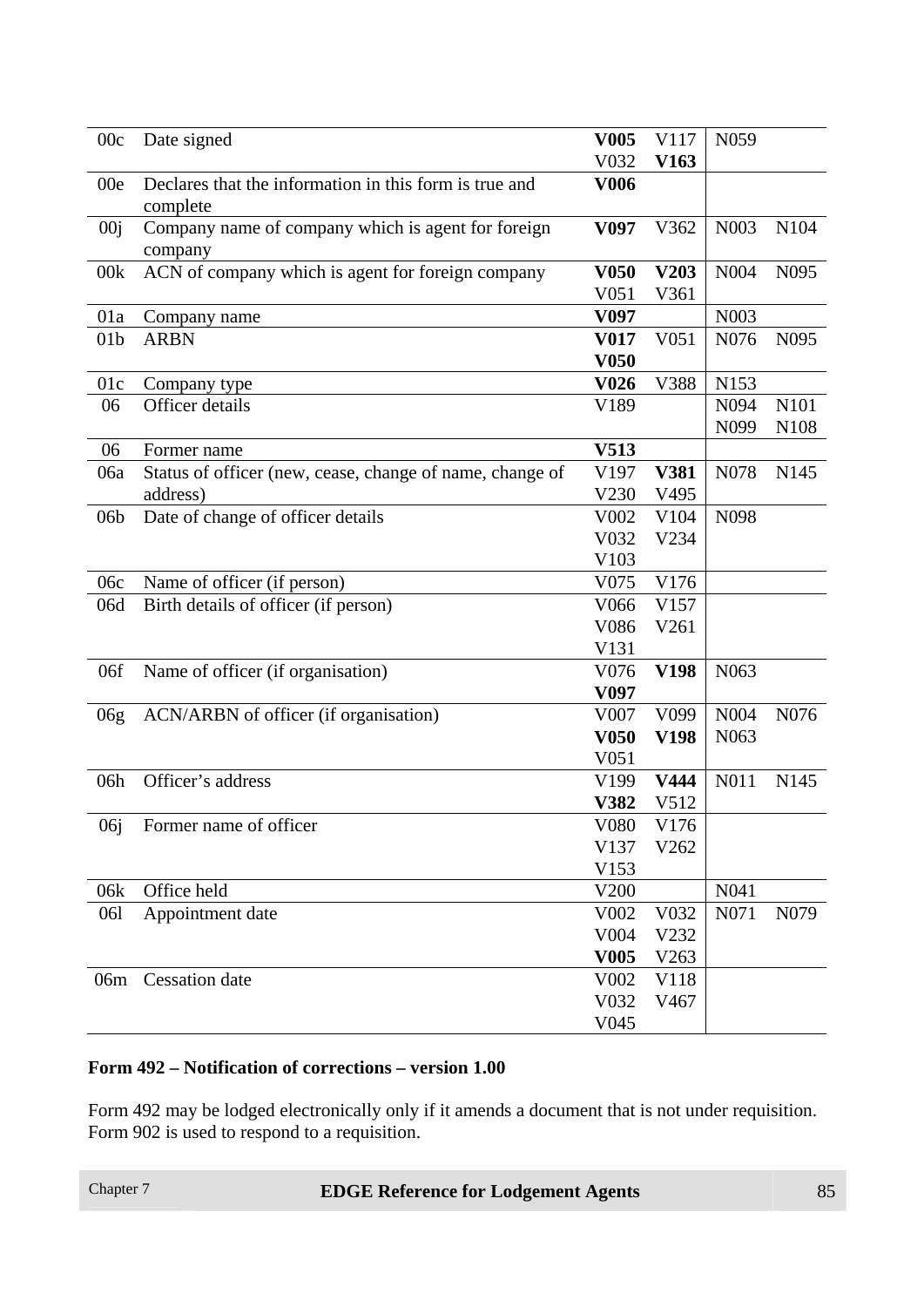| | | | |
|---|---|---|---|
| 00c | Date signed | **V005** V117 V032 **V163** | N059 |
| 00e | Declares that the information in this form is true and complete | **V006** | |
| 00j | Company name of company which is agent for foreign company | **V097** V362 | N003 N104 |
| 00k | ACN of company which is agent for foreign company | **V050** **V203** V051 V361 | N004 N095 |
| 01a | Company name | **V097** | N003 |
| 01b | ARBN | **V017** V051 **V050** | N076 N095 |
| 01c | Company type | **V026** V388 | N153 |
| 06 | Officer details | V189 | N094 N101 N099 N108 |
| 06 | Former name | **V513** | |
| 06a | Status of officer (new, cease, change of name, change of address) | V197 **V381** V230 V495 | N078 N145 |
| 06b | Date of change of officer details | V002 V104 V032 V234 V103 | N098 |
| 06c | Name of officer (if person) | V075 V176 | |
| 06d | Birth details of officer (if person) | V066 V157 V086 V261 V131 | |
| 06f | Name of officer (if organisation) | V076 **V198** **V097** | N063 |
| 06g | ACN/ARBN of officer (if organisation) | V007 V099 **V050** **V198** V051 | N004 N076 N063 |
| 06h | Officer's address | V199 **V444** **V382** V512 | N011 N145 |
| 06j | Former name of officer | V080 V176 V137 V262 V153 | |
| 06k | Office held | V200 | N041 |
| 06l | Appointment date | V002 V032 V004 V232 **V005** V263 | N071 N079 |
| 06m | Cessation date | V002 V118 V032 V467 V045 | |

**Form 492 – Notification of corrections – version 1.00**

Form 492 may be lodged electronically only if it amends a document that is not under requisition. Form 902 is used to respond to a requisition.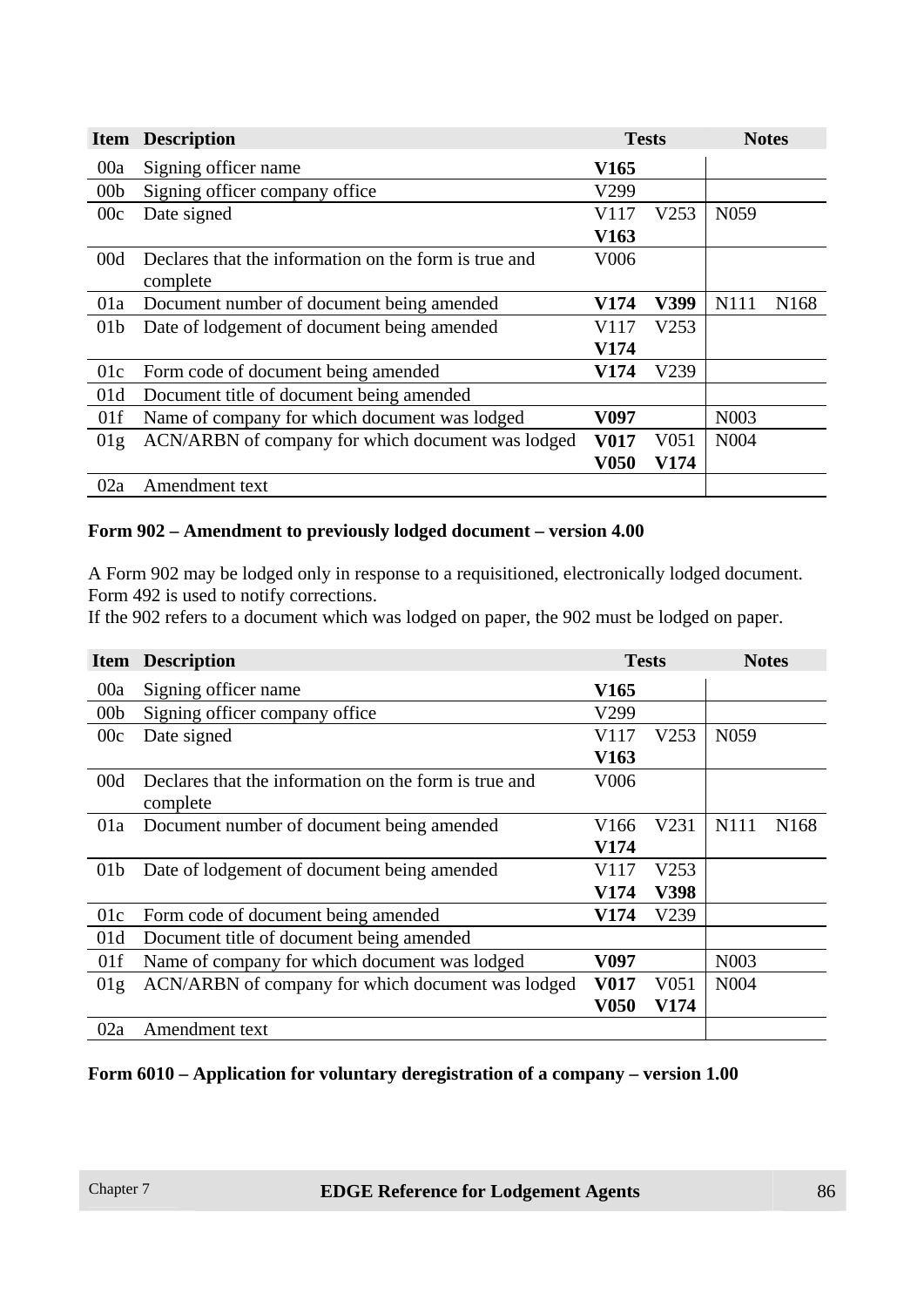| Item | Description | Tests | | Notes | |
|---|---|---|---|---|---|
| 00a | Signing officer name | **V165** | | | |
| 00b | Signing officer company office | V299 | | | |
| 00c | Date signed | V117 **V163** | V253 | N059 | |
| 00d | Declares that the information on the form is true and complete | V006 | | | |
| 01a | Document number of document being amended | **V174** | **V399** | N111 | N168 |
| 01b | Date of lodgement of document being amended | V117 **V174** | V253 | | |
| 01c | Form code of document being amended | **V174** | V239 | | |
| 01d | Document title of document being amended | | | | |
| 01f | Name of company for which document was lodged | **V097** | | N003 | |
| 01g | ACN/ARBN of company for which document was lodged | **V017** **V050** | V051 **V174** | N004 | |
| 02a | Amendment text | | | | |

**Form 902 – Amendment to previously lodged document – version 4.00**

A Form 902 may be lodged only in response to a requisitioned, electronically lodged document. Form 492 is used to notify corrections.
If the 902 refers to a document which was lodged on paper, the 902 must be lodged on paper.

| Item | Description | Tests | | Notes | |
|---|---|---|---|---|---|
| 00a | Signing officer name | **V165** | | | |
| 00b | Signing officer company office | V299 | | | |
| 00c | Date signed | V117 **V163** | V253 | N059 | |
| 00d | Declares that the information on the form is true and complete | V006 | | | |
| 01a | Document number of document being amended | V166 **V174** | V231 | N111 | N168 |
| 01b | Date of lodgement of document being amended | V117 **V174** | V253 **V398** | | |
| 01c | Form code of document being amended | **V174** | V239 | | |
| 01d | Document title of document being amended | | | | |
| 01f | Name of company for which document was lodged | **V097** | | N003 | |
| 01g | ACN/ARBN of company for which document was lodged | **V017** **V050** | V051 **V174** | N004 | |
| 02a | Amendment text | | | | |

**Form 6010 – Application for voluntary deregistration of a company – version 1.00**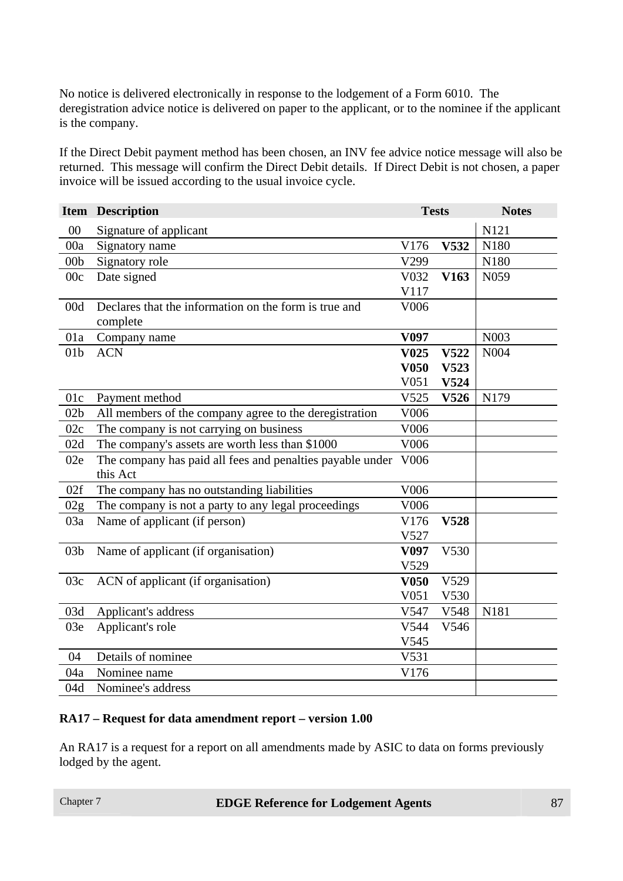No notice is delivered electronically in response to the lodgement of a Form 6010. The deregistration advice notice is delivered on paper to the applicant, or to the nominee if the applicant is the company.

If the Direct Debit payment method has been chosen, an INV fee advice notice message will also be returned. This message will confirm the Direct Debit details. If Direct Debit is not chosen, a paper invoice will be issued according to the usual invoice cycle.

| Item | Description | Tests | | Notes |
|---|---|---|---|---|
| 00 | Signature of applicant | | | N121 |
| 00a | Signatory name | V176 | **V532** | N180 |
| 00b | Signatory role | V299 | | N180 |
| 00c | Date signed | V032 V117 | **V163** | N059 |
| 00d | Declares that the information on the form is true and complete | V006 | | |
| 01a | Company name | **V097** | | N003 |
| 01b | ACN | **V025** **V050** V051 | **V522** **V523** **V524** | N004 |
| 01c | Payment method | V525 | **V526** | N179 |
| 02b | All members of the company agree to the deregistration | V006 | | |
| 02c | The company is not carrying on business | V006 | | |
| 02d | The company's assets are worth less than $1000 | V006 | | |
| 02e | The company has paid all fees and penalties payable under this Act | V006 | | |
| 02f | The company has no outstanding liabilities | V006 | | |
| 02g | The company is not a party to any legal proceedings | V006 | | |
| 03a | Name of applicant (if person) | V176 V527 | **V528** | |
| 03b | Name of applicant (if organisation) | **V097** V529 | V530 | |
| 03c | ACN of applicant (if organisation) | **V050** V051 | V529 V530 | |
| 03d | Applicant's address | V547 | V548 | N181 |
| 03e | Applicant's role | V544 V545 | V546 | |
| 04 | Details of nominee | V531 | | |
| 04a | Nominee name | V176 | | |
| 04d | Nominee's address | | | |

**RA17 – Request for data amendment report – version 1.00**

An RA17 is a request for a report on all amendments made by ASIC to data on forms previously lodged by the agent.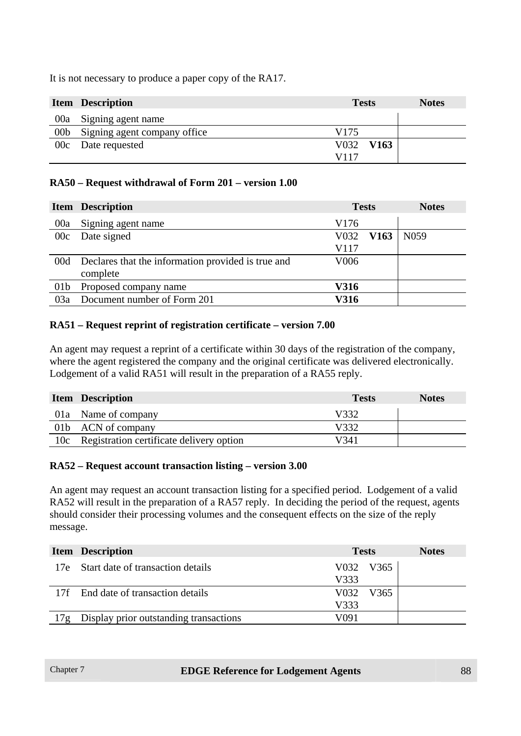It is not necessary to produce a paper copy of the RA17.

| Item | Description | Tests | Notes |
| --- | --- | --- | --- |
| 00a | Signing agent name | | |
| 00b | Signing agent company office | V175 | |
| 00c | Date requested | V032 **V163** V117 | |

**RA50 – Request withdrawal of Form 201 – version 1.00**

| Item | Description | Tests | Notes |
| --- | --- | --- | --- |
| 00a | Signing agent name | V176 | |
| 00c | Date signed | V032 **V163** V117 | N059 |
| 00d | Declares that the information provided is true and complete | V006 | |
| 01b | Proposed company name | **V316** | |
| 03a | Document number of Form 201 | **V316** | |

**RA51 – Request reprint of registration certificate – version 7.00**

An agent may request a reprint of a certificate within 30 days of the registration of the company, where the agent registered the company and the original certificate was delivered electronically. Lodgement of a valid RA51 will result in the preparation of a RA55 reply.

| Item | Description | Tests | Notes |
| --- | --- | --- | --- |
| 01a | Name of company | V332 | |
| 01b | ACN of company | V332 | |
| 10c | Registration certificate delivery option | V341 | |

**RA52 – Request account transaction listing – version 3.00**

An agent may request an account transaction listing for a specified period. Lodgement of a valid RA52 will result in the preparation of a RA57 reply. In deciding the period of the request, agents should consider their processing volumes and the consequent effects on the size of the reply message.

| Item | Description | Tests | Notes |
| --- | --- | --- | --- |
| 17e | Start date of transaction details | V032 V365 V333 | |
| 17f | End date of transaction details | V032 V365 V333 | |
| 17g | Display prior outstanding transactions | V091 | |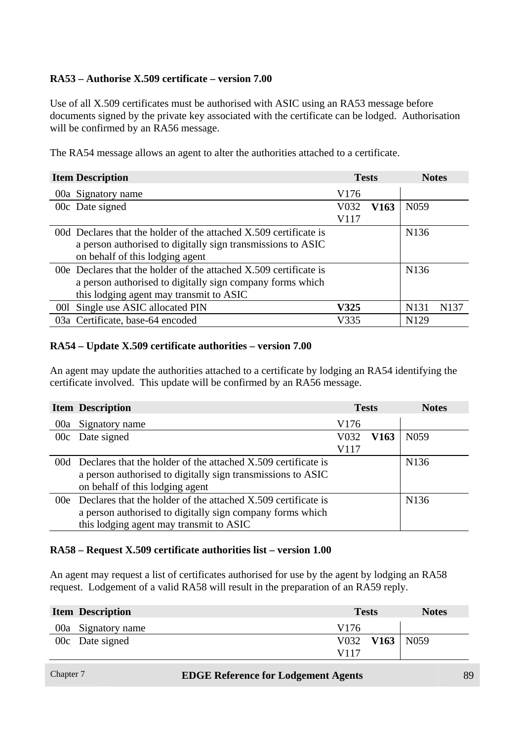**RA53 – Authorise X.509 certificate – version 7.00**

Use of all X.509 certificates must be authorised with ASIC using an RA53 message before documents signed by the private key associated with the certificate can be lodged. Authorisation will be confirmed by an RA56 message.

The RA54 message allows an agent to alter the authorities attached to a certificate.

| Item | Description | Tests | Notes |
|---|---|---|---|
| 00a | Signatory name | V176 | |
| 00c | Date signed | V032 **V163** V117 | N059 |
| 00d | Declares that the holder of the attached X.509 certificate is a person authorised to digitally sign transmissions to ASIC on behalf of this lodging agent | | N136 |
| 00e | Declares that the holder of the attached X.509 certificate is a person authorised to digitally sign company forms which this lodging agent may transmit to ASIC | | N136 |
| 00l | Single use ASIC allocated PIN | **V325** | N131 N137 |
| 03a | Certificate, base-64 encoded | V335 | N129 |

**RA54 – Update X.509 certificate authorities – version 7.00**

An agent may update the authorities attached to a certificate by lodging an RA54 identifying the certificate involved. This update will be confirmed by an RA56 message.

| Item | Description | Tests | Notes |
|---|---|---|---|
| 00a | Signatory name | V176 | |
| 00c | Date signed | V032 **V163** V117 | N059 |
| 00d | Declares that the holder of the attached X.509 certificate is a person authorised to digitally sign transmissions to ASIC on behalf of this lodging agent | | N136 |
| 00e | Declares that the holder of the attached X.509 certificate is a person authorised to digitally sign company forms which this lodging agent may transmit to ASIC | | N136 |

**RA58 – Request X.509 certificate authorities list – version 1.00**

An agent may request a list of certificates authorised for use by the agent by lodging an RA58 request. Lodgement of a valid RA58 will result in the preparation of an RA59 reply.

| Item | Description | Tests | Notes |
|---|---|---|---|
| 00a | Signatory name | V176 | |
| 00c | Date signed | V032 **V163** V117 | N059 |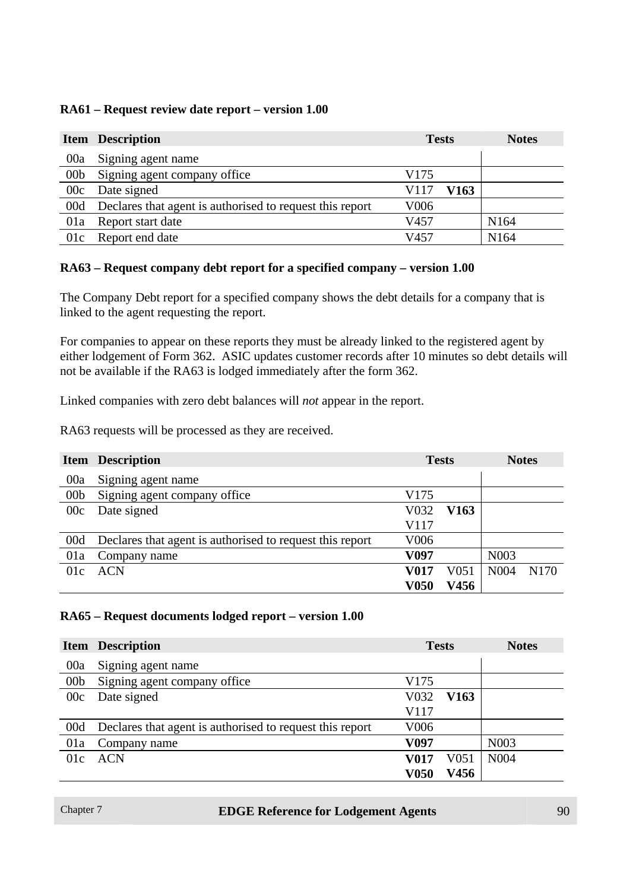**RA61 – Request review date report – version 1.00**

| Item | Description | Tests | Notes |
|---|---|---|---|
| 00a | Signing agent name | | |
| 00b | Signing agent company office | V175 | |
| 00c | Date signed | V117 **V163** | |
| 00d | Declares that agent is authorised to request this report | V006 | |
| 01a | Report start date | V457 | N164 |
| 01c | Report end date | V457 | N164 |

**RA63 – Request company debt report for a specified company – version 1.00**

The Company Debt report for a specified company shows the debt details for a company that is linked to the agent requesting the report.

For companies to appear on these reports they must be already linked to the registered agent by either lodgement of Form 362. ASIC updates customer records after 10 minutes so debt details will not be available if the RA63 is lodged immediately after the form 362.

Linked companies with zero debt balances will *not* appear in the report.

RA63 requests will be processed as they are received.

| Item | Description | Tests | Notes |
|---|---|---|---|
| 00a | Signing agent name | | |
| 00b | Signing agent company office | V175 | |
| 00c | Date signed | V032 **V163** V117 | |
| 00d | Declares that agent is authorised to request this report | V006 | |
| 01a | Company name | **V097** | N003 |
| 01c | ACN | **V017** V051 **V050** **V456** | N004 N170 |

**RA65 – Request documents lodged report – version 1.00**

| Item | Description | Tests | Notes |
|---|---|---|---|
| 00a | Signing agent name | | |
| 00b | Signing agent company office | V175 | |
| 00c | Date signed | V032 **V163** V117 | |
| 00d | Declares that agent is authorised to request this report | V006 | |
| 01a | Company name | **V097** | N003 |
| 01c | ACN | **V017** V051 **V050** **V456** | N004 |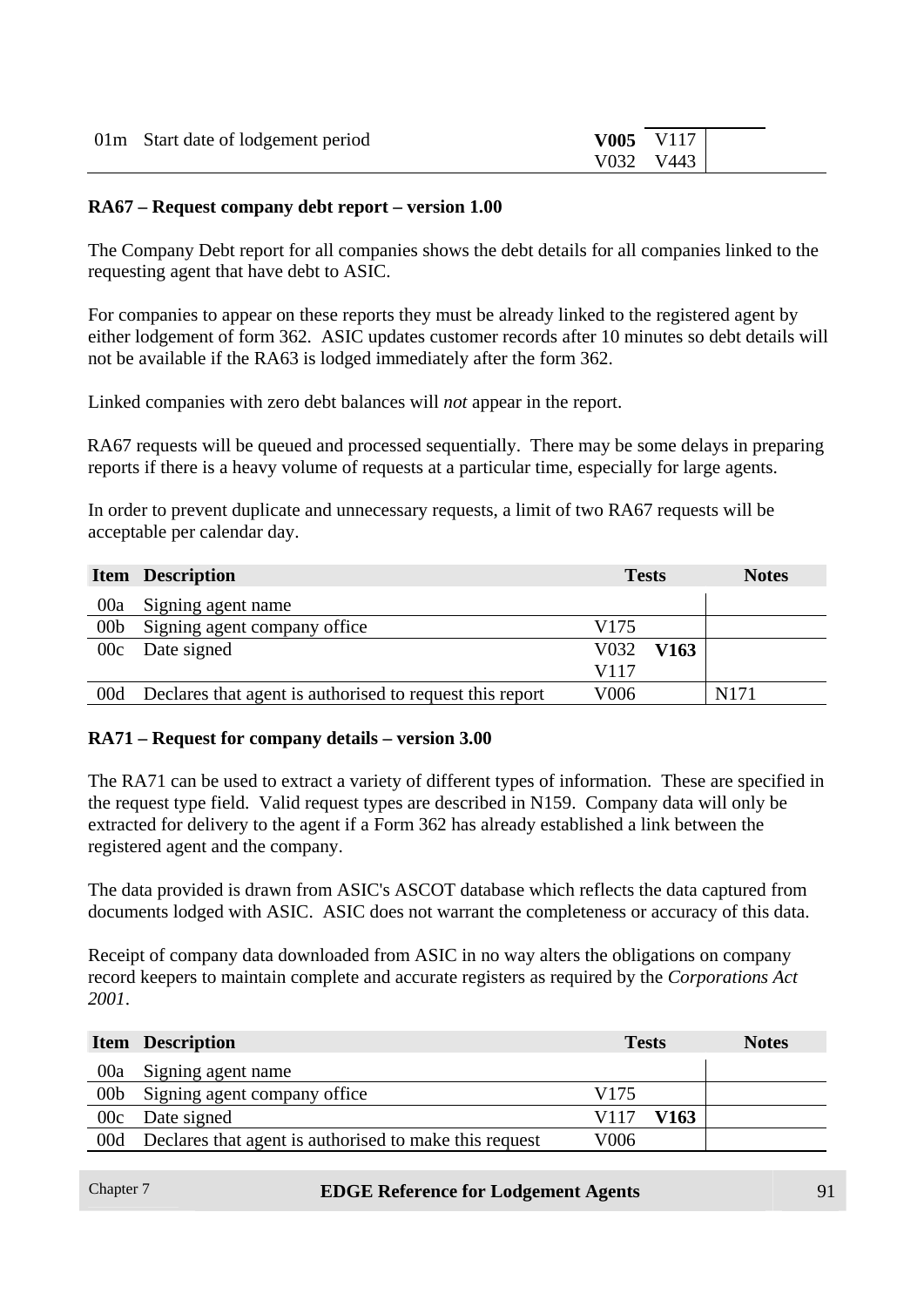| Item | Description | Tests | | Notes |
|---|---|---|---|---|
| 01m | Start date of lodgement period | **V005** V032 | V117 V443 | |

**RA67 – Request company debt report – version 1.00**

The Company Debt report for all companies shows the debt details for all companies linked to the requesting agent that have debt to ASIC.

For companies to appear on these reports they must be already linked to the registered agent by either lodgement of form 362. ASIC updates customer records after 10 minutes so debt details will not be available if the RA63 is lodged immediately after the form 362.

Linked companies with zero debt balances will *not* appear in the report.

RA67 requests will be queued and processed sequentially. There may be some delays in preparing reports if there is a heavy volume of requests at a particular time, especially for large agents.

In order to prevent duplicate and unnecessary requests, a limit of two RA67 requests will be acceptable per calendar day.

| Item | Description | Tests | | Notes |
|---|---|---|---|---|
| 00a | Signing agent name | | | |
| 00b | Signing agent company office | V175 | | |
| 00c | Date signed | V032 V117 | **V163** | |
| 00d | Declares that agent is authorised to request this report | V006 | | N171 |

**RA71 – Request for company details – version 3.00**

The RA71 can be used to extract a variety of different types of information. These are specified in the request type field. Valid request types are described in N159. Company data will only be extracted for delivery to the agent if a Form 362 has already established a link between the registered agent and the company.

The data provided is drawn from ASIC's ASCOT database which reflects the data captured from documents lodged with ASIC. ASIC does not warrant the completeness or accuracy of this data.

Receipt of company data downloaded from ASIC in no way alters the obligations on company record keepers to maintain complete and accurate registers as required by the *Corporations Act 2001*.

| Item | Description | Tests | | Notes |
|---|---|---|---|---|
| 00a | Signing agent name | | | |
| 00b | Signing agent company office | V175 | | |
| 00c | Date signed | V117 | **V163** | |
| 00d | Declares that agent is authorised to make this request | V006 | | |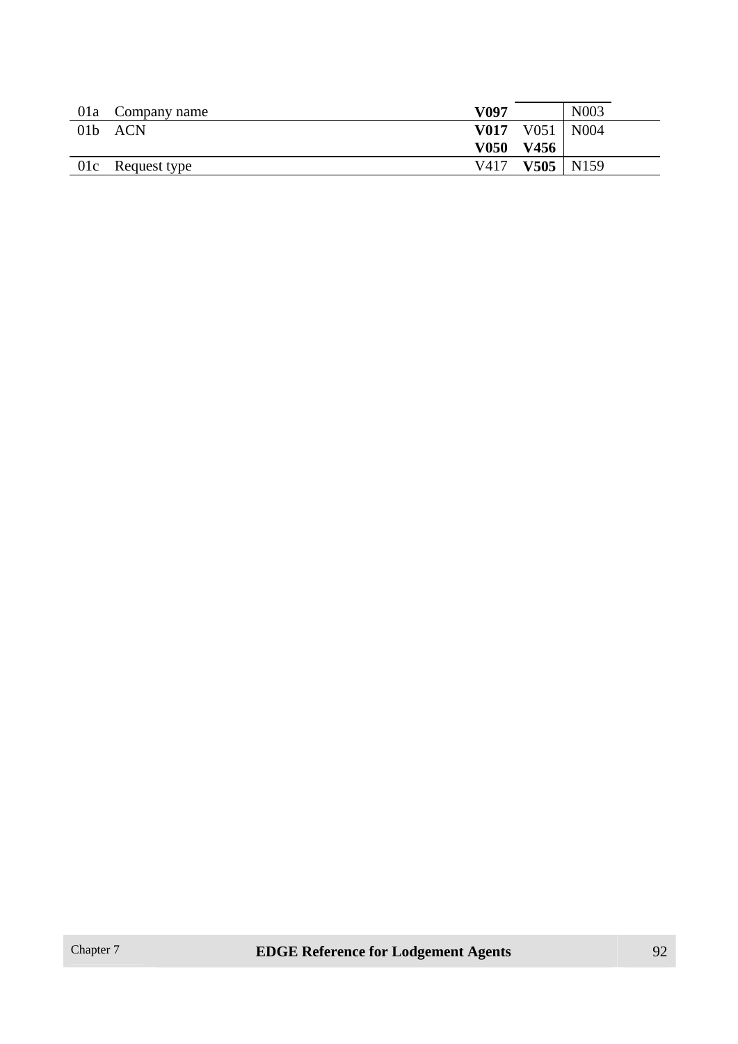| | | | | |
|---|---|---|---|---|
| 01a | Company name | **V097** | | N003 |
| 01b | ACN | **V017** **V050** | V051 **V456** | N004 |
| 01c | Request type | V417 | **V505** | N159 |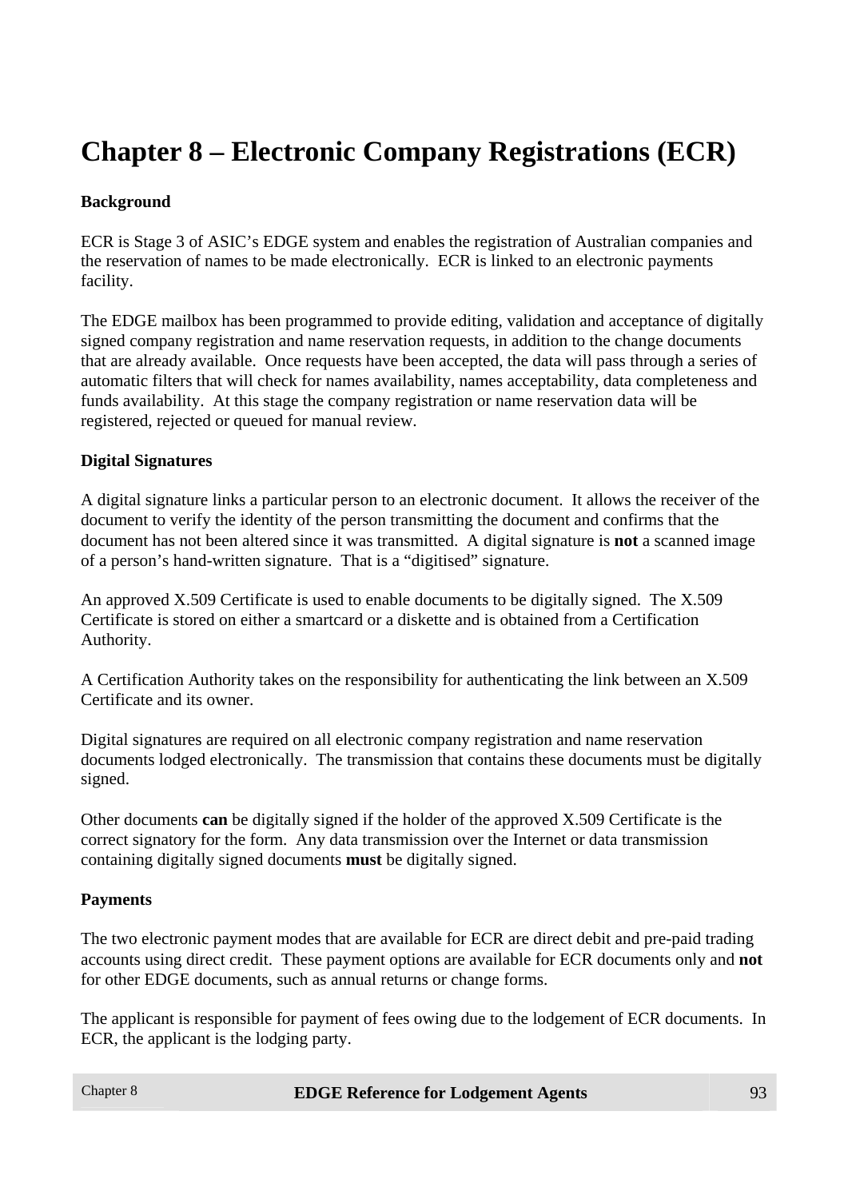# Chapter 8 – Electronic Company Registrations (ECR)

**Background**

ECR is Stage 3 of ASIC's EDGE system and enables the registration of Australian companies and the reservation of names to be made electronically. ECR is linked to an electronic payments facility.

The EDGE mailbox has been programmed to provide editing, validation and acceptance of digitally signed company registration and name reservation requests, in addition to the change documents that are already available. Once requests have been accepted, the data will pass through a series of automatic filters that will check for names availability, names acceptability, data completeness and funds availability. At this stage the company registration or name reservation data will be registered, rejected or queued for manual review.

**Digital Signatures**

A digital signature links a particular person to an electronic document. It allows the receiver of the document to verify the identity of the person transmitting the document and confirms that the document has not been altered since it was transmitted. A digital signature is **not** a scanned image of a person's hand-written signature. That is a "digitised" signature.

An approved X.509 Certificate is used to enable documents to be digitally signed. The X.509 Certificate is stored on either a smartcard or a diskette and is obtained from a Certification Authority.

A Certification Authority takes on the responsibility for authenticating the link between an X.509 Certificate and its owner.

Digital signatures are required on all electronic company registration and name reservation documents lodged electronically. The transmission that contains these documents must be digitally signed.

Other documents **can** be digitally signed if the holder of the approved X.509 Certificate is the correct signatory for the form. Any data transmission over the Internet or data transmission containing digitally signed documents **must** be digitally signed.

**Payments**

The two electronic payment modes that are available for ECR are direct debit and pre-paid trading accounts using direct credit. These payment options are available for ECR documents only and **not** for other EDGE documents, such as annual returns or change forms.

The applicant is responsible for payment of fees owing due to the lodgement of ECR documents. In ECR, the applicant is the lodging party.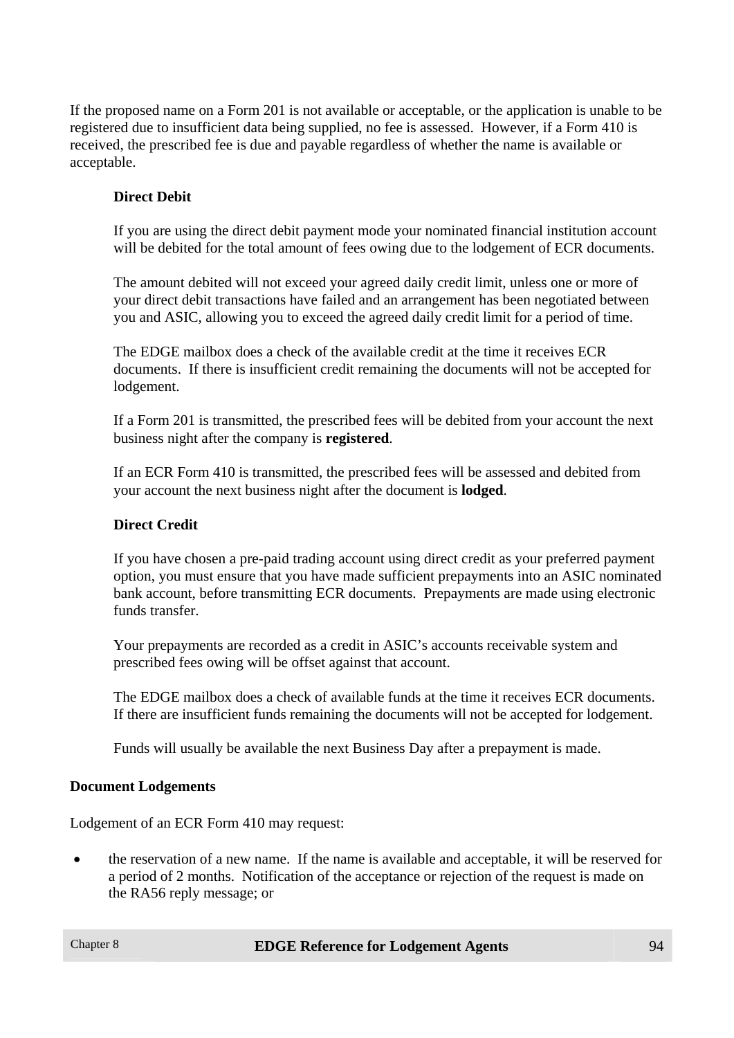If the proposed name on a Form 201 is not available or acceptable, or the application is unable to be registered due to insufficient data being supplied, no fee is assessed. However, if a Form 410 is received, the prescribed fee is due and payable regardless of whether the name is available or acceptable.

**Direct Debit**

If you are using the direct debit payment mode your nominated financial institution account will be debited for the total amount of fees owing due to the lodgement of ECR documents.

The amount debited will not exceed your agreed daily credit limit, unless one or more of your direct debit transactions have failed and an arrangement has been negotiated between you and ASIC, allowing you to exceed the agreed daily credit limit for a period of time.

The EDGE mailbox does a check of the available credit at the time it receives ECR documents. If there is insufficient credit remaining the documents will not be accepted for lodgement.

If a Form 201 is transmitted, the prescribed fees will be debited from your account the next business night after the company is **registered**.

If an ECR Form 410 is transmitted, the prescribed fees will be assessed and debited from your account the next business night after the document is **lodged**.

**Direct Credit**

If you have chosen a pre-paid trading account using direct credit as your preferred payment option, you must ensure that you have made sufficient prepayments into an ASIC nominated bank account, before transmitting ECR documents. Prepayments are made using electronic funds transfer.

Your prepayments are recorded as a credit in ASIC's accounts receivable system and prescribed fees owing will be offset against that account.

The EDGE mailbox does a check of available funds at the time it receives ECR documents. If there are insufficient funds remaining the documents will not be accepted for lodgement.

Funds will usually be available the next Business Day after a prepayment is made.

**Document Lodgements**

Lodgement of an ECR Form 410 may request:

- the reservation of a new name. If the name is available and acceptable, it will be reserved for a period of 2 months. Notification of the acceptance or rejection of the request is made on the RA56 reply message; or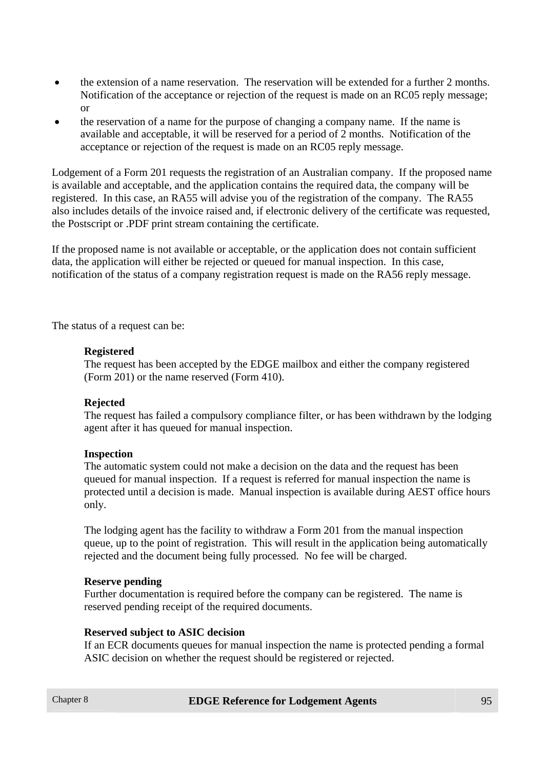- the extension of a name reservation. The reservation will be extended for a further 2 months. Notification of the acceptance or rejection of the request is made on an RC05 reply message; or
- the reservation of a name for the purpose of changing a company name. If the name is available and acceptable, it will be reserved for a period of 2 months. Notification of the acceptance or rejection of the request is made on an RC05 reply message.

Lodgement of a Form 201 requests the registration of an Australian company. If the proposed name is available and acceptable, and the application contains the required data, the company will be registered. In this case, an RA55 will advise you of the registration of the company. The RA55 also includes details of the invoice raised and, if electronic delivery of the certificate was requested, the Postscript or .PDF print stream containing the certificate.

If the proposed name is not available or acceptable, or the application does not contain sufficient data, the application will either be rejected or queued for manual inspection. In this case, notification of the status of a company registration request is made on the RA56 reply message.

The status of a request can be:

**Registered**
The request has been accepted by the EDGE mailbox and either the company registered (Form 201) or the name reserved (Form 410).

**Rejected**
The request has failed a compulsory compliance filter, or has been withdrawn by the lodging agent after it has queued for manual inspection.

**Inspection**
The automatic system could not make a decision on the data and the request has been queued for manual inspection. If a request is referred for manual inspection the name is protected until a decision is made. Manual inspection is available during AEST office hours only.

The lodging agent has the facility to withdraw a Form 201 from the manual inspection queue, up to the point of registration. This will result in the application being automatically rejected and the document being fully processed. No fee will be charged.

**Reserve pending**
Further documentation is required before the company can be registered. The name is reserved pending receipt of the required documents.

**Reserved subject to ASIC decision**
If an ECR documents queues for manual inspection the name is protected pending a formal ASIC decision on whether the request should be registered or rejected.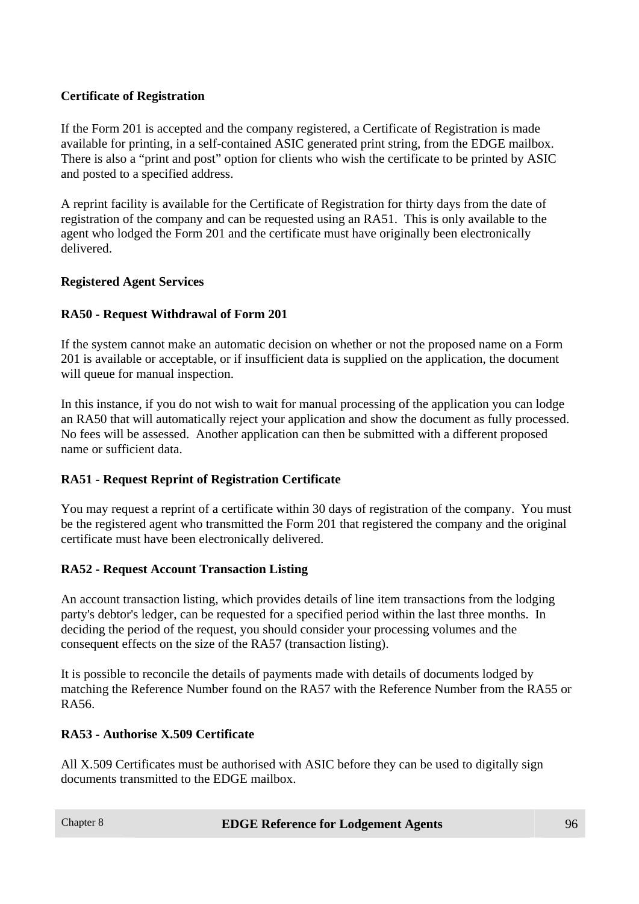**Certificate of Registration**

If the Form 201 is accepted and the company registered, a Certificate of Registration is made available for printing, in a self-contained ASIC generated print string, from the EDGE mailbox. There is also a "print and post" option for clients who wish the certificate to be printed by ASIC and posted to a specified address.

A reprint facility is available for the Certificate of Registration for thirty days from the date of registration of the company and can be requested using an RA51. This is only available to the agent who lodged the Form 201 and the certificate must have originally been electronically delivered.

**Registered Agent Services**

**RA50 - Request Withdrawal of Form 201**

If the system cannot make an automatic decision on whether or not the proposed name on a Form 201 is available or acceptable, or if insufficient data is supplied on the application, the document will queue for manual inspection.

In this instance, if you do not wish to wait for manual processing of the application you can lodge an RA50 that will automatically reject your application and show the document as fully processed. No fees will be assessed. Another application can then be submitted with a different proposed name or sufficient data.

**RA51 - Request Reprint of Registration Certificate**

You may request a reprint of a certificate within 30 days of registration of the company. You must be the registered agent who transmitted the Form 201 that registered the company and the original certificate must have been electronically delivered.

**RA52 - Request Account Transaction Listing**

An account transaction listing, which provides details of line item transactions from the lodging party's debtor's ledger, can be requested for a specified period within the last three months. In deciding the period of the request, you should consider your processing volumes and the consequent effects on the size of the RA57 (transaction listing).

It is possible to reconcile the details of payments made with details of documents lodged by matching the Reference Number found on the RA57 with the Reference Number from the RA55 or RA56.

**RA53 - Authorise X.509 Certificate**

All X.509 Certificates must be authorised with ASIC before they can be used to digitally sign documents transmitted to the EDGE mailbox.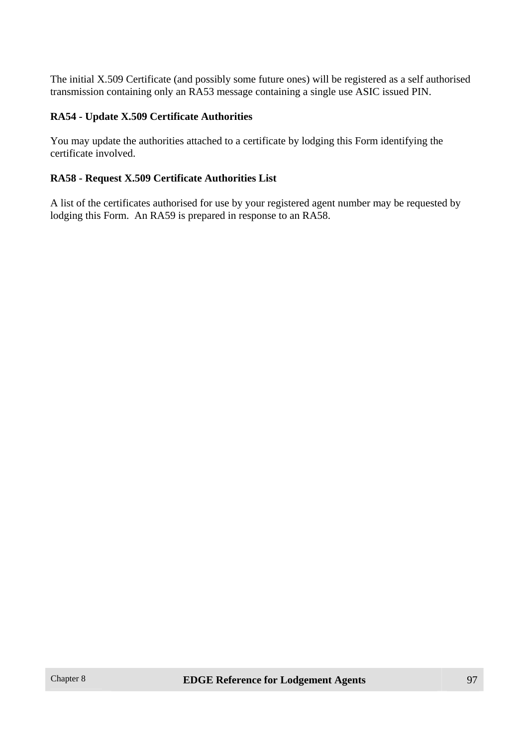The initial X.509 Certificate (and possibly some future ones) will be registered as a self authorised transmission containing only an RA53 message containing a single use ASIC issued PIN.

**RA54 - Update X.509 Certificate Authorities**

You may update the authorities attached to a certificate by lodging this Form identifying the certificate involved.

**RA58 - Request X.509 Certificate Authorities List**

A list of the certificates authorised for use by your registered agent number may be requested by lodging this Form.  An RA59 is prepared in response to an RA58.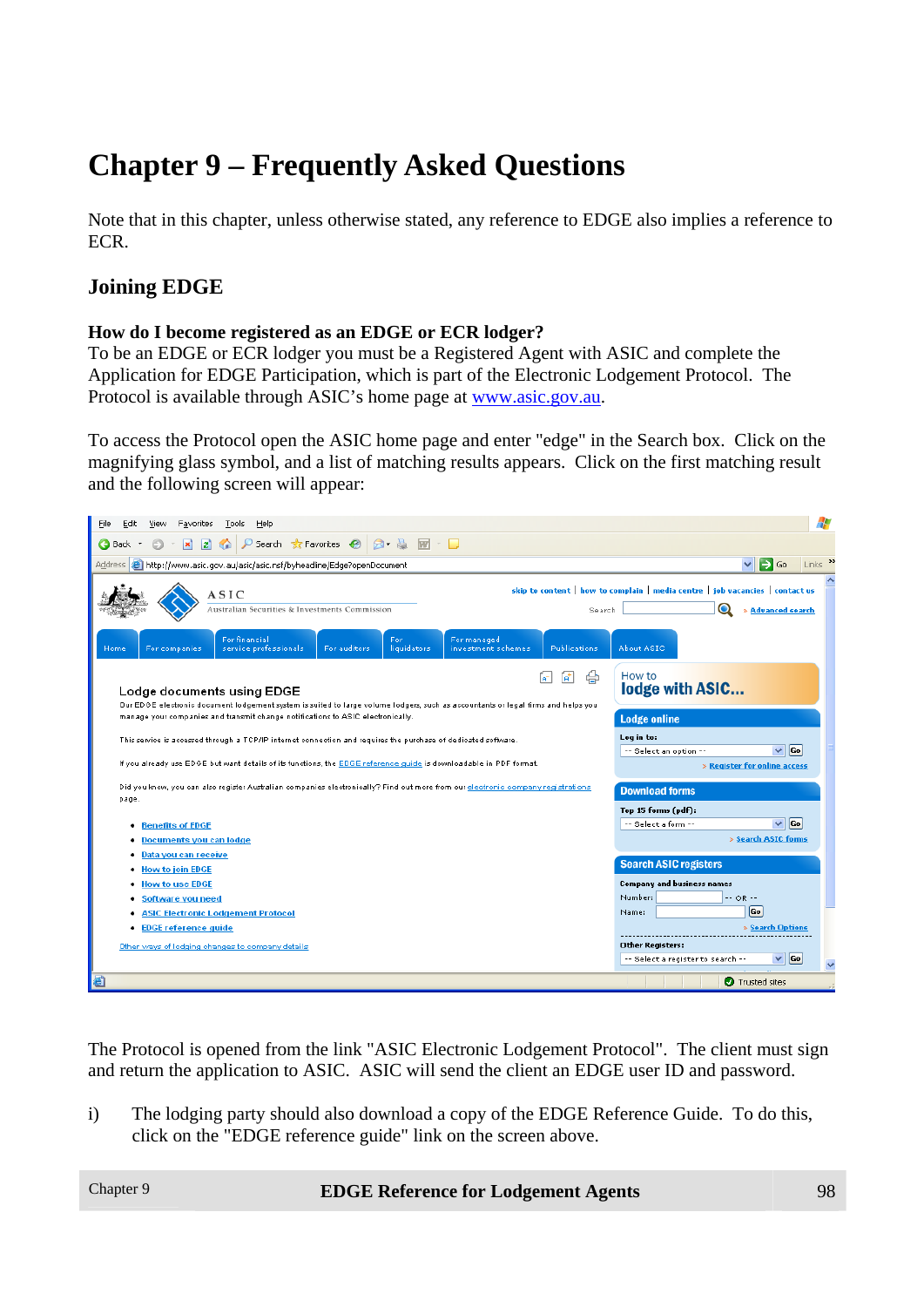# Chapter 9 – Frequently Asked Questions

Note that in this chapter, unless otherwise stated, any reference to EDGE also implies a reference to ECR.

## Joining EDGE

**How do I become registered as an EDGE or ECR lodger?**
To be an EDGE or ECR lodger you must be a Registered Agent with ASIC and complete the Application for EDGE Participation, which is part of the Electronic Lodgement Protocol. The Protocol is available through ASIC's home page at www.asic.gov.au.

To access the Protocol open the ASIC home page and enter "edge" in the Search box. Click on the magnifying glass symbol, and a list of matching results appears. Click on the first matching result and the following screen will appear:

The Protocol is opened from the link "ASIC Electronic Lodgement Protocol". The client must sign and return the application to ASIC. ASIC will send the client an EDGE user ID and password.

i) The lodging party should also download a copy of the EDGE Reference Guide. To do this, click on the "EDGE reference guide" link on the screen above.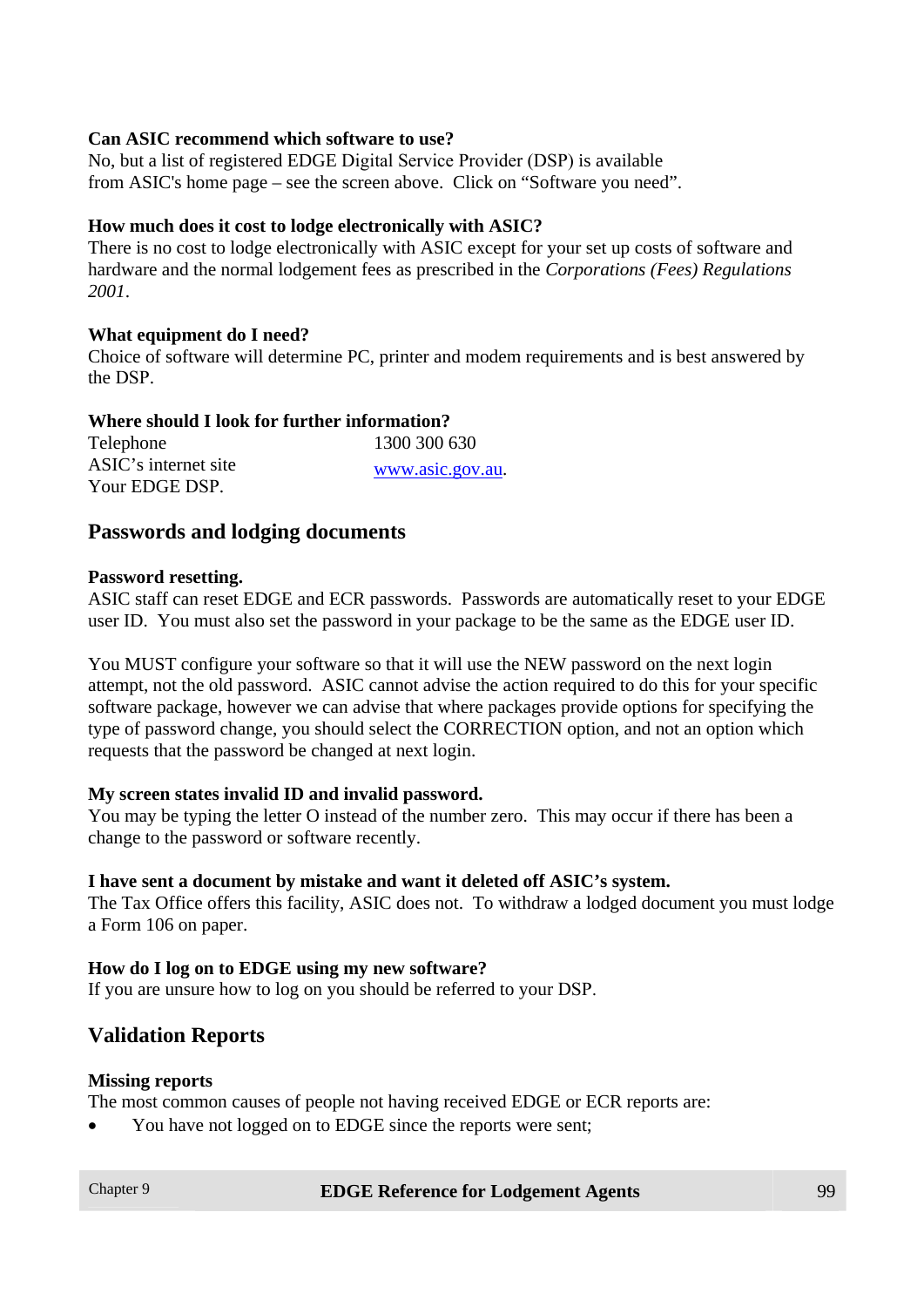**Can ASIC recommend which software to use?**
No, but a list of registered EDGE Digital Service Provider (DSP) is available from ASIC's home page – see the screen above. Click on "Software you need".

**How much does it cost to lodge electronically with ASIC?**
There is no cost to lodge electronically with ASIC except for your set up costs of software and hardware and the normal lodgement fees as prescribed in the *Corporations (Fees) Regulations 2001*.

**What equipment do I need?**
Choice of software will determine PC, printer and modem requirements and is best answered by the DSP.

**Where should I look for further information?**

| | |
|---|---|
| Telephone | 1300 300 630 |
| ASIC's internet site | www.asic.gov.au. |
| Your EDGE DSP. | |

## Passwords and lodging documents

**Password resetting.**
ASIC staff can reset EDGE and ECR passwords. Passwords are automatically reset to your EDGE user ID. You must also set the password in your package to be the same as the EDGE user ID.

You MUST configure your software so that it will use the NEW password on the next login attempt, not the old password. ASIC cannot advise the action required to do this for your specific software package, however we can advise that where packages provide options for specifying the type of password change, you should select the CORRECTION option, and not an option which requests that the password be changed at next login.

**My screen states invalid ID and invalid password.**
You may be typing the letter O instead of the number zero. This may occur if there has been a change to the password or software recently.

**I have sent a document by mistake and want it deleted off ASIC's system.**
The Tax Office offers this facility, ASIC does not. To withdraw a lodged document you must lodge a Form 106 on paper.

**How do I log on to EDGE using my new software?**
If you are unsure how to log on you should be referred to your DSP.

## Validation Reports

**Missing reports**
The most common causes of people not having received EDGE or ECR reports are:

- You have not logged on to EDGE since the reports were sent;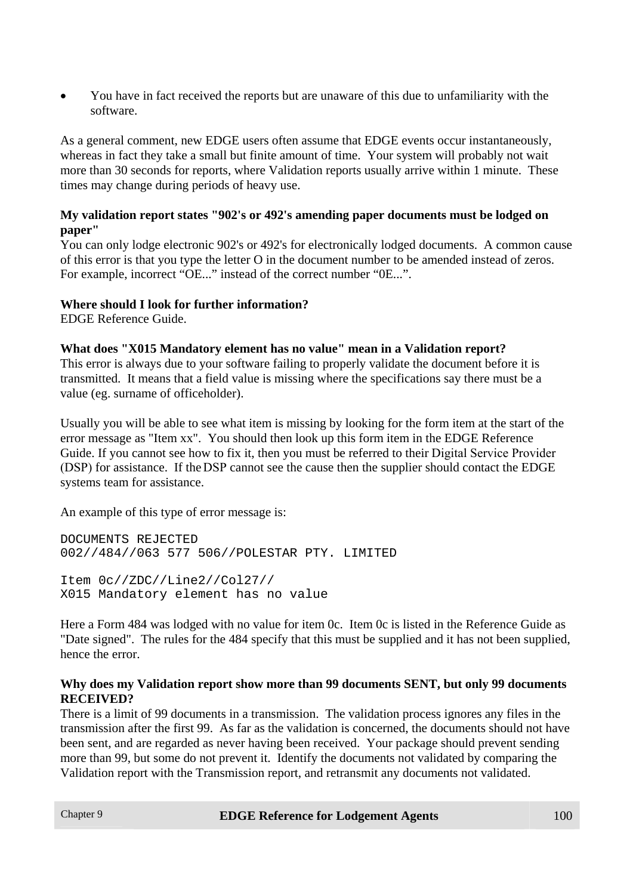- You have in fact received the reports but are unaware of this due to unfamiliarity with the software.

As a general comment, new EDGE users often assume that EDGE events occur instantaneously, whereas in fact they take a small but finite amount of time. Your system will probably not wait more than 30 seconds for reports, where Validation reports usually arrive within 1 minute. These times may change during periods of heavy use.

**My validation report states "902's or 492's amending paper documents must be lodged on paper"**

You can only lodge electronic 902's or 492's for electronically lodged documents. A common cause of this error is that you type the letter O in the document number to be amended instead of zeros. For example, incorrect “OE...” instead of the correct number “0E...”.

**Where should I look for further information?**

EDGE Reference Guide.

**What does "X015 Mandatory element has no value" mean in a Validation report?**

This error is always due to your software failing to properly validate the document before it is transmitted. It means that a field value is missing where the specifications say there must be a value (eg. surname of officeholder).

Usually you will be able to see what item is missing by looking for the form item at the start of the error message as "Item xx". You should then look up this form item in the EDGE Reference Guide. If you cannot see how to fix it, then you must be referred to their Digital Service Provider (DSP) for assistance. If the DSP cannot see the cause then the supplier should contact the EDGE systems team for assistance.

An example of this type of error message is:

```
DOCUMENTS REJECTED
002//484//063 577 506//POLESTAR PTY. LIMITED

Item 0c//ZDC//Line2//Col27//
X015 Mandatory element has no value
```

Here a Form 484 was lodged with no value for item 0c. Item 0c is listed in the Reference Guide as "Date signed". The rules for the 484 specify that this must be supplied and it has not been supplied, hence the error.

**Why does my Validation report show more than 99 documents SENT, but only 99 documents RECEIVED?**

There is a limit of 99 documents in a transmission. The validation process ignores any files in the transmission after the first 99. As far as the validation is concerned, the documents should not have been sent, and are regarded as never having been received. Your package should prevent sending more than 99, but some do not prevent it. Identify the documents not validated by comparing the Validation report with the Transmission report, and retransmit any documents not validated.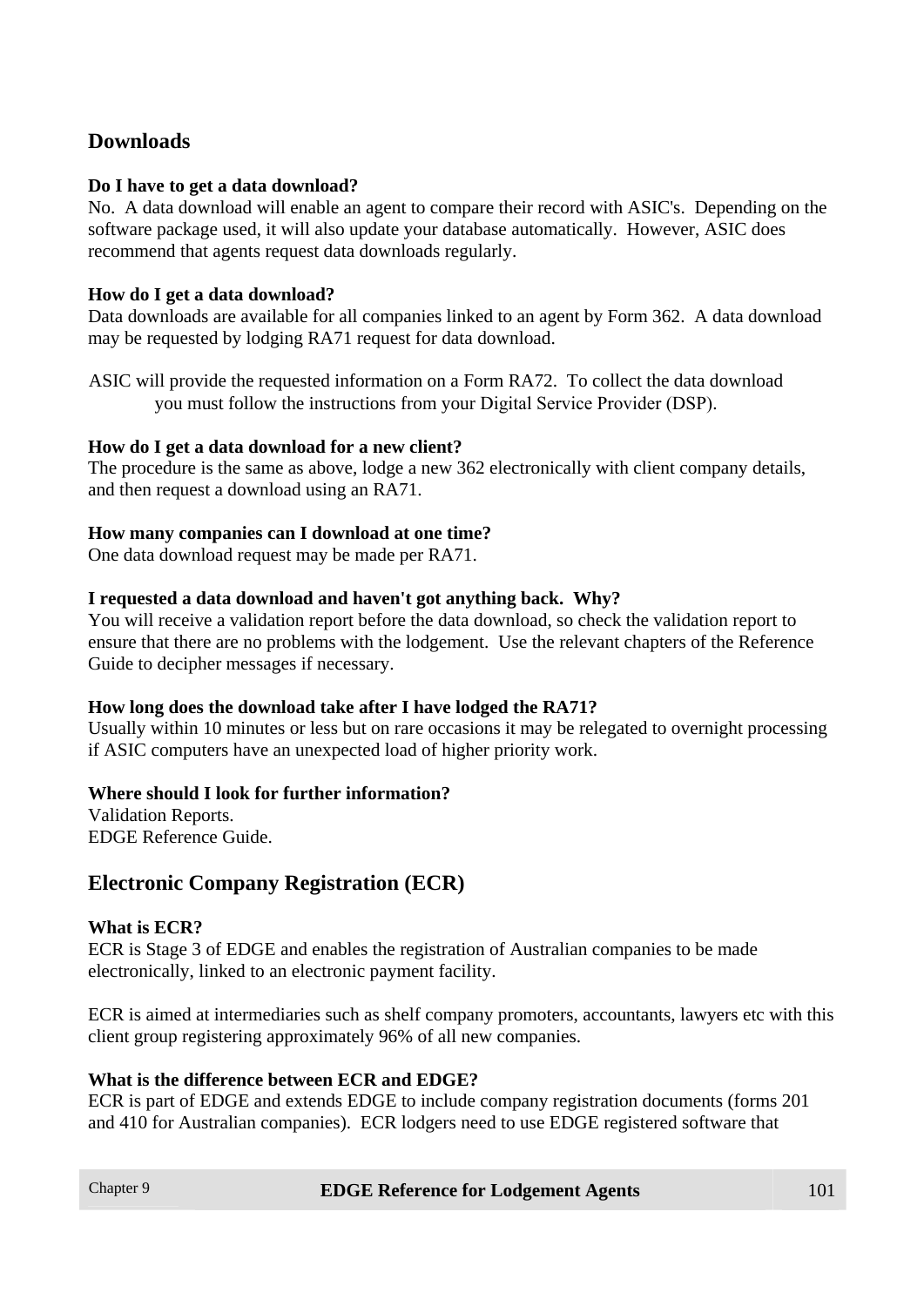## Downloads

**Do I have to get a data download?**
No. A data download will enable an agent to compare their record with ASIC's. Depending on the software package used, it will also update your database automatically. However, ASIC does recommend that agents request data downloads regularly.

**How do I get a data download?**
Data downloads are available for all companies linked to an agent by Form 362. A data download may be requested by lodging RA71 request for data download.

ASIC will provide the requested information on a Form RA72. To collect the data download you must follow the instructions from your Digital Service Provider (DSP).

**How do I get a data download for a new client?**
The procedure is the same as above, lodge a new 362 electronically with client company details, and then request a download using an RA71.

**How many companies can I download at one time?**
One data download request may be made per RA71.

**I requested a data download and haven't got anything back. Why?**
You will receive a validation report before the data download, so check the validation report to ensure that there are no problems with the lodgement. Use the relevant chapters of the Reference Guide to decipher messages if necessary.

**How long does the download take after I have lodged the RA71?**
Usually within 10 minutes or less but on rare occasions it may be relegated to overnight processing if ASIC computers have an unexpected load of higher priority work.

**Where should I look for further information?**
Validation Reports.
EDGE Reference Guide.

## Electronic Company Registration (ECR)

**What is ECR?**
ECR is Stage 3 of EDGE and enables the registration of Australian companies to be made electronically, linked to an electronic payment facility.

ECR is aimed at intermediaries such as shelf company promoters, accountants, lawyers etc with this client group registering approximately 96% of all new companies.

**What is the difference between ECR and EDGE?**
ECR is part of EDGE and extends EDGE to include company registration documents (forms 201 and 410 for Australian companies). ECR lodgers need to use EDGE registered software that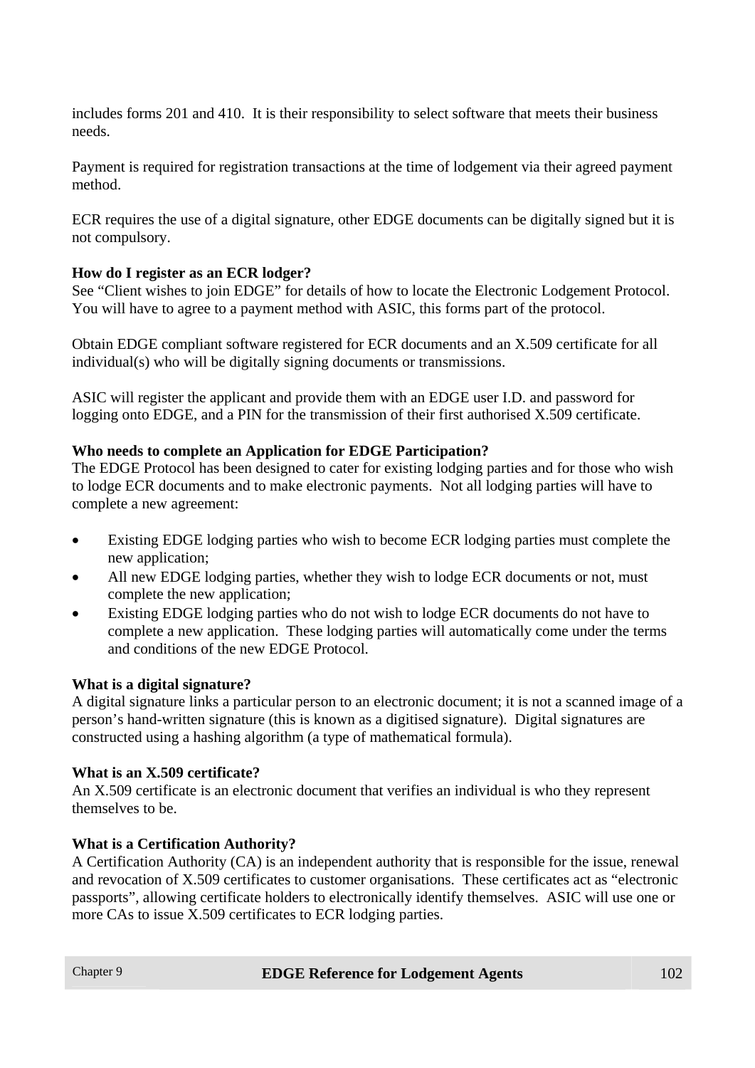includes forms 201 and 410. It is their responsibility to select software that meets their business needs.

Payment is required for registration transactions at the time of lodgement via their agreed payment method.

ECR requires the use of a digital signature, other EDGE documents can be digitally signed but it is not compulsory.

**How do I register as an ECR lodger?**
See "Client wishes to join EDGE" for details of how to locate the Electronic Lodgement Protocol. You will have to agree to a payment method with ASIC, this forms part of the protocol.

Obtain EDGE compliant software registered for ECR documents and an X.509 certificate for all individual(s) who will be digitally signing documents or transmissions.

ASIC will register the applicant and provide them with an EDGE user I.D. and password for logging onto EDGE, and a PIN for the transmission of their first authorised X.509 certificate.

**Who needs to complete an Application for EDGE Participation?**
The EDGE Protocol has been designed to cater for existing lodging parties and for those who wish to lodge ECR documents and to make electronic payments. Not all lodging parties will have to complete a new agreement:

- Existing EDGE lodging parties who wish to become ECR lodging parties must complete the new application;
- All new EDGE lodging parties, whether they wish to lodge ECR documents or not, must complete the new application;
- Existing EDGE lodging parties who do not wish to lodge ECR documents do not have to complete a new application. These lodging parties will automatically come under the terms and conditions of the new EDGE Protocol.

**What is a digital signature?**
A digital signature links a particular person to an electronic document; it is not a scanned image of a person's hand-written signature (this is known as a digitised signature). Digital signatures are constructed using a hashing algorithm (a type of mathematical formula).

**What is an X.509 certificate?**
An X.509 certificate is an electronic document that verifies an individual is who they represent themselves to be.

**What is a Certification Authority?**
A Certification Authority (CA) is an independent authority that is responsible for the issue, renewal and revocation of X.509 certificates to customer organisations. These certificates act as "electronic passports", allowing certificate holders to electronically identify themselves. ASIC will use one or more CAs to issue X.509 certificates to ECR lodging parties.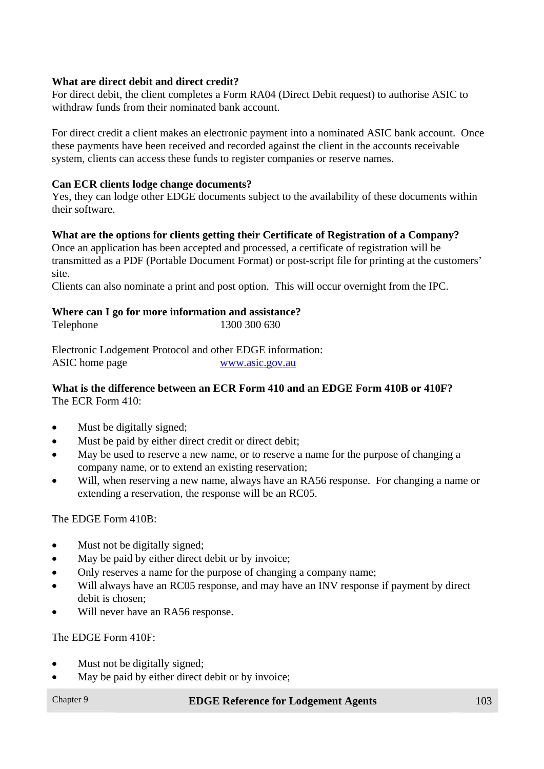**What are direct debit and direct credit?**

For direct debit, the client completes a Form RA04 (Direct Debit request) to authorise ASIC to withdraw funds from their nominated bank account.

For direct credit a client makes an electronic payment into a nominated ASIC bank account. Once these payments have been received and recorded against the client in the accounts receivable system, clients can access these funds to register companies or reserve names.

**Can ECR clients lodge change documents?**

Yes, they can lodge other EDGE documents subject to the availability of these documents within their software.

**What are the options for clients getting their Certificate of Registration of a Company?**

Once an application has been accepted and processed, a certificate of registration will be transmitted as a PDF (Portable Document Format) or post-script file for printing at the customers' site.

Clients can also nominate a print and post option. This will occur overnight from the IPC.

**Where can I go for more information and assistance?**

Telephone 1300 300 630

Electronic Lodgement Protocol and other EDGE information:

ASIC home page [www.asic.gov.au](http://www.asic.gov.au)

**What is the difference between an ECR Form 410 and an EDGE Form 410B or 410F?**

The ECR Form 410:

- Must be digitally signed;
- Must be paid by either direct credit or direct debit;
- May be used to reserve a new name, or to reserve a name for the purpose of changing a company name, or to extend an existing reservation;
- Will, when reserving a new name, always have an RA56 response. For changing a name or extending a reservation, the response will be an RC05.

The EDGE Form 410B:

- Must not be digitally signed;
- May be paid by either direct debit or by invoice;
- Only reserves a name for the purpose of changing a company name;
- Will always have an RC05 response, and may have an INV response if payment by direct debit is chosen;
- Will never have an RA56 response.

The EDGE Form 410F:

- Must not be digitally signed;
- May be paid by either direct debit or by invoice;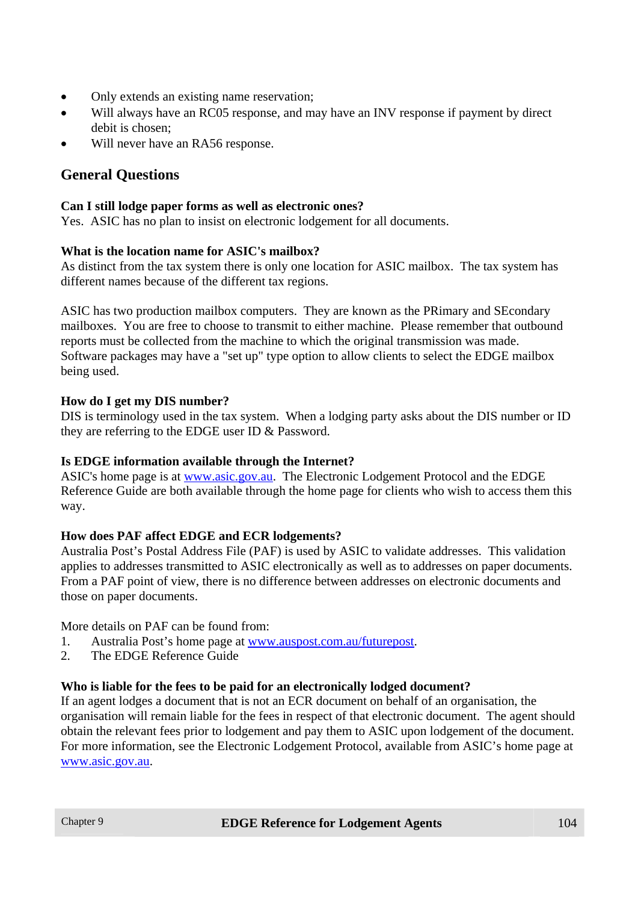- Only extends an existing name reservation;
- Will always have an RC05 response, and may have an INV response if payment by direct debit is chosen;
- Will never have an RA56 response.

## General Questions

**Can I still lodge paper forms as well as electronic ones?**
Yes. ASIC has no plan to insist on electronic lodgement for all documents.

**What is the location name for ASIC's mailbox?**
As distinct from the tax system there is only one location for ASIC mailbox. The tax system has different names because of the different tax regions.

ASIC has two production mailbox computers. They are known as the PRimary and SEcondary mailboxes. You are free to choose to transmit to either machine. Please remember that outbound reports must be collected from the machine to which the original transmission was made. Software packages may have a "set up" type option to allow clients to select the EDGE mailbox being used.

**How do I get my DIS number?**
DIS is terminology used in the tax system. When a lodging party asks about the DIS number or ID they are referring to the EDGE user ID & Password.

**Is EDGE information available through the Internet?**
ASIC's home page is at [www.asic.gov.au](http://www.asic.gov.au). The Electronic Lodgement Protocol and the EDGE Reference Guide are both available through the home page for clients who wish to access them this way.

**How does PAF affect EDGE and ECR lodgements?**
Australia Post's Postal Address File (PAF) is used by ASIC to validate addresses. This validation applies to addresses transmitted to ASIC electronically as well as to addresses on paper documents. From a PAF point of view, there is no difference between addresses on electronic documents and those on paper documents.

More details on PAF can be found from:

1. Australia Post's home page at [www.auspost.com.au/futurepost](http://www.auspost.com.au/futurepost).
2. The EDGE Reference Guide

**Who is liable for the fees to be paid for an electronically lodged document?**
If an agent lodges a document that is not an ECR document on behalf of an organisation, the organisation will remain liable for the fees in respect of that electronic document. The agent should obtain the relevant fees prior to lodgement and pay them to ASIC upon lodgement of the document. For more information, see the Electronic Lodgement Protocol, available from ASIC's home page at [www.asic.gov.au](http://www.asic.gov.au).